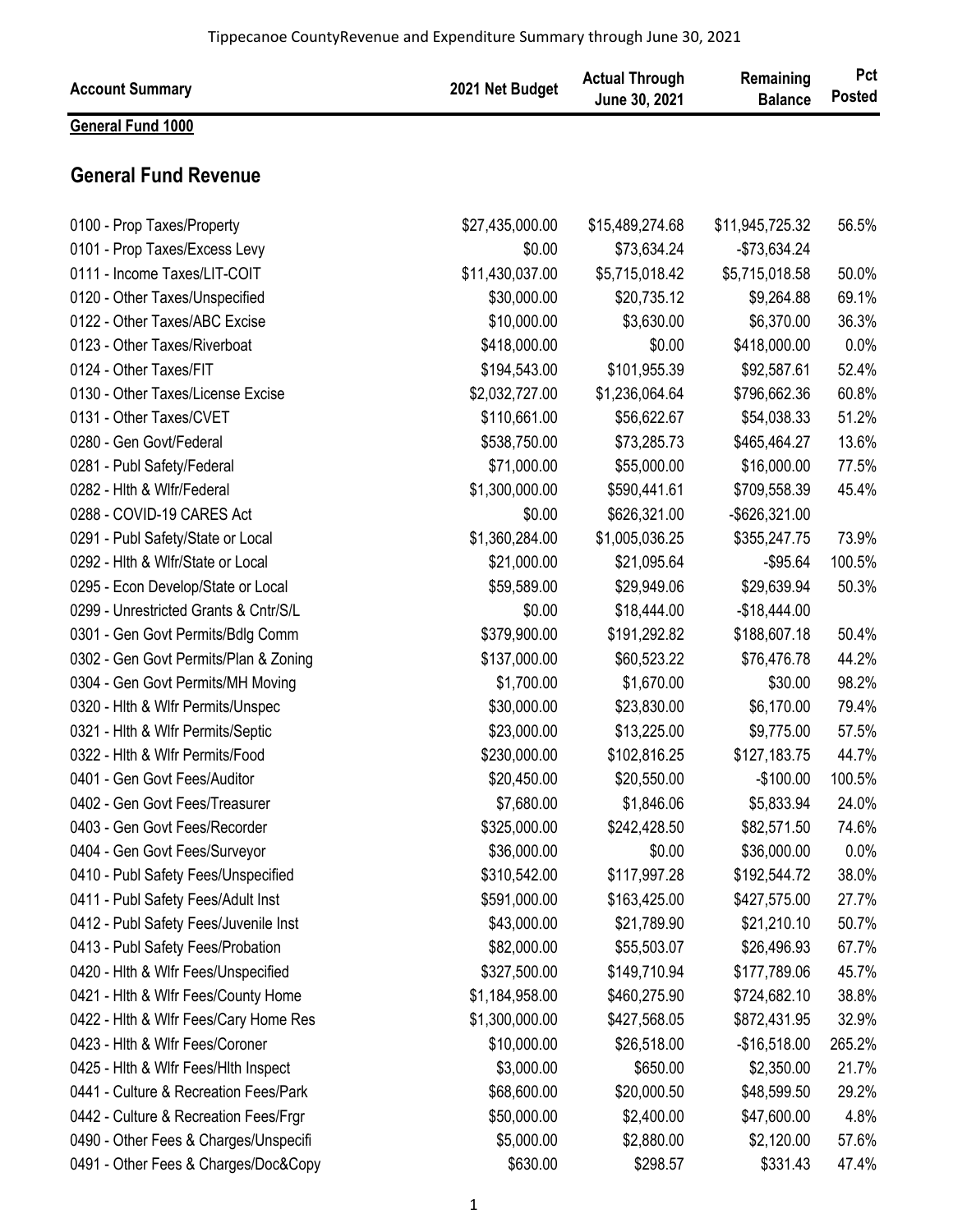Tippecanoe CountyRevenue and Expenditure Summary through June 30, 2021

| Account Summary | 2021 Net Budget | Actual Through June 30, 2021 | Remaining Balance | Pct Posted |
|---|---|---|---|---|
| **General Fund 1000** | | | | |
| **General Fund Revenue** | | | | |
| 0100 - Prop Taxes/Property | $27,435,000.00 | $15,489,274.68 | $11,945,725.32 | 56.5% |
| 0101 - Prop Taxes/Excess Levy | $0.00 | $73,634.24 | -$73,634.24 | |
| 0111 - Income Taxes/LIT-COIT | $11,430,037.00 | $5,715,018.42 | $5,715,018.58 | 50.0% |
| 0120 - Other Taxes/Unspecified | $30,000.00 | $20,735.12 | $9,264.88 | 69.1% |
| 0122 - Other Taxes/ABC Excise | $10,000.00 | $3,630.00 | $6,370.00 | 36.3% |
| 0123 - Other Taxes/Riverboat | $418,000.00 | $0.00 | $418,000.00 | 0.0% |
| 0124 - Other Taxes/FIT | $194,543.00 | $101,955.39 | $92,587.61 | 52.4% |
| 0130 - Other Taxes/License Excise | $2,032,727.00 | $1,236,064.64 | $796,662.36 | 60.8% |
| 0131 - Other Taxes/CVET | $110,661.00 | $56,622.67 | $54,038.33 | 51.2% |
| 0280 - Gen Govt/Federal | $538,750.00 | $73,285.73 | $465,464.27 | 13.6% |
| 0281 - Publ Safety/Federal | $71,000.00 | $55,000.00 | $16,000.00 | 77.5% |
| 0282 - Hlth & Wlfr/Federal | $1,300,000.00 | $590,441.61 | $709,558.39 | 45.4% |
| 0288 - COVID-19 CARES Act | $0.00 | $626,321.00 | -$626,321.00 | |
| 0291 - Publ Safety/State or Local | $1,360,284.00 | $1,005,036.25 | $355,247.75 | 73.9% |
| 0292 - Hlth & Wlfr/State or Local | $21,000.00 | $21,095.64 | -$95.64 | 100.5% |
| 0295 - Econ Develop/State or Local | $59,589.00 | $29,949.06 | $29,639.94 | 50.3% |
| 0299 - Unrestricted Grants & Cntr/S/L | $0.00 | $18,444.00 | -$18,444.00 | |
| 0301 - Gen Govt Permits/Bdlg Comm | $379,900.00 | $191,292.82 | $188,607.18 | 50.4% |
| 0302 - Gen Govt Permits/Plan & Zoning | $137,000.00 | $60,523.22 | $76,476.78 | 44.2% |
| 0304 - Gen Govt Permits/MH Moving | $1,700.00 | $1,670.00 | $30.00 | 98.2% |
| 0320 - Hlth & Wlfr Permits/Unspec | $30,000.00 | $23,830.00 | $6,170.00 | 79.4% |
| 0321 - Hlth & Wlfr Permits/Septic | $23,000.00 | $13,225.00 | $9,775.00 | 57.5% |
| 0322 - Hlth & Wlfr Permits/Food | $230,000.00 | $102,816.25 | $127,183.75 | 44.7% |
| 0401 - Gen Govt Fees/Auditor | $20,450.00 | $20,550.00 | -$100.00 | 100.5% |
| 0402 - Gen Govt Fees/Treasurer | $7,680.00 | $1,846.06 | $5,833.94 | 24.0% |
| 0403 - Gen Govt Fees/Recorder | $325,000.00 | $242,428.50 | $82,571.50 | 74.6% |
| 0404 - Gen Govt Fees/Surveyor | $36,000.00 | $0.00 | $36,000.00 | 0.0% |
| 0410 - Publ Safety Fees/Unspecified | $310,542.00 | $117,997.28 | $192,544.72 | 38.0% |
| 0411 - Publ Safety Fees/Adult Inst | $591,000.00 | $163,425.00 | $427,575.00 | 27.7% |
| 0412 - Publ Safety Fees/Juvenile Inst | $43,000.00 | $21,789.90 | $21,210.10 | 50.7% |
| 0413 - Publ Safety Fees/Probation | $82,000.00 | $55,503.07 | $26,496.93 | 67.7% |
| 0420 - Hlth & Wlfr Fees/Unspecified | $327,500.00 | $149,710.94 | $177,789.06 | 45.7% |
| 0421 - Hlth & Wlfr Fees/County Home | $1,184,958.00 | $460,275.90 | $724,682.10 | 38.8% |
| 0422 - Hlth & Wlfr Fees/Cary Home Res | $1,300,000.00 | $427,568.05 | $872,431.95 | 32.9% |
| 0423 - Hlth & Wlfr Fees/Coroner | $10,000.00 | $26,518.00 | -$16,518.00 | 265.2% |
| 0425 - Hlth & Wlfr Fees/Hlth Inspect | $3,000.00 | $650.00 | $2,350.00 | 21.7% |
| 0441 - Culture & Recreation Fees/Park | $68,600.00 | $20,000.50 | $48,599.50 | 29.2% |
| 0442 - Culture & Recreation Fees/Frgr | $50,000.00 | $2,400.00 | $47,600.00 | 4.8% |
| 0490 - Other Fees & Charges/Unspecifi | $5,000.00 | $2,880.00 | $2,120.00 | 57.6% |
| 0491 - Other Fees & Charges/Doc&Copy | $630.00 | $298.57 | $331.43 | 47.4% |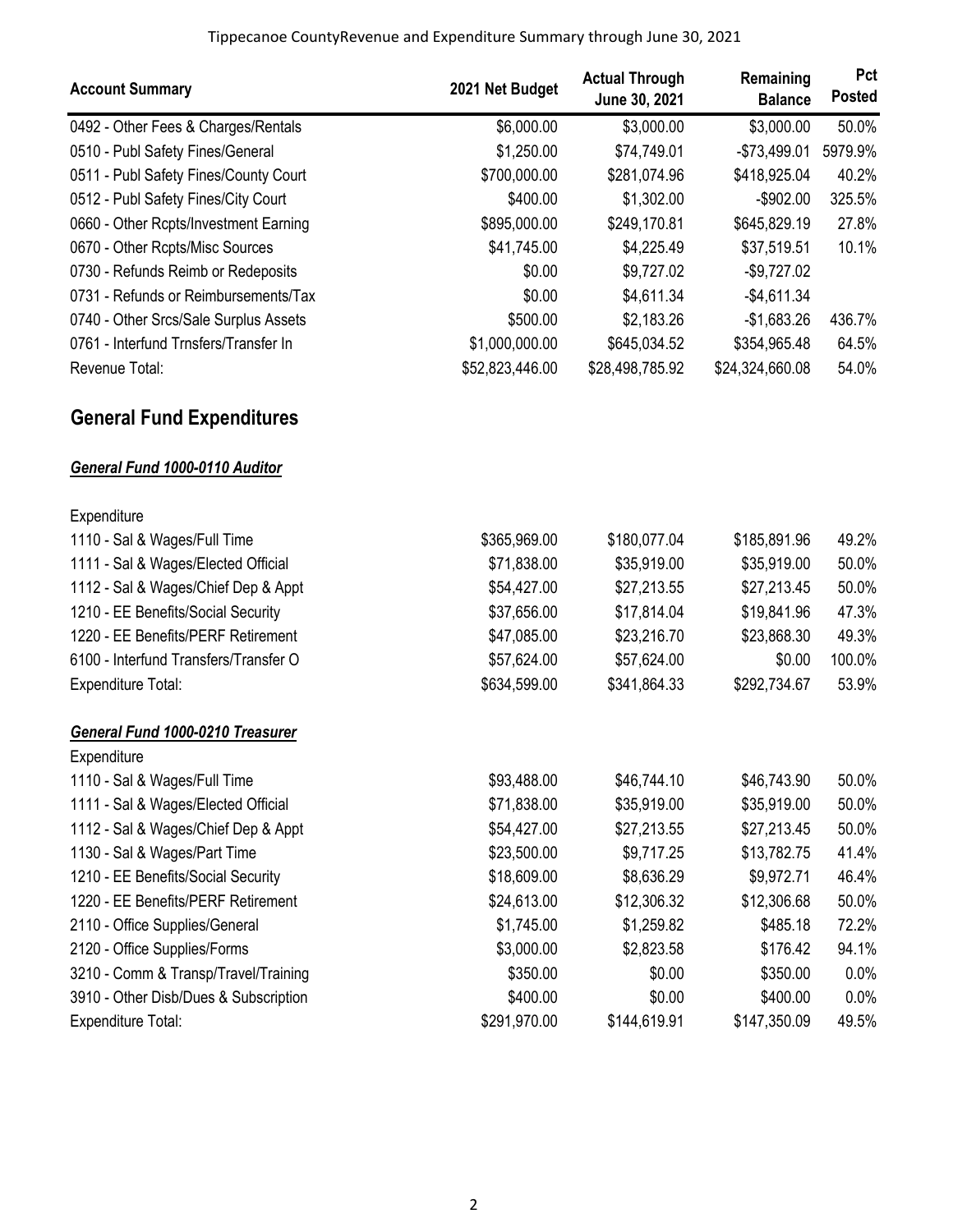| Account Summary | 2021 Net Budget | Actual Through June 30, 2021 | Remaining Balance | Pct Posted |
|---|---|---|---|---|
| 0492 - Other Fees & Charges/Rentals | $6,000.00 | $3,000.00 | $3,000.00 | 50.0% |
| 0510 - Publ Safety Fines/General | $1,250.00 | $74,749.01 | -$73,499.01 | 5979.9% |
| 0511 - Publ Safety Fines/County Court | $700,000.00 | $281,074.96 | $418,925.04 | 40.2% |
| 0512 - Publ Safety Fines/City Court | $400.00 | $1,302.00 | -$902.00 | 325.5% |
| 0660 - Other Rcpts/Investment Earning | $895,000.00 | $249,170.81 | $645,829.19 | 27.8% |
| 0670 - Other Rcpts/Misc Sources | $41,745.00 | $4,225.49 | $37,519.51 | 10.1% |
| 0730 - Refunds Reimb or Redeposits | $0.00 | $9,727.02 | -$9,727.02 | |
| 0731 - Refunds or Reimbursements/Tax | $0.00 | $4,611.34 | -$4,611.34 | |
| 0740 - Other Srcs/Sale Surplus Assets | $500.00 | $2,183.26 | -$1,683.26 | 436.7% |
| 0761 - Interfund Trnsfers/Transfer In | $1,000,000.00 | $645,034.52 | $354,965.48 | 64.5% |
| Revenue Total: | $52,823,446.00 | $28,498,785.92 | $24,324,660.08 | 54.0% |

## General Fund Expenditures

### *General Fund 1000-0110 Auditor*

| | 2021 Net Budget | Actual Through June 30, 2021 | Remaining Balance | Pct Posted |
|---|---|---|---|---|
| Expenditure | | | | |
| 1110 - Sal & Wages/Full Time | $365,969.00 | $180,077.04 | $185,891.96 | 49.2% |
| 1111 - Sal & Wages/Elected Official | $71,838.00 | $35,919.00 | $35,919.00 | 50.0% |
| 1112 - Sal & Wages/Chief Dep & Appt | $54,427.00 | $27,213.55 | $27,213.45 | 50.0% |
| 1210 - EE Benefits/Social Security | $37,656.00 | $17,814.04 | $19,841.96 | 47.3% |
| 1220 - EE Benefits/PERF Retirement | $47,085.00 | $23,216.70 | $23,868.30 | 49.3% |
| 6100 - Interfund Transfers/Transfer O | $57,624.00 | $57,624.00 | $0.00 | 100.0% |
| Expenditure Total: | $634,599.00 | $341,864.33 | $292,734.67 | 53.9% |

### *General Fund 1000-0210 Treasurer*

| | 2021 Net Budget | Actual Through June 30, 2021 | Remaining Balance | Pct Posted |
|---|---|---|---|---|
| Expenditure | | | | |
| 1110 - Sal & Wages/Full Time | $93,488.00 | $46,744.10 | $46,743.90 | 50.0% |
| 1111 - Sal & Wages/Elected Official | $71,838.00 | $35,919.00 | $35,919.00 | 50.0% |
| 1112 - Sal & Wages/Chief Dep & Appt | $54,427.00 | $27,213.55 | $27,213.45 | 50.0% |
| 1130 - Sal & Wages/Part Time | $23,500.00 | $9,717.25 | $13,782.75 | 41.4% |
| 1210 - EE Benefits/Social Security | $18,609.00 | $8,636.29 | $9,972.71 | 46.4% |
| 1220 - EE Benefits/PERF Retirement | $24,613.00 | $12,306.32 | $12,306.68 | 50.0% |
| 2110 - Office Supplies/General | $1,745.00 | $1,259.82 | $485.18 | 72.2% |
| 2120 - Office Supplies/Forms | $3,000.00 | $2,823.58 | $176.42 | 94.1% |
| 3210 - Comm & Transp/Travel/Training | $350.00 | $0.00 | $350.00 | 0.0% |
| 3910 - Other Disb/Dues & Subscription | $400.00 | $0.00 | $400.00 | 0.0% |
| Expenditure Total: | $291,970.00 | $144,619.91 | $147,350.09 | 49.5% |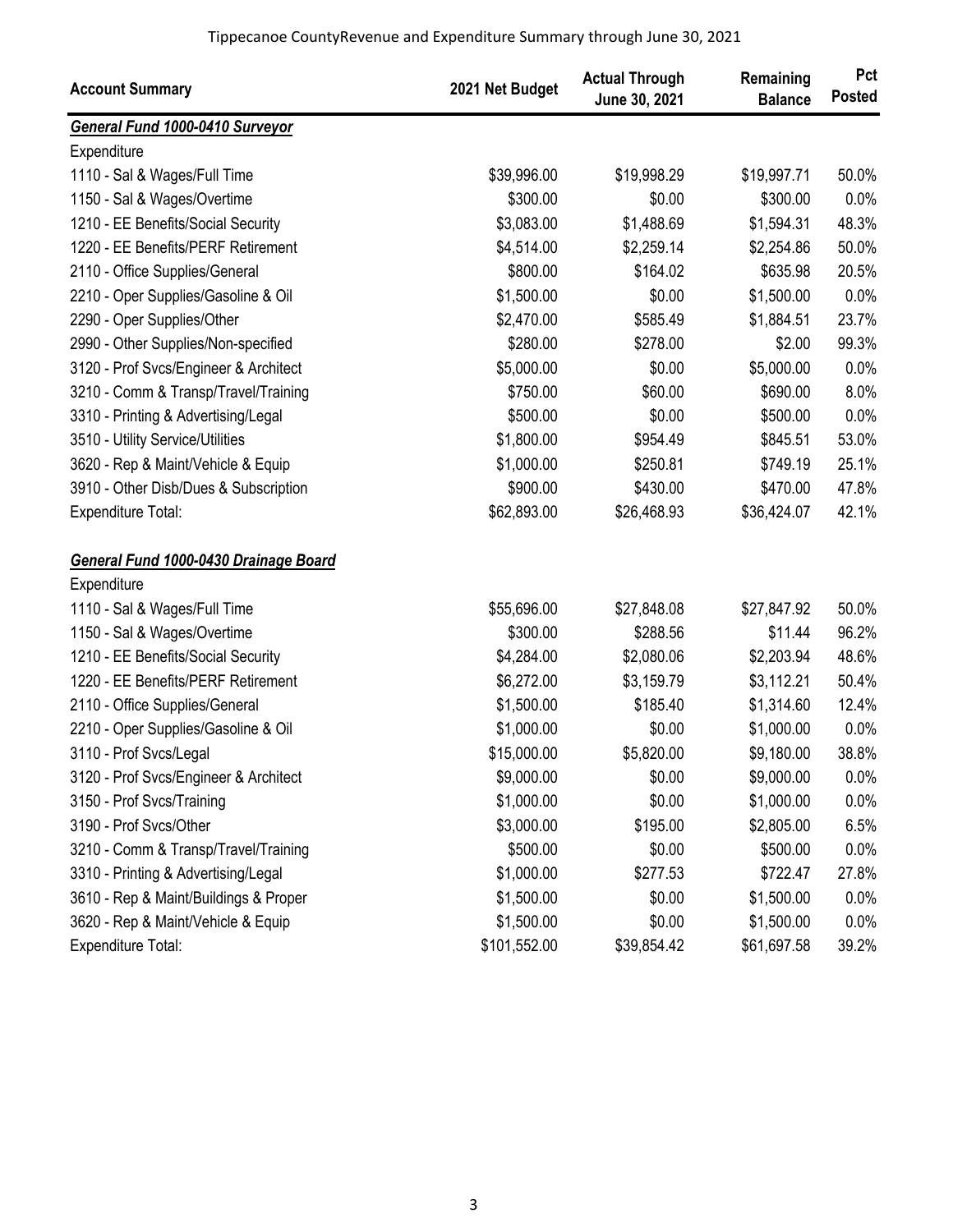Tippecanoe CountyRevenue and Expenditure Summary through June 30, 2021

| Account Summary | 2021 Net Budget | Actual Through June 30, 2021 | Remaining Balance | Pct Posted |
|---|---|---|---|---|
| ***General Fund 1000-0410 Surveyor*** | | | | |
| Expenditure | | | | |
| 1110 - Sal & Wages/Full Time | $39,996.00 | $19,998.29 | $19,997.71 | 50.0% |
| 1150 - Sal & Wages/Overtime | $300.00 | $0.00 | $300.00 | 0.0% |
| 1210 - EE Benefits/Social Security | $3,083.00 | $1,488.69 | $1,594.31 | 48.3% |
| 1220 - EE Benefits/PERF Retirement | $4,514.00 | $2,259.14 | $2,254.86 | 50.0% |
| 2110 - Office Supplies/General | $800.00 | $164.02 | $635.98 | 20.5% |
| 2210 - Oper Supplies/Gasoline & Oil | $1,500.00 | $0.00 | $1,500.00 | 0.0% |
| 2290 - Oper Supplies/Other | $2,470.00 | $585.49 | $1,884.51 | 23.7% |
| 2990 - Other Supplies/Non-specified | $280.00 | $278.00 | $2.00 | 99.3% |
| 3120 - Prof Svcs/Engineer & Architect | $5,000.00 | $0.00 | $5,000.00 | 0.0% |
| 3210 - Comm & Transp/Travel/Training | $750.00 | $60.00 | $690.00 | 8.0% |
| 3310 - Printing & Advertising/Legal | $500.00 | $0.00 | $500.00 | 0.0% |
| 3510 - Utility Service/Utilities | $1,800.00 | $954.49 | $845.51 | 53.0% |
| 3620 - Rep & Maint/Vehicle & Equip | $1,000.00 | $250.81 | $749.19 | 25.1% |
| 3910 - Other Disb/Dues & Subscription | $900.00 | $430.00 | $470.00 | 47.8% |
| Expenditure Total: | $62,893.00 | $26,468.93 | $36,424.07 | 42.1% |
| ***General Fund 1000-0430 Drainage Board*** | | | | |
| Expenditure | | | | |
| 1110 - Sal & Wages/Full Time | $55,696.00 | $27,848.08 | $27,847.92 | 50.0% |
| 1150 - Sal & Wages/Overtime | $300.00 | $288.56 | $11.44 | 96.2% |
| 1210 - EE Benefits/Social Security | $4,284.00 | $2,080.06 | $2,203.94 | 48.6% |
| 1220 - EE Benefits/PERF Retirement | $6,272.00 | $3,159.79 | $3,112.21 | 50.4% |
| 2110 - Office Supplies/General | $1,500.00 | $185.40 | $1,314.60 | 12.4% |
| 2210 - Oper Supplies/Gasoline & Oil | $1,000.00 | $0.00 | $1,000.00 | 0.0% |
| 3110 - Prof Svcs/Legal | $15,000.00 | $5,820.00 | $9,180.00 | 38.8% |
| 3120 - Prof Svcs/Engineer & Architect | $9,000.00 | $0.00 | $9,000.00 | 0.0% |
| 3150 - Prof Svcs/Training | $1,000.00 | $0.00 | $1,000.00 | 0.0% |
| 3190 - Prof Svcs/Other | $3,000.00 | $195.00 | $2,805.00 | 6.5% |
| 3210 - Comm & Transp/Travel/Training | $500.00 | $0.00 | $500.00 | 0.0% |
| 3310 - Printing & Advertising/Legal | $1,000.00 | $277.53 | $722.47 | 27.8% |
| 3610 - Rep & Maint/Buildings & Proper | $1,500.00 | $0.00 | $1,500.00 | 0.0% |
| 3620 - Rep & Maint/Vehicle & Equip | $1,500.00 | $0.00 | $1,500.00 | 0.0% |
| Expenditure Total: | $101,552.00 | $39,854.42 | $61,697.58 | 39.2% |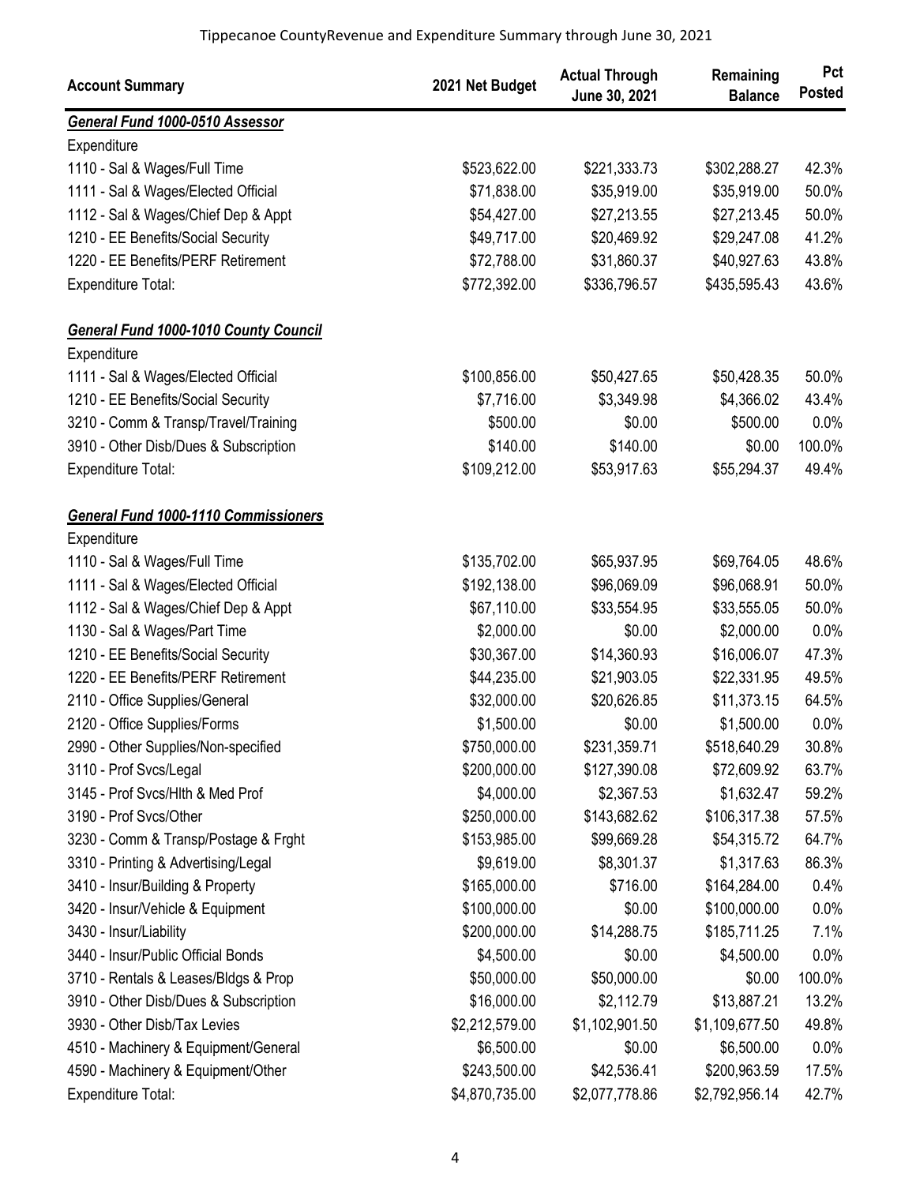Tippecanoe CountyRevenue and Expenditure Summary through June 30, 2021

| Account Summary | 2021 Net Budget | Actual Through June 30, 2021 | Remaining Balance | Pct Posted |
|---|---|---|---|---|
| ***General Fund 1000-0510 Assessor*** | | | | |
| Expenditure | | | | |
| 1110 - Sal & Wages/Full Time | $523,622.00 | $221,333.73 | $302,288.27 | 42.3% |
| 1111 - Sal & Wages/Elected Official | $71,838.00 | $35,919.00 | $35,919.00 | 50.0% |
| 1112 - Sal & Wages/Chief Dep & Appt | $54,427.00 | $27,213.55 | $27,213.45 | 50.0% |
| 1210 - EE Benefits/Social Security | $49,717.00 | $20,469.92 | $29,247.08 | 41.2% |
| 1220 - EE Benefits/PERF Retirement | $72,788.00 | $31,860.37 | $40,927.63 | 43.8% |
| Expenditure Total: | $772,392.00 | $336,796.57 | $435,595.43 | 43.6% |
| ***General Fund 1000-1010 County Council*** | | | | |
| Expenditure | | | | |
| 1111 - Sal & Wages/Elected Official | $100,856.00 | $50,427.65 | $50,428.35 | 50.0% |
| 1210 - EE Benefits/Social Security | $7,716.00 | $3,349.98 | $4,366.02 | 43.4% |
| 3210 - Comm & Transp/Travel/Training | $500.00 | $0.00 | $500.00 | 0.0% |
| 3910 - Other Disb/Dues & Subscription | $140.00 | $140.00 | $0.00 | 100.0% |
| Expenditure Total: | $109,212.00 | $53,917.63 | $55,294.37 | 49.4% |
| ***General Fund 1000-1110 Commissioners*** | | | | |
| Expenditure | | | | |
| 1110 - Sal & Wages/Full Time | $135,702.00 | $65,937.95 | $69,764.05 | 48.6% |
| 1111 - Sal & Wages/Elected Official | $192,138.00 | $96,069.09 | $96,068.91 | 50.0% |
| 1112 - Sal & Wages/Chief Dep & Appt | $67,110.00 | $33,554.95 | $33,555.05 | 50.0% |
| 1130 - Sal & Wages/Part Time | $2,000.00 | $0.00 | $2,000.00 | 0.0% |
| 1210 - EE Benefits/Social Security | $30,367.00 | $14,360.93 | $16,006.07 | 47.3% |
| 1220 - EE Benefits/PERF Retirement | $44,235.00 | $21,903.05 | $22,331.95 | 49.5% |
| 2110 - Office Supplies/General | $32,000.00 | $20,626.85 | $11,373.15 | 64.5% |
| 2120 - Office Supplies/Forms | $1,500.00 | $0.00 | $1,500.00 | 0.0% |
| 2990 - Other Supplies/Non-specified | $750,000.00 | $231,359.71 | $518,640.29 | 30.8% |
| 3110 - Prof Svcs/Legal | $200,000.00 | $127,390.08 | $72,609.92 | 63.7% |
| 3145 - Prof Svcs/Hlth & Med Prof | $4,000.00 | $2,367.53 | $1,632.47 | 59.2% |
| 3190 - Prof Svcs/Other | $250,000.00 | $143,682.62 | $106,317.38 | 57.5% |
| 3230 - Comm & Transp/Postage & Frght | $153,985.00 | $99,669.28 | $54,315.72 | 64.7% |
| 3310 - Printing & Advertising/Legal | $9,619.00 | $8,301.37 | $1,317.63 | 86.3% |
| 3410 - Insur/Building & Property | $165,000.00 | $716.00 | $164,284.00 | 0.4% |
| 3420 - Insur/Vehicle & Equipment | $100,000.00 | $0.00 | $100,000.00 | 0.0% |
| 3430 - Insur/Liability | $200,000.00 | $14,288.75 | $185,711.25 | 7.1% |
| 3440 - Insur/Public Official Bonds | $4,500.00 | $0.00 | $4,500.00 | 0.0% |
| 3710 - Rentals & Leases/Bldgs & Prop | $50,000.00 | $50,000.00 | $0.00 | 100.0% |
| 3910 - Other Disb/Dues & Subscription | $16,000.00 | $2,112.79 | $13,887.21 | 13.2% |
| 3930 - Other Disb/Tax Levies | $2,212,579.00 | $1,102,901.50 | $1,109,677.50 | 49.8% |
| 4510 - Machinery & Equipment/General | $6,500.00 | $0.00 | $6,500.00 | 0.0% |
| 4590 - Machinery & Equipment/Other | $243,500.00 | $42,536.41 | $200,963.59 | 17.5% |
| Expenditure Total: | $4,870,735.00 | $2,077,778.86 | $2,792,956.14 | 42.7% |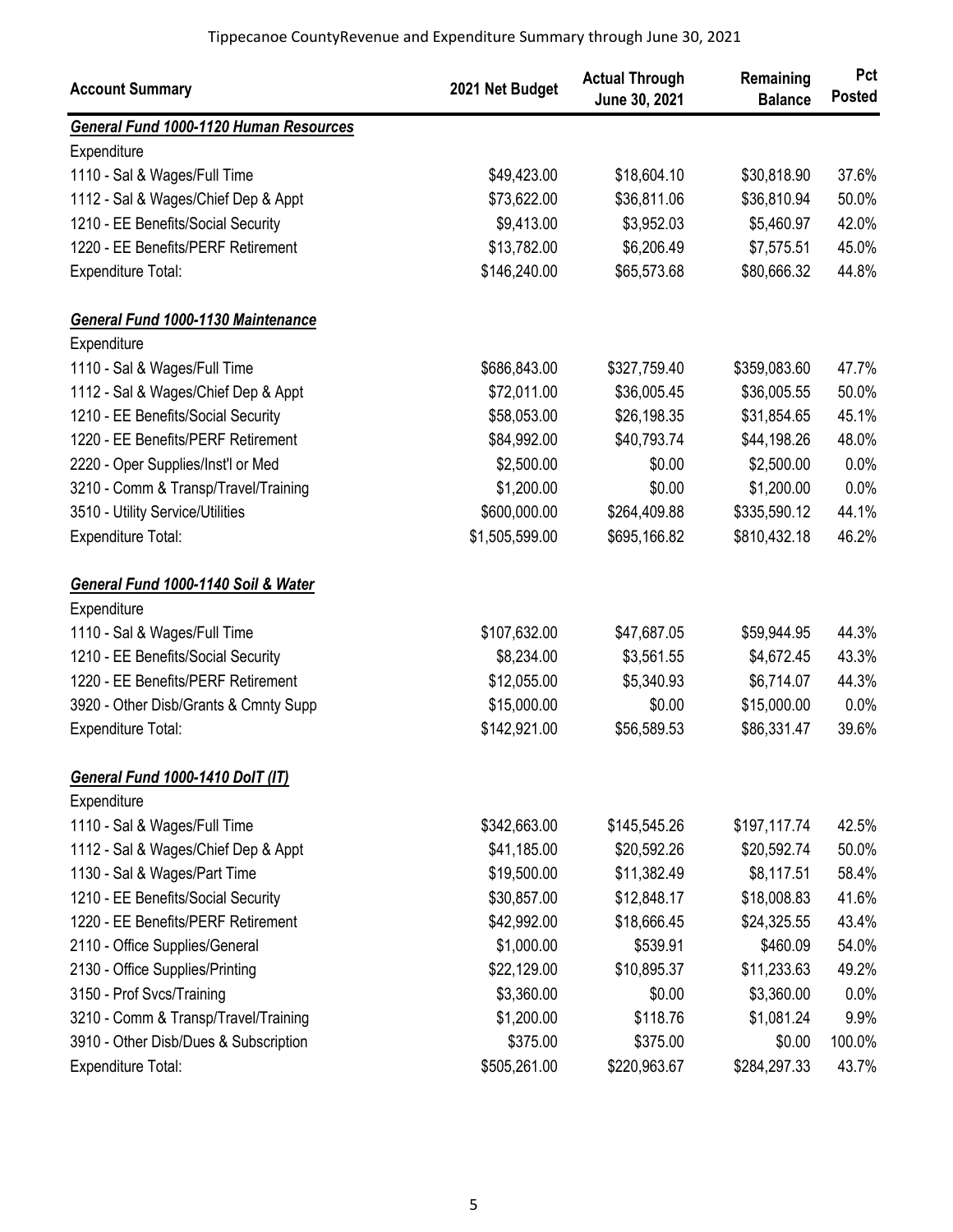Tippecanoe CountyRevenue and Expenditure Summary through June 30, 2021

| Account Summary | 2021 Net Budget | Actual Through June 30, 2021 | Remaining Balance | Pct Posted |
|---|---|---|---|---|
| ***General Fund 1000-1120 Human Resources*** | | | | |
| Expenditure | | | | |
| 1110 - Sal & Wages/Full Time | $49,423.00 | $18,604.10 | $30,818.90 | 37.6% |
| 1112 - Sal & Wages/Chief Dep & Appt | $73,622.00 | $36,811.06 | $36,810.94 | 50.0% |
| 1210 - EE Benefits/Social Security | $9,413.00 | $3,952.03 | $5,460.97 | 42.0% |
| 1220 - EE Benefits/PERF Retirement | $13,782.00 | $6,206.49 | $7,575.51 | 45.0% |
| Expenditure Total: | $146,240.00 | $65,573.68 | $80,666.32 | 44.8% |
| ***General Fund 1000-1130 Maintenance*** | | | | |
| Expenditure | | | | |
| 1110 - Sal & Wages/Full Time | $686,843.00 | $327,759.40 | $359,083.60 | 47.7% |
| 1112 - Sal & Wages/Chief Dep & Appt | $72,011.00 | $36,005.45 | $36,005.55 | 50.0% |
| 1210 - EE Benefits/Social Security | $58,053.00 | $26,198.35 | $31,854.65 | 45.1% |
| 1220 - EE Benefits/PERF Retirement | $84,992.00 | $40,793.74 | $44,198.26 | 48.0% |
| 2220 - Oper Supplies/Inst'l or Med | $2,500.00 | $0.00 | $2,500.00 | 0.0% |
| 3210 - Comm & Transp/Travel/Training | $1,200.00 | $0.00 | $1,200.00 | 0.0% |
| 3510 - Utility Service/Utilities | $600,000.00 | $264,409.88 | $335,590.12 | 44.1% |
| Expenditure Total: | $1,505,599.00 | $695,166.82 | $810,432.18 | 46.2% |
| ***General Fund 1000-1140 Soil & Water*** | | | | |
| Expenditure | | | | |
| 1110 - Sal & Wages/Full Time | $107,632.00 | $47,687.05 | $59,944.95 | 44.3% |
| 1210 - EE Benefits/Social Security | $8,234.00 | $3,561.55 | $4,672.45 | 43.3% |
| 1220 - EE Benefits/PERF Retirement | $12,055.00 | $5,340.93 | $6,714.07 | 44.3% |
| 3920 - Other Disb/Grants & Cmnty Supp | $15,000.00 | $0.00 | $15,000.00 | 0.0% |
| Expenditure Total: | $142,921.00 | $56,589.53 | $86,331.47 | 39.6% |
| ***General Fund 1000-1410 DoIT (IT)*** | | | | |
| Expenditure | | | | |
| 1110 - Sal & Wages/Full Time | $342,663.00 | $145,545.26 | $197,117.74 | 42.5% |
| 1112 - Sal & Wages/Chief Dep & Appt | $41,185.00 | $20,592.26 | $20,592.74 | 50.0% |
| 1130 - Sal & Wages/Part Time | $19,500.00 | $11,382.49 | $8,117.51 | 58.4% |
| 1210 - EE Benefits/Social Security | $30,857.00 | $12,848.17 | $18,008.83 | 41.6% |
| 1220 - EE Benefits/PERF Retirement | $42,992.00 | $18,666.45 | $24,325.55 | 43.4% |
| 2110 - Office Supplies/General | $1,000.00 | $539.91 | $460.09 | 54.0% |
| 2130 - Office Supplies/Printing | $22,129.00 | $10,895.37 | $11,233.63 | 49.2% |
| 3150 - Prof Svcs/Training | $3,360.00 | $0.00 | $3,360.00 | 0.0% |
| 3210 - Comm & Transp/Travel/Training | $1,200.00 | $118.76 | $1,081.24 | 9.9% |
| 3910 - Other Disb/Dues & Subscription | $375.00 | $375.00 | $0.00 | 100.0% |
| Expenditure Total: | $505,261.00 | $220,963.67 | $284,297.33 | 43.7% |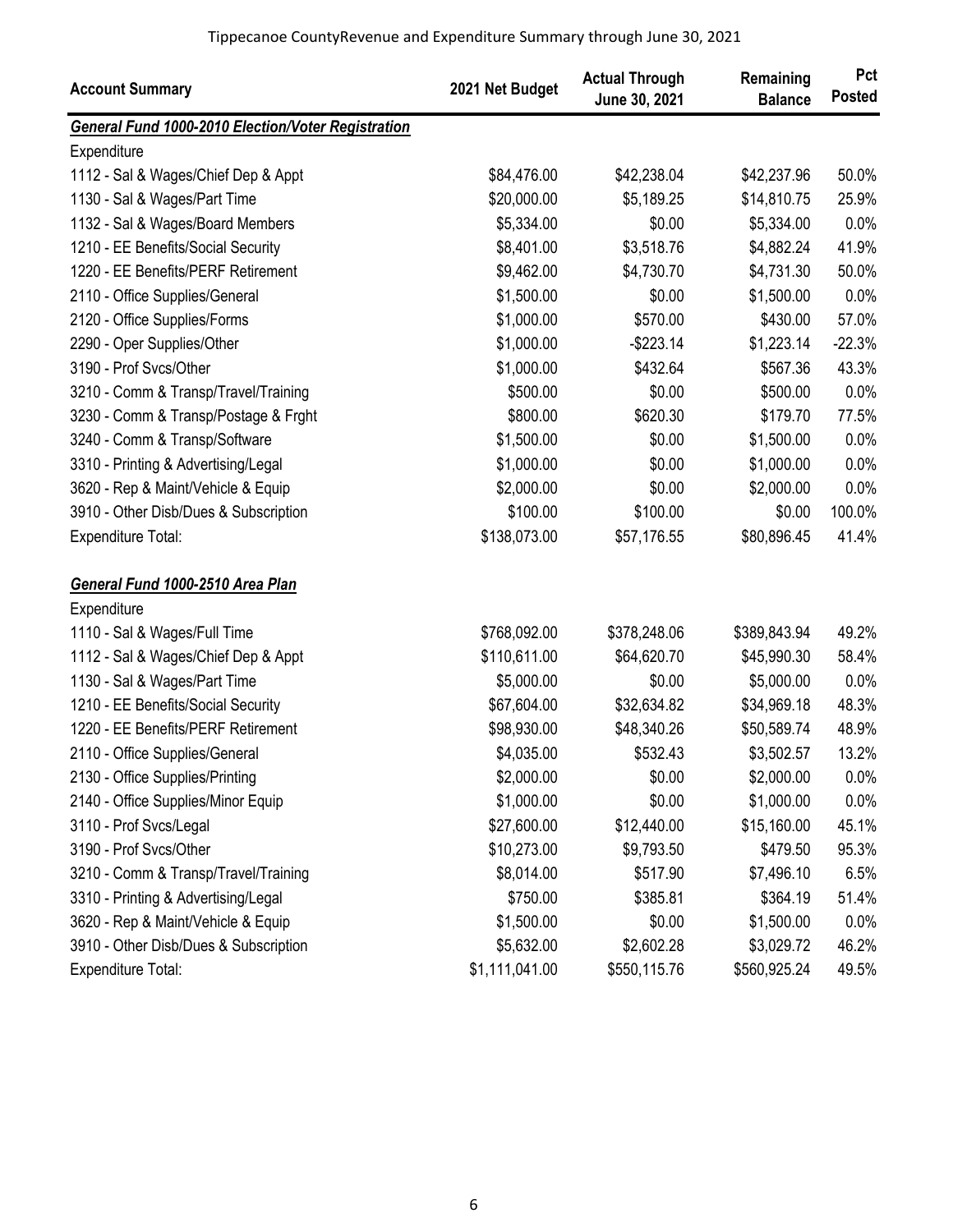Tippecanoe CountyRevenue and Expenditure Summary through June 30, 2021

| Account Summary | 2021 Net Budget | Actual Through June 30, 2021 | Remaining Balance | Pct Posted |
|---|---|---|---|---|
| ***General Fund 1000-2010 Election/Voter Registration*** | | | | |
| Expenditure | | | | |
| 1112 - Sal & Wages/Chief Dep & Appt | $84,476.00 | $42,238.04 | $42,237.96 | 50.0% |
| 1130 - Sal & Wages/Part Time | $20,000.00 | $5,189.25 | $14,810.75 | 25.9% |
| 1132 - Sal & Wages/Board Members | $5,334.00 | $0.00 | $5,334.00 | 0.0% |
| 1210 - EE Benefits/Social Security | $8,401.00 | $3,518.76 | $4,882.24 | 41.9% |
| 1220 - EE Benefits/PERF Retirement | $9,462.00 | $4,730.70 | $4,731.30 | 50.0% |
| 2110 - Office Supplies/General | $1,500.00 | $0.00 | $1,500.00 | 0.0% |
| 2120 - Office Supplies/Forms | $1,000.00 | $570.00 | $430.00 | 57.0% |
| 2290 - Oper Supplies/Other | $1,000.00 | -$223.14 | $1,223.14 | -22.3% |
| 3190 - Prof Svcs/Other | $1,000.00 | $432.64 | $567.36 | 43.3% |
| 3210 - Comm & Transp/Travel/Training | $500.00 | $0.00 | $500.00 | 0.0% |
| 3230 - Comm & Transp/Postage & Frght | $800.00 | $620.30 | $179.70 | 77.5% |
| 3240 - Comm & Transp/Software | $1,500.00 | $0.00 | $1,500.00 | 0.0% |
| 3310 - Printing & Advertising/Legal | $1,000.00 | $0.00 | $1,000.00 | 0.0% |
| 3620 - Rep & Maint/Vehicle & Equip | $2,000.00 | $0.00 | $2,000.00 | 0.0% |
| 3910 - Other Disb/Dues & Subscription | $100.00 | $100.00 | $0.00 | 100.0% |
| Expenditure Total: | $138,073.00 | $57,176.55 | $80,896.45 | 41.4% |
| ***General Fund 1000-2510 Area Plan*** | | | | |
| Expenditure | | | | |
| 1110 - Sal & Wages/Full Time | $768,092.00 | $378,248.06 | $389,843.94 | 49.2% |
| 1112 - Sal & Wages/Chief Dep & Appt | $110,611.00 | $64,620.70 | $45,990.30 | 58.4% |
| 1130 - Sal & Wages/Part Time | $5,000.00 | $0.00 | $5,000.00 | 0.0% |
| 1210 - EE Benefits/Social Security | $67,604.00 | $32,634.82 | $34,969.18 | 48.3% |
| 1220 - EE Benefits/PERF Retirement | $98,930.00 | $48,340.26 | $50,589.74 | 48.9% |
| 2110 - Office Supplies/General | $4,035.00 | $532.43 | $3,502.57 | 13.2% |
| 2130 - Office Supplies/Printing | $2,000.00 | $0.00 | $2,000.00 | 0.0% |
| 2140 - Office Supplies/Minor Equip | $1,000.00 | $0.00 | $1,000.00 | 0.0% |
| 3110 - Prof Svcs/Legal | $27,600.00 | $12,440.00 | $15,160.00 | 45.1% |
| 3190 - Prof Svcs/Other | $10,273.00 | $9,793.50 | $479.50 | 95.3% |
| 3210 - Comm & Transp/Travel/Training | $8,014.00 | $517.90 | $7,496.10 | 6.5% |
| 3310 - Printing & Advertising/Legal | $750.00 | $385.81 | $364.19 | 51.4% |
| 3620 - Rep & Maint/Vehicle & Equip | $1,500.00 | $0.00 | $1,500.00 | 0.0% |
| 3910 - Other Disb/Dues & Subscription | $5,632.00 | $2,602.28 | $3,029.72 | 46.2% |
| Expenditure Total: | $1,111,041.00 | $550,115.76 | $560,925.24 | 49.5% |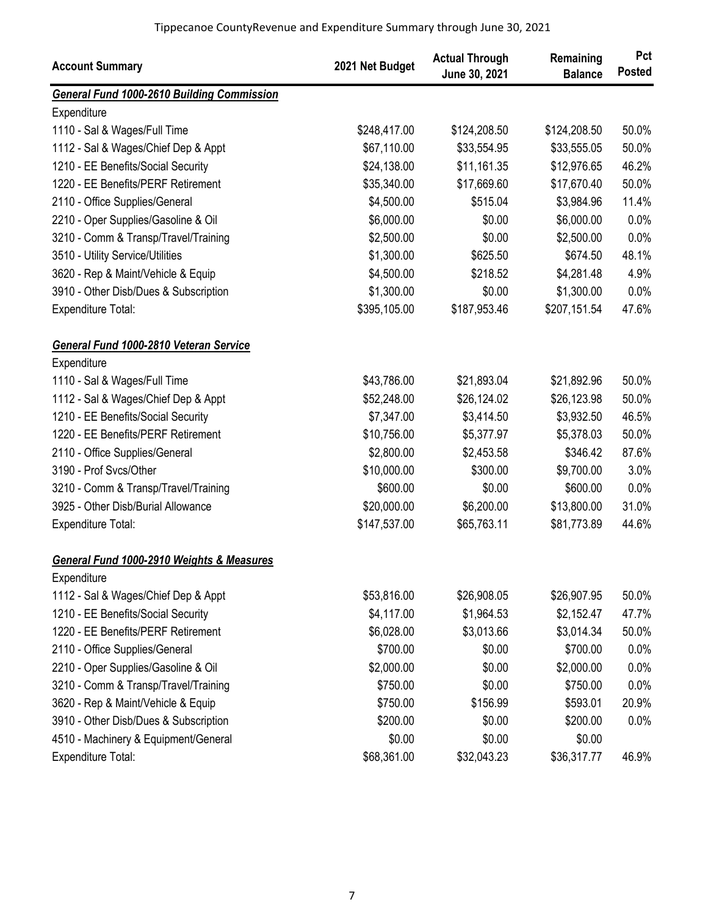Tippecanoe CountyRevenue and Expenditure Summary through June 30, 2021

| Account Summary | 2021 Net Budget | Actual Through June 30, 2021 | Remaining Balance | Pct Posted |
|---|---|---|---|---|
| ***General Fund 1000-2610 Building Commission*** | | | | |
| Expenditure | | | | |
| 1110 - Sal & Wages/Full Time | $248,417.00 | $124,208.50 | $124,208.50 | 50.0% |
| 1112 - Sal & Wages/Chief Dep & Appt | $67,110.00 | $33,554.95 | $33,555.05 | 50.0% |
| 1210 - EE Benefits/Social Security | $24,138.00 | $11,161.35 | $12,976.65 | 46.2% |
| 1220 - EE Benefits/PERF Retirement | $35,340.00 | $17,669.60 | $17,670.40 | 50.0% |
| 2110 - Office Supplies/General | $4,500.00 | $515.04 | $3,984.96 | 11.4% |
| 2210 - Oper Supplies/Gasoline & Oil | $6,000.00 | $0.00 | $6,000.00 | 0.0% |
| 3210 - Comm & Transp/Travel/Training | $2,500.00 | $0.00 | $2,500.00 | 0.0% |
| 3510 - Utility Service/Utilities | $1,300.00 | $625.50 | $674.50 | 48.1% |
| 3620 - Rep & Maint/Vehicle & Equip | $4,500.00 | $218.52 | $4,281.48 | 4.9% |
| 3910 - Other Disb/Dues & Subscription | $1,300.00 | $0.00 | $1,300.00 | 0.0% |
| Expenditure Total: | $395,105.00 | $187,953.46 | $207,151.54 | 47.6% |
| | | | | |
| ***General Fund 1000-2810 Veteran Service*** | | | | |
| Expenditure | | | | |
| 1110 - Sal & Wages/Full Time | $43,786.00 | $21,893.04 | $21,892.96 | 50.0% |
| 1112 - Sal & Wages/Chief Dep & Appt | $52,248.00 | $26,124.02 | $26,123.98 | 50.0% |
| 1210 - EE Benefits/Social Security | $7,347.00 | $3,414.50 | $3,932.50 | 46.5% |
| 1220 - EE Benefits/PERF Retirement | $10,756.00 | $5,377.97 | $5,378.03 | 50.0% |
| 2110 - Office Supplies/General | $2,800.00 | $2,453.58 | $346.42 | 87.6% |
| 3190 - Prof Svcs/Other | $10,000.00 | $300.00 | $9,700.00 | 3.0% |
| 3210 - Comm & Transp/Travel/Training | $600.00 | $0.00 | $600.00 | 0.0% |
| 3925 - Other Disb/Burial Allowance | $20,000.00 | $6,200.00 | $13,800.00 | 31.0% |
| Expenditure Total: | $147,537.00 | $65,763.11 | $81,773.89 | 44.6% |
| | | | | |
| ***General Fund 1000-2910 Weights & Measures*** | | | | |
| Expenditure | | | | |
| 1112 - Sal & Wages/Chief Dep & Appt | $53,816.00 | $26,908.05 | $26,907.95 | 50.0% |
| 1210 - EE Benefits/Social Security | $4,117.00 | $1,964.53 | $2,152.47 | 47.7% |
| 1220 - EE Benefits/PERF Retirement | $6,028.00 | $3,013.66 | $3,014.34 | 50.0% |
| 2110 - Office Supplies/General | $700.00 | $0.00 | $700.00 | 0.0% |
| 2210 - Oper Supplies/Gasoline & Oil | $2,000.00 | $0.00 | $2,000.00 | 0.0% |
| 3210 - Comm & Transp/Travel/Training | $750.00 | $0.00 | $750.00 | 0.0% |
| 3620 - Rep & Maint/Vehicle & Equip | $750.00 | $156.99 | $593.01 | 20.9% |
| 3910 - Other Disb/Dues & Subscription | $200.00 | $0.00 | $200.00 | 0.0% |
| 4510 - Machinery & Equipment/General | $0.00 | $0.00 | $0.00 | |
| Expenditure Total: | $68,361.00 | $32,043.23 | $36,317.77 | 46.9% |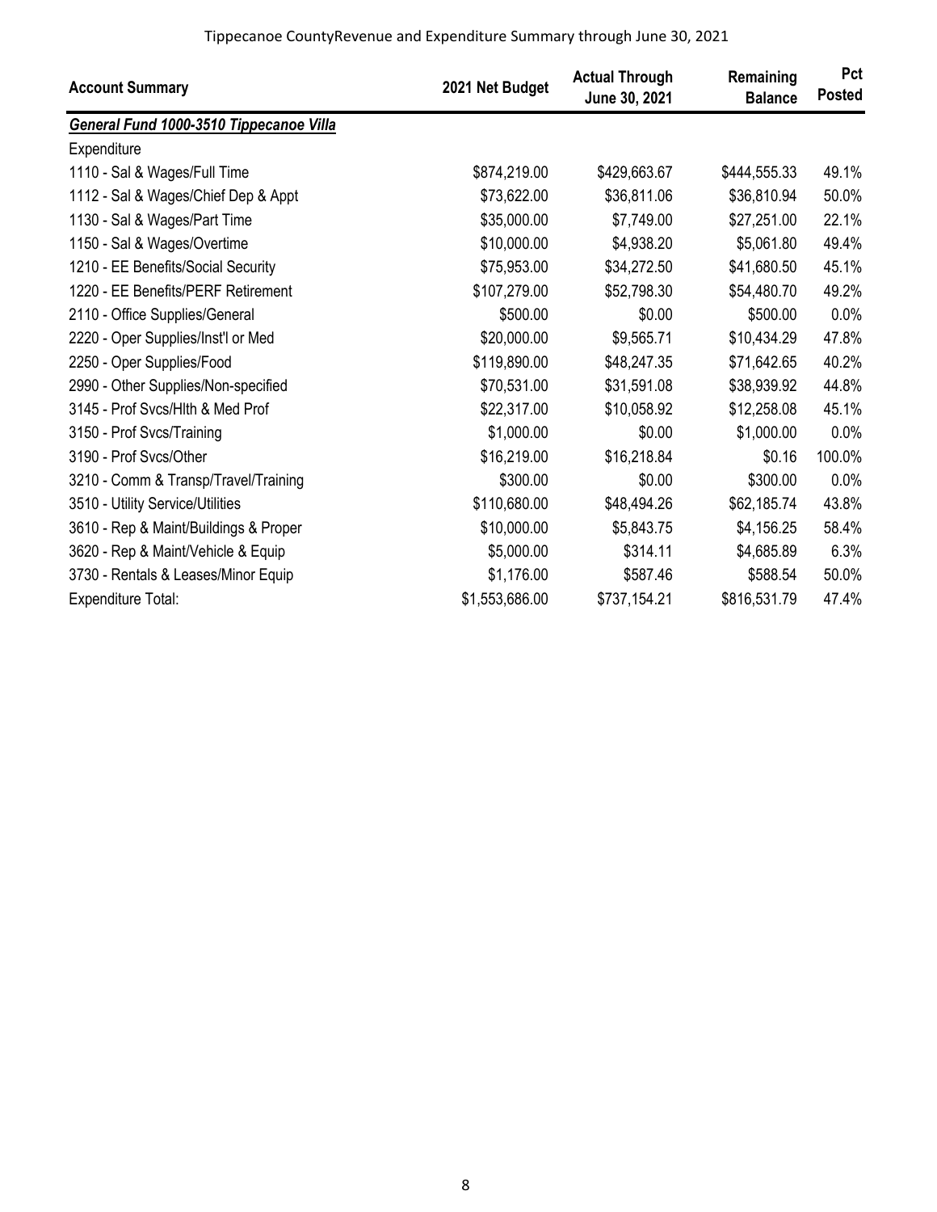| Account Summary | 2021 Net Budget | Actual Through June 30, 2021 | Remaining Balance | Pct Posted |
|---|---|---|---|---|
| ***General Fund 1000-3510 Tippecanoe Villa*** | | | | |
| Expenditure | | | | |
| 1110 - Sal & Wages/Full Time | $874,219.00 | $429,663.67 | $444,555.33 | 49.1% |
| 1112 - Sal & Wages/Chief Dep & Appt | $73,622.00 | $36,811.06 | $36,810.94 | 50.0% |
| 1130 - Sal & Wages/Part Time | $35,000.00 | $7,749.00 | $27,251.00 | 22.1% |
| 1150 - Sal & Wages/Overtime | $10,000.00 | $4,938.20 | $5,061.80 | 49.4% |
| 1210 - EE Benefits/Social Security | $75,953.00 | $34,272.50 | $41,680.50 | 45.1% |
| 1220 - EE Benefits/PERF Retirement | $107,279.00 | $52,798.30 | $54,480.70 | 49.2% |
| 2110 - Office Supplies/General | $500.00 | $0.00 | $500.00 | 0.0% |
| 2220 - Oper Supplies/Inst'l or Med | $20,000.00 | $9,565.71 | $10,434.29 | 47.8% |
| 2250 - Oper Supplies/Food | $119,890.00 | $48,247.35 | $71,642.65 | 40.2% |
| 2990 - Other Supplies/Non-specified | $70,531.00 | $31,591.08 | $38,939.92 | 44.8% |
| 3145 - Prof Svcs/Hlth & Med Prof | $22,317.00 | $10,058.92 | $12,258.08 | 45.1% |
| 3150 - Prof Svcs/Training | $1,000.00 | $0.00 | $1,000.00 | 0.0% |
| 3190 - Prof Svcs/Other | $16,219.00 | $16,218.84 | $0.16 | 100.0% |
| 3210 - Comm & Transp/Travel/Training | $300.00 | $0.00 | $300.00 | 0.0% |
| 3510 - Utility Service/Utilities | $110,680.00 | $48,494.26 | $62,185.74 | 43.8% |
| 3610 - Rep & Maint/Buildings & Proper | $10,000.00 | $5,843.75 | $4,156.25 | 58.4% |
| 3620 - Rep & Maint/Vehicle & Equip | $5,000.00 | $314.11 | $4,685.89 | 6.3% |
| 3730 - Rentals & Leases/Minor Equip | $1,176.00 | $587.46 | $588.54 | 50.0% |
| Expenditure Total: | $1,553,686.00 | $737,154.21 | $816,531.79 | 47.4% |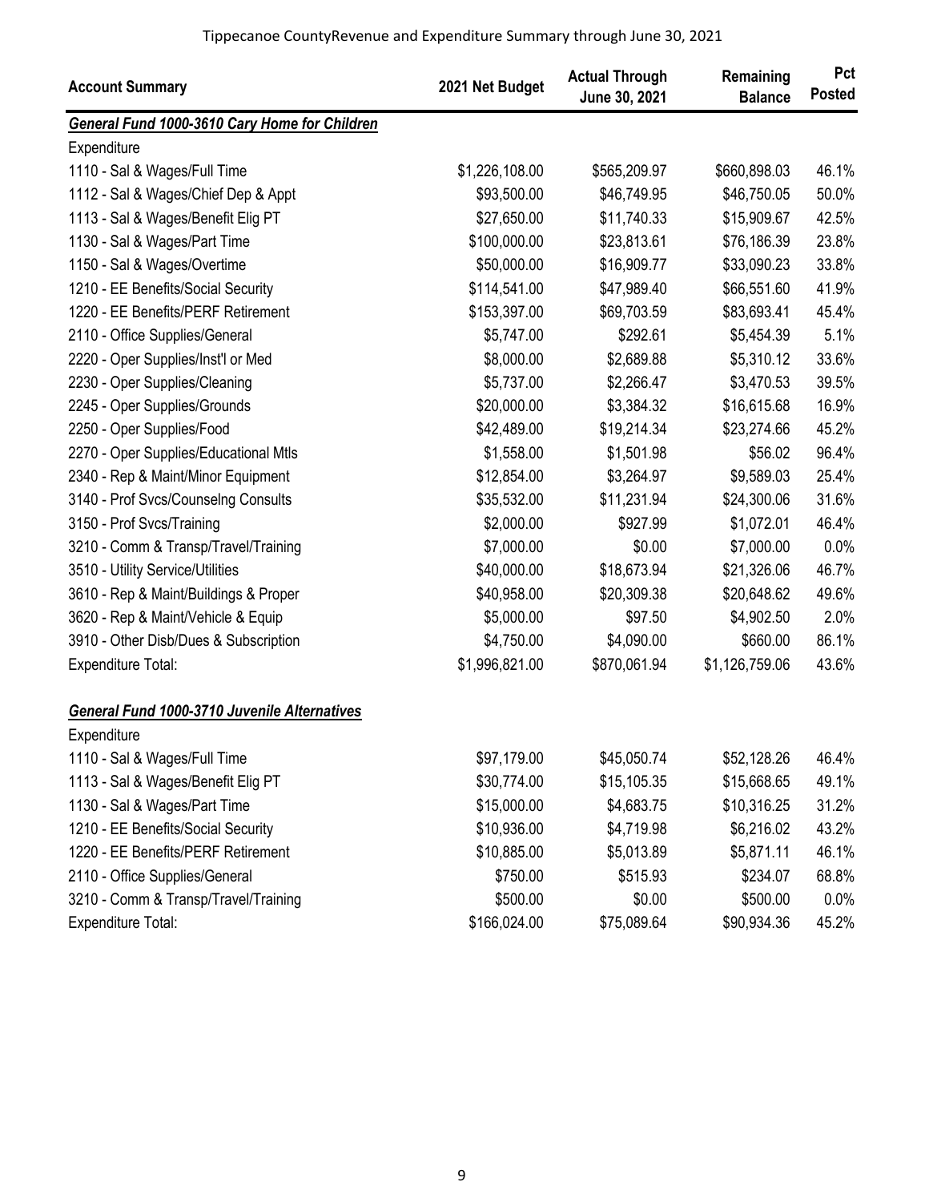| Account Summary | 2021 Net Budget | Actual Through June 30, 2021 | Remaining Balance | Pct Posted |
|---|---|---|---|---|
| ***General Fund 1000-3610 Cary Home for Children*** | | | | |
| Expenditure | | | | |
| 1110 - Sal & Wages/Full Time | $1,226,108.00 | $565,209.97 | $660,898.03 | 46.1% |
| 1112 - Sal & Wages/Chief Dep & Appt | $93,500.00 | $46,749.95 | $46,750.05 | 50.0% |
| 1113 - Sal & Wages/Benefit Elig PT | $27,650.00 | $11,740.33 | $15,909.67 | 42.5% |
| 1130 - Sal & Wages/Part Time | $100,000.00 | $23,813.61 | $76,186.39 | 23.8% |
| 1150 - Sal & Wages/Overtime | $50,000.00 | $16,909.77 | $33,090.23 | 33.8% |
| 1210 - EE Benefits/Social Security | $114,541.00 | $47,989.40 | $66,551.60 | 41.9% |
| 1220 - EE Benefits/PERF Retirement | $153,397.00 | $69,703.59 | $83,693.41 | 45.4% |
| 2110 - Office Supplies/General | $5,747.00 | $292.61 | $5,454.39 | 5.1% |
| 2220 - Oper Supplies/Inst'l or Med | $8,000.00 | $2,689.88 | $5,310.12 | 33.6% |
| 2230 - Oper Supplies/Cleaning | $5,737.00 | $2,266.47 | $3,470.53 | 39.5% |
| 2245 - Oper Supplies/Grounds | $20,000.00 | $3,384.32 | $16,615.68 | 16.9% |
| 2250 - Oper Supplies/Food | $42,489.00 | $19,214.34 | $23,274.66 | 45.2% |
| 2270 - Oper Supplies/Educational Mtls | $1,558.00 | $1,501.98 | $56.02 | 96.4% |
| 2340 - Rep & Maint/Minor Equipment | $12,854.00 | $3,264.97 | $9,589.03 | 25.4% |
| 3140 - Prof Svcs/Counselng Consults | $35,532.00 | $11,231.94 | $24,300.06 | 31.6% |
| 3150 - Prof Svcs/Training | $2,000.00 | $927.99 | $1,072.01 | 46.4% |
| 3210 - Comm & Transp/Travel/Training | $7,000.00 | $0.00 | $7,000.00 | 0.0% |
| 3510 - Utility Service/Utilities | $40,000.00 | $18,673.94 | $21,326.06 | 46.7% |
| 3610 - Rep & Maint/Buildings & Proper | $40,958.00 | $20,309.38 | $20,648.62 | 49.6% |
| 3620 - Rep & Maint/Vehicle & Equip | $5,000.00 | $97.50 | $4,902.50 | 2.0% |
| 3910 - Other Disb/Dues & Subscription | $4,750.00 | $4,090.00 | $660.00 | 86.1% |
| Expenditure Total: | $1,996,821.00 | $870,061.94 | $1,126,759.06 | 43.6% |
| | | | | |
| ***General Fund 1000-3710 Juvenile Alternatives*** | | | | |
| Expenditure | | | | |
| 1110 - Sal & Wages/Full Time | $97,179.00 | $45,050.74 | $52,128.26 | 46.4% |
| 1113 - Sal & Wages/Benefit Elig PT | $30,774.00 | $15,105.35 | $15,668.65 | 49.1% |
| 1130 - Sal & Wages/Part Time | $15,000.00 | $4,683.75 | $10,316.25 | 31.2% |
| 1210 - EE Benefits/Social Security | $10,936.00 | $4,719.98 | $6,216.02 | 43.2% |
| 1220 - EE Benefits/PERF Retirement | $10,885.00 | $5,013.89 | $5,871.11 | 46.1% |
| 2110 - Office Supplies/General | $750.00 | $515.93 | $234.07 | 68.8% |
| 3210 - Comm & Transp/Travel/Training | $500.00 | $0.00 | $500.00 | 0.0% |
| Expenditure Total: | $166,024.00 | $75,089.64 | $90,934.36 | 45.2% |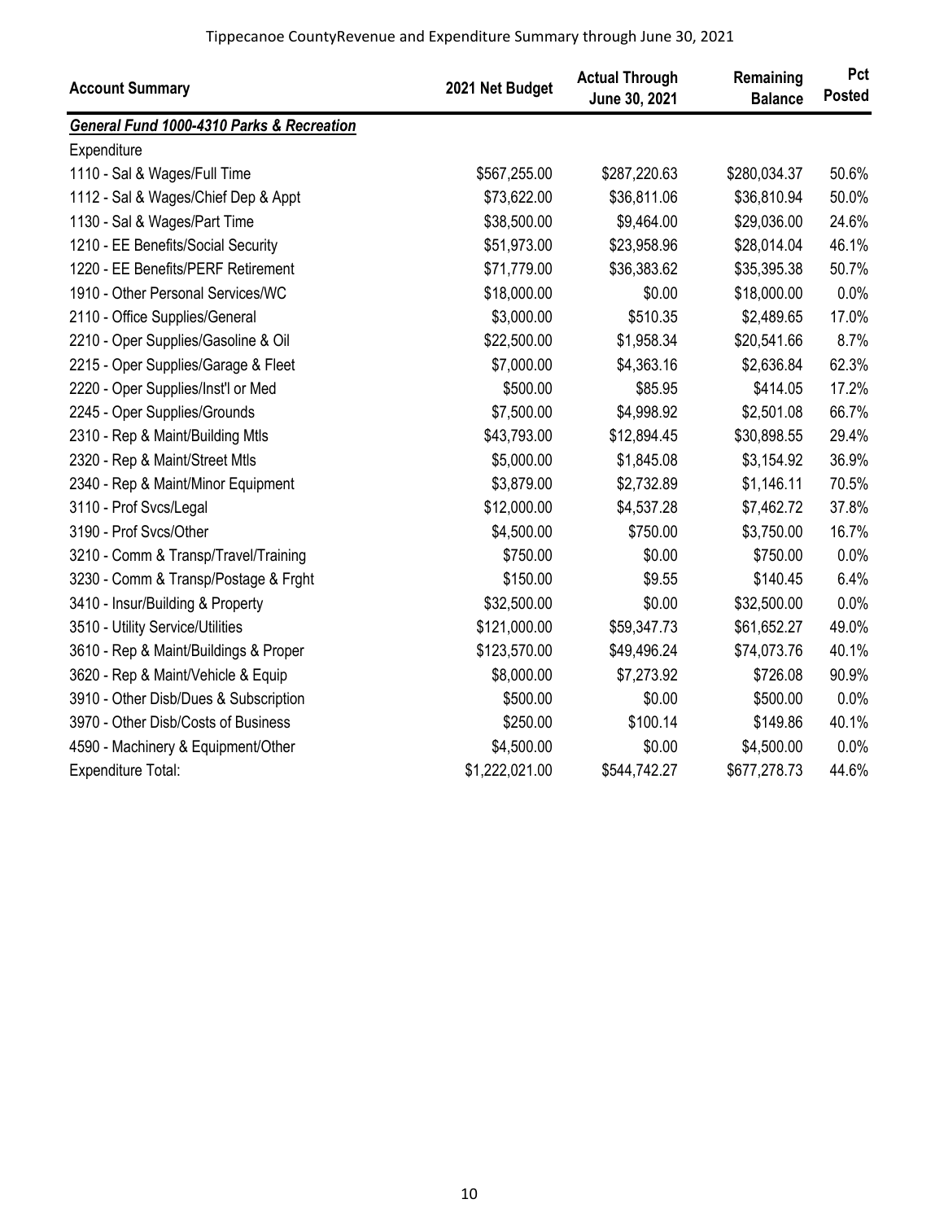Tippecanoe CountyRevenue and Expenditure Summary through June 30, 2021

| Account Summary | 2021 Net Budget | Actual Through June 30, 2021 | Remaining Balance | Pct Posted |
|---|---|---|---|---|
| ***General Fund 1000-4310 Parks & Recreation*** | | | | |
| Expenditure | | | | |
| 1110 - Sal & Wages/Full Time | $567,255.00 | $287,220.63 | $280,034.37 | 50.6% |
| 1112 - Sal & Wages/Chief Dep & Appt | $73,622.00 | $36,811.06 | $36,810.94 | 50.0% |
| 1130 - Sal & Wages/Part Time | $38,500.00 | $9,464.00 | $29,036.00 | 24.6% |
| 1210 - EE Benefits/Social Security | $51,973.00 | $23,958.96 | $28,014.04 | 46.1% |
| 1220 - EE Benefits/PERF Retirement | $71,779.00 | $36,383.62 | $35,395.38 | 50.7% |
| 1910 - Other Personal Services/WC | $18,000.00 | $0.00 | $18,000.00 | 0.0% |
| 2110 - Office Supplies/General | $3,000.00 | $510.35 | $2,489.65 | 17.0% |
| 2210 - Oper Supplies/Gasoline & Oil | $22,500.00 | $1,958.34 | $20,541.66 | 8.7% |
| 2215 - Oper Supplies/Garage & Fleet | $7,000.00 | $4,363.16 | $2,636.84 | 62.3% |
| 2220 - Oper Supplies/Inst'l or Med | $500.00 | $85.95 | $414.05 | 17.2% |
| 2245 - Oper Supplies/Grounds | $7,500.00 | $4,998.92 | $2,501.08 | 66.7% |
| 2310 - Rep & Maint/Building Mtls | $43,793.00 | $12,894.45 | $30,898.55 | 29.4% |
| 2320 - Rep & Maint/Street Mtls | $5,000.00 | $1,845.08 | $3,154.92 | 36.9% |
| 2340 - Rep & Maint/Minor Equipment | $3,879.00 | $2,732.89 | $1,146.11 | 70.5% |
| 3110 - Prof Svcs/Legal | $12,000.00 | $4,537.28 | $7,462.72 | 37.8% |
| 3190 - Prof Svcs/Other | $4,500.00 | $750.00 | $3,750.00 | 16.7% |
| 3210 - Comm & Transp/Travel/Training | $750.00 | $0.00 | $750.00 | 0.0% |
| 3230 - Comm & Transp/Postage & Frght | $150.00 | $9.55 | $140.45 | 6.4% |
| 3410 - Insur/Building & Property | $32,500.00 | $0.00 | $32,500.00 | 0.0% |
| 3510 - Utility Service/Utilities | $121,000.00 | $59,347.73 | $61,652.27 | 49.0% |
| 3610 - Rep & Maint/Buildings & Proper | $123,570.00 | $49,496.24 | $74,073.76 | 40.1% |
| 3620 - Rep & Maint/Vehicle & Equip | $8,000.00 | $7,273.92 | $726.08 | 90.9% |
| 3910 - Other Disb/Dues & Subscription | $500.00 | $0.00 | $500.00 | 0.0% |
| 3970 - Other Disb/Costs of Business | $250.00 | $100.14 | $149.86 | 40.1% |
| 4590 - Machinery & Equipment/Other | $4,500.00 | $0.00 | $4,500.00 | 0.0% |
| Expenditure Total: | $1,222,021.00 | $544,742.27 | $677,278.73 | 44.6% |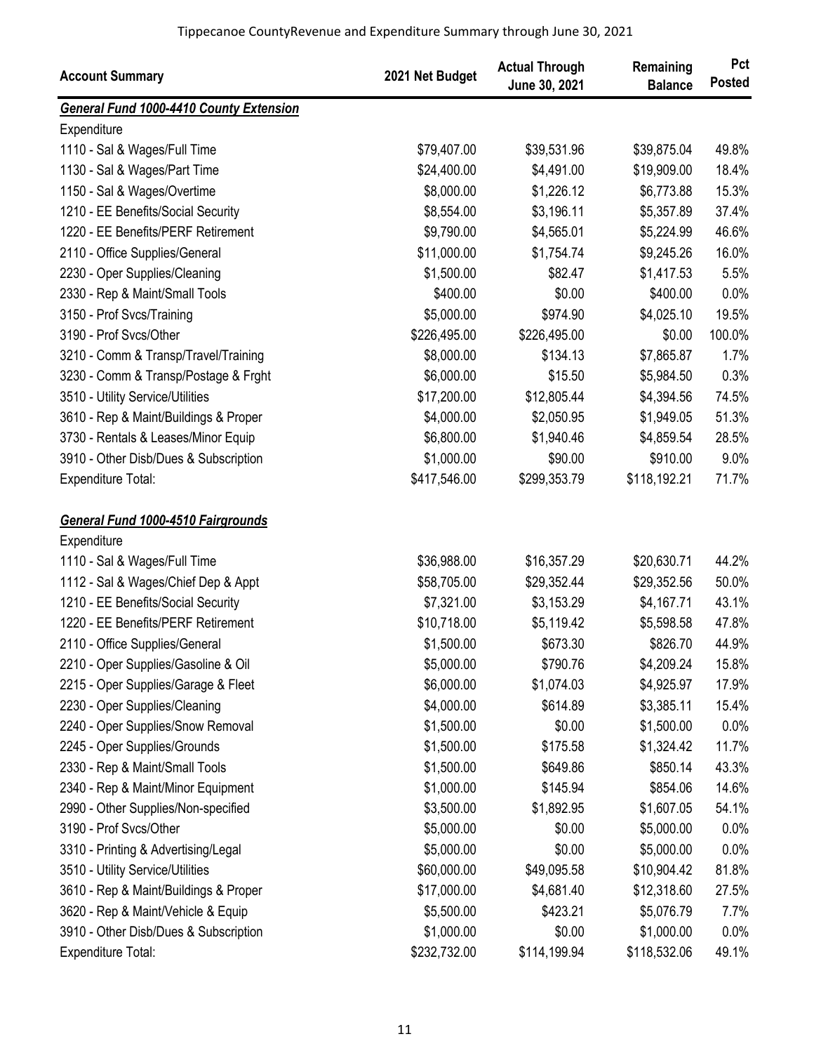Tippecanoe CountyRevenue and Expenditure Summary through June 30, 2021

| Account Summary | 2021 Net Budget | Actual Through June 30, 2021 | Remaining Balance | Pct Posted |
|---|---|---|---|---|
| ***General Fund 1000-4410 County Extension*** | | | | |
| Expenditure | | | | |
| 1110 - Sal & Wages/Full Time | $79,407.00 | $39,531.96 | $39,875.04 | 49.8% |
| 1130 - Sal & Wages/Part Time | $24,400.00 | $4,491.00 | $19,909.00 | 18.4% |
| 1150 - Sal & Wages/Overtime | $8,000.00 | $1,226.12 | $6,773.88 | 15.3% |
| 1210 - EE Benefits/Social Security | $8,554.00 | $3,196.11 | $5,357.89 | 37.4% |
| 1220 - EE Benefits/PERF Retirement | $9,790.00 | $4,565.01 | $5,224.99 | 46.6% |
| 2110 - Office Supplies/General | $11,000.00 | $1,754.74 | $9,245.26 | 16.0% |
| 2230 - Oper Supplies/Cleaning | $1,500.00 | $82.47 | $1,417.53 | 5.5% |
| 2330 - Rep & Maint/Small Tools | $400.00 | $0.00 | $400.00 | 0.0% |
| 3150 - Prof Svcs/Training | $5,000.00 | $974.90 | $4,025.10 | 19.5% |
| 3190 - Prof Svcs/Other | $226,495.00 | $226,495.00 | $0.00 | 100.0% |
| 3210 - Comm & Transp/Travel/Training | $8,000.00 | $134.13 | $7,865.87 | 1.7% |
| 3230 - Comm & Transp/Postage & Frght | $6,000.00 | $15.50 | $5,984.50 | 0.3% |
| 3510 - Utility Service/Utilities | $17,200.00 | $12,805.44 | $4,394.56 | 74.5% |
| 3610 - Rep & Maint/Buildings & Proper | $4,000.00 | $2,050.95 | $1,949.05 | 51.3% |
| 3730 - Rentals & Leases/Minor Equip | $6,800.00 | $1,940.46 | $4,859.54 | 28.5% |
| 3910 - Other Disb/Dues & Subscription | $1,000.00 | $90.00 | $910.00 | 9.0% |
| Expenditure Total: | $417,546.00 | $299,353.79 | $118,192.21 | 71.7% |
| | | | | |
| ***General Fund 1000-4510 Fairgrounds*** | | | | |
| Expenditure | | | | |
| 1110 - Sal & Wages/Full Time | $36,988.00 | $16,357.29 | $20,630.71 | 44.2% |
| 1112 - Sal & Wages/Chief Dep & Appt | $58,705.00 | $29,352.44 | $29,352.56 | 50.0% |
| 1210 - EE Benefits/Social Security | $7,321.00 | $3,153.29 | $4,167.71 | 43.1% |
| 1220 - EE Benefits/PERF Retirement | $10,718.00 | $5,119.42 | $5,598.58 | 47.8% |
| 2110 - Office Supplies/General | $1,500.00 | $673.30 | $826.70 | 44.9% |
| 2210 - Oper Supplies/Gasoline & Oil | $5,000.00 | $790.76 | $4,209.24 | 15.8% |
| 2215 - Oper Supplies/Garage & Fleet | $6,000.00 | $1,074.03 | $4,925.97 | 17.9% |
| 2230 - Oper Supplies/Cleaning | $4,000.00 | $614.89 | $3,385.11 | 15.4% |
| 2240 - Oper Supplies/Snow Removal | $1,500.00 | $0.00 | $1,500.00 | 0.0% |
| 2245 - Oper Supplies/Grounds | $1,500.00 | $175.58 | $1,324.42 | 11.7% |
| 2330 - Rep & Maint/Small Tools | $1,500.00 | $649.86 | $850.14 | 43.3% |
| 2340 - Rep & Maint/Minor Equipment | $1,000.00 | $145.94 | $854.06 | 14.6% |
| 2990 - Other Supplies/Non-specified | $3,500.00 | $1,892.95 | $1,607.05 | 54.1% |
| 3190 - Prof Svcs/Other | $5,000.00 | $0.00 | $5,000.00 | 0.0% |
| 3310 - Printing & Advertising/Legal | $5,000.00 | $0.00 | $5,000.00 | 0.0% |
| 3510 - Utility Service/Utilities | $60,000.00 | $49,095.58 | $10,904.42 | 81.8% |
| 3610 - Rep & Maint/Buildings & Proper | $17,000.00 | $4,681.40 | $12,318.60 | 27.5% |
| 3620 - Rep & Maint/Vehicle & Equip | $5,500.00 | $423.21 | $5,076.79 | 7.7% |
| 3910 - Other Disb/Dues & Subscription | $1,000.00 | $0.00 | $1,000.00 | 0.0% |
| Expenditure Total: | $232,732.00 | $114,199.94 | $118,532.06 | 49.1% |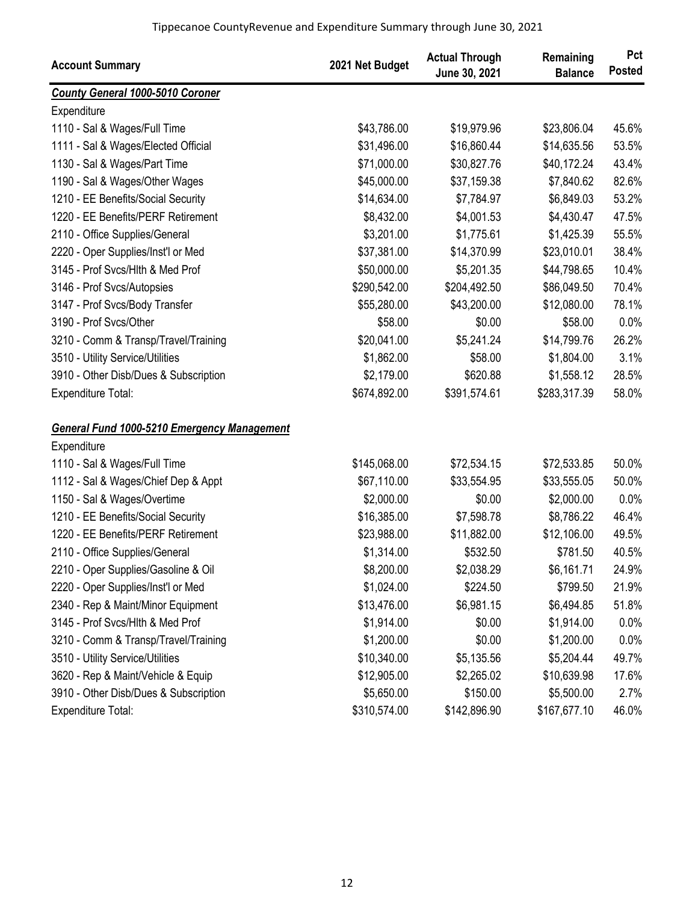Tippecanoe CountyRevenue and Expenditure Summary through June 30, 2021

| Account Summary | 2021 Net Budget | Actual Through June 30, 2021 | Remaining Balance | Pct Posted |
|---|---|---|---|---|
| ***County General 1000-5010 Coroner*** | | | | |
| Expenditure | | | | |
| 1110 - Sal & Wages/Full Time | $43,786.00 | $19,979.96 | $23,806.04 | 45.6% |
| 1111 - Sal & Wages/Elected Official | $31,496.00 | $16,860.44 | $14,635.56 | 53.5% |
| 1130 - Sal & Wages/Part Time | $71,000.00 | $30,827.76 | $40,172.24 | 43.4% |
| 1190 - Sal & Wages/Other Wages | $45,000.00 | $37,159.38 | $7,840.62 | 82.6% |
| 1210 - EE Benefits/Social Security | $14,634.00 | $7,784.97 | $6,849.03 | 53.2% |
| 1220 - EE Benefits/PERF Retirement | $8,432.00 | $4,001.53 | $4,430.47 | 47.5% |
| 2110 - Office Supplies/General | $3,201.00 | $1,775.61 | $1,425.39 | 55.5% |
| 2220 - Oper Supplies/Inst'l or Med | $37,381.00 | $14,370.99 | $23,010.01 | 38.4% |
| 3145 - Prof Svcs/Hlth & Med Prof | $50,000.00 | $5,201.35 | $44,798.65 | 10.4% |
| 3146 - Prof Svcs/Autopsies | $290,542.00 | $204,492.50 | $86,049.50 | 70.4% |
| 3147 - Prof Svcs/Body Transfer | $55,280.00 | $43,200.00 | $12,080.00 | 78.1% |
| 3190 - Prof Svcs/Other | $58.00 | $0.00 | $58.00 | 0.0% |
| 3210 - Comm & Transp/Travel/Training | $20,041.00 | $5,241.24 | $14,799.76 | 26.2% |
| 3510 - Utility Service/Utilities | $1,862.00 | $58.00 | $1,804.00 | 3.1% |
| 3910 - Other Disb/Dues & Subscription | $2,179.00 | $620.88 | $1,558.12 | 28.5% |
| Expenditure Total: | $674,892.00 | $391,574.61 | $283,317.39 | 58.0% |
| ***General Fund 1000-5210 Emergency Management*** | | | | |
| Expenditure | | | | |
| 1110 - Sal & Wages/Full Time | $145,068.00 | $72,534.15 | $72,533.85 | 50.0% |
| 1112 - Sal & Wages/Chief Dep & Appt | $67,110.00 | $33,554.95 | $33,555.05 | 50.0% |
| 1150 - Sal & Wages/Overtime | $2,000.00 | $0.00 | $2,000.00 | 0.0% |
| 1210 - EE Benefits/Social Security | $16,385.00 | $7,598.78 | $8,786.22 | 46.4% |
| 1220 - EE Benefits/PERF Retirement | $23,988.00 | $11,882.00 | $12,106.00 | 49.5% |
| 2110 - Office Supplies/General | $1,314.00 | $532.50 | $781.50 | 40.5% |
| 2210 - Oper Supplies/Gasoline & Oil | $8,200.00 | $2,038.29 | $6,161.71 | 24.9% |
| 2220 - Oper Supplies/Inst'l or Med | $1,024.00 | $224.50 | $799.50 | 21.9% |
| 2340 - Rep & Maint/Minor Equipment | $13,476.00 | $6,981.15 | $6,494.85 | 51.8% |
| 3145 - Prof Svcs/Hlth & Med Prof | $1,914.00 | $0.00 | $1,914.00 | 0.0% |
| 3210 - Comm & Transp/Travel/Training | $1,200.00 | $0.00 | $1,200.00 | 0.0% |
| 3510 - Utility Service/Utilities | $10,340.00 | $5,135.56 | $5,204.44 | 49.7% |
| 3620 - Rep & Maint/Vehicle & Equip | $12,905.00 | $2,265.02 | $10,639.98 | 17.6% |
| 3910 - Other Disb/Dues & Subscription | $5,650.00 | $150.00 | $5,500.00 | 2.7% |
| Expenditure Total: | $310,574.00 | $142,896.90 | $167,677.10 | 46.0% |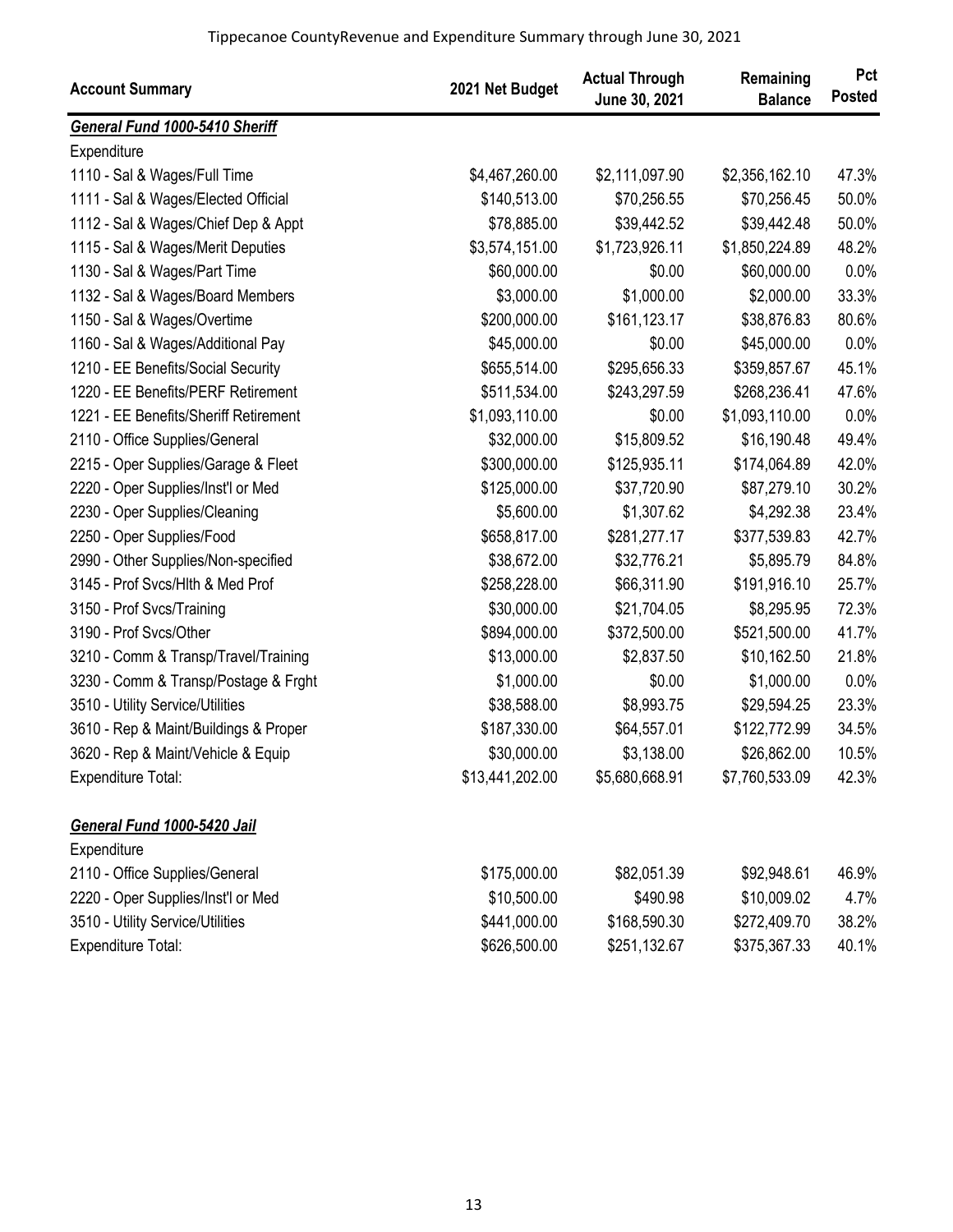Tippecanoe CountyRevenue and Expenditure Summary through June 30, 2021

| Account Summary | 2021 Net Budget | Actual Through June 30, 2021 | Remaining Balance | Pct Posted |
|---|---|---|---|---|
| ***General Fund 1000-5410 Sheriff*** | | | | |
| Expenditure | | | | |
| 1110 - Sal & Wages/Full Time | $4,467,260.00 | $2,111,097.90 | $2,356,162.10 | 47.3% |
| 1111 - Sal & Wages/Elected Official | $140,513.00 | $70,256.55 | $70,256.45 | 50.0% |
| 1112 - Sal & Wages/Chief Dep & Appt | $78,885.00 | $39,442.52 | $39,442.48 | 50.0% |
| 1115 - Sal & Wages/Merit Deputies | $3,574,151.00 | $1,723,926.11 | $1,850,224.89 | 48.2% |
| 1130 - Sal & Wages/Part Time | $60,000.00 | $0.00 | $60,000.00 | 0.0% |
| 1132 - Sal & Wages/Board Members | $3,000.00 | $1,000.00 | $2,000.00 | 33.3% |
| 1150 - Sal & Wages/Overtime | $200,000.00 | $161,123.17 | $38,876.83 | 80.6% |
| 1160 - Sal & Wages/Additional Pay | $45,000.00 | $0.00 | $45,000.00 | 0.0% |
| 1210 - EE Benefits/Social Security | $655,514.00 | $295,656.33 | $359,857.67 | 45.1% |
| 1220 - EE Benefits/PERF Retirement | $511,534.00 | $243,297.59 | $268,236.41 | 47.6% |
| 1221 - EE Benefits/Sheriff Retirement | $1,093,110.00 | $0.00 | $1,093,110.00 | 0.0% |
| 2110 - Office Supplies/General | $32,000.00 | $15,809.52 | $16,190.48 | 49.4% |
| 2215 - Oper Supplies/Garage & Fleet | $300,000.00 | $125,935.11 | $174,064.89 | 42.0% |
| 2220 - Oper Supplies/Inst'l or Med | $125,000.00 | $37,720.90 | $87,279.10 | 30.2% |
| 2230 - Oper Supplies/Cleaning | $5,600.00 | $1,307.62 | $4,292.38 | 23.4% |
| 2250 - Oper Supplies/Food | $658,817.00 | $281,277.17 | $377,539.83 | 42.7% |
| 2990 - Other Supplies/Non-specified | $38,672.00 | $32,776.21 | $5,895.79 | 84.8% |
| 3145 - Prof Svcs/Hlth & Med Prof | $258,228.00 | $66,311.90 | $191,916.10 | 25.7% |
| 3150 - Prof Svcs/Training | $30,000.00 | $21,704.05 | $8,295.95 | 72.3% |
| 3190 - Prof Svcs/Other | $894,000.00 | $372,500.00 | $521,500.00 | 41.7% |
| 3210 - Comm & Transp/Travel/Training | $13,000.00 | $2,837.50 | $10,162.50 | 21.8% |
| 3230 - Comm & Transp/Postage & Frght | $1,000.00 | $0.00 | $1,000.00 | 0.0% |
| 3510 - Utility Service/Utilities | $38,588.00 | $8,993.75 | $29,594.25 | 23.3% |
| 3610 - Rep & Maint/Buildings & Proper | $187,330.00 | $64,557.01 | $122,772.99 | 34.5% |
| 3620 - Rep & Maint/Vehicle & Equip | $30,000.00 | $3,138.00 | $26,862.00 | 10.5% |
| Expenditure Total: | $13,441,202.00 | $5,680,668.91 | $7,760,533.09 | 42.3% |
| | | | | |
| ***General Fund 1000-5420 Jail*** | | | | |
| Expenditure | | | | |
| 2110 - Office Supplies/General | $175,000.00 | $82,051.39 | $92,948.61 | 46.9% |
| 2220 - Oper Supplies/Inst'l or Med | $10,500.00 | $490.98 | $10,009.02 | 4.7% |
| 3510 - Utility Service/Utilities | $441,000.00 | $168,590.30 | $272,409.70 | 38.2% |
| Expenditure Total: | $626,500.00 | $251,132.67 | $375,367.33 | 40.1% |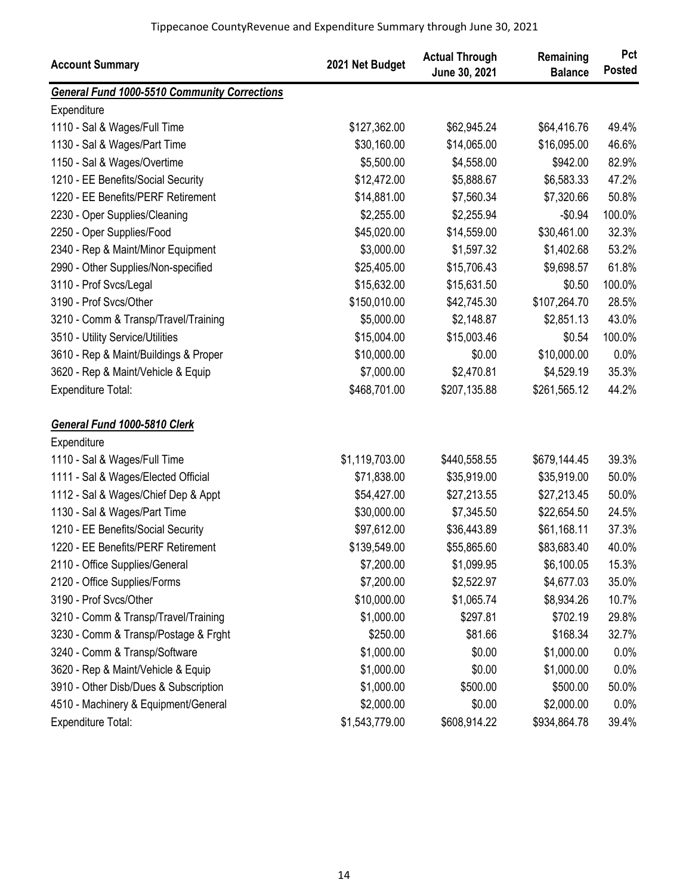| Account Summary | 2021 Net Budget | Actual Through June 30, 2021 | Remaining Balance | Pct Posted |
|---|---|---|---|---|
| ***General Fund 1000-5510 Community Corrections*** | | | | |
| Expenditure | | | | |
| 1110 - Sal & Wages/Full Time | $127,362.00 | $62,945.24 | $64,416.76 | 49.4% |
| 1130 - Sal & Wages/Part Time | $30,160.00 | $14,065.00 | $16,095.00 | 46.6% |
| 1150 - Sal & Wages/Overtime | $5,500.00 | $4,558.00 | $942.00 | 82.9% |
| 1210 - EE Benefits/Social Security | $12,472.00 | $5,888.67 | $6,583.33 | 47.2% |
| 1220 - EE Benefits/PERF Retirement | $14,881.00 | $7,560.34 | $7,320.66 | 50.8% |
| 2230 - Oper Supplies/Cleaning | $2,255.00 | $2,255.94 | -$0.94 | 100.0% |
| 2250 - Oper Supplies/Food | $45,020.00 | $14,559.00 | $30,461.00 | 32.3% |
| 2340 - Rep & Maint/Minor Equipment | $3,000.00 | $1,597.32 | $1,402.68 | 53.2% |
| 2990 - Other Supplies/Non-specified | $25,405.00 | $15,706.43 | $9,698.57 | 61.8% |
| 3110 - Prof Svcs/Legal | $15,632.00 | $15,631.50 | $0.50 | 100.0% |
| 3190 - Prof Svcs/Other | $150,010.00 | $42,745.30 | $107,264.70 | 28.5% |
| 3210 - Comm & Transp/Travel/Training | $5,000.00 | $2,148.87 | $2,851.13 | 43.0% |
| 3510 - Utility Service/Utilities | $15,004.00 | $15,003.46 | $0.54 | 100.0% |
| 3610 - Rep & Maint/Buildings & Proper | $10,000.00 | $0.00 | $10,000.00 | 0.0% |
| 3620 - Rep & Maint/Vehicle & Equip | $7,000.00 | $2,470.81 | $4,529.19 | 35.3% |
| Expenditure Total: | $468,701.00 | $207,135.88 | $261,565.12 | 44.2% |
| | | | | |
| ***General Fund 1000-5810 Clerk*** | | | | |
| Expenditure | | | | |
| 1110 - Sal & Wages/Full Time | $1,119,703.00 | $440,558.55 | $679,144.45 | 39.3% |
| 1111 - Sal & Wages/Elected Official | $71,838.00 | $35,919.00 | $35,919.00 | 50.0% |
| 1112 - Sal & Wages/Chief Dep & Appt | $54,427.00 | $27,213.55 | $27,213.45 | 50.0% |
| 1130 - Sal & Wages/Part Time | $30,000.00 | $7,345.50 | $22,654.50 | 24.5% |
| 1210 - EE Benefits/Social Security | $97,612.00 | $36,443.89 | $61,168.11 | 37.3% |
| 1220 - EE Benefits/PERF Retirement | $139,549.00 | $55,865.60 | $83,683.40 | 40.0% |
| 2110 - Office Supplies/General | $7,200.00 | $1,099.95 | $6,100.05 | 15.3% |
| 2120 - Office Supplies/Forms | $7,200.00 | $2,522.97 | $4,677.03 | 35.0% |
| 3190 - Prof Svcs/Other | $10,000.00 | $1,065.74 | $8,934.26 | 10.7% |
| 3210 - Comm & Transp/Travel/Training | $1,000.00 | $297.81 | $702.19 | 29.8% |
| 3230 - Comm & Transp/Postage & Frght | $250.00 | $81.66 | $168.34 | 32.7% |
| 3240 - Comm & Transp/Software | $1,000.00 | $0.00 | $1,000.00 | 0.0% |
| 3620 - Rep & Maint/Vehicle & Equip | $1,000.00 | $0.00 | $1,000.00 | 0.0% |
| 3910 - Other Disb/Dues & Subscription | $1,000.00 | $500.00 | $500.00 | 50.0% |
| 4510 - Machinery & Equipment/General | $2,000.00 | $0.00 | $2,000.00 | 0.0% |
| Expenditure Total: | $1,543,779.00 | $608,914.22 | $934,864.78 | 39.4% |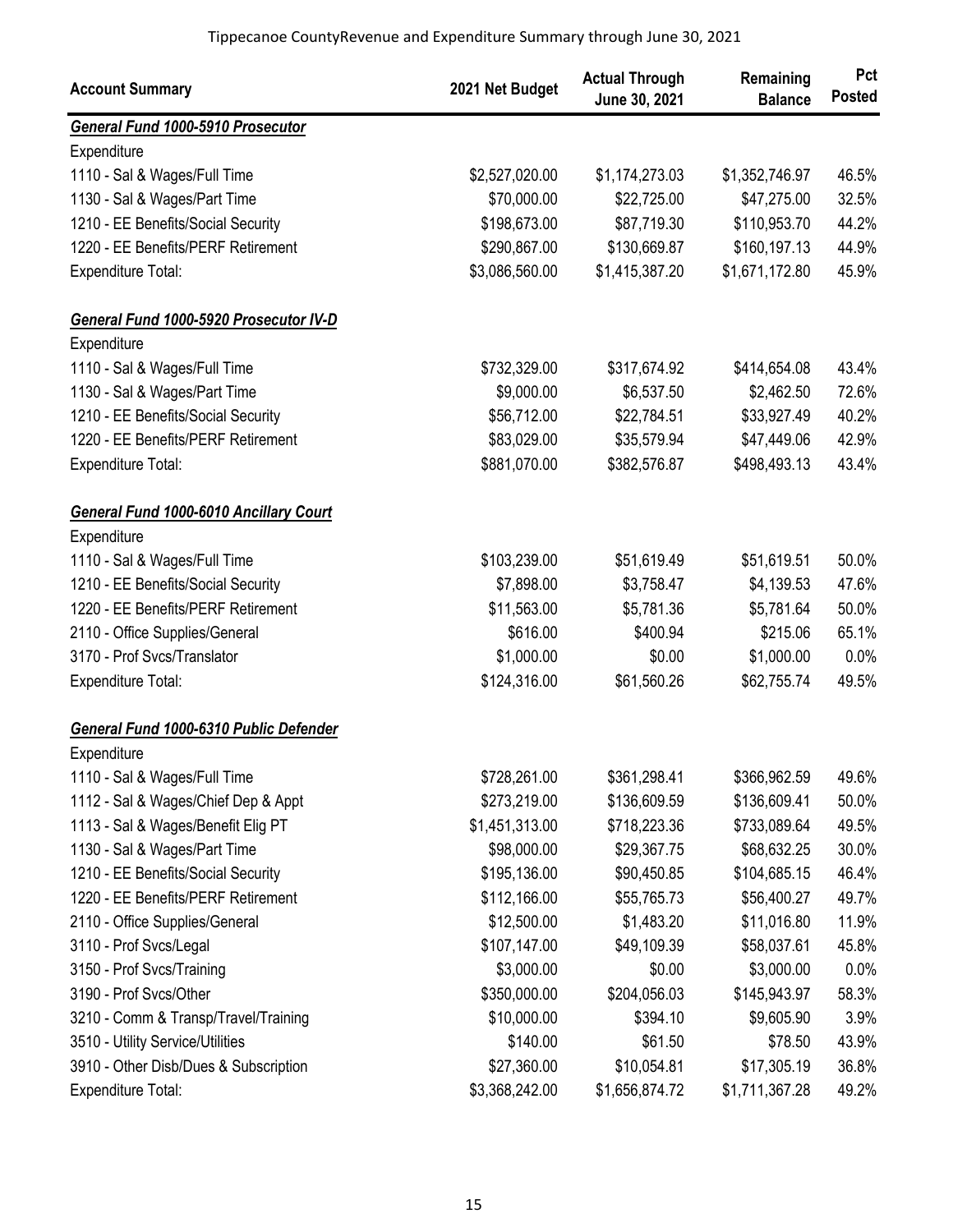Tippecanoe CountyRevenue and Expenditure Summary through June 30, 2021

| Account Summary | 2021 Net Budget | Actual Through June 30, 2021 | Remaining Balance | Pct Posted |
|---|---|---|---|---|
| ***General Fund 1000-5910 Prosecutor*** | | | | |
| Expenditure | | | | |
| 1110 - Sal & Wages/Full Time | $2,527,020.00 | $1,174,273.03 | $1,352,746.97 | 46.5% |
| 1130 - Sal & Wages/Part Time | $70,000.00 | $22,725.00 | $47,275.00 | 32.5% |
| 1210 - EE Benefits/Social Security | $198,673.00 | $87,719.30 | $110,953.70 | 44.2% |
| 1220 - EE Benefits/PERF Retirement | $290,867.00 | $130,669.87 | $160,197.13 | 44.9% |
| Expenditure Total: | $3,086,560.00 | $1,415,387.20 | $1,671,172.80 | 45.9% |
| ***General Fund 1000-5920 Prosecutor IV-D*** | | | | |
| Expenditure | | | | |
| 1110 - Sal & Wages/Full Time | $732,329.00 | $317,674.92 | $414,654.08 | 43.4% |
| 1130 - Sal & Wages/Part Time | $9,000.00 | $6,537.50 | $2,462.50 | 72.6% |
| 1210 - EE Benefits/Social Security | $56,712.00 | $22,784.51 | $33,927.49 | 40.2% |
| 1220 - EE Benefits/PERF Retirement | $83,029.00 | $35,579.94 | $47,449.06 | 42.9% |
| Expenditure Total: | $881,070.00 | $382,576.87 | $498,493.13 | 43.4% |
| ***General Fund 1000-6010 Ancillary Court*** | | | | |
| Expenditure | | | | |
| 1110 - Sal & Wages/Full Time | $103,239.00 | $51,619.49 | $51,619.51 | 50.0% |
| 1210 - EE Benefits/Social Security | $7,898.00 | $3,758.47 | $4,139.53 | 47.6% |
| 1220 - EE Benefits/PERF Retirement | $11,563.00 | $5,781.36 | $5,781.64 | 50.0% |
| 2110 - Office Supplies/General | $616.00 | $400.94 | $215.06 | 65.1% |
| 3170 - Prof Svcs/Translator | $1,000.00 | $0.00 | $1,000.00 | 0.0% |
| Expenditure Total: | $124,316.00 | $61,560.26 | $62,755.74 | 49.5% |
| ***General Fund 1000-6310 Public Defender*** | | | | |
| Expenditure | | | | |
| 1110 - Sal & Wages/Full Time | $728,261.00 | $361,298.41 | $366,962.59 | 49.6% |
| 1112 - Sal & Wages/Chief Dep & Appt | $273,219.00 | $136,609.59 | $136,609.41 | 50.0% |
| 1113 - Sal & Wages/Benefit Elig PT | $1,451,313.00 | $718,223.36 | $733,089.64 | 49.5% |
| 1130 - Sal & Wages/Part Time | $98,000.00 | $29,367.75 | $68,632.25 | 30.0% |
| 1210 - EE Benefits/Social Security | $195,136.00 | $90,450.85 | $104,685.15 | 46.4% |
| 1220 - EE Benefits/PERF Retirement | $112,166.00 | $55,765.73 | $56,400.27 | 49.7% |
| 2110 - Office Supplies/General | $12,500.00 | $1,483.20 | $11,016.80 | 11.9% |
| 3110 - Prof Svcs/Legal | $107,147.00 | $49,109.39 | $58,037.61 | 45.8% |
| 3150 - Prof Svcs/Training | $3,000.00 | $0.00 | $3,000.00 | 0.0% |
| 3190 - Prof Svcs/Other | $350,000.00 | $204,056.03 | $145,943.97 | 58.3% |
| 3210 - Comm & Transp/Travel/Training | $10,000.00 | $394.10 | $9,605.90 | 3.9% |
| 3510 - Utility Service/Utilities | $140.00 | $61.50 | $78.50 | 43.9% |
| 3910 - Other Disb/Dues & Subscription | $27,360.00 | $10,054.81 | $17,305.19 | 36.8% |
| Expenditure Total: | $3,368,242.00 | $1,656,874.72 | $1,711,367.28 | 49.2% |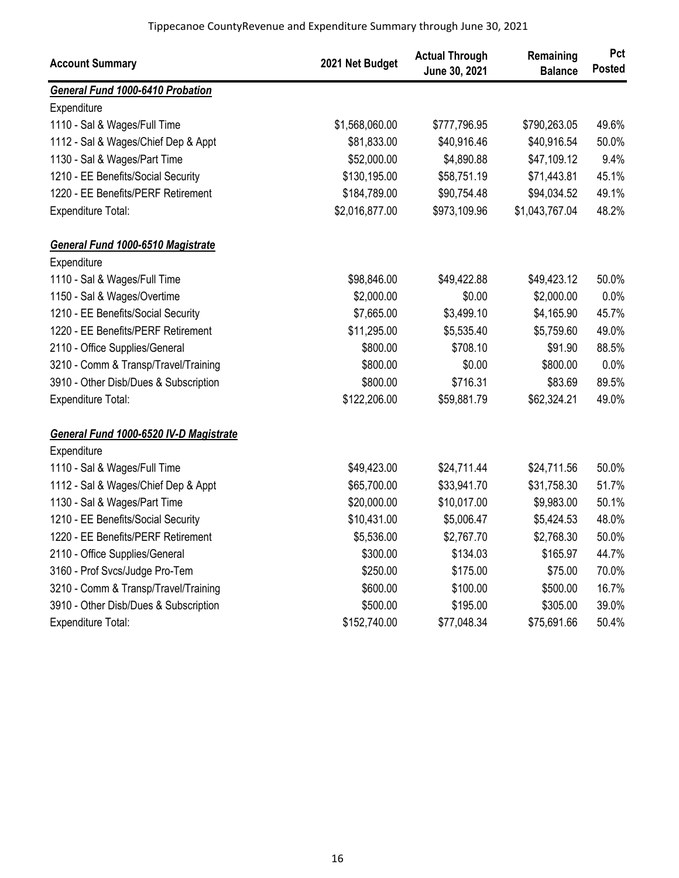| Account Summary | 2021 Net Budget | Actual Through June 30, 2021 | Remaining Balance | Pct Posted |
|---|---|---|---|---|
| ***General Fund 1000-6410 Probation*** | | | | |
| Expenditure | | | | |
| 1110 - Sal & Wages/Full Time | $1,568,060.00 | $777,796.95 | $790,263.05 | 49.6% |
| 1112 - Sal & Wages/Chief Dep & Appt | $81,833.00 | $40,916.46 | $40,916.54 | 50.0% |
| 1130 - Sal & Wages/Part Time | $52,000.00 | $4,890.88 | $47,109.12 | 9.4% |
| 1210 - EE Benefits/Social Security | $130,195.00 | $58,751.19 | $71,443.81 | 45.1% |
| 1220 - EE Benefits/PERF Retirement | $184,789.00 | $90,754.48 | $94,034.52 | 49.1% |
| Expenditure Total: | $2,016,877.00 | $973,109.96 | $1,043,767.04 | 48.2% |
| ***General Fund 1000-6510 Magistrate*** | | | | |
| Expenditure | | | | |
| 1110 - Sal & Wages/Full Time | $98,846.00 | $49,422.88 | $49,423.12 | 50.0% |
| 1150 - Sal & Wages/Overtime | $2,000.00 | $0.00 | $2,000.00 | 0.0% |
| 1210 - EE Benefits/Social Security | $7,665.00 | $3,499.10 | $4,165.90 | 45.7% |
| 1220 - EE Benefits/PERF Retirement | $11,295.00 | $5,535.40 | $5,759.60 | 49.0% |
| 2110 - Office Supplies/General | $800.00 | $708.10 | $91.90 | 88.5% |
| 3210 - Comm & Transp/Travel/Training | $800.00 | $0.00 | $800.00 | 0.0% |
| 3910 - Other Disb/Dues & Subscription | $800.00 | $716.31 | $83.69 | 89.5% |
| Expenditure Total: | $122,206.00 | $59,881.79 | $62,324.21 | 49.0% |
| ***General Fund 1000-6520 IV-D Magistrate*** | | | | |
| Expenditure | | | | |
| 1110 - Sal & Wages/Full Time | $49,423.00 | $24,711.44 | $24,711.56 | 50.0% |
| 1112 - Sal & Wages/Chief Dep & Appt | $65,700.00 | $33,941.70 | $31,758.30 | 51.7% |
| 1130 - Sal & Wages/Part Time | $20,000.00 | $10,017.00 | $9,983.00 | 50.1% |
| 1210 - EE Benefits/Social Security | $10,431.00 | $5,006.47 | $5,424.53 | 48.0% |
| 1220 - EE Benefits/PERF Retirement | $5,536.00 | $2,767.70 | $2,768.30 | 50.0% |
| 2110 - Office Supplies/General | $300.00 | $134.03 | $165.97 | 44.7% |
| 3160 - Prof Svcs/Judge Pro-Tem | $250.00 | $175.00 | $75.00 | 70.0% |
| 3210 - Comm & Transp/Travel/Training | $600.00 | $100.00 | $500.00 | 16.7% |
| 3910 - Other Disb/Dues & Subscription | $500.00 | $195.00 | $305.00 | 39.0% |
| Expenditure Total: | $152,740.00 | $77,048.34 | $75,691.66 | 50.4% |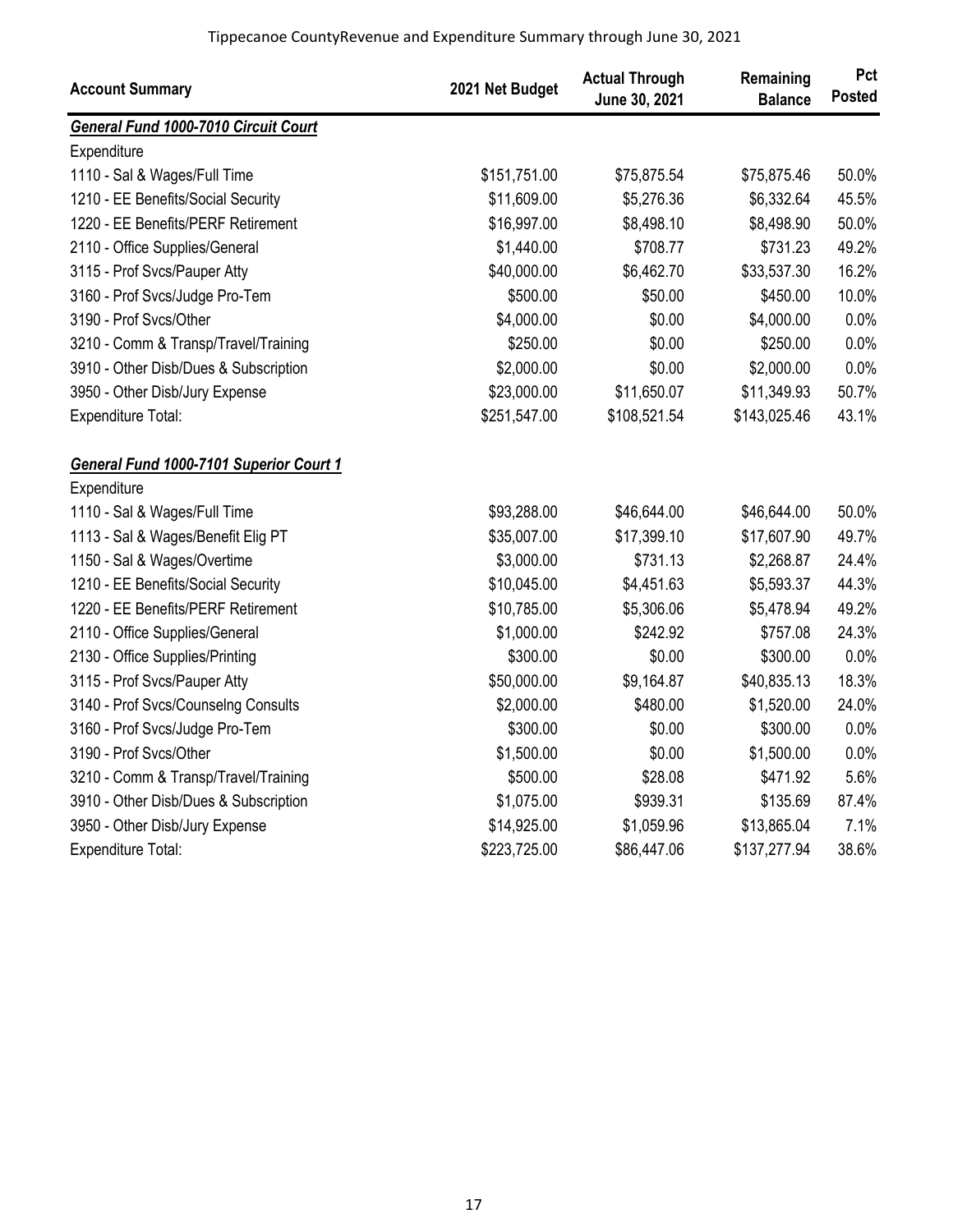Tippecanoe CountyRevenue and Expenditure Summary through June 30, 2021

| Account Summary | 2021 Net Budget | Actual Through June 30, 2021 | Remaining Balance | Pct Posted |
|---|---|---|---|---|
| ***General Fund 1000-7010 Circuit Court*** | | | | |
| Expenditure | | | | |
| 1110 - Sal & Wages/Full Time | $151,751.00 | $75,875.54 | $75,875.46 | 50.0% |
| 1210 - EE Benefits/Social Security | $11,609.00 | $5,276.36 | $6,332.64 | 45.5% |
| 1220 - EE Benefits/PERF Retirement | $16,997.00 | $8,498.10 | $8,498.90 | 50.0% |
| 2110 - Office Supplies/General | $1,440.00 | $708.77 | $731.23 | 49.2% |
| 3115 - Prof Svcs/Pauper Atty | $40,000.00 | $6,462.70 | $33,537.30 | 16.2% |
| 3160 - Prof Svcs/Judge Pro-Tem | $500.00 | $50.00 | $450.00 | 10.0% |
| 3190 - Prof Svcs/Other | $4,000.00 | $0.00 | $4,000.00 | 0.0% |
| 3210 - Comm & Transp/Travel/Training | $250.00 | $0.00 | $250.00 | 0.0% |
| 3910 - Other Disb/Dues & Subscription | $2,000.00 | $0.00 | $2,000.00 | 0.0% |
| 3950 - Other Disb/Jury Expense | $23,000.00 | $11,650.07 | $11,349.93 | 50.7% |
| Expenditure Total: | $251,547.00 | $108,521.54 | $143,025.46 | 43.1% |
| | | | | |
| ***General Fund 1000-7101 Superior Court 1*** | | | | |
| Expenditure | | | | |
| 1110 - Sal & Wages/Full Time | $93,288.00 | $46,644.00 | $46,644.00 | 50.0% |
| 1113 - Sal & Wages/Benefit Elig PT | $35,007.00 | $17,399.10 | $17,607.90 | 49.7% |
| 1150 - Sal & Wages/Overtime | $3,000.00 | $731.13 | $2,268.87 | 24.4% |
| 1210 - EE Benefits/Social Security | $10,045.00 | $4,451.63 | $5,593.37 | 44.3% |
| 1220 - EE Benefits/PERF Retirement | $10,785.00 | $5,306.06 | $5,478.94 | 49.2% |
| 2110 - Office Supplies/General | $1,000.00 | $242.92 | $757.08 | 24.3% |
| 2130 - Office Supplies/Printing | $300.00 | $0.00 | $300.00 | 0.0% |
| 3115 - Prof Svcs/Pauper Atty | $50,000.00 | $9,164.87 | $40,835.13 | 18.3% |
| 3140 - Prof Svcs/Counselng Consults | $2,000.00 | $480.00 | $1,520.00 | 24.0% |
| 3160 - Prof Svcs/Judge Pro-Tem | $300.00 | $0.00 | $300.00 | 0.0% |
| 3190 - Prof Svcs/Other | $1,500.00 | $0.00 | $1,500.00 | 0.0% |
| 3210 - Comm & Transp/Travel/Training | $500.00 | $28.08 | $471.92 | 5.6% |
| 3910 - Other Disb/Dues & Subscription | $1,075.00 | $939.31 | $135.69 | 87.4% |
| 3950 - Other Disb/Jury Expense | $14,925.00 | $1,059.96 | $13,865.04 | 7.1% |
| Expenditure Total: | $223,725.00 | $86,447.06 | $137,277.94 | 38.6% |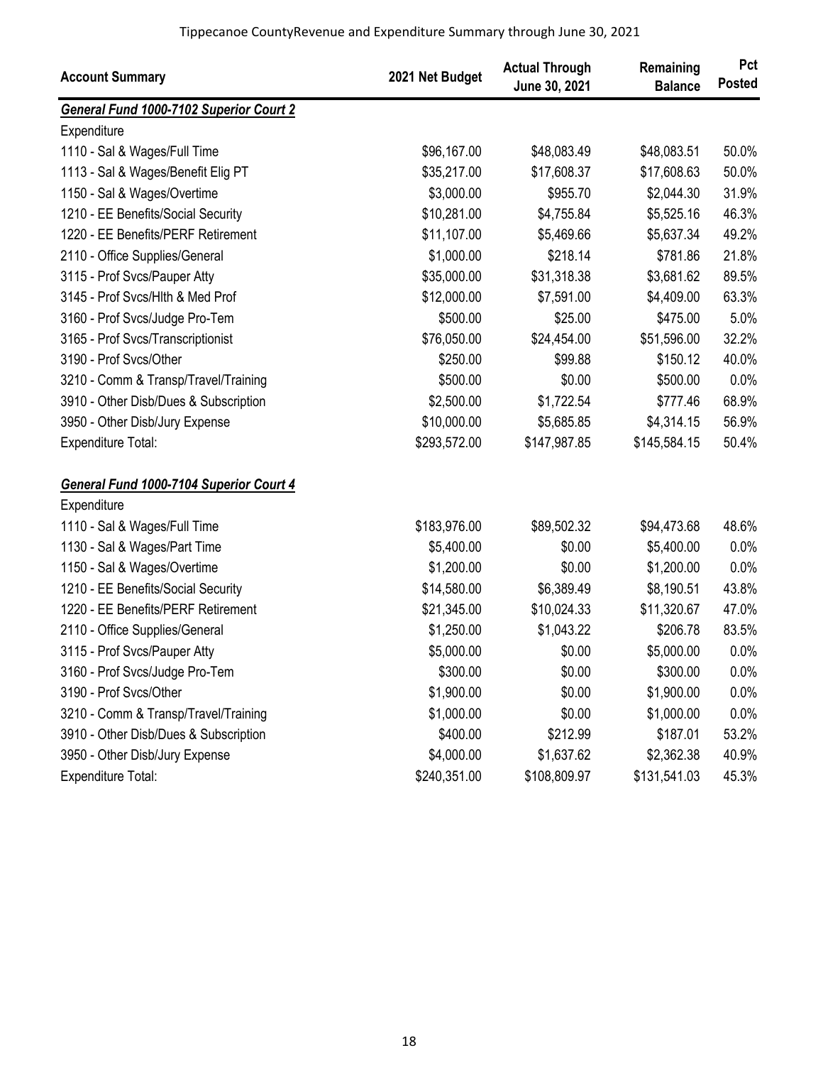Tippecanoe CountyRevenue and Expenditure Summary through June 30, 2021

| Account Summary | 2021 Net Budget | Actual Through June 30, 2021 | Remaining Balance | Pct Posted |
|---|---|---|---|---|
| ***General Fund 1000-7102 Superior Court 2*** | | | | |
| Expenditure | | | | |
| 1110 - Sal & Wages/Full Time | $96,167.00 | $48,083.49 | $48,083.51 | 50.0% |
| 1113 - Sal & Wages/Benefit Elig PT | $35,217.00 | $17,608.37 | $17,608.63 | 50.0% |
| 1150 - Sal & Wages/Overtime | $3,000.00 | $955.70 | $2,044.30 | 31.9% |
| 1210 - EE Benefits/Social Security | $10,281.00 | $4,755.84 | $5,525.16 | 46.3% |
| 1220 - EE Benefits/PERF Retirement | $11,107.00 | $5,469.66 | $5,637.34 | 49.2% |
| 2110 - Office Supplies/General | $1,000.00 | $218.14 | $781.86 | 21.8% |
| 3115 - Prof Svcs/Pauper Atty | $35,000.00 | $31,318.38 | $3,681.62 | 89.5% |
| 3145 - Prof Svcs/Hlth & Med Prof | $12,000.00 | $7,591.00 | $4,409.00 | 63.3% |
| 3160 - Prof Svcs/Judge Pro-Tem | $500.00 | $25.00 | $475.00 | 5.0% |
| 3165 - Prof Svcs/Transcriptionist | $76,050.00 | $24,454.00 | $51,596.00 | 32.2% |
| 3190 - Prof Svcs/Other | $250.00 | $99.88 | $150.12 | 40.0% |
| 3210 - Comm & Transp/Travel/Training | $500.00 | $0.00 | $500.00 | 0.0% |
| 3910 - Other Disb/Dues & Subscription | $2,500.00 | $1,722.54 | $777.46 | 68.9% |
| 3950 - Other Disb/Jury Expense | $10,000.00 | $5,685.85 | $4,314.15 | 56.9% |
| Expenditure Total: | $293,572.00 | $147,987.85 | $145,584.15 | 50.4% |
| ***General Fund 1000-7104 Superior Court 4*** | | | | |
| Expenditure | | | | |
| 1110 - Sal & Wages/Full Time | $183,976.00 | $89,502.32 | $94,473.68 | 48.6% |
| 1130 - Sal & Wages/Part Time | $5,400.00 | $0.00 | $5,400.00 | 0.0% |
| 1150 - Sal & Wages/Overtime | $1,200.00 | $0.00 | $1,200.00 | 0.0% |
| 1210 - EE Benefits/Social Security | $14,580.00 | $6,389.49 | $8,190.51 | 43.8% |
| 1220 - EE Benefits/PERF Retirement | $21,345.00 | $10,024.33 | $11,320.67 | 47.0% |
| 2110 - Office Supplies/General | $1,250.00 | $1,043.22 | $206.78 | 83.5% |
| 3115 - Prof Svcs/Pauper Atty | $5,000.00 | $0.00 | $5,000.00 | 0.0% |
| 3160 - Prof Svcs/Judge Pro-Tem | $300.00 | $0.00 | $300.00 | 0.0% |
| 3190 - Prof Svcs/Other | $1,900.00 | $0.00 | $1,900.00 | 0.0% |
| 3210 - Comm & Transp/Travel/Training | $1,000.00 | $0.00 | $1,000.00 | 0.0% |
| 3910 - Other Disb/Dues & Subscription | $400.00 | $212.99 | $187.01 | 53.2% |
| 3950 - Other Disb/Jury Expense | $4,000.00 | $1,637.62 | $2,362.38 | 40.9% |
| Expenditure Total: | $240,351.00 | $108,809.97 | $131,541.03 | 45.3% |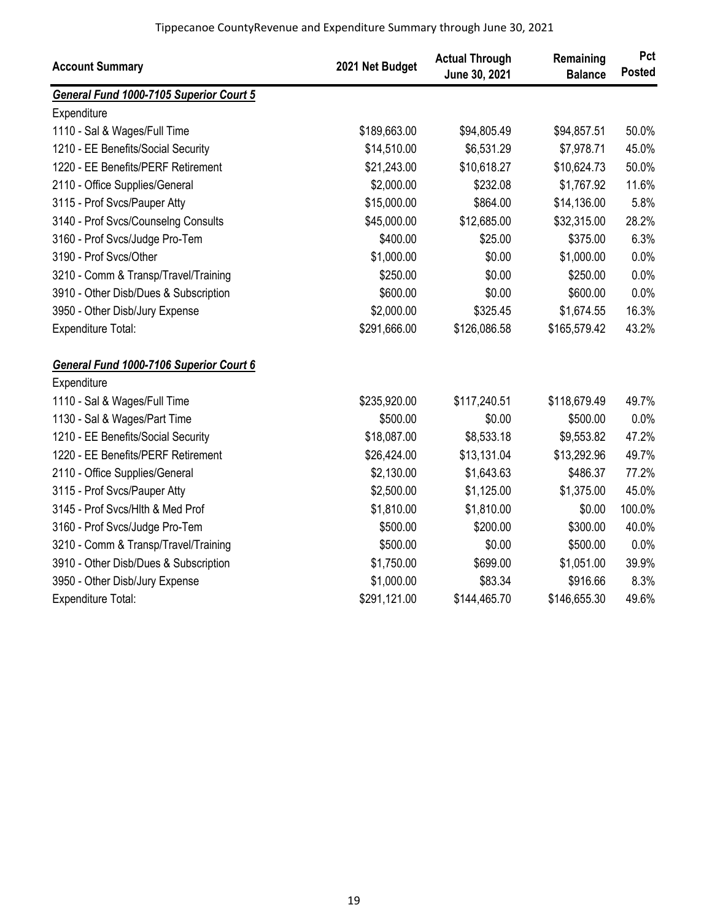Tippecanoe CountyRevenue and Expenditure Summary through June 30, 2021

| Account Summary | 2021 Net Budget | Actual Through June 30, 2021 | Remaining Balance | Pct Posted |
|---|---|---|---|---|
| ***General Fund 1000-7105 Superior Court 5*** | | | | |
| Expenditure | | | | |
| 1110 - Sal & Wages/Full Time | $189,663.00 | $94,805.49 | $94,857.51 | 50.0% |
| 1210 - EE Benefits/Social Security | $14,510.00 | $6,531.29 | $7,978.71 | 45.0% |
| 1220 - EE Benefits/PERF Retirement | $21,243.00 | $10,618.27 | $10,624.73 | 50.0% |
| 2110 - Office Supplies/General | $2,000.00 | $232.08 | $1,767.92 | 11.6% |
| 3115 - Prof Svcs/Pauper Atty | $15,000.00 | $864.00 | $14,136.00 | 5.8% |
| 3140 - Prof Svcs/Counselng Consults | $45,000.00 | $12,685.00 | $32,315.00 | 28.2% |
| 3160 - Prof Svcs/Judge Pro-Tem | $400.00 | $25.00 | $375.00 | 6.3% |
| 3190 - Prof Svcs/Other | $1,000.00 | $0.00 | $1,000.00 | 0.0% |
| 3210 - Comm & Transp/Travel/Training | $250.00 | $0.00 | $250.00 | 0.0% |
| 3910 - Other Disb/Dues & Subscription | $600.00 | $0.00 | $600.00 | 0.0% |
| 3950 - Other Disb/Jury Expense | $2,000.00 | $325.45 | $1,674.55 | 16.3% |
| Expenditure Total: | $291,666.00 | $126,086.58 | $165,579.42 | 43.2% |
| ***General Fund 1000-7106 Superior Court 6*** | | | | |
| Expenditure | | | | |
| 1110 - Sal & Wages/Full Time | $235,920.00 | $117,240.51 | $118,679.49 | 49.7% |
| 1130 - Sal & Wages/Part Time | $500.00 | $0.00 | $500.00 | 0.0% |
| 1210 - EE Benefits/Social Security | $18,087.00 | $8,533.18 | $9,553.82 | 47.2% |
| 1220 - EE Benefits/PERF Retirement | $26,424.00 | $13,131.04 | $13,292.96 | 49.7% |
| 2110 - Office Supplies/General | $2,130.00 | $1,643.63 | $486.37 | 77.2% |
| 3115 - Prof Svcs/Pauper Atty | $2,500.00 | $1,125.00 | $1,375.00 | 45.0% |
| 3145 - Prof Svcs/Hlth & Med Prof | $1,810.00 | $1,810.00 | $0.00 | 100.0% |
| 3160 - Prof Svcs/Judge Pro-Tem | $500.00 | $200.00 | $300.00 | 40.0% |
| 3210 - Comm & Transp/Travel/Training | $500.00 | $0.00 | $500.00 | 0.0% |
| 3910 - Other Disb/Dues & Subscription | $1,750.00 | $699.00 | $1,051.00 | 39.9% |
| 3950 - Other Disb/Jury Expense | $1,000.00 | $83.34 | $916.66 | 8.3% |
| Expenditure Total: | $291,121.00 | $144,465.70 | $146,655.30 | 49.6% |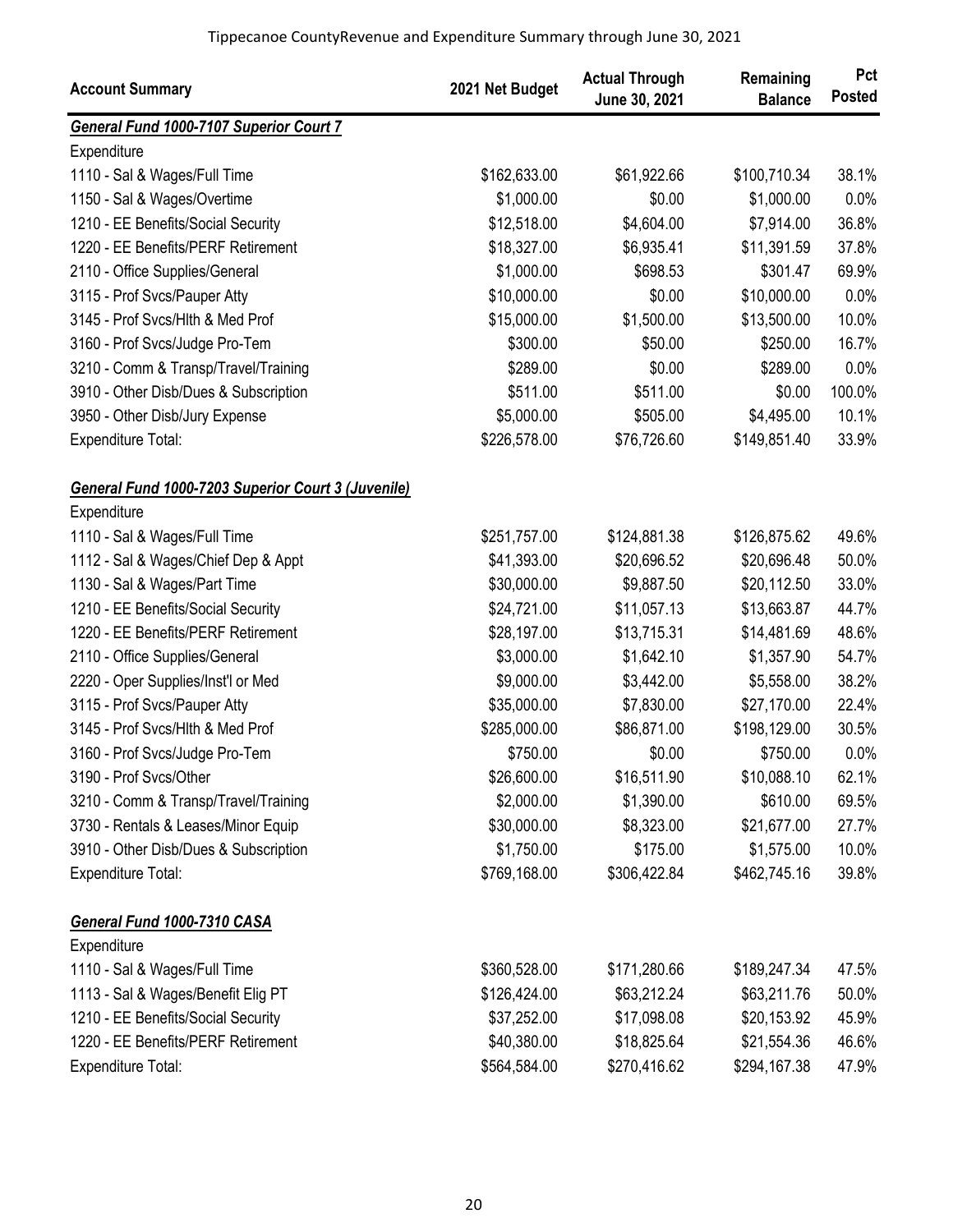| Account Summary | 2021 Net Budget | Actual Through June 30, 2021 | Remaining Balance | Pct Posted |
|---|---|---|---|---|
| ***General Fund 1000-7107 Superior Court 7*** | | | | |
| Expenditure | | | | |
| 1110 - Sal & Wages/Full Time | $162,633.00 | $61,922.66 | $100,710.34 | 38.1% |
| 1150 - Sal & Wages/Overtime | $1,000.00 | $0.00 | $1,000.00 | 0.0% |
| 1210 - EE Benefits/Social Security | $12,518.00 | $4,604.00 | $7,914.00 | 36.8% |
| 1220 - EE Benefits/PERF Retirement | $18,327.00 | $6,935.41 | $11,391.59 | 37.8% |
| 2110 - Office Supplies/General | $1,000.00 | $698.53 | $301.47 | 69.9% |
| 3115 - Prof Svcs/Pauper Atty | $10,000.00 | $0.00 | $10,000.00 | 0.0% |
| 3145 - Prof Svcs/Hlth & Med Prof | $15,000.00 | $1,500.00 | $13,500.00 | 10.0% |
| 3160 - Prof Svcs/Judge Pro-Tem | $300.00 | $50.00 | $250.00 | 16.7% |
| 3210 - Comm & Transp/Travel/Training | $289.00 | $0.00 | $289.00 | 0.0% |
| 3910 - Other Disb/Dues & Subscription | $511.00 | $511.00 | $0.00 | 100.0% |
| 3950 - Other Disb/Jury Expense | $5,000.00 | $505.00 | $4,495.00 | 10.1% |
| Expenditure Total: | $226,578.00 | $76,726.60 | $149,851.40 | 33.9% |
| | | | | |
| ***General Fund 1000-7203 Superior Court 3 (Juvenile)*** | | | | |
| Expenditure | | | | |
| 1110 - Sal & Wages/Full Time | $251,757.00 | $124,881.38 | $126,875.62 | 49.6% |
| 1112 - Sal & Wages/Chief Dep & Appt | $41,393.00 | $20,696.52 | $20,696.48 | 50.0% |
| 1130 - Sal & Wages/Part Time | $30,000.00 | $9,887.50 | $20,112.50 | 33.0% |
| 1210 - EE Benefits/Social Security | $24,721.00 | $11,057.13 | $13,663.87 | 44.7% |
| 1220 - EE Benefits/PERF Retirement | $28,197.00 | $13,715.31 | $14,481.69 | 48.6% |
| 2110 - Office Supplies/General | $3,000.00 | $1,642.10 | $1,357.90 | 54.7% |
| 2220 - Oper Supplies/Inst'l or Med | $9,000.00 | $3,442.00 | $5,558.00 | 38.2% |
| 3115 - Prof Svcs/Pauper Atty | $35,000.00 | $7,830.00 | $27,170.00 | 22.4% |
| 3145 - Prof Svcs/Hlth & Med Prof | $285,000.00 | $86,871.00 | $198,129.00 | 30.5% |
| 3160 - Prof Svcs/Judge Pro-Tem | $750.00 | $0.00 | $750.00 | 0.0% |
| 3190 - Prof Svcs/Other | $26,600.00 | $16,511.90 | $10,088.10 | 62.1% |
| 3210 - Comm & Transp/Travel/Training | $2,000.00 | $1,390.00 | $610.00 | 69.5% |
| 3730 - Rentals & Leases/Minor Equip | $30,000.00 | $8,323.00 | $21,677.00 | 27.7% |
| 3910 - Other Disb/Dues & Subscription | $1,750.00 | $175.00 | $1,575.00 | 10.0% |
| Expenditure Total: | $769,168.00 | $306,422.84 | $462,745.16 | 39.8% |
| | | | | |
| ***General Fund 1000-7310 CASA*** | | | | |
| Expenditure | | | | |
| 1110 - Sal & Wages/Full Time | $360,528.00 | $171,280.66 | $189,247.34 | 47.5% |
| 1113 - Sal & Wages/Benefit Elig PT | $126,424.00 | $63,212.24 | $63,211.76 | 50.0% |
| 1210 - EE Benefits/Social Security | $37,252.00 | $17,098.08 | $20,153.92 | 45.9% |
| 1220 - EE Benefits/PERF Retirement | $40,380.00 | $18,825.64 | $21,554.36 | 46.6% |
| Expenditure Total: | $564,584.00 | $270,416.62 | $294,167.38 | 47.9% |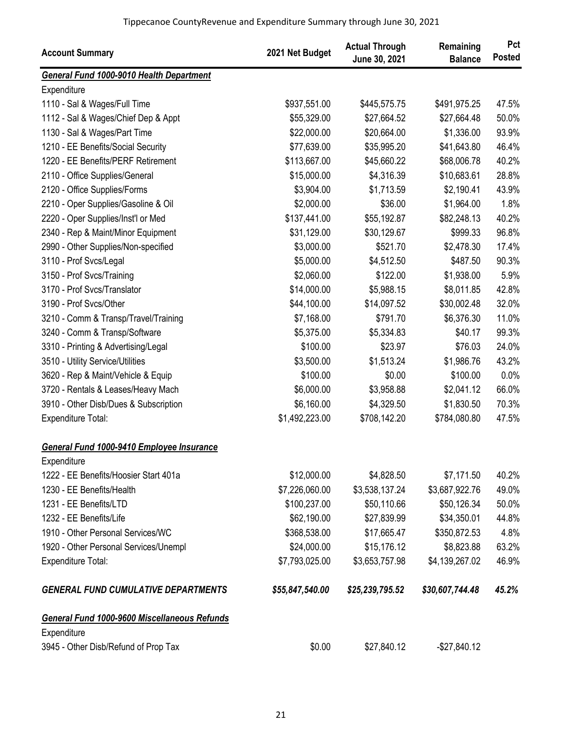Tippecanoe CountyRevenue and Expenditure Summary through June 30, 2021

| Account Summary | 2021 Net Budget | Actual Through June 30, 2021 | Remaining Balance | Pct Posted |
|---|---|---|---|---|
| ***General Fund 1000-9010 Health Department*** | | | | |
| Expenditure | | | | |
| 1110 - Sal & Wages/Full Time | $937,551.00 | $445,575.75 | $491,975.25 | 47.5% |
| 1112 - Sal & Wages/Chief Dep & Appt | $55,329.00 | $27,664.52 | $27,664.48 | 50.0% |
| 1130 - Sal & Wages/Part Time | $22,000.00 | $20,664.00 | $1,336.00 | 93.9% |
| 1210 - EE Benefits/Social Security | $77,639.00 | $35,995.20 | $41,643.80 | 46.4% |
| 1220 - EE Benefits/PERF Retirement | $113,667.00 | $45,660.22 | $68,006.78 | 40.2% |
| 2110 - Office Supplies/General | $15,000.00 | $4,316.39 | $10,683.61 | 28.8% |
| 2120 - Office Supplies/Forms | $3,904.00 | $1,713.59 | $2,190.41 | 43.9% |
| 2210 - Oper Supplies/Gasoline & Oil | $2,000.00 | $36.00 | $1,964.00 | 1.8% |
| 2220 - Oper Supplies/Inst'l or Med | $137,441.00 | $55,192.87 | $82,248.13 | 40.2% |
| 2340 - Rep & Maint/Minor Equipment | $31,129.00 | $30,129.67 | $999.33 | 96.8% |
| 2990 - Other Supplies/Non-specified | $3,000.00 | $521.70 | $2,478.30 | 17.4% |
| 3110 - Prof Svcs/Legal | $5,000.00 | $4,512.50 | $487.50 | 90.3% |
| 3150 - Prof Svcs/Training | $2,060.00 | $122.00 | $1,938.00 | 5.9% |
| 3170 - Prof Svcs/Translator | $14,000.00 | $5,988.15 | $8,011.85 | 42.8% |
| 3190 - Prof Svcs/Other | $44,100.00 | $14,097.52 | $30,002.48 | 32.0% |
| 3210 - Comm & Transp/Travel/Training | $7,168.00 | $791.70 | $6,376.30 | 11.0% |
| 3240 - Comm & Transp/Software | $5,375.00 | $5,334.83 | $40.17 | 99.3% |
| 3310 - Printing & Advertising/Legal | $100.00 | $23.97 | $76.03 | 24.0% |
| 3510 - Utility Service/Utilities | $3,500.00 | $1,513.24 | $1,986.76 | 43.2% |
| 3620 - Rep & Maint/Vehicle & Equip | $100.00 | $0.00 | $100.00 | 0.0% |
| 3720 - Rentals & Leases/Heavy Mach | $6,000.00 | $3,958.88 | $2,041.12 | 66.0% |
| 3910 - Other Disb/Dues & Subscription | $6,160.00 | $4,329.50 | $1,830.50 | 70.3% |
| Expenditure Total: | $1,492,223.00 | $708,142.20 | $784,080.80 | 47.5% |
| ***General Fund 1000-9410 Employee Insurance*** | | | | |
| Expenditure | | | | |
| 1222 - EE Benefits/Hoosier Start 401a | $12,000.00 | $4,828.50 | $7,171.50 | 40.2% |
| 1230 - EE Benefits/Health | $7,226,060.00 | $3,538,137.24 | $3,687,922.76 | 49.0% |
| 1231 - EE Benefits/LTD | $100,237.00 | $50,110.66 | $50,126.34 | 50.0% |
| 1232 - EE Benefits/Life | $62,190.00 | $27,839.99 | $34,350.01 | 44.8% |
| 1910 - Other Personal Services/WC | $368,538.00 | $17,665.47 | $350,872.53 | 4.8% |
| 1920 - Other Personal Services/Unempl | $24,000.00 | $15,176.12 | $8,823.88 | 63.2% |
| Expenditure Total: | $7,793,025.00 | $3,653,757.98 | $4,139,267.02 | 46.9% |
| ***GENERAL FUND CUMULATIVE DEPARTMENTS*** | ***$55,847,540.00*** | ***$25,239,795.52*** | ***$30,607,744.48*** | ***45.2%*** |
| ***General Fund 1000-9600 Miscellaneous Refunds*** | | | | |
| Expenditure | | | | |
| 3945 - Other Disb/Refund of Prop Tax | $0.00 | $27,840.12 | -$27,840.12 | |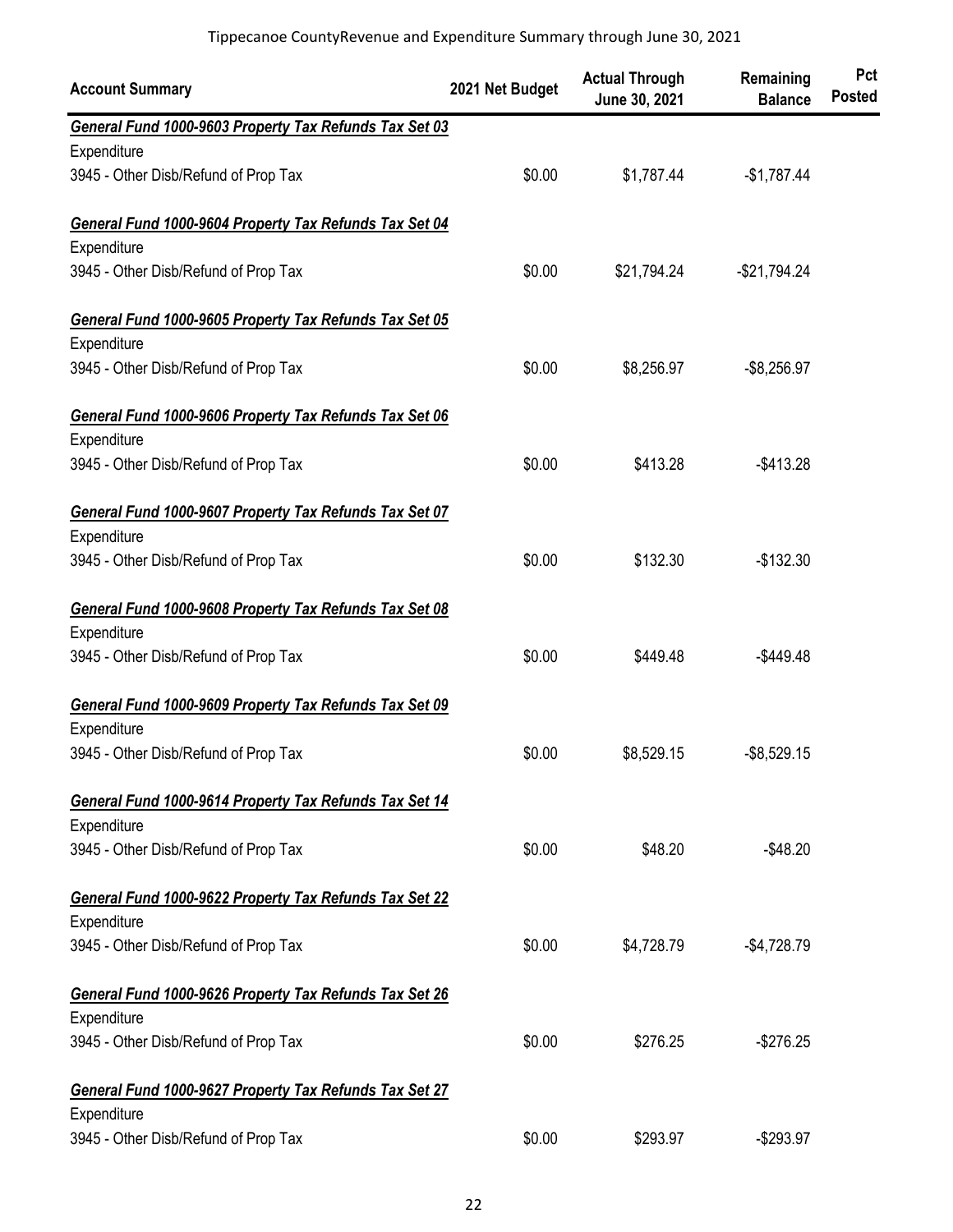| Account Summary | 2021 Net Budget | Actual Through June 30, 2021 | Remaining Balance | Pct Posted |
|---|---|---|---|---|
| ***General Fund 1000-9603 Property Tax Refunds Tax Set 03*** | | | | |
| Expenditure | | | | |
| 3945 - Other Disb/Refund of Prop Tax | $0.00 | $1,787.44 | -$1,787.44 | |
| ***General Fund 1000-9604 Property Tax Refunds Tax Set 04*** | | | | |
| Expenditure | | | | |
| 3945 - Other Disb/Refund of Prop Tax | $0.00 | $21,794.24 | -$21,794.24 | |
| ***General Fund 1000-9605 Property Tax Refunds Tax Set 05*** | | | | |
| Expenditure | | | | |
| 3945 - Other Disb/Refund of Prop Tax | $0.00 | $8,256.97 | -$8,256.97 | |
| ***General Fund 1000-9606 Property Tax Refunds Tax Set 06*** | | | | |
| Expenditure | | | | |
| 3945 - Other Disb/Refund of Prop Tax | $0.00 | $413.28 | -$413.28 | |
| ***General Fund 1000-9607 Property Tax Refunds Tax Set 07*** | | | | |
| Expenditure | | | | |
| 3945 - Other Disb/Refund of Prop Tax | $0.00 | $132.30 | -$132.30 | |
| ***General Fund 1000-9608 Property Tax Refunds Tax Set 08*** | | | | |
| Expenditure | | | | |
| 3945 - Other Disb/Refund of Prop Tax | $0.00 | $449.48 | -$449.48 | |
| ***General Fund 1000-9609 Property Tax Refunds Tax Set 09*** | | | | |
| Expenditure | | | | |
| 3945 - Other Disb/Refund of Prop Tax | $0.00 | $8,529.15 | -$8,529.15 | |
| ***General Fund 1000-9614 Property Tax Refunds Tax Set 14*** | | | | |
| Expenditure | | | | |
| 3945 - Other Disb/Refund of Prop Tax | $0.00 | $48.20 | -$48.20 | |
| ***General Fund 1000-9622 Property Tax Refunds Tax Set 22*** | | | | |
| Expenditure | | | | |
| 3945 - Other Disb/Refund of Prop Tax | $0.00 | $4,728.79 | -$4,728.79 | |
| ***General Fund 1000-9626 Property Tax Refunds Tax Set 26*** | | | | |
| Expenditure | | | | |
| 3945 - Other Disb/Refund of Prop Tax | $0.00 | $276.25 | -$276.25 | |
| ***General Fund 1000-9627 Property Tax Refunds Tax Set 27*** | | | | |
| Expenditure | | | | |
| 3945 - Other Disb/Refund of Prop Tax | $0.00 | $293.97 | -$293.97 | |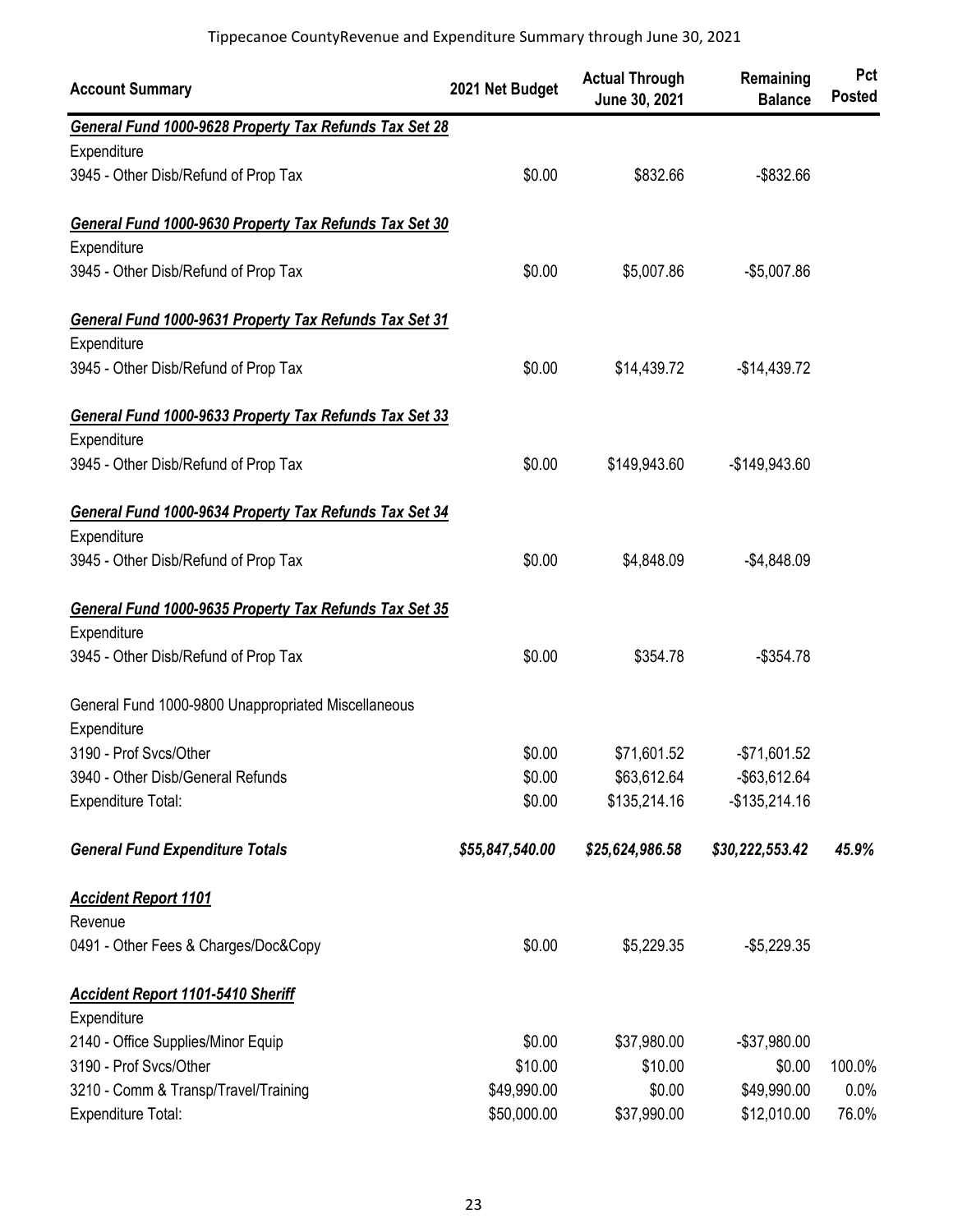| Account Summary | 2021 Net Budget | Actual Through June 30, 2021 | Remaining Balance | Pct Posted |
|---|---|---|---|---|
| ***General Fund 1000-9628 Property Tax Refunds Tax Set 28*** | | | | |
| Expenditure | | | | |
| 3945 - Other Disb/Refund of Prop Tax | $0.00 | $832.66 | -$832.66 | |
| ***General Fund 1000-9630 Property Tax Refunds Tax Set 30*** | | | | |
| Expenditure | | | | |
| 3945 - Other Disb/Refund of Prop Tax | $0.00 | $5,007.86 | -$5,007.86 | |
| ***General Fund 1000-9631 Property Tax Refunds Tax Set 31*** | | | | |
| Expenditure | | | | |
| 3945 - Other Disb/Refund of Prop Tax | $0.00 | $14,439.72 | -$14,439.72 | |
| ***General Fund 1000-9633 Property Tax Refunds Tax Set 33*** | | | | |
| Expenditure | | | | |
| 3945 - Other Disb/Refund of Prop Tax | $0.00 | $149,943.60 | -$149,943.60 | |
| ***General Fund 1000-9634 Property Tax Refunds Tax Set 34*** | | | | |
| Expenditure | | | | |
| 3945 - Other Disb/Refund of Prop Tax | $0.00 | $4,848.09 | -$4,848.09 | |
| ***General Fund 1000-9635 Property Tax Refunds Tax Set 35*** | | | | |
| Expenditure | | | | |
| 3945 - Other Disb/Refund of Prop Tax | $0.00 | $354.78 | -$354.78 | |
| General Fund 1000-9800 Unappropriated Miscellaneous | | | | |
| Expenditure | | | | |
| 3190 - Prof Svcs/Other | $0.00 | $71,601.52 | -$71,601.52 | |
| 3940 - Other Disb/General Refunds | $0.00 | $63,612.64 | -$63,612.64 | |
| Expenditure Total: | $0.00 | $135,214.16 | -$135,214.16 | |
| ***General Fund Expenditure Totals*** | ***$55,847,540.00*** | ***$25,624,986.58*** | ***$30,222,553.42*** | ***45.9%*** |
| ***Accident Report 1101*** | | | | |
| Revenue | | | | |
| 0491 - Other Fees & Charges/Doc&Copy | $0.00 | $5,229.35 | -$5,229.35 | |
| ***Accident Report 1101-5410 Sheriff*** | | | | |
| Expenditure | | | | |
| 2140 - Office Supplies/Minor Equip | $0.00 | $37,980.00 | -$37,980.00 | |
| 3190 - Prof Svcs/Other | $10.00 | $10.00 | $0.00 | 100.0% |
| 3210 - Comm & Transp/Travel/Training | $49,990.00 | $0.00 | $49,990.00 | 0.0% |
| Expenditure Total: | $50,000.00 | $37,990.00 | $12,010.00 | 76.0% |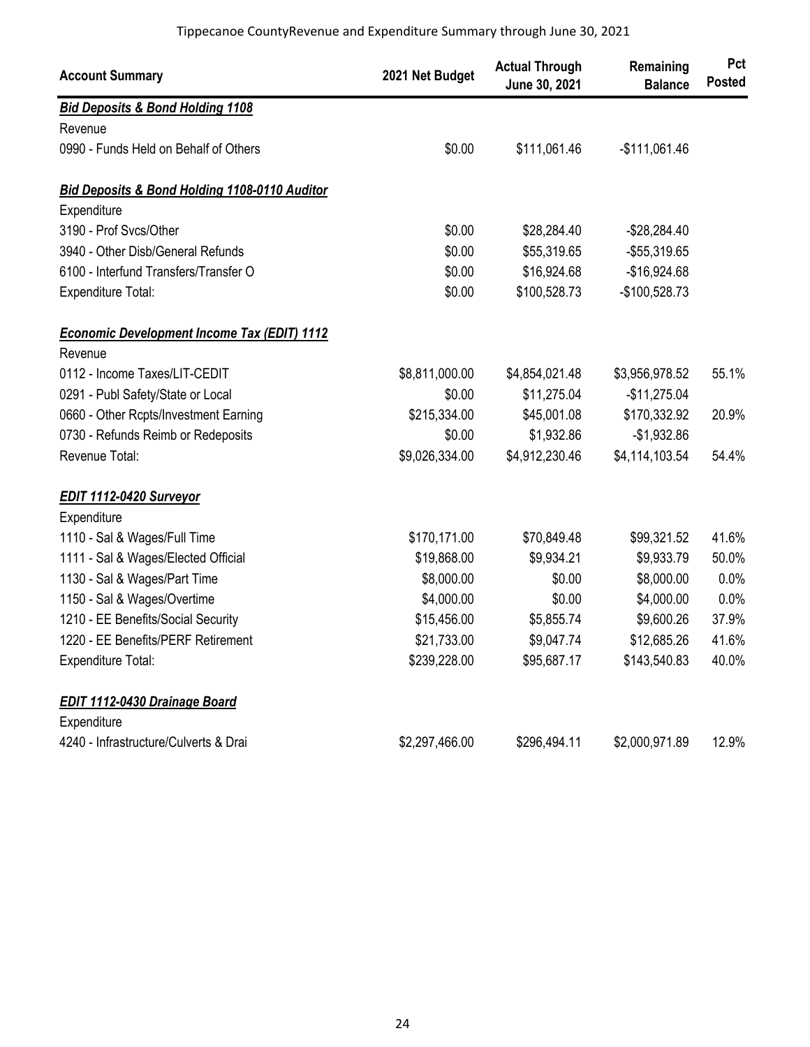Tippecanoe CountyRevenue and Expenditure Summary through June 30, 2021

| Account Summary | 2021 Net Budget | Actual Through June 30, 2021 | Remaining Balance | Pct Posted |
|---|---|---|---|---|
| ***Bid Deposits & Bond Holding 1108*** | | | | |
| Revenue | | | | |
| 0990 - Funds Held on Behalf of Others | $0.00 | $111,061.46 | -$111,061.46 | |
| | | | | |
| ***Bid Deposits & Bond Holding 1108-0110 Auditor*** | | | | |
| Expenditure | | | | |
| 3190 - Prof Svcs/Other | $0.00 | $28,284.40 | -$28,284.40 | |
| 3940 - Other Disb/General Refunds | $0.00 | $55,319.65 | -$55,319.65 | |
| 6100 - Interfund Transfers/Transfer O | $0.00 | $16,924.68 | -$16,924.68 | |
| Expenditure Total: | $0.00 | $100,528.73 | -$100,528.73 | |
| | | | | |
| ***Economic Development Income Tax (EDIT) 1112*** | | | | |
| Revenue | | | | |
| 0112 - Income Taxes/LIT-CEDIT | $8,811,000.00 | $4,854,021.48 | $3,956,978.52 | 55.1% |
| 0291 - Publ Safety/State or Local | $0.00 | $11,275.04 | -$11,275.04 | |
| 0660 - Other Rcpts/Investment Earning | $215,334.00 | $45,001.08 | $170,332.92 | 20.9% |
| 0730 - Refunds Reimb or Redeposits | $0.00 | $1,932.86 | -$1,932.86 | |
| Revenue Total: | $9,026,334.00 | $4,912,230.46 | $4,114,103.54 | 54.4% |
| | | | | |
| ***EDIT 1112-0420 Surveyor*** | | | | |
| Expenditure | | | | |
| 1110 - Sal & Wages/Full Time | $170,171.00 | $70,849.48 | $99,321.52 | 41.6% |
| 1111 - Sal & Wages/Elected Official | $19,868.00 | $9,934.21 | $9,933.79 | 50.0% |
| 1130 - Sal & Wages/Part Time | $8,000.00 | $0.00 | $8,000.00 | 0.0% |
| 1150 - Sal & Wages/Overtime | $4,000.00 | $0.00 | $4,000.00 | 0.0% |
| 1210 - EE Benefits/Social Security | $15,456.00 | $5,855.74 | $9,600.26 | 37.9% |
| 1220 - EE Benefits/PERF Retirement | $21,733.00 | $9,047.74 | $12,685.26 | 41.6% |
| Expenditure Total: | $239,228.00 | $95,687.17 | $143,540.83 | 40.0% |
| | | | | |
| ***EDIT 1112-0430 Drainage Board*** | | | | |
| Expenditure | | | | |
| 4240 - Infrastructure/Culverts & Drai | $2,297,466.00 | $296,494.11 | $2,000,971.89 | 12.9% |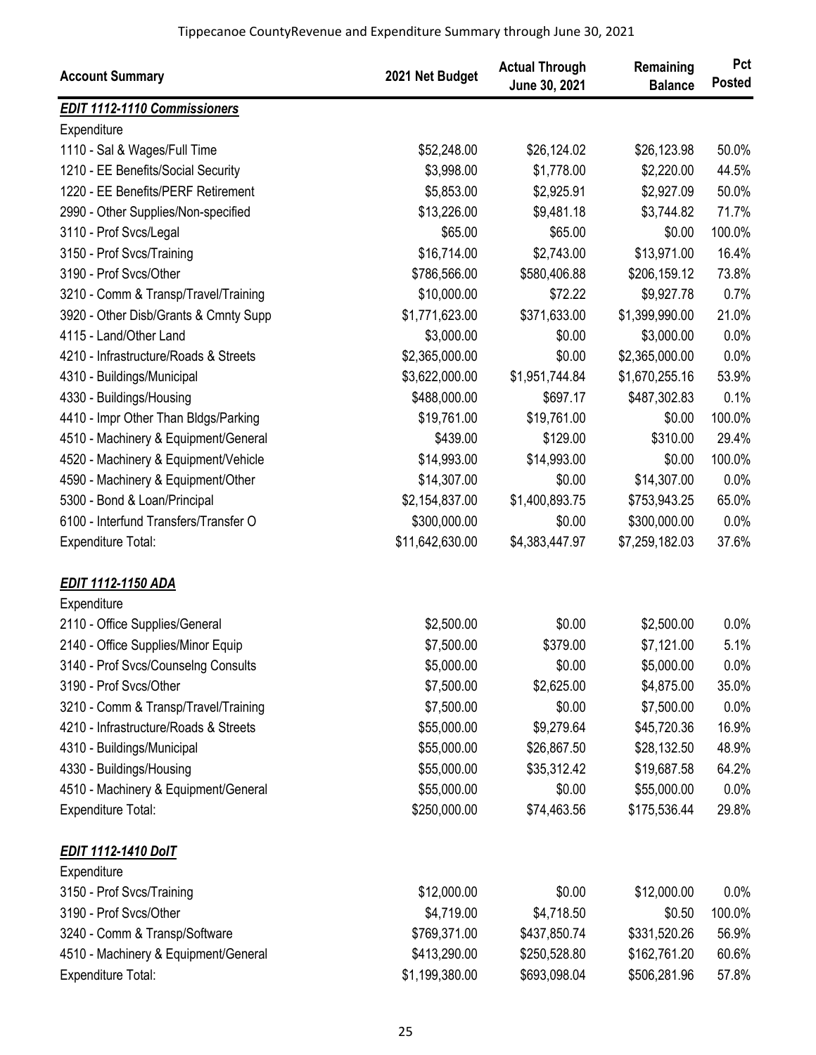Tippecanoe CountyRevenue and Expenditure Summary through June 30, 2021

| Account Summary | 2021 Net Budget | Actual Through June 30, 2021 | Remaining Balance | Pct Posted |
|---|---|---|---|---|
| ***EDIT 1112-1110 Commissioners*** | | | | |
| Expenditure | | | | |
| 1110 - Sal & Wages/Full Time | $52,248.00 | $26,124.02 | $26,123.98 | 50.0% |
| 1210 - EE Benefits/Social Security | $3,998.00 | $1,778.00 | $2,220.00 | 44.5% |
| 1220 - EE Benefits/PERF Retirement | $5,853.00 | $2,925.91 | $2,927.09 | 50.0% |
| 2990 - Other Supplies/Non-specified | $13,226.00 | $9,481.18 | $3,744.82 | 71.7% |
| 3110 - Prof Svcs/Legal | $65.00 | $65.00 | $0.00 | 100.0% |
| 3150 - Prof Svcs/Training | $16,714.00 | $2,743.00 | $13,971.00 | 16.4% |
| 3190 - Prof Svcs/Other | $786,566.00 | $580,406.88 | $206,159.12 | 73.8% |
| 3210 - Comm & Transp/Travel/Training | $10,000.00 | $72.22 | $9,927.78 | 0.7% |
| 3920 - Other Disb/Grants & Cmnty Supp | $1,771,623.00 | $371,633.00 | $1,399,990.00 | 21.0% |
| 4115 - Land/Other Land | $3,000.00 | $0.00 | $3,000.00 | 0.0% |
| 4210 - Infrastructure/Roads & Streets | $2,365,000.00 | $0.00 | $2,365,000.00 | 0.0% |
| 4310 - Buildings/Municipal | $3,622,000.00 | $1,951,744.84 | $1,670,255.16 | 53.9% |
| 4330 - Buildings/Housing | $488,000.00 | $697.17 | $487,302.83 | 0.1% |
| 4410 - Impr Other Than Bldgs/Parking | $19,761.00 | $19,761.00 | $0.00 | 100.0% |
| 4510 - Machinery & Equipment/General | $439.00 | $129.00 | $310.00 | 29.4% |
| 4520 - Machinery & Equipment/Vehicle | $14,993.00 | $14,993.00 | $0.00 | 100.0% |
| 4590 - Machinery & Equipment/Other | $14,307.00 | $0.00 | $14,307.00 | 0.0% |
| 5300 - Bond & Loan/Principal | $2,154,837.00 | $1,400,893.75 | $753,943.25 | 65.0% |
| 6100 - Interfund Transfers/Transfer O | $300,000.00 | $0.00 | $300,000.00 | 0.0% |
| Expenditure Total: | $11,642,630.00 | $4,383,447.97 | $7,259,182.03 | 37.6% |
| ***EDIT 1112-1150 ADA*** | | | | |
| Expenditure | | | | |
| 2110 - Office Supplies/General | $2,500.00 | $0.00 | $2,500.00 | 0.0% |
| 2140 - Office Supplies/Minor Equip | $7,500.00 | $379.00 | $7,121.00 | 5.1% |
| 3140 - Prof Svcs/Counselng Consults | $5,000.00 | $0.00 | $5,000.00 | 0.0% |
| 3190 - Prof Svcs/Other | $7,500.00 | $2,625.00 | $4,875.00 | 35.0% |
| 3210 - Comm & Transp/Travel/Training | $7,500.00 | $0.00 | $7,500.00 | 0.0% |
| 4210 - Infrastructure/Roads & Streets | $55,000.00 | $9,279.64 | $45,720.36 | 16.9% |
| 4310 - Buildings/Municipal | $55,000.00 | $26,867.50 | $28,132.50 | 48.9% |
| 4330 - Buildings/Housing | $55,000.00 | $35,312.42 | $19,687.58 | 64.2% |
| 4510 - Machinery & Equipment/General | $55,000.00 | $0.00 | $55,000.00 | 0.0% |
| Expenditure Total: | $250,000.00 | $74,463.56 | $175,536.44 | 29.8% |
| ***EDIT 1112-1410 DoIT*** | | | | |
| Expenditure | | | | |
| 3150 - Prof Svcs/Training | $12,000.00 | $0.00 | $12,000.00 | 0.0% |
| 3190 - Prof Svcs/Other | $4,719.00 | $4,718.50 | $0.50 | 100.0% |
| 3240 - Comm & Transp/Software | $769,371.00 | $437,850.74 | $331,520.26 | 56.9% |
| 4510 - Machinery & Equipment/General | $413,290.00 | $250,528.80 | $162,761.20 | 60.6% |
| Expenditure Total: | $1,199,380.00 | $693,098.04 | $506,281.96 | 57.8% |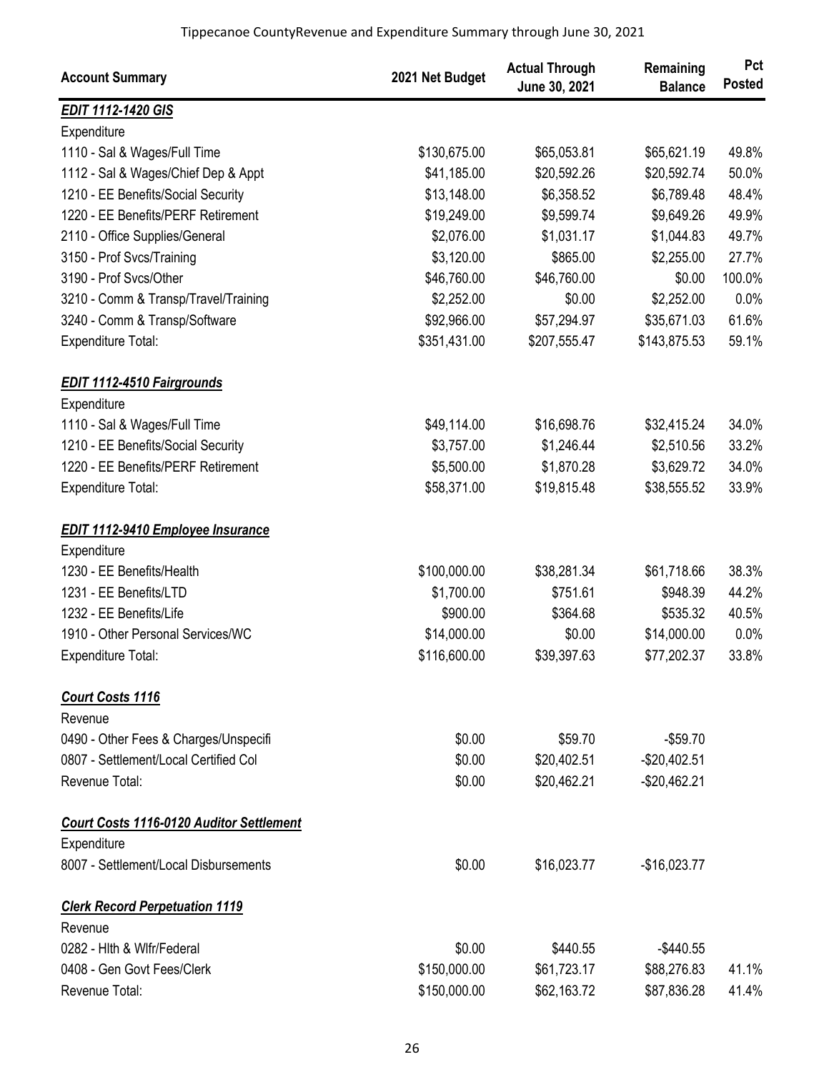# Tippecanoe CountyRevenue and Expenditure Summary through June 30, 2021

| Account Summary | 2021 Net Budget | Actual Through June 30, 2021 | Remaining Balance | Pct Posted |
|---|---|---|---|---|
| ***EDIT 1112-1420 GIS*** | | | | |
| Expenditure | | | | |
| 1110 - Sal & Wages/Full Time | $130,675.00 | $65,053.81 | $65,621.19 | 49.8% |
| 1112 - Sal & Wages/Chief Dep & Appt | $41,185.00 | $20,592.26 | $20,592.74 | 50.0% |
| 1210 - EE Benefits/Social Security | $13,148.00 | $6,358.52 | $6,789.48 | 48.4% |
| 1220 - EE Benefits/PERF Retirement | $19,249.00 | $9,599.74 | $9,649.26 | 49.9% |
| 2110 - Office Supplies/General | $2,076.00 | $1,031.17 | $1,044.83 | 49.7% |
| 3150 - Prof Svcs/Training | $3,120.00 | $865.00 | $2,255.00 | 27.7% |
| 3190 - Prof Svcs/Other | $46,760.00 | $46,760.00 | $0.00 | 100.0% |
| 3210 - Comm & Transp/Travel/Training | $2,252.00 | $0.00 | $2,252.00 | 0.0% |
| 3240 - Comm & Transp/Software | $92,966.00 | $57,294.97 | $35,671.03 | 61.6% |
| Expenditure Total: | $351,431.00 | $207,555.47 | $143,875.53 | 59.1% |
| ***EDIT 1112-4510 Fairgrounds*** | | | | |
| Expenditure | | | | |
| 1110 - Sal & Wages/Full Time | $49,114.00 | $16,698.76 | $32,415.24 | 34.0% |
| 1210 - EE Benefits/Social Security | $3,757.00 | $1,246.44 | $2,510.56 | 33.2% |
| 1220 - EE Benefits/PERF Retirement | $5,500.00 | $1,870.28 | $3,629.72 | 34.0% |
| Expenditure Total: | $58,371.00 | $19,815.48 | $38,555.52 | 33.9% |
| ***EDIT 1112-9410 Employee Insurance*** | | | | |
| Expenditure | | | | |
| 1230 - EE Benefits/Health | $100,000.00 | $38,281.34 | $61,718.66 | 38.3% |
| 1231 - EE Benefits/LTD | $1,700.00 | $751.61 | $948.39 | 44.2% |
| 1232 - EE Benefits/Life | $900.00 | $364.68 | $535.32 | 40.5% |
| 1910 - Other Personal Services/WC | $14,000.00 | $0.00 | $14,000.00 | 0.0% |
| Expenditure Total: | $116,600.00 | $39,397.63 | $77,202.37 | 33.8% |
| ***Court Costs 1116*** | | | | |
| Revenue | | | | |
| 0490 - Other Fees & Charges/Unspecifi | $0.00 | $59.70 | -$59.70 | |
| 0807 - Settlement/Local Certified Col | $0.00 | $20,402.51 | -$20,402.51 | |
| Revenue Total: | $0.00 | $20,462.21 | -$20,462.21 | |
| ***Court Costs 1116-0120 Auditor Settlement*** | | | | |
| Expenditure | | | | |
| 8007 - Settlement/Local Disbursements | $0.00 | $16,023.77 | -$16,023.77 | |
| ***Clerk Record Perpetuation 1119*** | | | | |
| Revenue | | | | |
| 0282 - Hlth & Wlfr/Federal | $0.00 | $440.55 | -$440.55 | |
| 0408 - Gen Govt Fees/Clerk | $150,000.00 | $61,723.17 | $88,276.83 | 41.1% |
| Revenue Total: | $150,000.00 | $62,163.72 | $87,836.28 | 41.4% |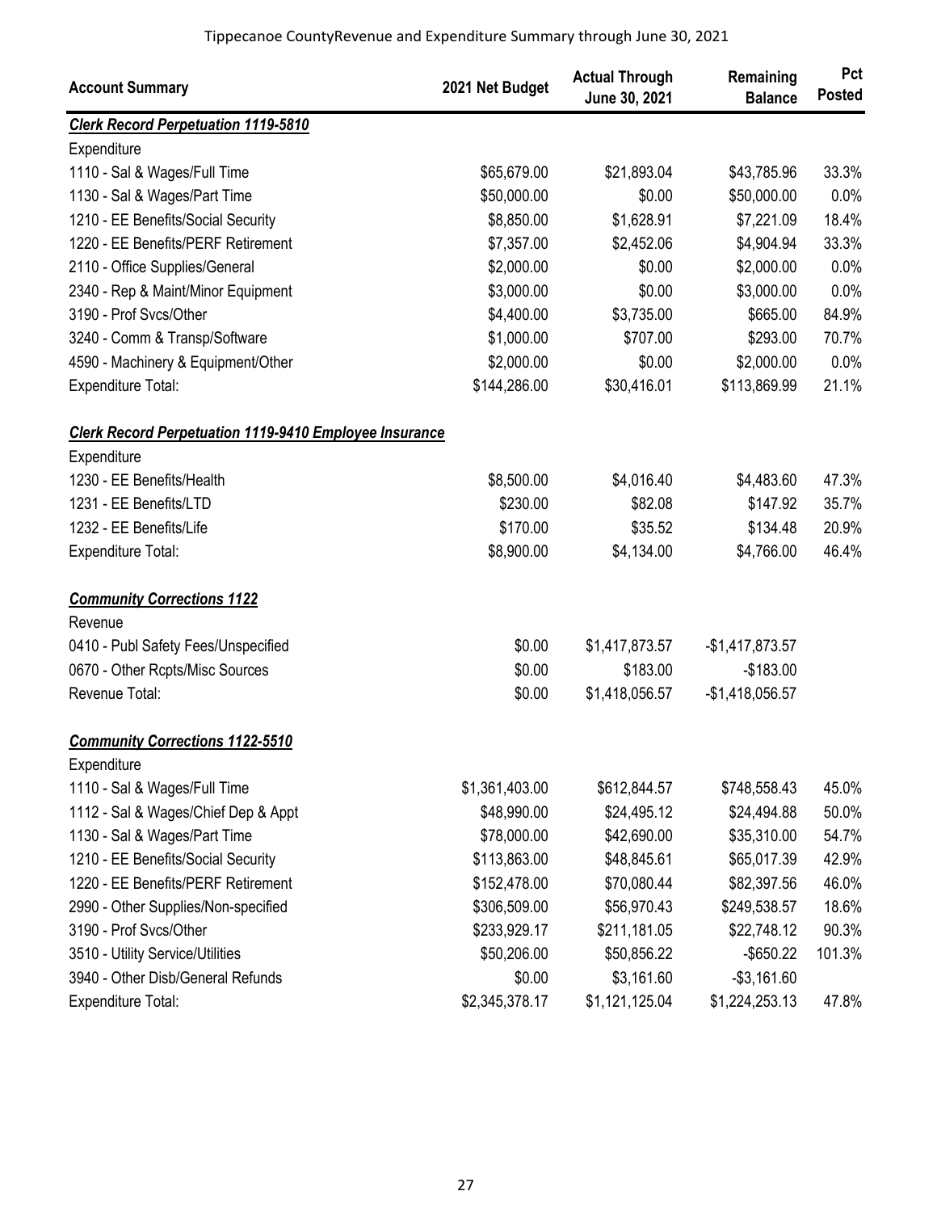Tippecanoe CountyRevenue and Expenditure Summary through June 30, 2021

| Account Summary | 2021 Net Budget | Actual Through June 30, 2021 | Remaining Balance | Pct Posted |
|---|---|---|---|---|
| ***Clerk Record Perpetuation 1119-5810*** | | | | |
| Expenditure | | | | |
| 1110 - Sal & Wages/Full Time | $65,679.00 | $21,893.04 | $43,785.96 | 33.3% |
| 1130 - Sal & Wages/Part Time | $50,000.00 | $0.00 | $50,000.00 | 0.0% |
| 1210 - EE Benefits/Social Security | $8,850.00 | $1,628.91 | $7,221.09 | 18.4% |
| 1220 - EE Benefits/PERF Retirement | $7,357.00 | $2,452.06 | $4,904.94 | 33.3% |
| 2110 - Office Supplies/General | $2,000.00 | $0.00 | $2,000.00 | 0.0% |
| 2340 - Rep & Maint/Minor Equipment | $3,000.00 | $0.00 | $3,000.00 | 0.0% |
| 3190 - Prof Svcs/Other | $4,400.00 | $3,735.00 | $665.00 | 84.9% |
| 3240 - Comm & Transp/Software | $1,000.00 | $707.00 | $293.00 | 70.7% |
| 4590 - Machinery & Equipment/Other | $2,000.00 | $0.00 | $2,000.00 | 0.0% |
| Expenditure Total: | $144,286.00 | $30,416.01 | $113,869.99 | 21.1% |
| ***Clerk Record Perpetuation 1119-9410 Employee Insurance*** | | | | |
| Expenditure | | | | |
| 1230 - EE Benefits/Health | $8,500.00 | $4,016.40 | $4,483.60 | 47.3% |
| 1231 - EE Benefits/LTD | $230.00 | $82.08 | $147.92 | 35.7% |
| 1232 - EE Benefits/Life | $170.00 | $35.52 | $134.48 | 20.9% |
| Expenditure Total: | $8,900.00 | $4,134.00 | $4,766.00 | 46.4% |
| ***Community Corrections 1122*** | | | | |
| Revenue | | | | |
| 0410 - Publ Safety Fees/Unspecified | $0.00 | $1,417,873.57 | -$1,417,873.57 | |
| 0670 - Other Rcpts/Misc Sources | $0.00 | $183.00 | -$183.00 | |
| Revenue Total: | $0.00 | $1,418,056.57 | -$1,418,056.57 | |
| ***Community Corrections 1122-5510*** | | | | |
| Expenditure | | | | |
| 1110 - Sal & Wages/Full Time | $1,361,403.00 | $612,844.57 | $748,558.43 | 45.0% |
| 1112 - Sal & Wages/Chief Dep & Appt | $48,990.00 | $24,495.12 | $24,494.88 | 50.0% |
| 1130 - Sal & Wages/Part Time | $78,000.00 | $42,690.00 | $35,310.00 | 54.7% |
| 1210 - EE Benefits/Social Security | $113,863.00 | $48,845.61 | $65,017.39 | 42.9% |
| 1220 - EE Benefits/PERF Retirement | $152,478.00 | $70,080.44 | $82,397.56 | 46.0% |
| 2990 - Other Supplies/Non-specified | $306,509.00 | $56,970.43 | $249,538.57 | 18.6% |
| 3190 - Prof Svcs/Other | $233,929.17 | $211,181.05 | $22,748.12 | 90.3% |
| 3510 - Utility Service/Utilities | $50,206.00 | $50,856.22 | -$650.22 | 101.3% |
| 3940 - Other Disb/General Refunds | $0.00 | $3,161.60 | -$3,161.60 | |
| Expenditure Total: | $2,345,378.17 | $1,121,125.04 | $1,224,253.13 | 47.8% |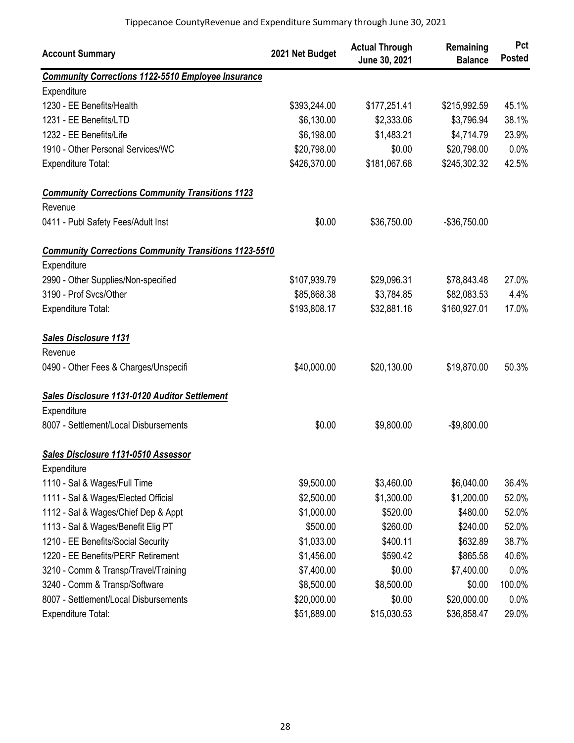Tippecanoe CountyRevenue and Expenditure Summary through June 30, 2021

| Account Summary | 2021 Net Budget | Actual Through June 30, 2021 | Remaining Balance | Pct Posted |
|---|---|---|---|---|
| ***Community Corrections 1122-5510 Employee Insurance*** | | | | |
| Expenditure | | | | |
| 1230 - EE Benefits/Health | $393,244.00 | $177,251.41 | $215,992.59 | 45.1% |
| 1231 - EE Benefits/LTD | $6,130.00 | $2,333.06 | $3,796.94 | 38.1% |
| 1232 - EE Benefits/Life | $6,198.00 | $1,483.21 | $4,714.79 | 23.9% |
| 1910 - Other Personal Services/WC | $20,798.00 | $0.00 | $20,798.00 | 0.0% |
| Expenditure Total: | $426,370.00 | $181,067.68 | $245,302.32 | 42.5% |
| ***Community Corrections Community Transitions 1123*** | | | | |
| Revenue | | | | |
| 0411 - Publ Safety Fees/Adult Inst | $0.00 | $36,750.00 | -$36,750.00 | |
| ***Community Corrections Community Transitions 1123-5510*** | | | | |
| Expenditure | | | | |
| 2990 - Other Supplies/Non-specified | $107,939.79 | $29,096.31 | $78,843.48 | 27.0% |
| 3190 - Prof Svcs/Other | $85,868.38 | $3,784.85 | $82,083.53 | 4.4% |
| Expenditure Total: | $193,808.17 | $32,881.16 | $160,927.01 | 17.0% |
| ***Sales Disclosure 1131*** | | | | |
| Revenue | | | | |
| 0490 - Other Fees & Charges/Unspecifi | $40,000.00 | $20,130.00 | $19,870.00 | 50.3% |
| ***Sales Disclosure 1131-0120 Auditor Settlement*** | | | | |
| Expenditure | | | | |
| 8007 - Settlement/Local Disbursements | $0.00 | $9,800.00 | -$9,800.00 | |
| ***Sales Disclosure 1131-0510 Assessor*** | | | | |
| Expenditure | | | | |
| 1110 - Sal & Wages/Full Time | $9,500.00 | $3,460.00 | $6,040.00 | 36.4% |
| 1111 - Sal & Wages/Elected Official | $2,500.00 | $1,300.00 | $1,200.00 | 52.0% |
| 1112 - Sal & Wages/Chief Dep & Appt | $1,000.00 | $520.00 | $480.00 | 52.0% |
| 1113 - Sal & Wages/Benefit Elig PT | $500.00 | $260.00 | $240.00 | 52.0% |
| 1210 - EE Benefits/Social Security | $1,033.00 | $400.11 | $632.89 | 38.7% |
| 1220 - EE Benefits/PERF Retirement | $1,456.00 | $590.42 | $865.58 | 40.6% |
| 3210 - Comm & Transp/Travel/Training | $7,400.00 | $0.00 | $7,400.00 | 0.0% |
| 3240 - Comm & Transp/Software | $8,500.00 | $8,500.00 | $0.00 | 100.0% |
| 8007 - Settlement/Local Disbursements | $20,000.00 | $0.00 | $20,000.00 | 0.0% |
| Expenditure Total: | $51,889.00 | $15,030.53 | $36,858.47 | 29.0% |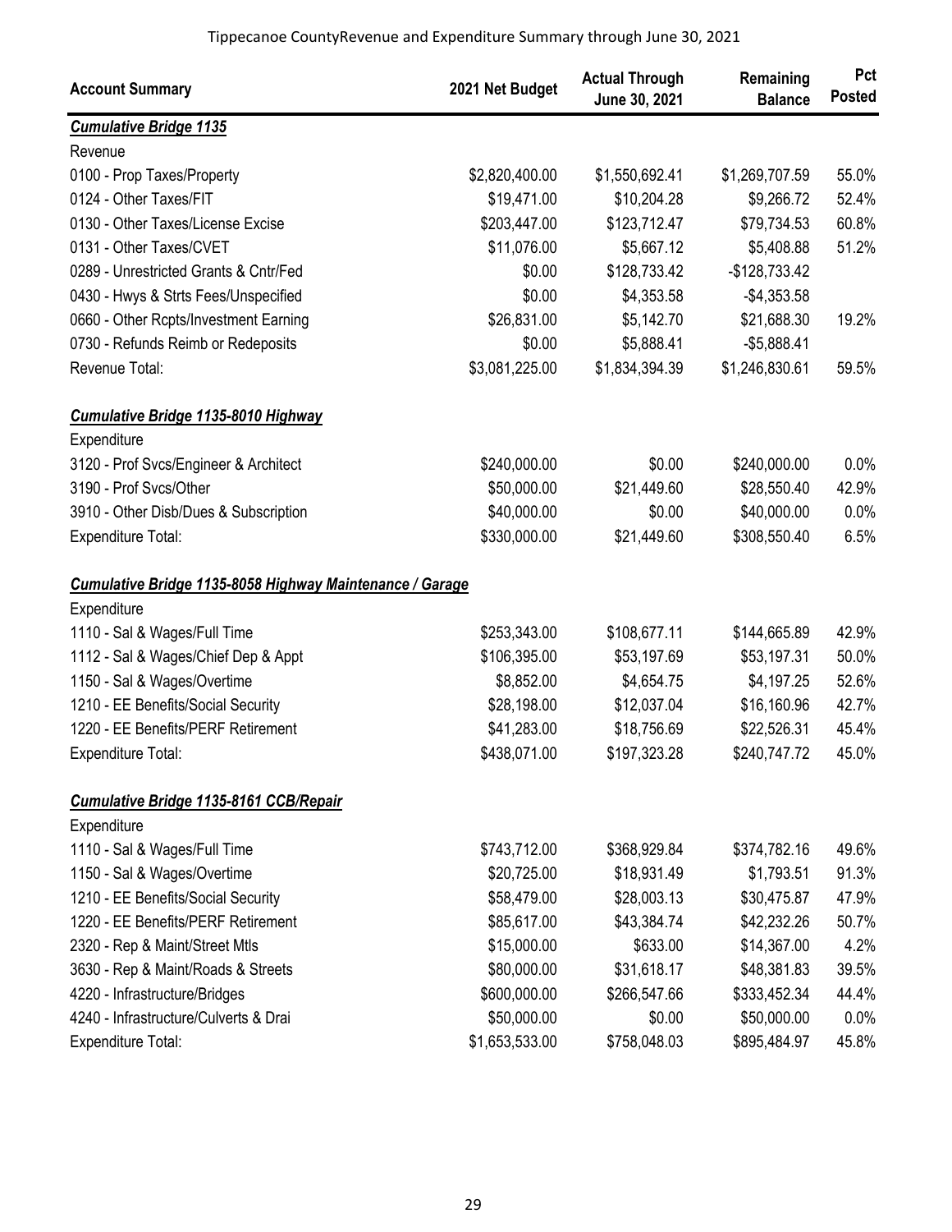Tippecanoe CountyRevenue and Expenditure Summary through June 30, 2021

| Account Summary | 2021 Net Budget | Actual Through June 30, 2021 | Remaining Balance | Pct Posted |
|---|---|---|---|---|
| ***Cumulative Bridge 1135*** | | | | |
| Revenue | | | | |
| 0100 - Prop Taxes/Property | $2,820,400.00 | $1,550,692.41 | $1,269,707.59 | 55.0% |
| 0124 - Other Taxes/FIT | $19,471.00 | $10,204.28 | $9,266.72 | 52.4% |
| 0130 - Other Taxes/License Excise | $203,447.00 | $123,712.47 | $79,734.53 | 60.8% |
| 0131 - Other Taxes/CVET | $11,076.00 | $5,667.12 | $5,408.88 | 51.2% |
| 0289 - Unrestricted Grants & Cntr/Fed | $0.00 | $128,733.42 | -$128,733.42 | |
| 0430 - Hwys & Strts Fees/Unspecified | $0.00 | $4,353.58 | -$4,353.58 | |
| 0660 - Other Rcpts/Investment Earning | $26,831.00 | $5,142.70 | $21,688.30 | 19.2% |
| 0730 - Refunds Reimb or Redeposits | $0.00 | $5,888.41 | -$5,888.41 | |
| Revenue Total: | $3,081,225.00 | $1,834,394.39 | $1,246,830.61 | 59.5% |
| ***Cumulative Bridge 1135-8010 Highway*** | | | | |
| Expenditure | | | | |
| 3120 - Prof Svcs/Engineer & Architect | $240,000.00 | $0.00 | $240,000.00 | 0.0% |
| 3190 - Prof Svcs/Other | $50,000.00 | $21,449.60 | $28,550.40 | 42.9% |
| 3910 - Other Disb/Dues & Subscription | $40,000.00 | $0.00 | $40,000.00 | 0.0% |
| Expenditure Total: | $330,000.00 | $21,449.60 | $308,550.40 | 6.5% |
| ***Cumulative Bridge 1135-8058 Highway Maintenance / Garage*** | | | | |
| Expenditure | | | | |
| 1110 - Sal & Wages/Full Time | $253,343.00 | $108,677.11 | $144,665.89 | 42.9% |
| 1112 - Sal & Wages/Chief Dep & Appt | $106,395.00 | $53,197.69 | $53,197.31 | 50.0% |
| 1150 - Sal & Wages/Overtime | $8,852.00 | $4,654.75 | $4,197.25 | 52.6% |
| 1210 - EE Benefits/Social Security | $28,198.00 | $12,037.04 | $16,160.96 | 42.7% |
| 1220 - EE Benefits/PERF Retirement | $41,283.00 | $18,756.69 | $22,526.31 | 45.4% |
| Expenditure Total: | $438,071.00 | $197,323.28 | $240,747.72 | 45.0% |
| ***Cumulative Bridge 1135-8161 CCB/Repair*** | | | | |
| Expenditure | | | | |
| 1110 - Sal & Wages/Full Time | $743,712.00 | $368,929.84 | $374,782.16 | 49.6% |
| 1150 - Sal & Wages/Overtime | $20,725.00 | $18,931.49 | $1,793.51 | 91.3% |
| 1210 - EE Benefits/Social Security | $58,479.00 | $28,003.13 | $30,475.87 | 47.9% |
| 1220 - EE Benefits/PERF Retirement | $85,617.00 | $43,384.74 | $42,232.26 | 50.7% |
| 2320 - Rep & Maint/Street Mtls | $15,000.00 | $633.00 | $14,367.00 | 4.2% |
| 3630 - Rep & Maint/Roads & Streets | $80,000.00 | $31,618.17 | $48,381.83 | 39.5% |
| 4220 - Infrastructure/Bridges | $600,000.00 | $266,547.66 | $333,452.34 | 44.4% |
| 4240 - Infrastructure/Culverts & Drai | $50,000.00 | $0.00 | $50,000.00 | 0.0% |
| Expenditure Total: | $1,653,533.00 | $758,048.03 | $895,484.97 | 45.8% |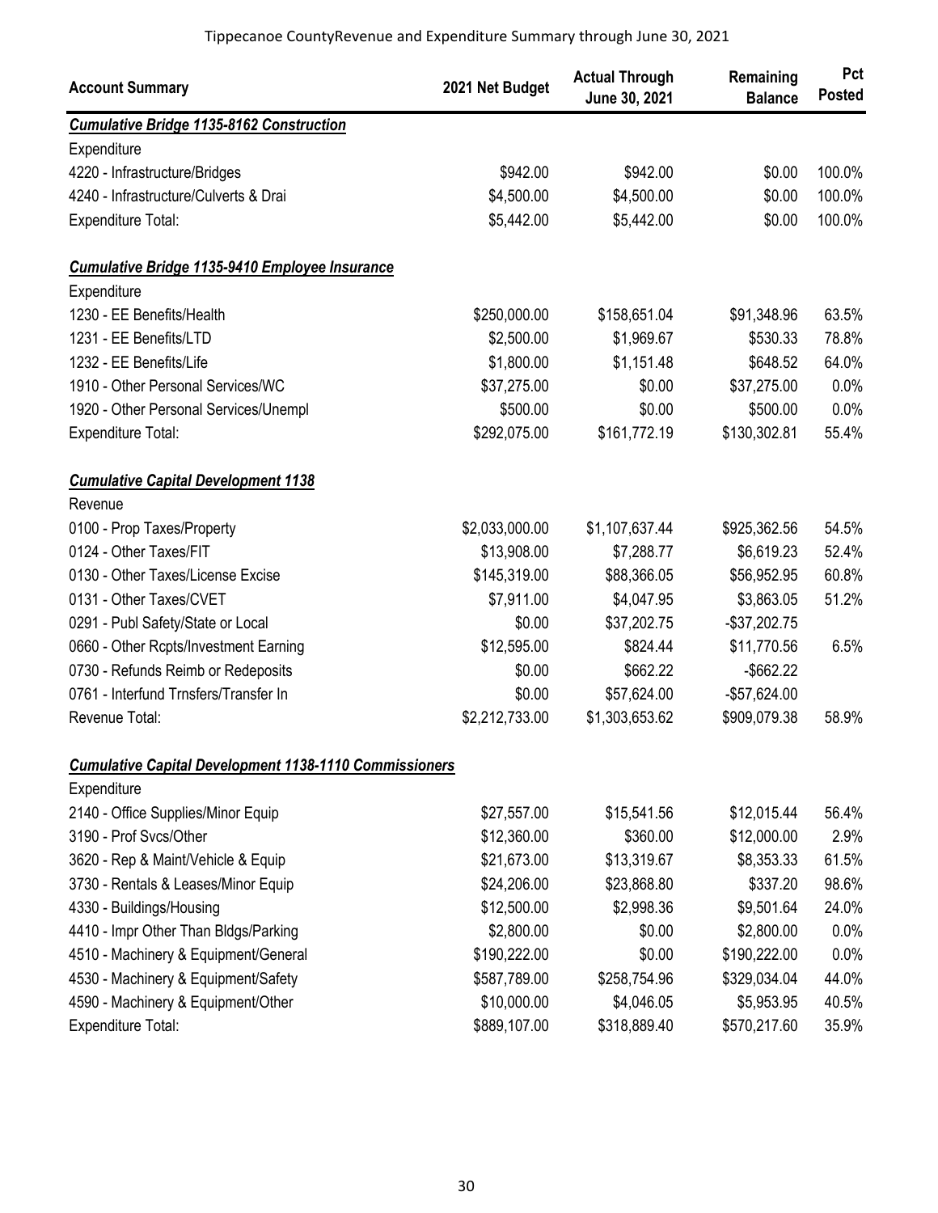Tippecanoe CountyRevenue and Expenditure Summary through June 30, 2021

| Account Summary | 2021 Net Budget | Actual Through June 30, 2021 | Remaining Balance | Pct Posted |
|---|---|---|---|---|
| ***Cumulative Bridge 1135-8162 Construction*** | | | | |
| Expenditure | | | | |
| 4220 - Infrastructure/Bridges | $942.00 | $942.00 | $0.00 | 100.0% |
| 4240 - Infrastructure/Culverts & Drai | $4,500.00 | $4,500.00 | $0.00 | 100.0% |
| Expenditure Total: | $5,442.00 | $5,442.00 | $0.00 | 100.0% |
| ***Cumulative Bridge 1135-9410 Employee Insurance*** | | | | |
| Expenditure | | | | |
| 1230 - EE Benefits/Health | $250,000.00 | $158,651.04 | $91,348.96 | 63.5% |
| 1231 - EE Benefits/LTD | $2,500.00 | $1,969.67 | $530.33 | 78.8% |
| 1232 - EE Benefits/Life | $1,800.00 | $1,151.48 | $648.52 | 64.0% |
| 1910 - Other Personal Services/WC | $37,275.00 | $0.00 | $37,275.00 | 0.0% |
| 1920 - Other Personal Services/Unempl | $500.00 | $0.00 | $500.00 | 0.0% |
| Expenditure Total: | $292,075.00 | $161,772.19 | $130,302.81 | 55.4% |
| ***Cumulative Capital Development 1138*** | | | | |
| Revenue | | | | |
| 0100 - Prop Taxes/Property | $2,033,000.00 | $1,107,637.44 | $925,362.56 | 54.5% |
| 0124 - Other Taxes/FIT | $13,908.00 | $7,288.77 | $6,619.23 | 52.4% |
| 0130 - Other Taxes/License Excise | $145,319.00 | $88,366.05 | $56,952.95 | 60.8% |
| 0131 - Other Taxes/CVET | $7,911.00 | $4,047.95 | $3,863.05 | 51.2% |
| 0291 - Publ Safety/State or Local | $0.00 | $37,202.75 | -$37,202.75 | |
| 0660 - Other Rcpts/Investment Earning | $12,595.00 | $824.44 | $11,770.56 | 6.5% |
| 0730 - Refunds Reimb or Redeposits | $0.00 | $662.22 | -$662.22 | |
| 0761 - Interfund Trnsfers/Transfer In | $0.00 | $57,624.00 | -$57,624.00 | |
| Revenue Total: | $2,212,733.00 | $1,303,653.62 | $909,079.38 | 58.9% |
| ***Cumulative Capital Development 1138-1110 Commissioners*** | | | | |
| Expenditure | | | | |
| 2140 - Office Supplies/Minor Equip | $27,557.00 | $15,541.56 | $12,015.44 | 56.4% |
| 3190 - Prof Svcs/Other | $12,360.00 | $360.00 | $12,000.00 | 2.9% |
| 3620 - Rep & Maint/Vehicle & Equip | $21,673.00 | $13,319.67 | $8,353.33 | 61.5% |
| 3730 - Rentals & Leases/Minor Equip | $24,206.00 | $23,868.80 | $337.20 | 98.6% |
| 4330 - Buildings/Housing | $12,500.00 | $2,998.36 | $9,501.64 | 24.0% |
| 4410 - Impr Other Than Bldgs/Parking | $2,800.00 | $0.00 | $2,800.00 | 0.0% |
| 4510 - Machinery & Equipment/General | $190,222.00 | $0.00 | $190,222.00 | 0.0% |
| 4530 - Machinery & Equipment/Safety | $587,789.00 | $258,754.96 | $329,034.04 | 44.0% |
| 4590 - Machinery & Equipment/Other | $10,000.00 | $4,046.05 | $5,953.95 | 40.5% |
| Expenditure Total: | $889,107.00 | $318,889.40 | $570,217.60 | 35.9% |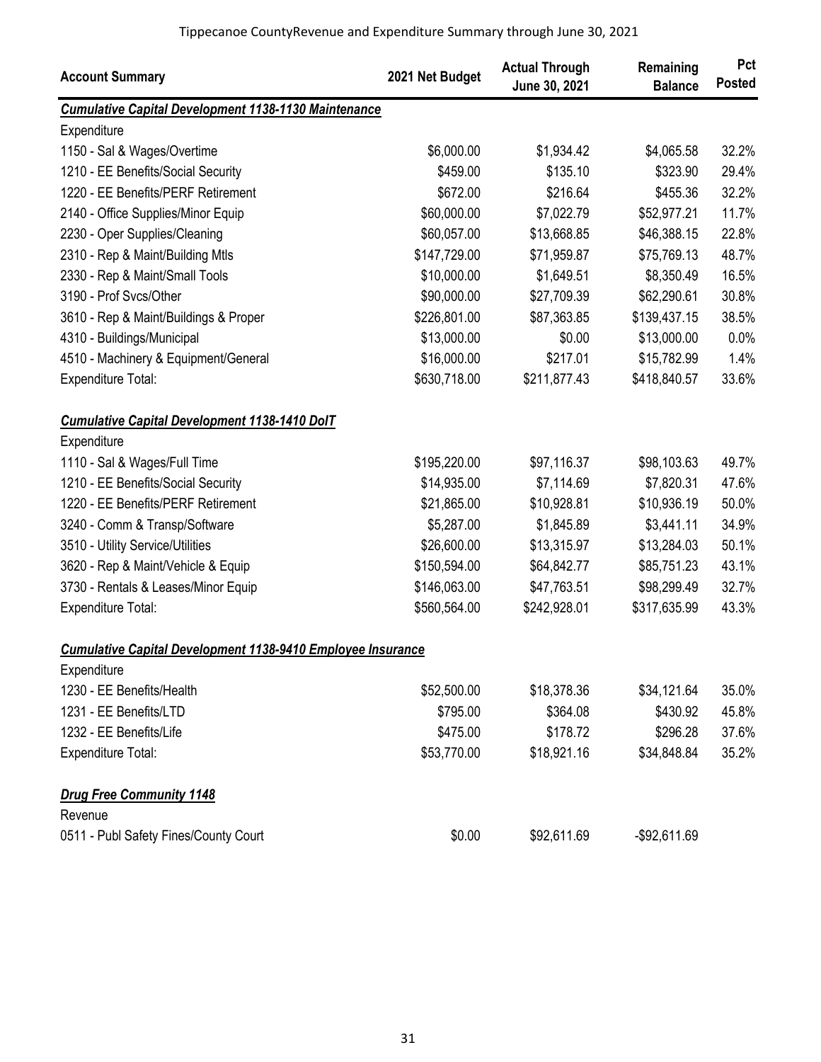Tippecanoe CountyRevenue and Expenditure Summary through June 30, 2021

| Account Summary | 2021 Net Budget | Actual Through June 30, 2021 | Remaining Balance | Pct Posted |
|---|---|---|---|---|
| ***Cumulative Capital Development 1138-1130 Maintenance*** | | | | |
| Expenditure | | | | |
| 1150 - Sal & Wages/Overtime | $6,000.00 | $1,934.42 | $4,065.58 | 32.2% |
| 1210 - EE Benefits/Social Security | $459.00 | $135.10 | $323.90 | 29.4% |
| 1220 - EE Benefits/PERF Retirement | $672.00 | $216.64 | $455.36 | 32.2% |
| 2140 - Office Supplies/Minor Equip | $60,000.00 | $7,022.79 | $52,977.21 | 11.7% |
| 2230 - Oper Supplies/Cleaning | $60,057.00 | $13,668.85 | $46,388.15 | 22.8% |
| 2310 - Rep & Maint/Building Mtls | $147,729.00 | $71,959.87 | $75,769.13 | 48.7% |
| 2330 - Rep & Maint/Small Tools | $10,000.00 | $1,649.51 | $8,350.49 | 16.5% |
| 3190 - Prof Svcs/Other | $90,000.00 | $27,709.39 | $62,290.61 | 30.8% |
| 3610 - Rep & Maint/Buildings & Proper | $226,801.00 | $87,363.85 | $139,437.15 | 38.5% |
| 4310 - Buildings/Municipal | $13,000.00 | $0.00 | $13,000.00 | 0.0% |
| 4510 - Machinery & Equipment/General | $16,000.00 | $217.01 | $15,782.99 | 1.4% |
| Expenditure Total: | $630,718.00 | $211,877.43 | $418,840.57 | 33.6% |
| ***Cumulative Capital Development 1138-1410 DoIT*** | | | | |
| Expenditure | | | | |
| 1110 - Sal & Wages/Full Time | $195,220.00 | $97,116.37 | $98,103.63 | 49.7% |
| 1210 - EE Benefits/Social Security | $14,935.00 | $7,114.69 | $7,820.31 | 47.6% |
| 1220 - EE Benefits/PERF Retirement | $21,865.00 | $10,928.81 | $10,936.19 | 50.0% |
| 3240 - Comm & Transp/Software | $5,287.00 | $1,845.89 | $3,441.11 | 34.9% |
| 3510 - Utility Service/Utilities | $26,600.00 | $13,315.97 | $13,284.03 | 50.1% |
| 3620 - Rep & Maint/Vehicle & Equip | $150,594.00 | $64,842.77 | $85,751.23 | 43.1% |
| 3730 - Rentals & Leases/Minor Equip | $146,063.00 | $47,763.51 | $98,299.49 | 32.7% |
| Expenditure Total: | $560,564.00 | $242,928.01 | $317,635.99 | 43.3% |
| ***Cumulative Capital Development 1138-9410 Employee Insurance*** | | | | |
| Expenditure | | | | |
| 1230 - EE Benefits/Health | $52,500.00 | $18,378.36 | $34,121.64 | 35.0% |
| 1231 - EE Benefits/LTD | $795.00 | $364.08 | $430.92 | 45.8% |
| 1232 - EE Benefits/Life | $475.00 | $178.72 | $296.28 | 37.6% |
| Expenditure Total: | $53,770.00 | $18,921.16 | $34,848.84 | 35.2% |
| ***Drug Free Community 1148*** | | | | |
| Revenue | | | | |
| 0511 - Publ Safety Fines/County Court | $0.00 | $92,611.69 | -$92,611.69 | |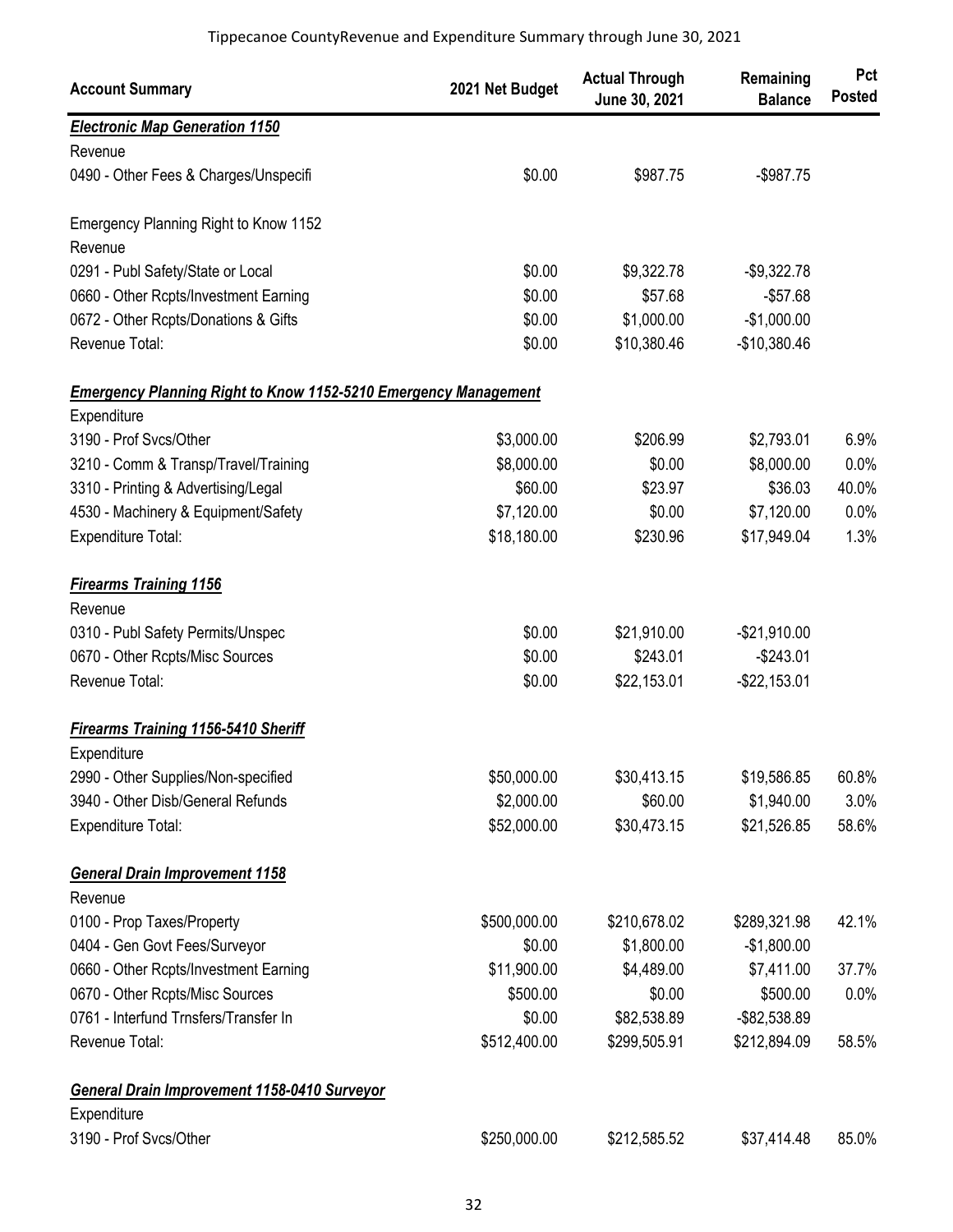Tippecanoe CountyRevenue and Expenditure Summary through June 30, 2021

| Account Summary | 2021 Net Budget | Actual Through June 30, 2021 | Remaining Balance | Pct Posted |
|---|---|---|---|---|
| ***Electronic Map Generation 1150*** | | | | |
| Revenue | | | | |
| 0490 - Other Fees & Charges/Unspecifi | $0.00 | $987.75 | -$987.75 | |
| Emergency Planning Right to Know 1152 | | | | |
| Revenue | | | | |
| 0291 - Publ Safety/State or Local | $0.00 | $9,322.78 | -$9,322.78 | |
| 0660 - Other Rcpts/Investment Earning | $0.00 | $57.68 | -$57.68 | |
| 0672 - Other Rcpts/Donations & Gifts | $0.00 | $1,000.00 | -$1,000.00 | |
| Revenue Total: | $0.00 | $10,380.46 | -$10,380.46 | |
| ***Emergency Planning Right to Know 1152-5210 Emergency Management*** | | | | |
| Expenditure | | | | |
| 3190 - Prof Svcs/Other | $3,000.00 | $206.99 | $2,793.01 | 6.9% |
| 3210 - Comm & Transp/Travel/Training | $8,000.00 | $0.00 | $8,000.00 | 0.0% |
| 3310 - Printing & Advertising/Legal | $60.00 | $23.97 | $36.03 | 40.0% |
| 4530 - Machinery & Equipment/Safety | $7,120.00 | $0.00 | $7,120.00 | 0.0% |
| Expenditure Total: | $18,180.00 | $230.96 | $17,949.04 | 1.3% |
| ***Firearms Training 1156*** | | | | |
| Revenue | | | | |
| 0310 - Publ Safety Permits/Unspec | $0.00 | $21,910.00 | -$21,910.00 | |
| 0670 - Other Rcpts/Misc Sources | $0.00 | $243.01 | -$243.01 | |
| Revenue Total: | $0.00 | $22,153.01 | -$22,153.01 | |
| ***Firearms Training 1156-5410 Sheriff*** | | | | |
| Expenditure | | | | |
| 2990 - Other Supplies/Non-specified | $50,000.00 | $30,413.15 | $19,586.85 | 60.8% |
| 3940 - Other Disb/General Refunds | $2,000.00 | $60.00 | $1,940.00 | 3.0% |
| Expenditure Total: | $52,000.00 | $30,473.15 | $21,526.85 | 58.6% |
| ***General Drain Improvement 1158*** | | | | |
| Revenue | | | | |
| 0100 - Prop Taxes/Property | $500,000.00 | $210,678.02 | $289,321.98 | 42.1% |
| 0404 - Gen Govt Fees/Surveyor | $0.00 | $1,800.00 | -$1,800.00 | |
| 0660 - Other Rcpts/Investment Earning | $11,900.00 | $4,489.00 | $7,411.00 | 37.7% |
| 0670 - Other Rcpts/Misc Sources | $500.00 | $0.00 | $500.00 | 0.0% |
| 0761 - Interfund Trnsfers/Transfer In | $0.00 | $82,538.89 | -$82,538.89 | |
| Revenue Total: | $512,400.00 | $299,505.91 | $212,894.09 | 58.5% |
| ***General Drain Improvement 1158-0410 Surveyor*** | | | | |
| Expenditure | | | | |
| 3190 - Prof Svcs/Other | $250,000.00 | $212,585.52 | $37,414.48 | 85.0% |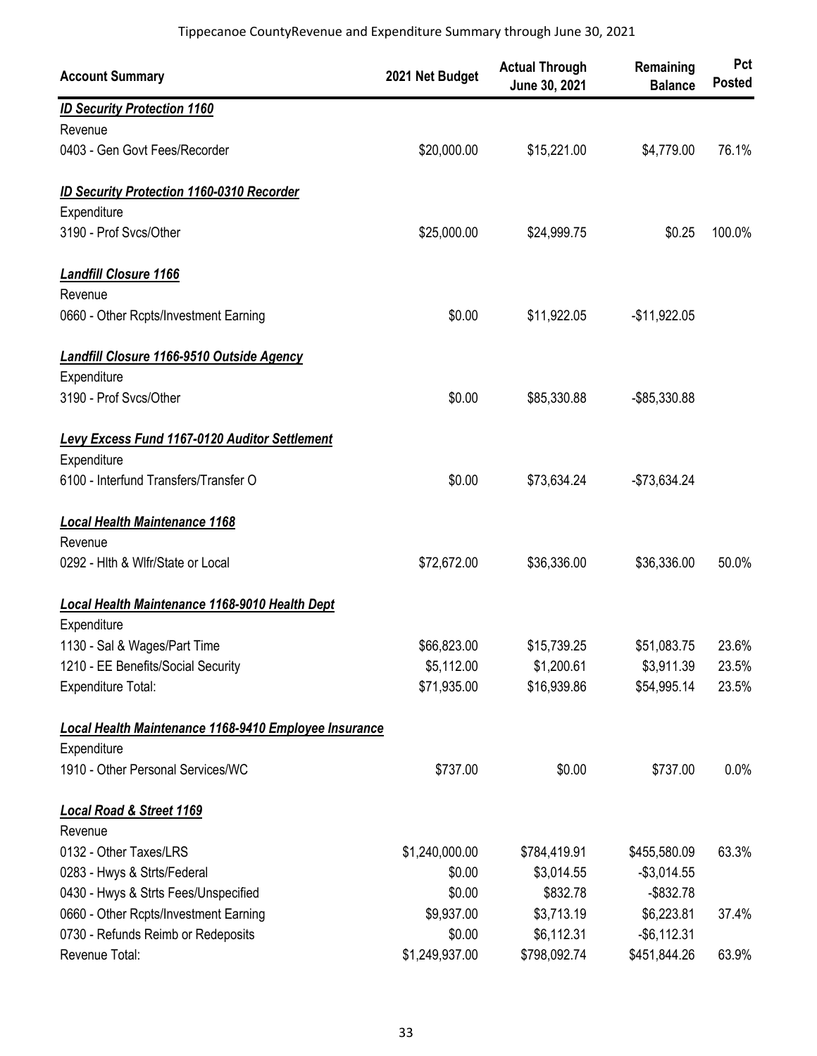Tippecanoe CountyRevenue and Expenditure Summary through June 30, 2021

| Account Summary | 2021 Net Budget | Actual Through June 30, 2021 | Remaining Balance | Pct Posted |
|---|---|---|---|---|
| ***ID Security Protection 1160*** | | | | |
| Revenue | | | | |
| 0403 - Gen Govt Fees/Recorder | $20,000.00 | $15,221.00 | $4,779.00 | 76.1% |
| ***ID Security Protection 1160-0310 Recorder*** | | | | |
| Expenditure | | | | |
| 3190 - Prof Svcs/Other | $25,000.00 | $24,999.75 | $0.25 | 100.0% |
| ***Landfill Closure 1166*** | | | | |
| Revenue | | | | |
| 0660 - Other Rcpts/Investment Earning | $0.00 | $11,922.05 | -$11,922.05 | |
| ***Landfill Closure 1166-9510 Outside Agency*** | | | | |
| Expenditure | | | | |
| 3190 - Prof Svcs/Other | $0.00 | $85,330.88 | -$85,330.88 | |
| ***Levy Excess Fund 1167-0120 Auditor Settlement*** | | | | |
| Expenditure | | | | |
| 6100 - Interfund Transfers/Transfer O | $0.00 | $73,634.24 | -$73,634.24 | |
| ***Local Health Maintenance 1168*** | | | | |
| Revenue | | | | |
| 0292 - Hlth & Wlfr/State or Local | $72,672.00 | $36,336.00 | $36,336.00 | 50.0% |
| ***Local Health Maintenance 1168-9010 Health Dept*** | | | | |
| Expenditure | | | | |
| 1130 - Sal & Wages/Part Time | $66,823.00 | $15,739.25 | $51,083.75 | 23.6% |
| 1210 - EE Benefits/Social Security | $5,112.00 | $1,200.61 | $3,911.39 | 23.5% |
| Expenditure Total: | $71,935.00 | $16,939.86 | $54,995.14 | 23.5% |
| ***Local Health Maintenance 1168-9410 Employee Insurance*** | | | | |
| Expenditure | | | | |
| 1910 - Other Personal Services/WC | $737.00 | $0.00 | $737.00 | 0.0% |
| ***Local Road & Street 1169*** | | | | |
| Revenue | | | | |
| 0132 - Other Taxes/LRS | $1,240,000.00 | $784,419.91 | $455,580.09 | 63.3% |
| 0283 - Hwys & Strts/Federal | $0.00 | $3,014.55 | -$3,014.55 | |
| 0430 - Hwys & Strts Fees/Unspecified | $0.00 | $832.78 | -$832.78 | |
| 0660 - Other Rcpts/Investment Earning | $9,937.00 | $3,713.19 | $6,223.81 | 37.4% |
| 0730 - Refunds Reimb or Redeposits | $0.00 | $6,112.31 | -$6,112.31 | |
| Revenue Total: | $1,249,937.00 | $798,092.74 | $451,844.26 | 63.9% |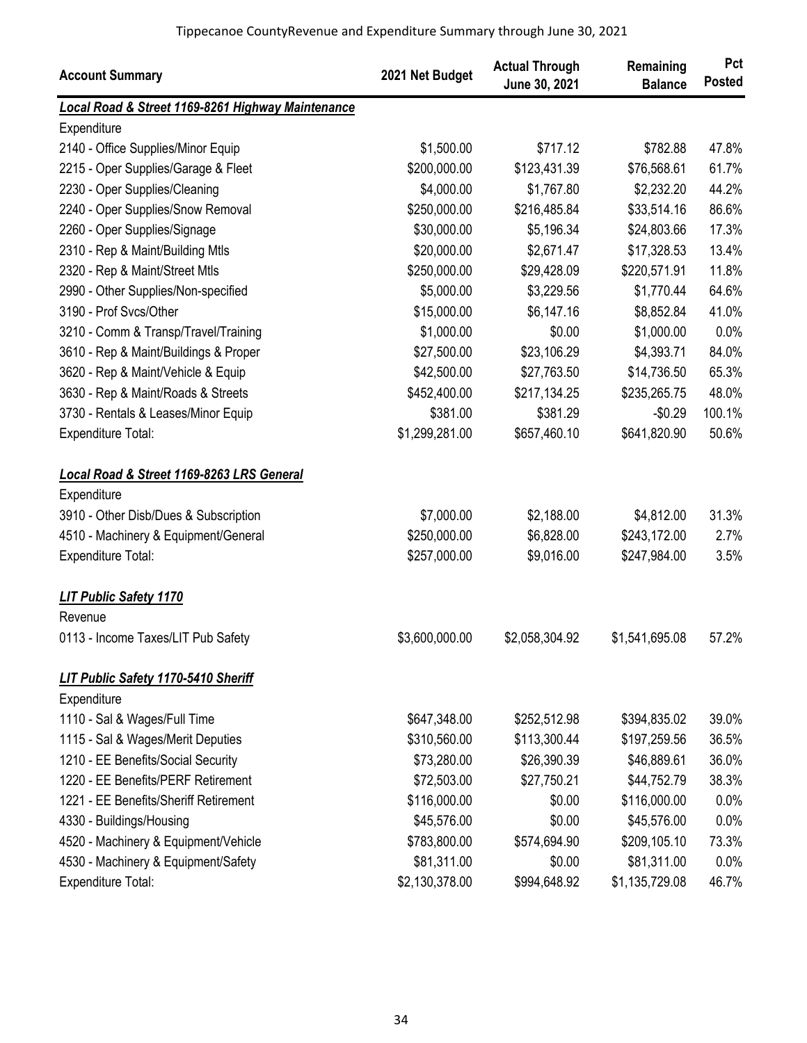| Account Summary | 2021 Net Budget | Actual Through June 30, 2021 | Remaining Balance | Pct Posted |
|---|---|---|---|---|
| ***Local Road & Street 1169-8261 Highway Maintenance*** | | | | |
| Expenditure | | | | |
| 2140 - Office Supplies/Minor Equip | $1,500.00 | $717.12 | $782.88 | 47.8% |
| 2215 - Oper Supplies/Garage & Fleet | $200,000.00 | $123,431.39 | $76,568.61 | 61.7% |
| 2230 - Oper Supplies/Cleaning | $4,000.00 | $1,767.80 | $2,232.20 | 44.2% |
| 2240 - Oper Supplies/Snow Removal | $250,000.00 | $216,485.84 | $33,514.16 | 86.6% |
| 2260 - Oper Supplies/Signage | $30,000.00 | $5,196.34 | $24,803.66 | 17.3% |
| 2310 - Rep & Maint/Building Mtls | $20,000.00 | $2,671.47 | $17,328.53 | 13.4% |
| 2320 - Rep & Maint/Street Mtls | $250,000.00 | $29,428.09 | $220,571.91 | 11.8% |
| 2990 - Other Supplies/Non-specified | $5,000.00 | $3,229.56 | $1,770.44 | 64.6% |
| 3190 - Prof Svcs/Other | $15,000.00 | $6,147.16 | $8,852.84 | 41.0% |
| 3210 - Comm & Transp/Travel/Training | $1,000.00 | $0.00 | $1,000.00 | 0.0% |
| 3610 - Rep & Maint/Buildings & Proper | $27,500.00 | $23,106.29 | $4,393.71 | 84.0% |
| 3620 - Rep & Maint/Vehicle & Equip | $42,500.00 | $27,763.50 | $14,736.50 | 65.3% |
| 3630 - Rep & Maint/Roads & Streets | $452,400.00 | $217,134.25 | $235,265.75 | 48.0% |
| 3730 - Rentals & Leases/Minor Equip | $381.00 | $381.29 | -$0.29 | 100.1% |
| Expenditure Total: | $1,299,281.00 | $657,460.10 | $641,820.90 | 50.6% |
| | | | | |
| ***Local Road & Street 1169-8263 LRS General*** | | | | |
| Expenditure | | | | |
| 3910 - Other Disb/Dues & Subscription | $7,000.00 | $2,188.00 | $4,812.00 | 31.3% |
| 4510 - Machinery & Equipment/General | $250,000.00 | $6,828.00 | $243,172.00 | 2.7% |
| Expenditure Total: | $257,000.00 | $9,016.00 | $247,984.00 | 3.5% |
| | | | | |
| ***LIT Public Safety 1170*** | | | | |
| Revenue | | | | |
| 0113 - Income Taxes/LIT Pub Safety | $3,600,000.00 | $2,058,304.92 | $1,541,695.08 | 57.2% |
| | | | | |
| ***LIT Public Safety 1170-5410 Sheriff*** | | | | |
| Expenditure | | | | |
| 1110 - Sal & Wages/Full Time | $647,348.00 | $252,512.98 | $394,835.02 | 39.0% |
| 1115 - Sal & Wages/Merit Deputies | $310,560.00 | $113,300.44 | $197,259.56 | 36.5% |
| 1210 - EE Benefits/Social Security | $73,280.00 | $26,390.39 | $46,889.61 | 36.0% |
| 1220 - EE Benefits/PERF Retirement | $72,503.00 | $27,750.21 | $44,752.79 | 38.3% |
| 1221 - EE Benefits/Sheriff Retirement | $116,000.00 | $0.00 | $116,000.00 | 0.0% |
| 4330 - Buildings/Housing | $45,576.00 | $0.00 | $45,576.00 | 0.0% |
| 4520 - Machinery & Equipment/Vehicle | $783,800.00 | $574,694.90 | $209,105.10 | 73.3% |
| 4530 - Machinery & Equipment/Safety | $81,311.00 | $0.00 | $81,311.00 | 0.0% |
| Expenditure Total: | $2,130,378.00 | $994,648.92 | $1,135,729.08 | 46.7% |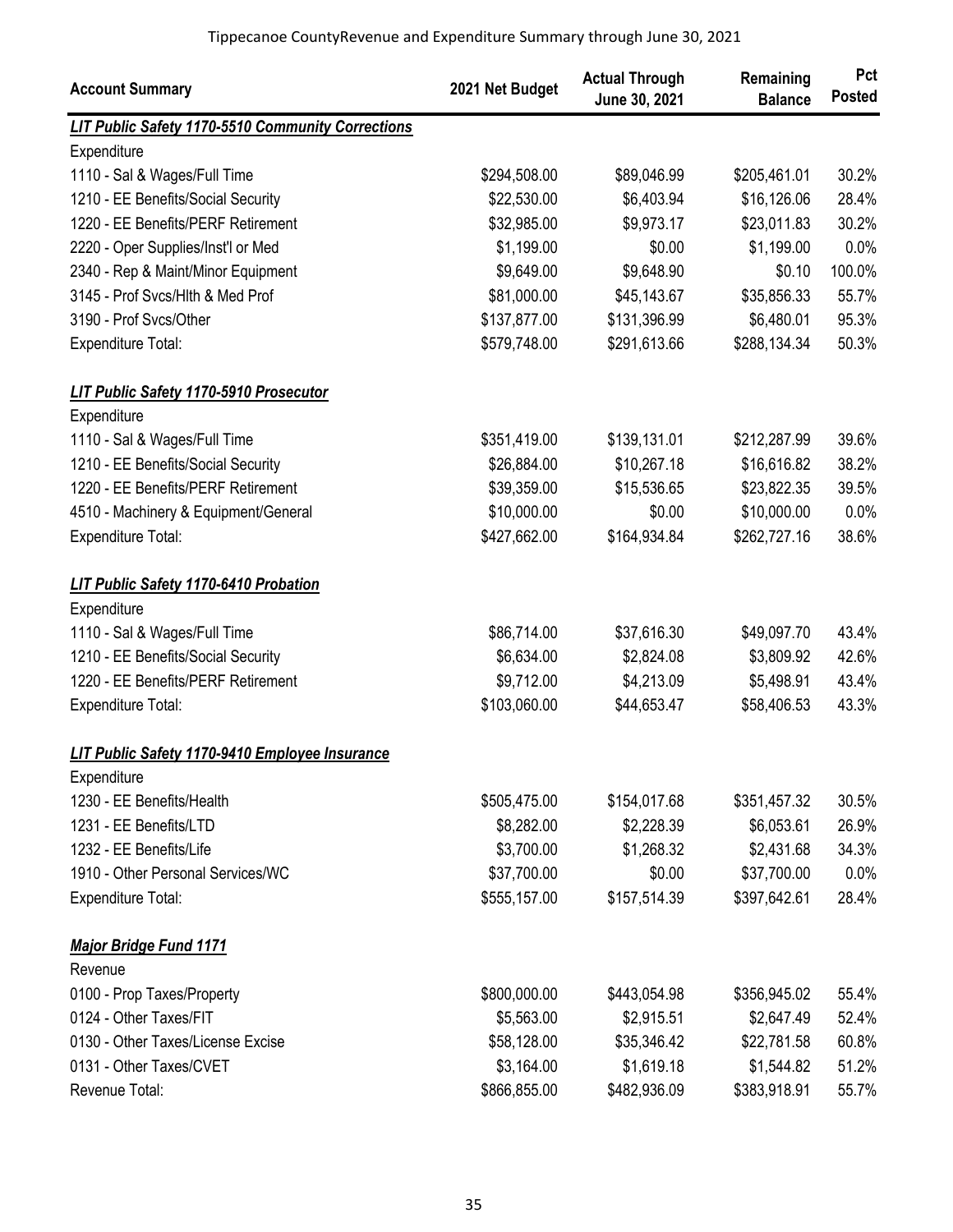Tippecanoe CountyRevenue and Expenditure Summary through June 30, 2021

| Account Summary | 2021 Net Budget | Actual Through June 30, 2021 | Remaining Balance | Pct Posted |
|---|---|---|---|---|
| ***LIT Public Safety 1170-5510 Community Corrections*** | | | | |
| Expenditure | | | | |
| 1110 - Sal & Wages/Full Time | $294,508.00 | $89,046.99 | $205,461.01 | 30.2% |
| 1210 - EE Benefits/Social Security | $22,530.00 | $6,403.94 | $16,126.06 | 28.4% |
| 1220 - EE Benefits/PERF Retirement | $32,985.00 | $9,973.17 | $23,011.83 | 30.2% |
| 2220 - Oper Supplies/Inst'l or Med | $1,199.00 | $0.00 | $1,199.00 | 0.0% |
| 2340 - Rep & Maint/Minor Equipment | $9,649.00 | $9,648.90 | $0.10 | 100.0% |
| 3145 - Prof Svcs/Hlth & Med Prof | $81,000.00 | $45,143.67 | $35,856.33 | 55.7% |
| 3190 - Prof Svcs/Other | $137,877.00 | $131,396.99 | $6,480.01 | 95.3% |
| Expenditure Total: | $579,748.00 | $291,613.66 | $288,134.34 | 50.3% |
| ***LIT Public Safety 1170-5910 Prosecutor*** | | | | |
| Expenditure | | | | |
| 1110 - Sal & Wages/Full Time | $351,419.00 | $139,131.01 | $212,287.99 | 39.6% |
| 1210 - EE Benefits/Social Security | $26,884.00 | $10,267.18 | $16,616.82 | 38.2% |
| 1220 - EE Benefits/PERF Retirement | $39,359.00 | $15,536.65 | $23,822.35 | 39.5% |
| 4510 - Machinery & Equipment/General | $10,000.00 | $0.00 | $10,000.00 | 0.0% |
| Expenditure Total: | $427,662.00 | $164,934.84 | $262,727.16 | 38.6% |
| ***LIT Public Safety 1170-6410 Probation*** | | | | |
| Expenditure | | | | |
| 1110 - Sal & Wages/Full Time | $86,714.00 | $37,616.30 | $49,097.70 | 43.4% |
| 1210 - EE Benefits/Social Security | $6,634.00 | $2,824.08 | $3,809.92 | 42.6% |
| 1220 - EE Benefits/PERF Retirement | $9,712.00 | $4,213.09 | $5,498.91 | 43.4% |
| Expenditure Total: | $103,060.00 | $44,653.47 | $58,406.53 | 43.3% |
| ***LIT Public Safety 1170-9410 Employee Insurance*** | | | | |
| Expenditure | | | | |
| 1230 - EE Benefits/Health | $505,475.00 | $154,017.68 | $351,457.32 | 30.5% |
| 1231 - EE Benefits/LTD | $8,282.00 | $2,228.39 | $6,053.61 | 26.9% |
| 1232 - EE Benefits/Life | $3,700.00 | $1,268.32 | $2,431.68 | 34.3% |
| 1910 - Other Personal Services/WC | $37,700.00 | $0.00 | $37,700.00 | 0.0% |
| Expenditure Total: | $555,157.00 | $157,514.39 | $397,642.61 | 28.4% |
| ***Major Bridge Fund 1171*** | | | | |
| Revenue | | | | |
| 0100 - Prop Taxes/Property | $800,000.00 | $443,054.98 | $356,945.02 | 55.4% |
| 0124 - Other Taxes/FIT | $5,563.00 | $2,915.51 | $2,647.49 | 52.4% |
| 0130 - Other Taxes/License Excise | $58,128.00 | $35,346.42 | $22,781.58 | 60.8% |
| 0131 - Other Taxes/CVET | $3,164.00 | $1,619.18 | $1,544.82 | 51.2% |
| Revenue Total: | $866,855.00 | $482,936.09 | $383,918.91 | 55.7% |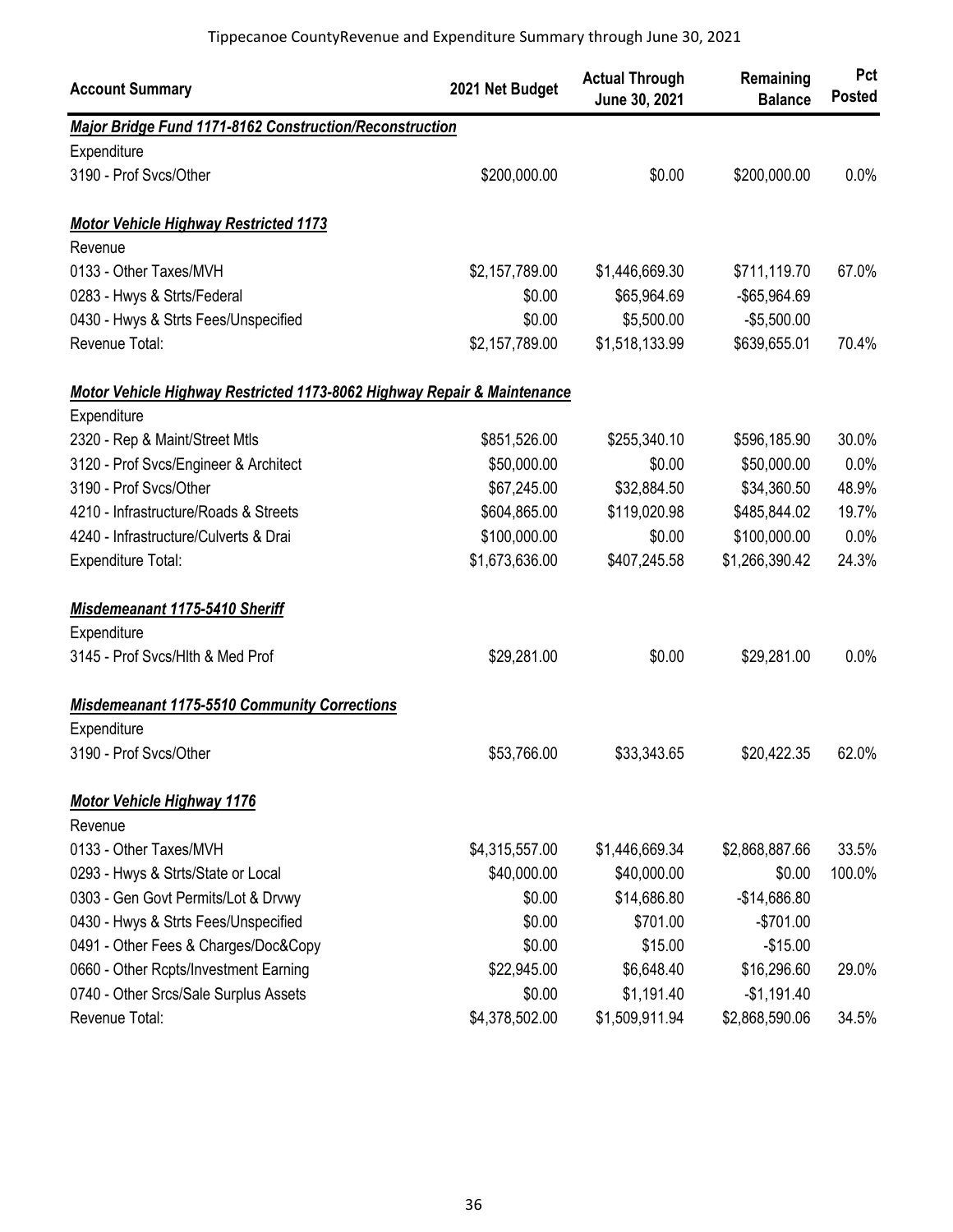Tippecanoe CountyRevenue and Expenditure Summary through June 30, 2021

| Account Summary | 2021 Net Budget | Actual Through June 30, 2021 | Remaining Balance | Pct Posted |
|---|---|---|---|---|
| ***Major Bridge Fund 1171-8162 Construction/Reconstruction*** | | | | |
| Expenditure | | | | |
| 3190 - Prof Svcs/Other | $200,000.00 | $0.00 | $200,000.00 | 0.0% |
| | | | | |
| ***Motor Vehicle Highway Restricted 1173*** | | | | |
| Revenue | | | | |
| 0133 - Other Taxes/MVH | $2,157,789.00 | $1,446,669.30 | $711,119.70 | 67.0% |
| 0283 - Hwys & Strts/Federal | $0.00 | $65,964.69 | -$65,964.69 | |
| 0430 - Hwys & Strts Fees/Unspecified | $0.00 | $5,500.00 | -$5,500.00 | |
| Revenue Total: | $2,157,789.00 | $1,518,133.99 | $639,655.01 | 70.4% |
| | | | | |
| ***Motor Vehicle Highway Restricted 1173-8062 Highway Repair & Maintenance*** | | | | |
| Expenditure | | | | |
| 2320 - Rep & Maint/Street Mtls | $851,526.00 | $255,340.10 | $596,185.90 | 30.0% |
| 3120 - Prof Svcs/Engineer & Architect | $50,000.00 | $0.00 | $50,000.00 | 0.0% |
| 3190 - Prof Svcs/Other | $67,245.00 | $32,884.50 | $34,360.50 | 48.9% |
| 4210 - Infrastructure/Roads & Streets | $604,865.00 | $119,020.98 | $485,844.02 | 19.7% |
| 4240 - Infrastructure/Culverts & Drai | $100,000.00 | $0.00 | $100,000.00 | 0.0% |
| Expenditure Total: | $1,673,636.00 | $407,245.58 | $1,266,390.42 | 24.3% |
| | | | | |
| ***Misdemeanant 1175-5410 Sheriff*** | | | | |
| Expenditure | | | | |
| 3145 - Prof Svcs/Hlth & Med Prof | $29,281.00 | $0.00 | $29,281.00 | 0.0% |
| | | | | |
| ***Misdemeanant 1175-5510 Community Corrections*** | | | | |
| Expenditure | | | | |
| 3190 - Prof Svcs/Other | $53,766.00 | $33,343.65 | $20,422.35 | 62.0% |
| | | | | |
| ***Motor Vehicle Highway 1176*** | | | | |
| Revenue | | | | |
| 0133 - Other Taxes/MVH | $4,315,557.00 | $1,446,669.34 | $2,868,887.66 | 33.5% |
| 0293 - Hwys & Strts/State or Local | $40,000.00 | $40,000.00 | $0.00 | 100.0% |
| 0303 - Gen Govt Permits/Lot & Drvwy | $0.00 | $14,686.80 | -$14,686.80 | |
| 0430 - Hwys & Strts Fees/Unspecified | $0.00 | $701.00 | -$701.00 | |
| 0491 - Other Fees & Charges/Doc&Copy | $0.00 | $15.00 | -$15.00 | |
| 0660 - Other Rcpts/Investment Earning | $22,945.00 | $6,648.40 | $16,296.60 | 29.0% |
| 0740 - Other Srcs/Sale Surplus Assets | $0.00 | $1,191.40 | -$1,191.40 | |
| Revenue Total: | $4,378,502.00 | $1,509,911.94 | $2,868,590.06 | 34.5% |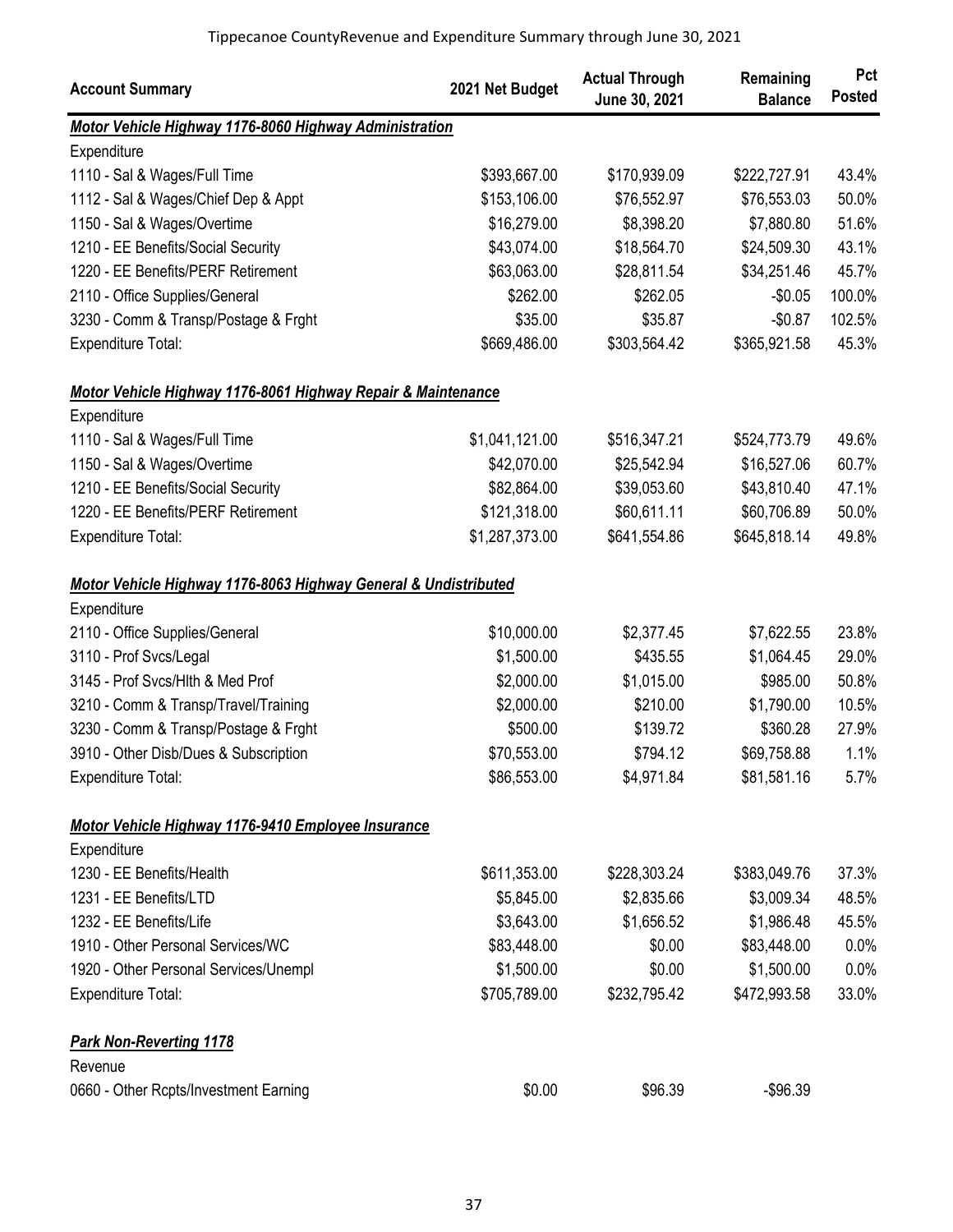Tippecanoe CountyRevenue and Expenditure Summary through June 30, 2021

| Account Summary | 2021 Net Budget | Actual Through June 30, 2021 | Remaining Balance | Pct Posted |
|---|---|---|---|---|
| ***Motor Vehicle Highway 1176-8060 Highway Administration*** | | | | |
| Expenditure | | | | |
| 1110 - Sal & Wages/Full Time | $393,667.00 | $170,939.09 | $222,727.91 | 43.4% |
| 1112 - Sal & Wages/Chief Dep & Appt | $153,106.00 | $76,552.97 | $76,553.03 | 50.0% |
| 1150 - Sal & Wages/Overtime | $16,279.00 | $8,398.20 | $7,880.80 | 51.6% |
| 1210 - EE Benefits/Social Security | $43,074.00 | $18,564.70 | $24,509.30 | 43.1% |
| 1220 - EE Benefits/PERF Retirement | $63,063.00 | $28,811.54 | $34,251.46 | 45.7% |
| 2110 - Office Supplies/General | $262.00 | $262.05 | -$0.05 | 100.0% |
| 3230 - Comm & Transp/Postage & Frght | $35.00 | $35.87 | -$0.87 | 102.5% |
| Expenditure Total: | $669,486.00 | $303,564.42 | $365,921.58 | 45.3% |
| ***Motor Vehicle Highway 1176-8061 Highway Repair & Maintenance*** | | | | |
| Expenditure | | | | |
| 1110 - Sal & Wages/Full Time | $1,041,121.00 | $516,347.21 | $524,773.79 | 49.6% |
| 1150 - Sal & Wages/Overtime | $42,070.00 | $25,542.94 | $16,527.06 | 60.7% |
| 1210 - EE Benefits/Social Security | $82,864.00 | $39,053.60 | $43,810.40 | 47.1% |
| 1220 - EE Benefits/PERF Retirement | $121,318.00 | $60,611.11 | $60,706.89 | 50.0% |
| Expenditure Total: | $1,287,373.00 | $641,554.86 | $645,818.14 | 49.8% |
| ***Motor Vehicle Highway 1176-8063 Highway General & Undistributed*** | | | | |
| Expenditure | | | | |
| 2110 - Office Supplies/General | $10,000.00 | $2,377.45 | $7,622.55 | 23.8% |
| 3110 - Prof Svcs/Legal | $1,500.00 | $435.55 | $1,064.45 | 29.0% |
| 3145 - Prof Svcs/Hlth & Med Prof | $2,000.00 | $1,015.00 | $985.00 | 50.8% |
| 3210 - Comm & Transp/Travel/Training | $2,000.00 | $210.00 | $1,790.00 | 10.5% |
| 3230 - Comm & Transp/Postage & Frght | $500.00 | $139.72 | $360.28 | 27.9% |
| 3910 - Other Disb/Dues & Subscription | $70,553.00 | $794.12 | $69,758.88 | 1.1% |
| Expenditure Total: | $86,553.00 | $4,971.84 | $81,581.16 | 5.7% |
| ***Motor Vehicle Highway 1176-9410 Employee Insurance*** | | | | |
| Expenditure | | | | |
| 1230 - EE Benefits/Health | $611,353.00 | $228,303.24 | $383,049.76 | 37.3% |
| 1231 - EE Benefits/LTD | $5,845.00 | $2,835.66 | $3,009.34 | 48.5% |
| 1232 - EE Benefits/Life | $3,643.00 | $1,656.52 | $1,986.48 | 45.5% |
| 1910 - Other Personal Services/WC | $83,448.00 | $0.00 | $83,448.00 | 0.0% |
| 1920 - Other Personal Services/Unempl | $1,500.00 | $0.00 | $1,500.00 | 0.0% |
| Expenditure Total: | $705,789.00 | $232,795.42 | $472,993.58 | 33.0% |
| ***Park Non-Reverting 1178*** | | | | |
| Revenue | | | | |
| 0660 - Other Rcpts/Investment Earning | $0.00 | $96.39 | -$96.39 | |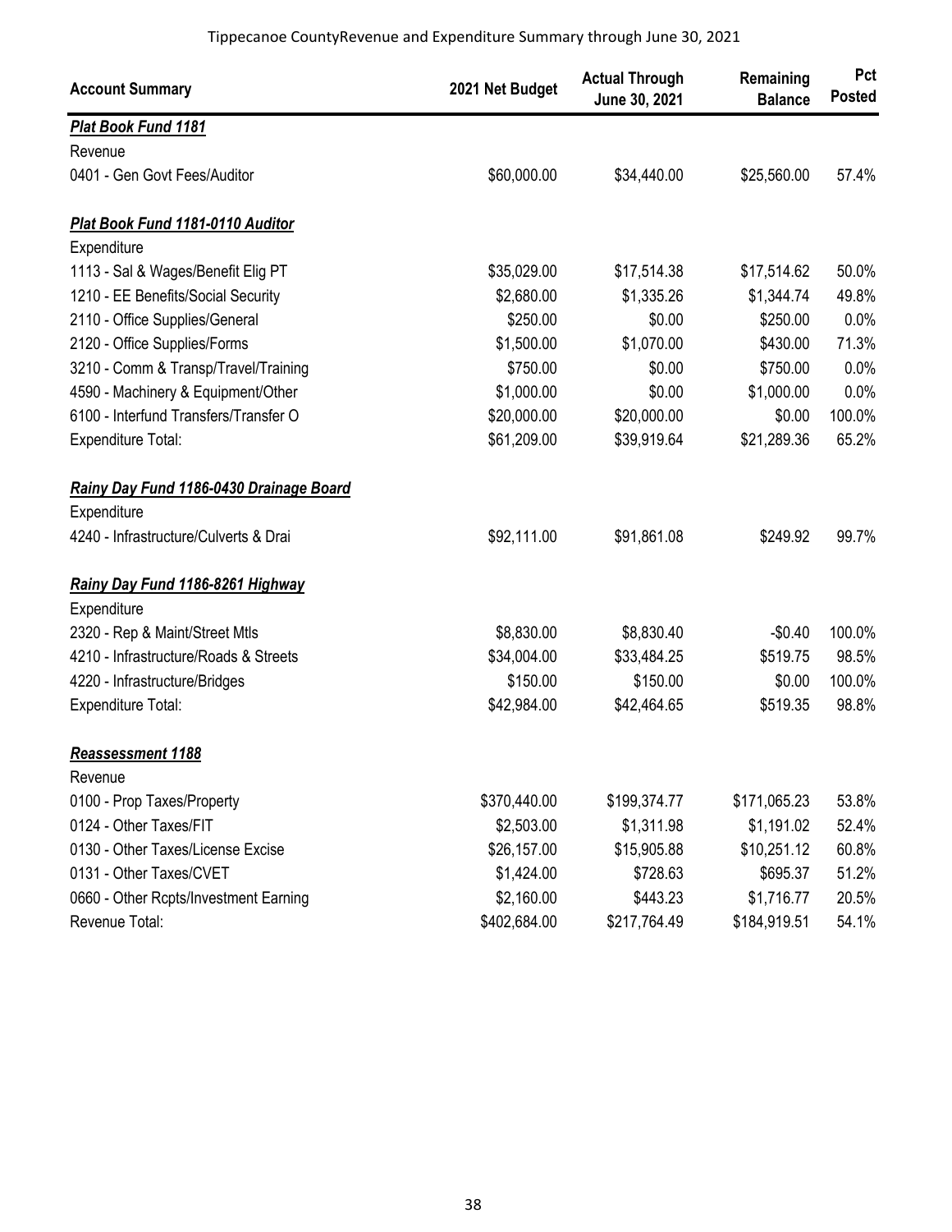Tippecanoe CountyRevenue and Expenditure Summary through June 30, 2021

| Account Summary | 2021 Net Budget | Actual Through June 30, 2021 | Remaining Balance | Pct Posted |
|---|---|---|---|---|
| ***Plat Book Fund 1181*** | | | | |
| Revenue | | | | |
| 0401 - Gen Govt Fees/Auditor | $60,000.00 | $34,440.00 | $25,560.00 | 57.4% |
| ***Plat Book Fund 1181-0110 Auditor*** | | | | |
| Expenditure | | | | |
| 1113 - Sal & Wages/Benefit Elig PT | $35,029.00 | $17,514.38 | $17,514.62 | 50.0% |
| 1210 - EE Benefits/Social Security | $2,680.00 | $1,335.26 | $1,344.74 | 49.8% |
| 2110 - Office Supplies/General | $250.00 | $0.00 | $250.00 | 0.0% |
| 2120 - Office Supplies/Forms | $1,500.00 | $1,070.00 | $430.00 | 71.3% |
| 3210 - Comm & Transp/Travel/Training | $750.00 | $0.00 | $750.00 | 0.0% |
| 4590 - Machinery & Equipment/Other | $1,000.00 | $0.00 | $1,000.00 | 0.0% |
| 6100 - Interfund Transfers/Transfer O | $20,000.00 | $20,000.00 | $0.00 | 100.0% |
| Expenditure Total: | $61,209.00 | $39,919.64 | $21,289.36 | 65.2% |
| ***Rainy Day Fund 1186-0430 Drainage Board*** | | | | |
| Expenditure | | | | |
| 4240 - Infrastructure/Culverts & Drai | $92,111.00 | $91,861.08 | $249.92 | 99.7% |
| ***Rainy Day Fund 1186-8261 Highway*** | | | | |
| Expenditure | | | | |
| 2320 - Rep & Maint/Street Mtls | $8,830.00 | $8,830.40 | -$0.40 | 100.0% |
| 4210 - Infrastructure/Roads & Streets | $34,004.00 | $33,484.25 | $519.75 | 98.5% |
| 4220 - Infrastructure/Bridges | $150.00 | $150.00 | $0.00 | 100.0% |
| Expenditure Total: | $42,984.00 | $42,464.65 | $519.35 | 98.8% |
| ***Reassessment 1188*** | | | | |
| Revenue | | | | |
| 0100 - Prop Taxes/Property | $370,440.00 | $199,374.77 | $171,065.23 | 53.8% |
| 0124 - Other Taxes/FIT | $2,503.00 | $1,311.98 | $1,191.02 | 52.4% |
| 0130 - Other Taxes/License Excise | $26,157.00 | $15,905.88 | $10,251.12 | 60.8% |
| 0131 - Other Taxes/CVET | $1,424.00 | $728.63 | $695.37 | 51.2% |
| 0660 - Other Rcpts/Investment Earning | $2,160.00 | $443.23 | $1,716.77 | 20.5% |
| Revenue Total: | $402,684.00 | $217,764.49 | $184,919.51 | 54.1% |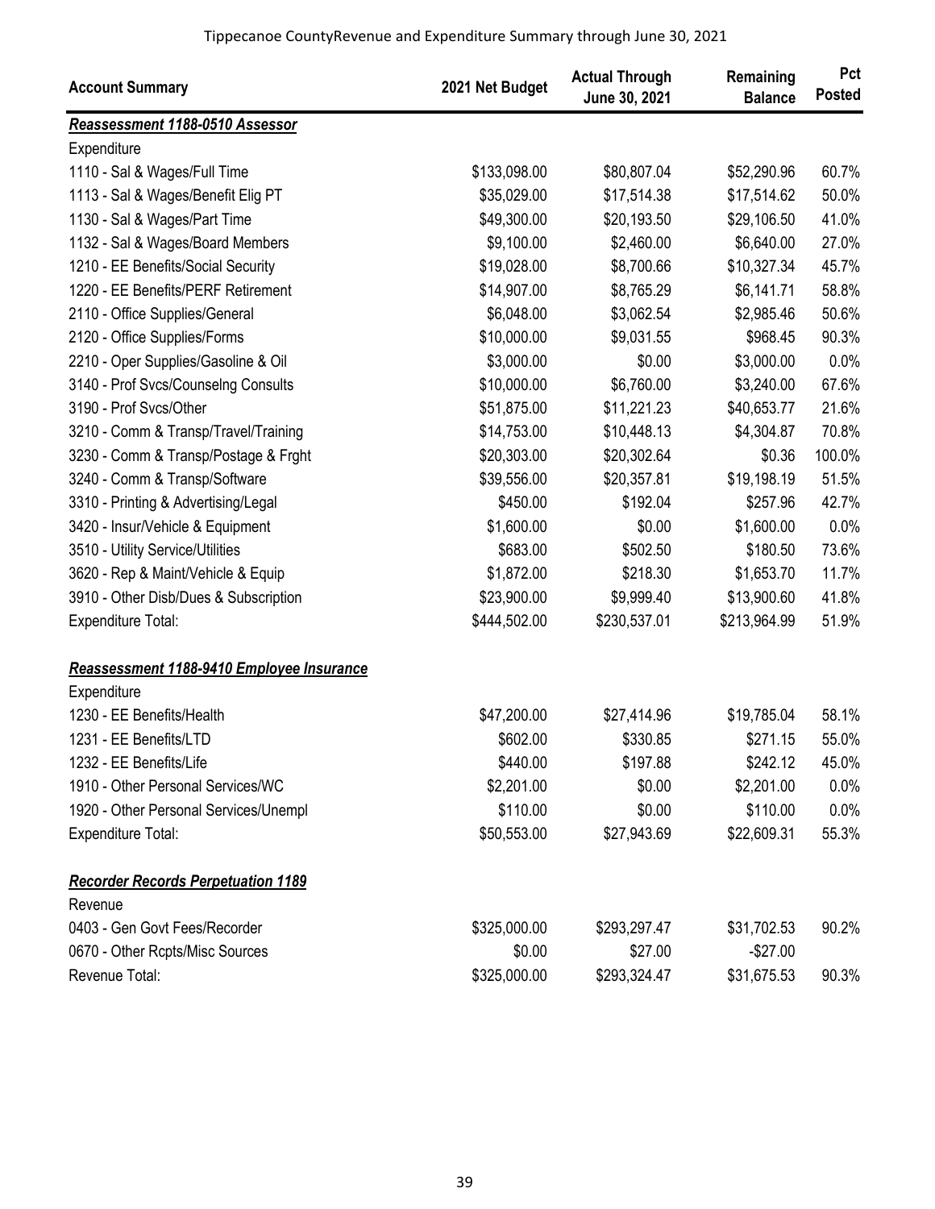Tippecanoe CountyRevenue and Expenditure Summary through June 30, 2021

| Account Summary | 2021 Net Budget | Actual Through June 30, 2021 | Remaining Balance | Pct Posted |
|---|---|---|---|---|
| ***Reassessment 1188-0510 Assessor*** | | | | |
| Expenditure | | | | |
| 1110 - Sal & Wages/Full Time | $133,098.00 | $80,807.04 | $52,290.96 | 60.7% |
| 1113 - Sal & Wages/Benefit Elig PT | $35,029.00 | $17,514.38 | $17,514.62 | 50.0% |
| 1130 - Sal & Wages/Part Time | $49,300.00 | $20,193.50 | $29,106.50 | 41.0% |
| 1132 - Sal & Wages/Board Members | $9,100.00 | $2,460.00 | $6,640.00 | 27.0% |
| 1210 - EE Benefits/Social Security | $19,028.00 | $8,700.66 | $10,327.34 | 45.7% |
| 1220 - EE Benefits/PERF Retirement | $14,907.00 | $8,765.29 | $6,141.71 | 58.8% |
| 2110 - Office Supplies/General | $6,048.00 | $3,062.54 | $2,985.46 | 50.6% |
| 2120 - Office Supplies/Forms | $10,000.00 | $9,031.55 | $968.45 | 90.3% |
| 2210 - Oper Supplies/Gasoline & Oil | $3,000.00 | $0.00 | $3,000.00 | 0.0% |
| 3140 - Prof Svcs/Counselng Consults | $10,000.00 | $6,760.00 | $3,240.00 | 67.6% |
| 3190 - Prof Svcs/Other | $51,875.00 | $11,221.23 | $40,653.77 | 21.6% |
| 3210 - Comm & Transp/Travel/Training | $14,753.00 | $10,448.13 | $4,304.87 | 70.8% |
| 3230 - Comm & Transp/Postage & Frght | $20,303.00 | $20,302.64 | $0.36 | 100.0% |
| 3240 - Comm & Transp/Software | $39,556.00 | $20,357.81 | $19,198.19 | 51.5% |
| 3310 - Printing & Advertising/Legal | $450.00 | $192.04 | $257.96 | 42.7% |
| 3420 - Insur/Vehicle & Equipment | $1,600.00 | $0.00 | $1,600.00 | 0.0% |
| 3510 - Utility Service/Utilities | $683.00 | $502.50 | $180.50 | 73.6% |
| 3620 - Rep & Maint/Vehicle & Equip | $1,872.00 | $218.30 | $1,653.70 | 11.7% |
| 3910 - Other Disb/Dues & Subscription | $23,900.00 | $9,999.40 | $13,900.60 | 41.8% |
| Expenditure Total: | $444,502.00 | $230,537.01 | $213,964.99 | 51.9% |
| ***Reassessment 1188-9410 Employee Insurance*** | | | | |
| Expenditure | | | | |
| 1230 - EE Benefits/Health | $47,200.00 | $27,414.96 | $19,785.04 | 58.1% |
| 1231 - EE Benefits/LTD | $602.00 | $330.85 | $271.15 | 55.0% |
| 1232 - EE Benefits/Life | $440.00 | $197.88 | $242.12 | 45.0% |
| 1910 - Other Personal Services/WC | $2,201.00 | $0.00 | $2,201.00 | 0.0% |
| 1920 - Other Personal Services/Unempl | $110.00 | $0.00 | $110.00 | 0.0% |
| Expenditure Total: | $50,553.00 | $27,943.69 | $22,609.31 | 55.3% |
| ***Recorder Records Perpetuation 1189*** | | | | |
| Revenue | | | | |
| 0403 - Gen Govt Fees/Recorder | $325,000.00 | $293,297.47 | $31,702.53 | 90.2% |
| 0670 - Other Rcpts/Misc Sources | $0.00 | $27.00 | -$27.00 | |
| Revenue Total: | $325,000.00 | $293,324.47 | $31,675.53 | 90.3% |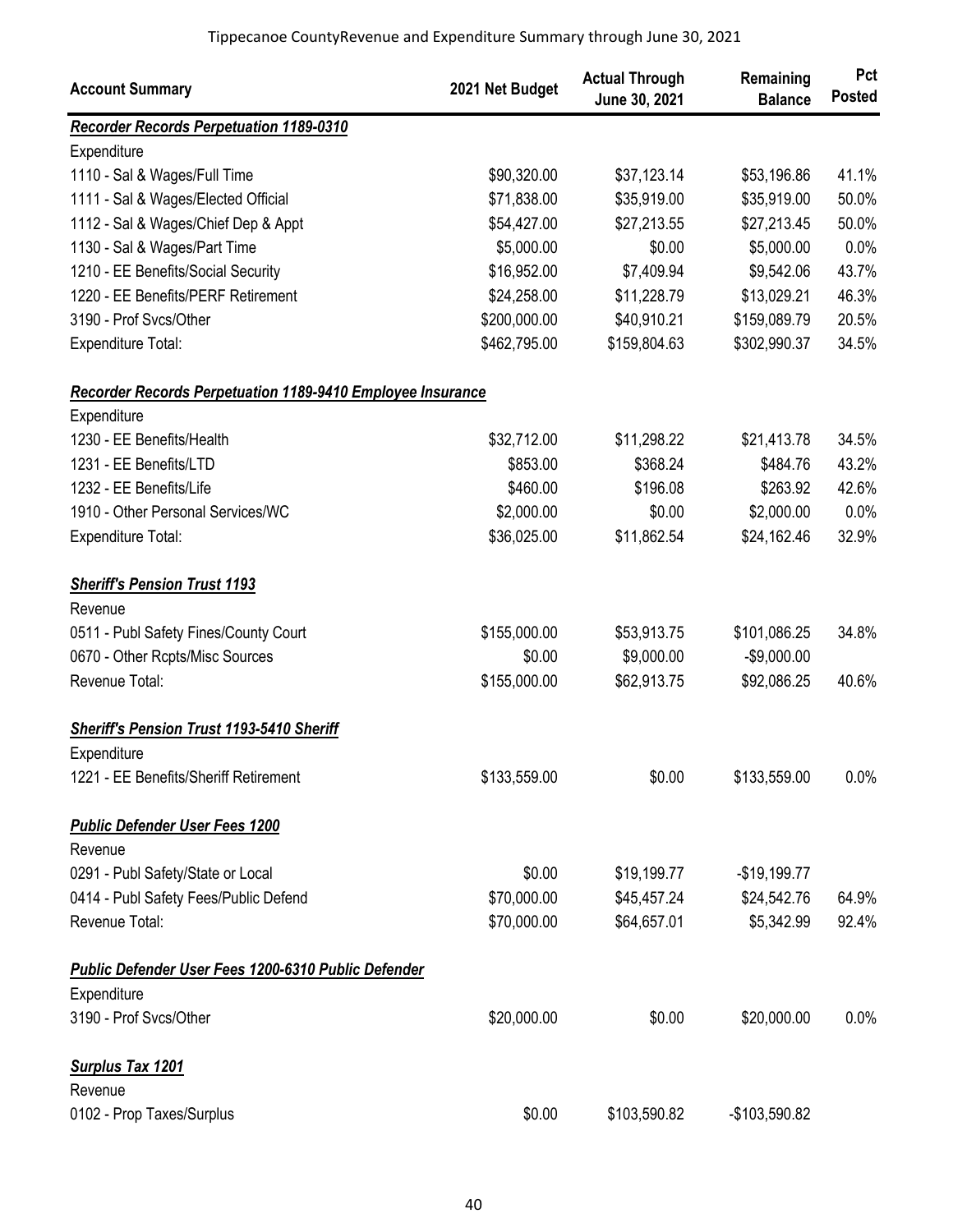| Account Summary | 2021 Net Budget | Actual Through June 30, 2021 | Remaining Balance | Pct Posted |
|---|---|---|---|---|
| ***Recorder Records Perpetuation 1189-0310*** | | | | |
| Expenditure | | | | |
| 1110 - Sal & Wages/Full Time | $90,320.00 | $37,123.14 | $53,196.86 | 41.1% |
| 1111 - Sal & Wages/Elected Official | $71,838.00 | $35,919.00 | $35,919.00 | 50.0% |
| 1112 - Sal & Wages/Chief Dep & Appt | $54,427.00 | $27,213.55 | $27,213.45 | 50.0% |
| 1130 - Sal & Wages/Part Time | $5,000.00 | $0.00 | $5,000.00 | 0.0% |
| 1210 - EE Benefits/Social Security | $16,952.00 | $7,409.94 | $9,542.06 | 43.7% |
| 1220 - EE Benefits/PERF Retirement | $24,258.00 | $11,228.79 | $13,029.21 | 46.3% |
| 3190 - Prof Svcs/Other | $200,000.00 | $40,910.21 | $159,089.79 | 20.5% |
| Expenditure Total: | $462,795.00 | $159,804.63 | $302,990.37 | 34.5% |
| ***Recorder Records Perpetuation 1189-9410 Employee Insurance*** | | | | |
| Expenditure | | | | |
| 1230 - EE Benefits/Health | $32,712.00 | $11,298.22 | $21,413.78 | 34.5% |
| 1231 - EE Benefits/LTD | $853.00 | $368.24 | $484.76 | 43.2% |
| 1232 - EE Benefits/Life | $460.00 | $196.08 | $263.92 | 42.6% |
| 1910 - Other Personal Services/WC | $2,000.00 | $0.00 | $2,000.00 | 0.0% |
| Expenditure Total: | $36,025.00 | $11,862.54 | $24,162.46 | 32.9% |
| ***Sheriff's Pension Trust 1193*** | | | | |
| Revenue | | | | |
| 0511 - Publ Safety Fines/County Court | $155,000.00 | $53,913.75 | $101,086.25 | 34.8% |
| 0670 - Other Rcpts/Misc Sources | $0.00 | $9,000.00 | -$9,000.00 | |
| Revenue Total: | $155,000.00 | $62,913.75 | $92,086.25 | 40.6% |
| ***Sheriff's Pension Trust 1193-5410 Sheriff*** | | | | |
| Expenditure | | | | |
| 1221 - EE Benefits/Sheriff Retirement | $133,559.00 | $0.00 | $133,559.00 | 0.0% |
| ***Public Defender User Fees 1200*** | | | | |
| Revenue | | | | |
| 0291 - Publ Safety/State or Local | $0.00 | $19,199.77 | -$19,199.77 | |
| 0414 - Publ Safety Fees/Public Defend | $70,000.00 | $45,457.24 | $24,542.76 | 64.9% |
| Revenue Total: | $70,000.00 | $64,657.01 | $5,342.99 | 92.4% |
| ***Public Defender User Fees 1200-6310 Public Defender*** | | | | |
| Expenditure | | | | |
| 3190 - Prof Svcs/Other | $20,000.00 | $0.00 | $20,000.00 | 0.0% |
| ***Surplus Tax 1201*** | | | | |
| Revenue | | | | |
| 0102 - Prop Taxes/Surplus | $0.00 | $103,590.82 | -$103,590.82 | |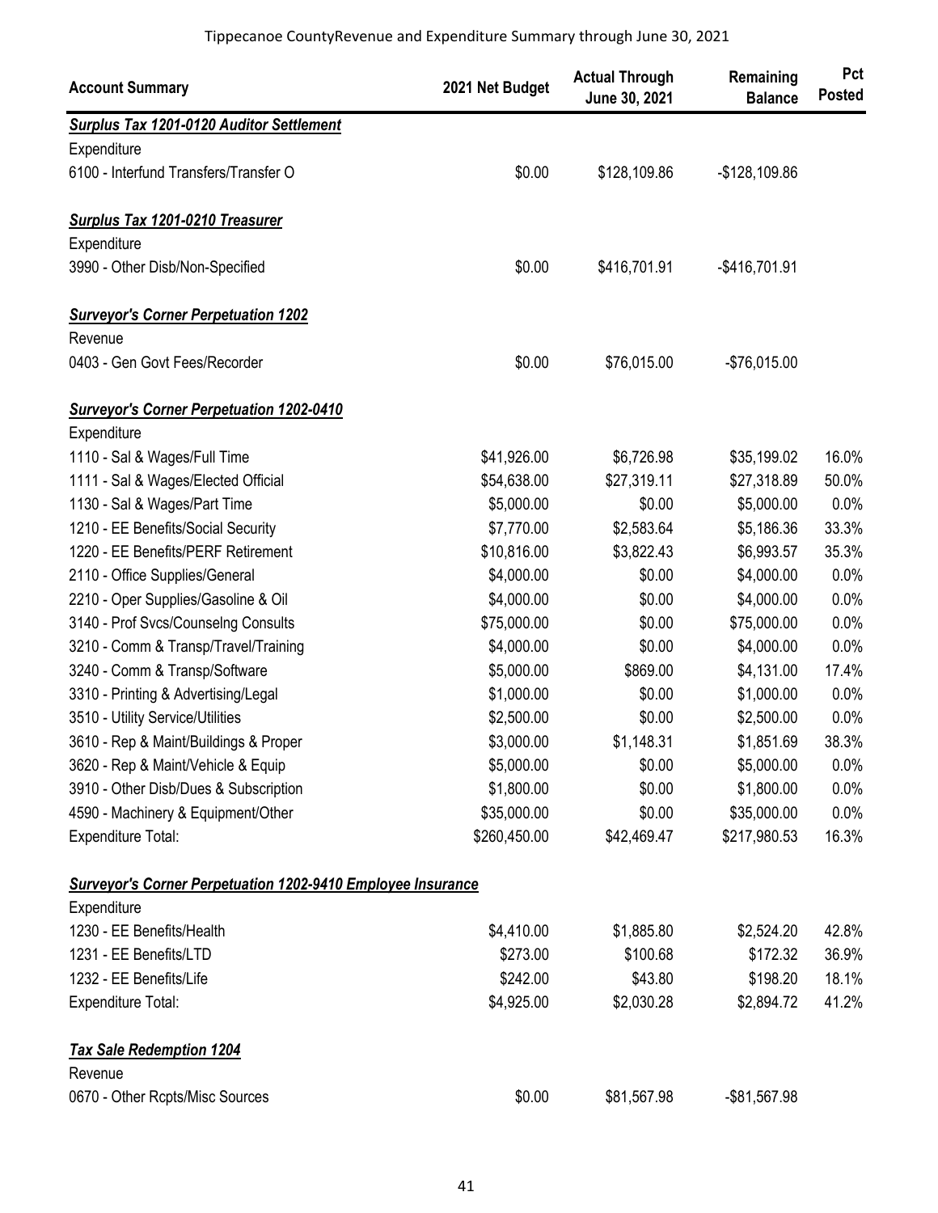Tippecanoe CountyRevenue and Expenditure Summary through June 30, 2021

| Account Summary | 2021 Net Budget | Actual Through June 30, 2021 | Remaining Balance | Pct Posted |
|---|---|---|---|---|
| ***Surplus Tax 1201-0120 Auditor Settlement*** | | | | |
| Expenditure | | | | |
| 6100 - Interfund Transfers/Transfer O | $0.00 | $128,109.86 | -$128,109.86 | |
| | | | | |
| ***Surplus Tax 1201-0210 Treasurer*** | | | | |
| Expenditure | | | | |
| 3990 - Other Disb/Non-Specified | $0.00 | $416,701.91 | -$416,701.91 | |
| | | | | |
| ***Surveyor's Corner Perpetuation 1202*** | | | | |
| Revenue | | | | |
| 0403 - Gen Govt Fees/Recorder | $0.00 | $76,015.00 | -$76,015.00 | |
| | | | | |
| ***Surveyor's Corner Perpetuation 1202-0410*** | | | | |
| Expenditure | | | | |
| 1110 - Sal & Wages/Full Time | $41,926.00 | $6,726.98 | $35,199.02 | 16.0% |
| 1111 - Sal & Wages/Elected Official | $54,638.00 | $27,319.11 | $27,318.89 | 50.0% |
| 1130 - Sal & Wages/Part Time | $5,000.00 | $0.00 | $5,000.00 | 0.0% |
| 1210 - EE Benefits/Social Security | $7,770.00 | $2,583.64 | $5,186.36 | 33.3% |
| 1220 - EE Benefits/PERF Retirement | $10,816.00 | $3,822.43 | $6,993.57 | 35.3% |
| 2110 - Office Supplies/General | $4,000.00 | $0.00 | $4,000.00 | 0.0% |
| 2210 - Oper Supplies/Gasoline & Oil | $4,000.00 | $0.00 | $4,000.00 | 0.0% |
| 3140 - Prof Svcs/Counselng Consults | $75,000.00 | $0.00 | $75,000.00 | 0.0% |
| 3210 - Comm & Transp/Travel/Training | $4,000.00 | $0.00 | $4,000.00 | 0.0% |
| 3240 - Comm & Transp/Software | $5,000.00 | $869.00 | $4,131.00 | 17.4% |
| 3310 - Printing & Advertising/Legal | $1,000.00 | $0.00 | $1,000.00 | 0.0% |
| 3510 - Utility Service/Utilities | $2,500.00 | $0.00 | $2,500.00 | 0.0% |
| 3610 - Rep & Maint/Buildings & Proper | $3,000.00 | $1,148.31 | $1,851.69 | 38.3% |
| 3620 - Rep & Maint/Vehicle & Equip | $5,000.00 | $0.00 | $5,000.00 | 0.0% |
| 3910 - Other Disb/Dues & Subscription | $1,800.00 | $0.00 | $1,800.00 | 0.0% |
| 4590 - Machinery & Equipment/Other | $35,000.00 | $0.00 | $35,000.00 | 0.0% |
| Expenditure Total: | $260,450.00 | $42,469.47 | $217,980.53 | 16.3% |
| | | | | |
| ***Surveyor's Corner Perpetuation 1202-9410 Employee Insurance*** | | | | |
| Expenditure | | | | |
| 1230 - EE Benefits/Health | $4,410.00 | $1,885.80 | $2,524.20 | 42.8% |
| 1231 - EE Benefits/LTD | $273.00 | $100.68 | $172.32 | 36.9% |
| 1232 - EE Benefits/Life | $242.00 | $43.80 | $198.20 | 18.1% |
| Expenditure Total: | $4,925.00 | $2,030.28 | $2,894.72 | 41.2% |
| | | | | |
| ***Tax Sale Redemption 1204*** | | | | |
| Revenue | | | | |
| 0670 - Other Rcpts/Misc Sources | $0.00 | $81,567.98 | -$81,567.98 | |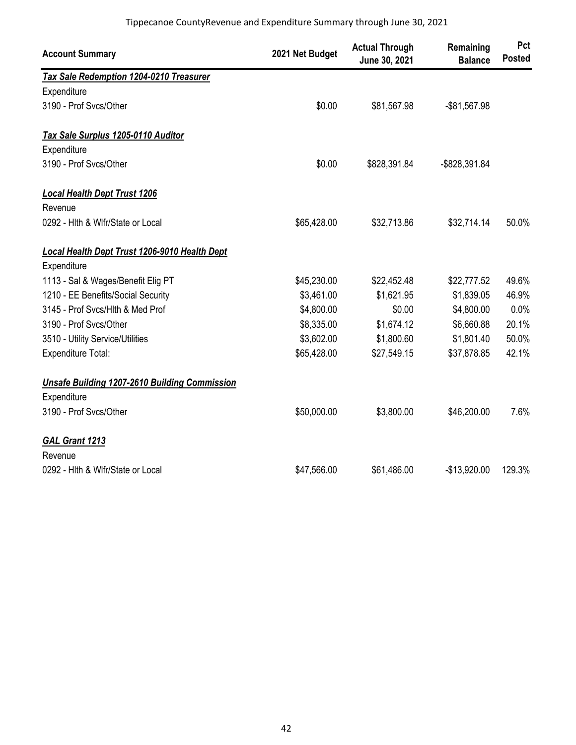| Account Summary | 2021 Net Budget | Actual Through June 30, 2021 | Remaining Balance | Pct Posted |
|---|---|---|---|---|
| ***Tax Sale Redemption 1204-0210 Treasurer*** | | | | |
| Expenditure | | | | |
| 3190 - Prof Svcs/Other | $0.00 | $81,567.98 | -$81,567.98 | |
| ***Tax Sale Surplus 1205-0110 Auditor*** | | | | |
| Expenditure | | | | |
| 3190 - Prof Svcs/Other | $0.00 | $828,391.84 | -$828,391.84 | |
| ***Local Health Dept Trust 1206*** | | | | |
| Revenue | | | | |
| 0292 - Hlth & Wlfr/State or Local | $65,428.00 | $32,713.86 | $32,714.14 | 50.0% |
| ***Local Health Dept Trust 1206-9010 Health Dept*** | | | | |
| Expenditure | | | | |
| 1113 - Sal & Wages/Benefit Elig PT | $45,230.00 | $22,452.48 | $22,777.52 | 49.6% |
| 1210 - EE Benefits/Social Security | $3,461.00 | $1,621.95 | $1,839.05 | 46.9% |
| 3145 - Prof Svcs/Hlth & Med Prof | $4,800.00 | $0.00 | $4,800.00 | 0.0% |
| 3190 - Prof Svcs/Other | $8,335.00 | $1,674.12 | $6,660.88 | 20.1% |
| 3510 - Utility Service/Utilities | $3,602.00 | $1,800.60 | $1,801.40 | 50.0% |
| Expenditure Total: | $65,428.00 | $27,549.15 | $37,878.85 | 42.1% |
| ***Unsafe Building 1207-2610 Building Commission*** | | | | |
| Expenditure | | | | |
| 3190 - Prof Svcs/Other | $50,000.00 | $3,800.00 | $46,200.00 | 7.6% |
| ***GAL Grant 1213*** | | | | |
| Revenue | | | | |
| 0292 - Hlth & Wlfr/State or Local | $47,566.00 | $61,486.00 | -$13,920.00 | 129.3% |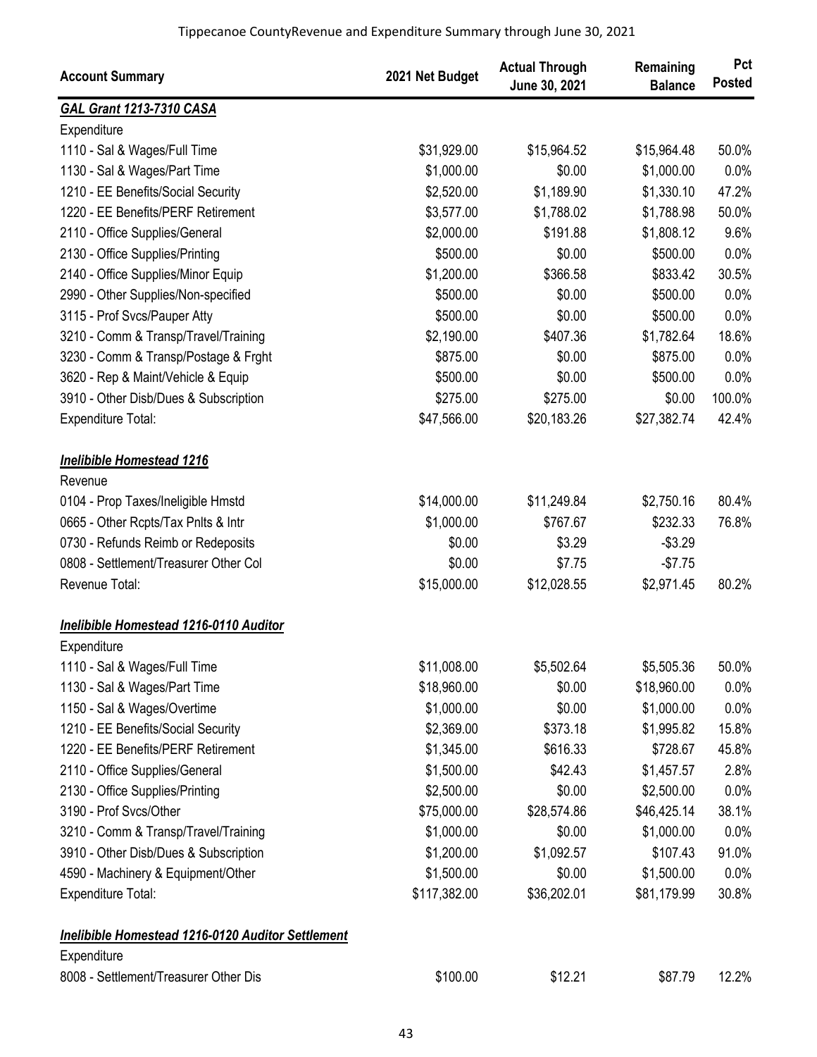Tippecanoe CountyRevenue and Expenditure Summary through June 30, 2021

| Account Summary | 2021 Net Budget | Actual Through June 30, 2021 | Remaining Balance | Pct Posted |
|---|---|---|---|---|
| ***GAL Grant 1213-7310 CASA*** | | | | |
| Expenditure | | | | |
| 1110 - Sal & Wages/Full Time | $31,929.00 | $15,964.52 | $15,964.48 | 50.0% |
| 1130 - Sal & Wages/Part Time | $1,000.00 | $0.00 | $1,000.00 | 0.0% |
| 1210 - EE Benefits/Social Security | $2,520.00 | $1,189.90 | $1,330.10 | 47.2% |
| 1220 - EE Benefits/PERF Retirement | $3,577.00 | $1,788.02 | $1,788.98 | 50.0% |
| 2110 - Office Supplies/General | $2,000.00 | $191.88 | $1,808.12 | 9.6% |
| 2130 - Office Supplies/Printing | $500.00 | $0.00 | $500.00 | 0.0% |
| 2140 - Office Supplies/Minor Equip | $1,200.00 | $366.58 | $833.42 | 30.5% |
| 2990 - Other Supplies/Non-specified | $500.00 | $0.00 | $500.00 | 0.0% |
| 3115 - Prof Svcs/Pauper Atty | $500.00 | $0.00 | $500.00 | 0.0% |
| 3210 - Comm & Transp/Travel/Training | $2,190.00 | $407.36 | $1,782.64 | 18.6% |
| 3230 - Comm & Transp/Postage & Frght | $875.00 | $0.00 | $875.00 | 0.0% |
| 3620 - Rep & Maint/Vehicle & Equip | $500.00 | $0.00 | $500.00 | 0.0% |
| 3910 - Other Disb/Dues & Subscription | $275.00 | $275.00 | $0.00 | 100.0% |
| Expenditure Total: | $47,566.00 | $20,183.26 | $27,382.74 | 42.4% |
| | | | | |
| ***Inelibible Homestead 1216*** | | | | |
| Revenue | | | | |
| 0104 - Prop Taxes/Ineligible Hmstd | $14,000.00 | $11,249.84 | $2,750.16 | 80.4% |
| 0665 - Other Rcpts/Tax Pnlts & Intr | $1,000.00 | $767.67 | $232.33 | 76.8% |
| 0730 - Refunds Reimb or Redeposits | $0.00 | $3.29 | -$3.29 | |
| 0808 - Settlement/Treasurer Other Col | $0.00 | $7.75 | -$7.75 | |
| Revenue Total: | $15,000.00 | $12,028.55 | $2,971.45 | 80.2% |
| | | | | |
| ***Inelibible Homestead 1216-0110 Auditor*** | | | | |
| Expenditure | | | | |
| 1110 - Sal & Wages/Full Time | $11,008.00 | $5,502.64 | $5,505.36 | 50.0% |
| 1130 - Sal & Wages/Part Time | $18,960.00 | $0.00 | $18,960.00 | 0.0% |
| 1150 - Sal & Wages/Overtime | $1,000.00 | $0.00 | $1,000.00 | 0.0% |
| 1210 - EE Benefits/Social Security | $2,369.00 | $373.18 | $1,995.82 | 15.8% |
| 1220 - EE Benefits/PERF Retirement | $1,345.00 | $616.33 | $728.67 | 45.8% |
| 2110 - Office Supplies/General | $1,500.00 | $42.43 | $1,457.57 | 2.8% |
| 2130 - Office Supplies/Printing | $2,500.00 | $0.00 | $2,500.00 | 0.0% |
| 3190 - Prof Svcs/Other | $75,000.00 | $28,574.86 | $46,425.14 | 38.1% |
| 3210 - Comm & Transp/Travel/Training | $1,000.00 | $0.00 | $1,000.00 | 0.0% |
| 3910 - Other Disb/Dues & Subscription | $1,200.00 | $1,092.57 | $107.43 | 91.0% |
| 4590 - Machinery & Equipment/Other | $1,500.00 | $0.00 | $1,500.00 | 0.0% |
| Expenditure Total: | $117,382.00 | $36,202.01 | $81,179.99 | 30.8% |
| | | | | |
| ***Inelibible Homestead 1216-0120 Auditor Settlement*** | | | | |
| Expenditure | | | | |
| 8008 - Settlement/Treasurer Other Dis | $100.00 | $12.21 | $87.79 | 12.2% |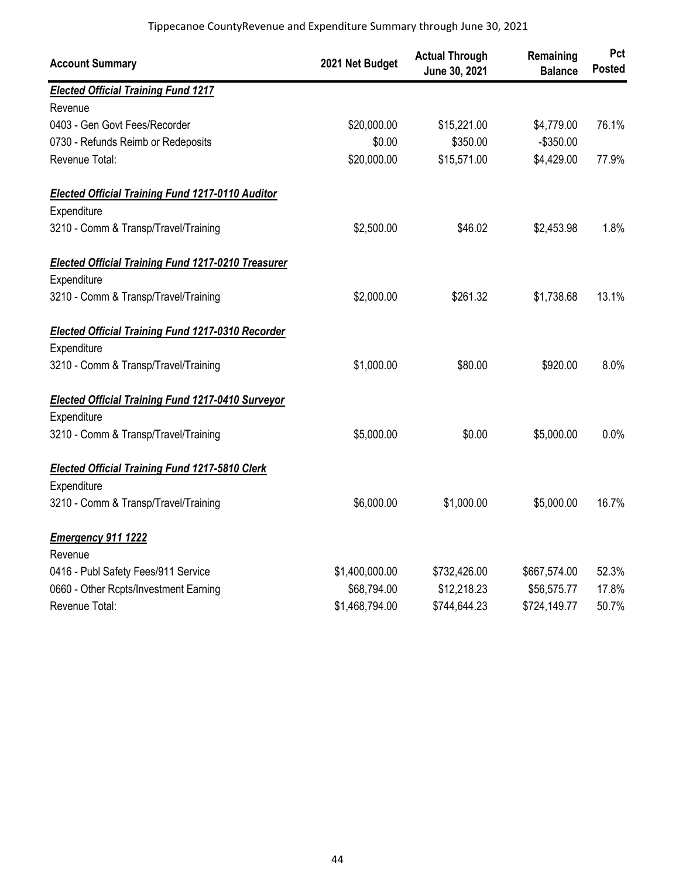Tippecanoe CountyRevenue and Expenditure Summary through June 30, 2021

| Account Summary | 2021 Net Budget | Actual Through June 30, 2021 | Remaining Balance | Pct Posted |
|---|---|---|---|---|
| ***Elected Official Training Fund 1217*** | | | | |
| Revenue | | | | |
| 0403 - Gen Govt Fees/Recorder | $20,000.00 | $15,221.00 | $4,779.00 | 76.1% |
| 0730 - Refunds Reimb or Redeposits | $0.00 | $350.00 | -$350.00 | |
| Revenue Total: | $20,000.00 | $15,571.00 | $4,429.00 | 77.9% |
| ***Elected Official Training Fund 1217-0110 Auditor*** | | | | |
| Expenditure | | | | |
| 3210 - Comm & Transp/Travel/Training | $2,500.00 | $46.02 | $2,453.98 | 1.8% |
| ***Elected Official Training Fund 1217-0210 Treasurer*** | | | | |
| Expenditure | | | | |
| 3210 - Comm & Transp/Travel/Training | $2,000.00 | $261.32 | $1,738.68 | 13.1% |
| ***Elected Official Training Fund 1217-0310 Recorder*** | | | | |
| Expenditure | | | | |
| 3210 - Comm & Transp/Travel/Training | $1,000.00 | $80.00 | $920.00 | 8.0% |
| ***Elected Official Training Fund 1217-0410 Surveyor*** | | | | |
| Expenditure | | | | |
| 3210 - Comm & Transp/Travel/Training | $5,000.00 | $0.00 | $5,000.00 | 0.0% |
| ***Elected Official Training Fund 1217-5810 Clerk*** | | | | |
| Expenditure | | | | |
| 3210 - Comm & Transp/Travel/Training | $6,000.00 | $1,000.00 | $5,000.00 | 16.7% |
| ***Emergency 911 1222*** | | | | |
| Revenue | | | | |
| 0416 - Publ Safety Fees/911 Service | $1,400,000.00 | $732,426.00 | $667,574.00 | 52.3% |
| 0660 - Other Rcpts/Investment Earning | $68,794.00 | $12,218.23 | $56,575.77 | 17.8% |
| Revenue Total: | $1,468,794.00 | $744,644.23 | $724,149.77 | 50.7% |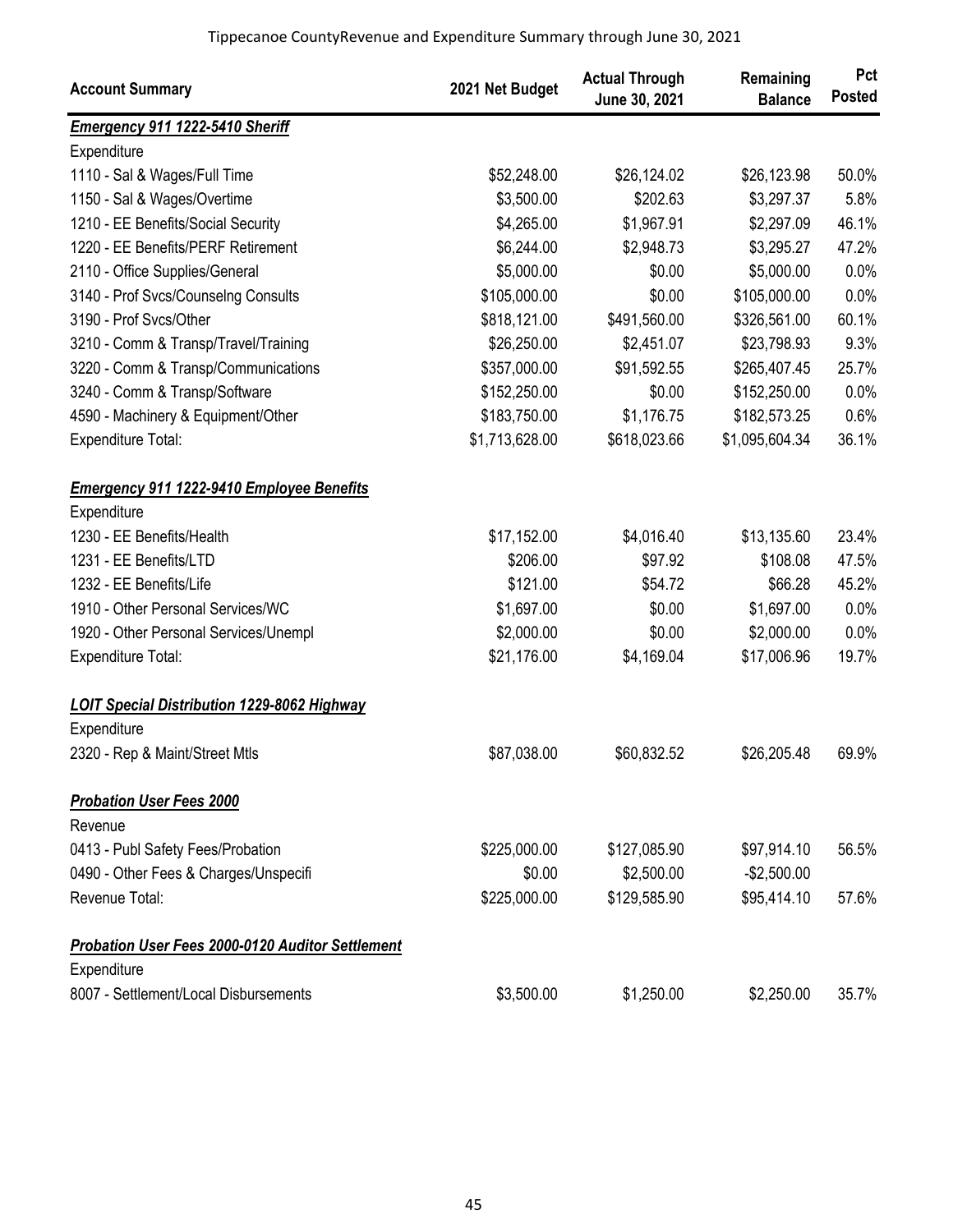Tippecanoe CountyRevenue and Expenditure Summary through June 30, 2021

| Account Summary | 2021 Net Budget | Actual Through June 30, 2021 | Remaining Balance | Pct Posted |
|---|---|---|---|---|
| ***Emergency 911 1222-5410 Sheriff*** | | | | |
| Expenditure | | | | |
| 1110 - Sal & Wages/Full Time | $52,248.00 | $26,124.02 | $26,123.98 | 50.0% |
| 1150 - Sal & Wages/Overtime | $3,500.00 | $202.63 | $3,297.37 | 5.8% |
| 1210 - EE Benefits/Social Security | $4,265.00 | $1,967.91 | $2,297.09 | 46.1% |
| 1220 - EE Benefits/PERF Retirement | $6,244.00 | $2,948.73 | $3,295.27 | 47.2% |
| 2110 - Office Supplies/General | $5,000.00 | $0.00 | $5,000.00 | 0.0% |
| 3140 - Prof Svcs/Counselng Consults | $105,000.00 | $0.00 | $105,000.00 | 0.0% |
| 3190 - Prof Svcs/Other | $818,121.00 | $491,560.00 | $326,561.00 | 60.1% |
| 3210 - Comm & Transp/Travel/Training | $26,250.00 | $2,451.07 | $23,798.93 | 9.3% |
| 3220 - Comm & Transp/Communications | $357,000.00 | $91,592.55 | $265,407.45 | 25.7% |
| 3240 - Comm & Transp/Software | $152,250.00 | $0.00 | $152,250.00 | 0.0% |
| 4590 - Machinery & Equipment/Other | $183,750.00 | $1,176.75 | $182,573.25 | 0.6% |
| Expenditure Total: | $1,713,628.00 | $618,023.66 | $1,095,604.34 | 36.1% |
| ***Emergency 911 1222-9410 Employee Benefits*** | | | | |
| Expenditure | | | | |
| 1230 - EE Benefits/Health | $17,152.00 | $4,016.40 | $13,135.60 | 23.4% |
| 1231 - EE Benefits/LTD | $206.00 | $97.92 | $108.08 | 47.5% |
| 1232 - EE Benefits/Life | $121.00 | $54.72 | $66.28 | 45.2% |
| 1910 - Other Personal Services/WC | $1,697.00 | $0.00 | $1,697.00 | 0.0% |
| 1920 - Other Personal Services/Unempl | $2,000.00 | $0.00 | $2,000.00 | 0.0% |
| Expenditure Total: | $21,176.00 | $4,169.04 | $17,006.96 | 19.7% |
| ***LOIT Special Distribution 1229-8062 Highway*** | | | | |
| Expenditure | | | | |
| 2320 - Rep & Maint/Street Mtls | $87,038.00 | $60,832.52 | $26,205.48 | 69.9% |
| ***Probation User Fees 2000*** | | | | |
| Revenue | | | | |
| 0413 - Publ Safety Fees/Probation | $225,000.00 | $127,085.90 | $97,914.10 | 56.5% |
| 0490 - Other Fees & Charges/Unspecifi | $0.00 | $2,500.00 | -$2,500.00 | |
| Revenue Total: | $225,000.00 | $129,585.90 | $95,414.10 | 57.6% |
| ***Probation User Fees 2000-0120 Auditor Settlement*** | | | | |
| Expenditure | | | | |
| 8007 - Settlement/Local Disbursements | $3,500.00 | $1,250.00 | $2,250.00 | 35.7% |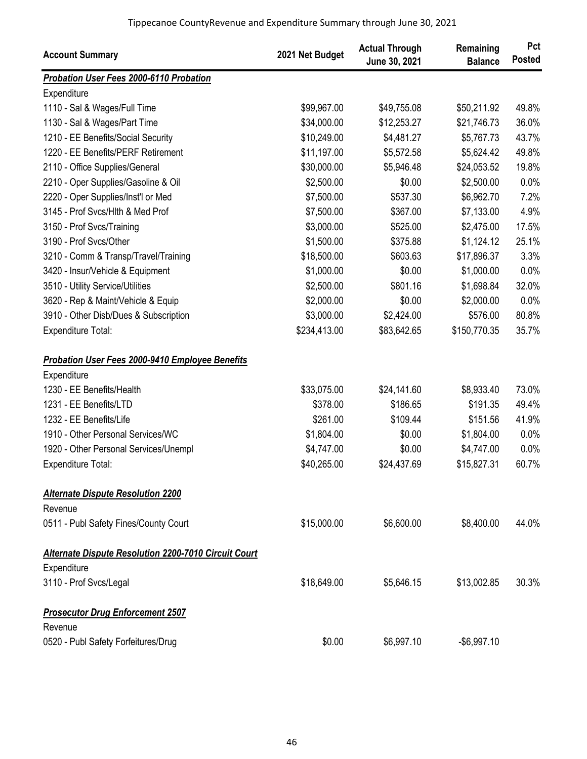Tippecanoe CountyRevenue and Expenditure Summary through June 30, 2021

| Account Summary | 2021 Net Budget | Actual Through June 30, 2021 | Remaining Balance | Pct Posted |
|---|---|---|---|---|
| ***Probation User Fees 2000-6110 Probation*** | | | | |
| Expenditure | | | | |
| 1110 - Sal & Wages/Full Time | $99,967.00 | $49,755.08 | $50,211.92 | 49.8% |
| 1130 - Sal & Wages/Part Time | $34,000.00 | $12,253.27 | $21,746.73 | 36.0% |
| 1210 - EE Benefits/Social Security | $10,249.00 | $4,481.27 | $5,767.73 | 43.7% |
| 1220 - EE Benefits/PERF Retirement | $11,197.00 | $5,572.58 | $5,624.42 | 49.8% |
| 2110 - Office Supplies/General | $30,000.00 | $5,946.48 | $24,053.52 | 19.8% |
| 2210 - Oper Supplies/Gasoline & Oil | $2,500.00 | $0.00 | $2,500.00 | 0.0% |
| 2220 - Oper Supplies/Inst'l or Med | $7,500.00 | $537.30 | $6,962.70 | 7.2% |
| 3145 - Prof Svcs/Hlth & Med Prof | $7,500.00 | $367.00 | $7,133.00 | 4.9% |
| 3150 - Prof Svcs/Training | $3,000.00 | $525.00 | $2,475.00 | 17.5% |
| 3190 - Prof Svcs/Other | $1,500.00 | $375.88 | $1,124.12 | 25.1% |
| 3210 - Comm & Transp/Travel/Training | $18,500.00 | $603.63 | $17,896.37 | 3.3% |
| 3420 - Insur/Vehicle & Equipment | $1,000.00 | $0.00 | $1,000.00 | 0.0% |
| 3510 - Utility Service/Utilities | $2,500.00 | $801.16 | $1,698.84 | 32.0% |
| 3620 - Rep & Maint/Vehicle & Equip | $2,000.00 | $0.00 | $2,000.00 | 0.0% |
| 3910 - Other Disb/Dues & Subscription | $3,000.00 | $2,424.00 | $576.00 | 80.8% |
| Expenditure Total: | $234,413.00 | $83,642.65 | $150,770.35 | 35.7% |
| ***Probation User Fees 2000-9410 Employee Benefits*** | | | | |
| Expenditure | | | | |
| 1230 - EE Benefits/Health | $33,075.00 | $24,141.60 | $8,933.40 | 73.0% |
| 1231 - EE Benefits/LTD | $378.00 | $186.65 | $191.35 | 49.4% |
| 1232 - EE Benefits/Life | $261.00 | $109.44 | $151.56 | 41.9% |
| 1910 - Other Personal Services/WC | $1,804.00 | $0.00 | $1,804.00 | 0.0% |
| 1920 - Other Personal Services/Unempl | $4,747.00 | $0.00 | $4,747.00 | 0.0% |
| Expenditure Total: | $40,265.00 | $24,437.69 | $15,827.31 | 60.7% |
| ***Alternate Dispute Resolution 2200*** | | | | |
| Revenue | | | | |
| 0511 - Publ Safety Fines/County Court | $15,000.00 | $6,600.00 | $8,400.00 | 44.0% |
| ***Alternate Dispute Resolution 2200-7010 Circuit Court*** | | | | |
| Expenditure | | | | |
| 3110 - Prof Svcs/Legal | $18,649.00 | $5,646.15 | $13,002.85 | 30.3% |
| ***Prosecutor Drug Enforcement 2507*** | | | | |
| Revenue | | | | |
| 0520 - Publ Safety Forfeitures/Drug | $0.00 | $6,997.10 | -$6,997.10 | |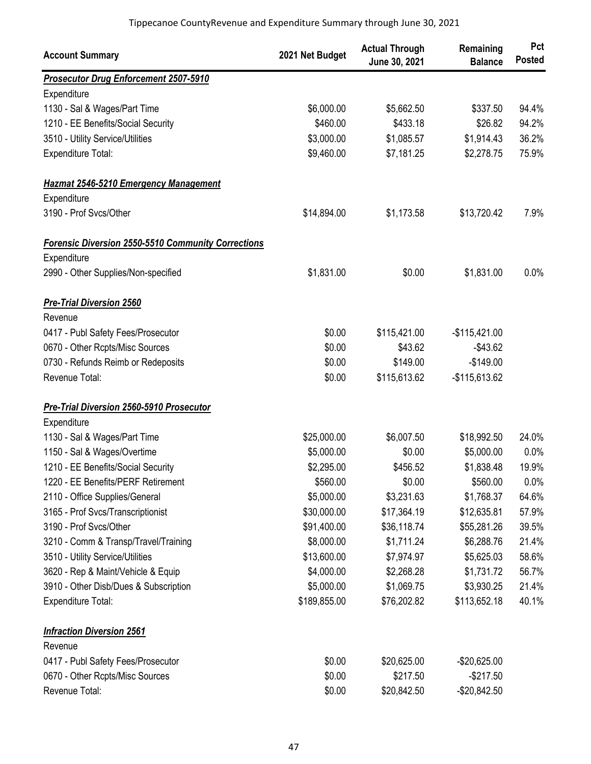Tippecanoe CountyRevenue and Expenditure Summary through June 30, 2021

| Account Summary | 2021 Net Budget | Actual Through June 30, 2021 | Remaining Balance | Pct Posted |
|---|---|---|---|---|
| ***Prosecutor Drug Enforcement 2507-5910*** | | | | |
| Expenditure | | | | |
| 1130 - Sal & Wages/Part Time | $6,000.00 | $5,662.50 | $337.50 | 94.4% |
| 1210 - EE Benefits/Social Security | $460.00 | $433.18 | $26.82 | 94.2% |
| 3510 - Utility Service/Utilities | $3,000.00 | $1,085.57 | $1,914.43 | 36.2% |
| Expenditure Total: | $9,460.00 | $7,181.25 | $2,278.75 | 75.9% |
| | | | | |
| ***Hazmat 2546-5210 Emergency Management*** | | | | |
| Expenditure | | | | |
| 3190 - Prof Svcs/Other | $14,894.00 | $1,173.58 | $13,720.42 | 7.9% |
| | | | | |
| ***Forensic Diversion 2550-5510 Community Corrections*** | | | | |
| Expenditure | | | | |
| 2990 - Other Supplies/Non-specified | $1,831.00 | $0.00 | $1,831.00 | 0.0% |
| | | | | |
| ***Pre-Trial Diversion 2560*** | | | | |
| Revenue | | | | |
| 0417 - Publ Safety Fees/Prosecutor | $0.00 | $115,421.00 | -$115,421.00 | |
| 0670 - Other Rcpts/Misc Sources | $0.00 | $43.62 | -$43.62 | |
| 0730 - Refunds Reimb or Redeposits | $0.00 | $149.00 | -$149.00 | |
| Revenue Total: | $0.00 | $115,613.62 | -$115,613.62 | |
| | | | | |
| ***Pre-Trial Diversion 2560-5910 Prosecutor*** | | | | |
| Expenditure | | | | |
| 1130 - Sal & Wages/Part Time | $25,000.00 | $6,007.50 | $18,992.50 | 24.0% |
| 1150 - Sal & Wages/Overtime | $5,000.00 | $0.00 | $5,000.00 | 0.0% |
| 1210 - EE Benefits/Social Security | $2,295.00 | $456.52 | $1,838.48 | 19.9% |
| 1220 - EE Benefits/PERF Retirement | $560.00 | $0.00 | $560.00 | 0.0% |
| 2110 - Office Supplies/General | $5,000.00 | $3,231.63 | $1,768.37 | 64.6% |
| 3165 - Prof Svcs/Transcriptionist | $30,000.00 | $17,364.19 | $12,635.81 | 57.9% |
| 3190 - Prof Svcs/Other | $91,400.00 | $36,118.74 | $55,281.26 | 39.5% |
| 3210 - Comm & Transp/Travel/Training | $8,000.00 | $1,711.24 | $6,288.76 | 21.4% |
| 3510 - Utility Service/Utilities | $13,600.00 | $7,974.97 | $5,625.03 | 58.6% |
| 3620 - Rep & Maint/Vehicle & Equip | $4,000.00 | $2,268.28 | $1,731.72 | 56.7% |
| 3910 - Other Disb/Dues & Subscription | $5,000.00 | $1,069.75 | $3,930.25 | 21.4% |
| Expenditure Total: | $189,855.00 | $76,202.82 | $113,652.18 | 40.1% |
| | | | | |
| ***Infraction Diversion 2561*** | | | | |
| Revenue | | | | |
| 0417 - Publ Safety Fees/Prosecutor | $0.00 | $20,625.00 | -$20,625.00 | |
| 0670 - Other Rcpts/Misc Sources | $0.00 | $217.50 | -$217.50 | |
| Revenue Total: | $0.00 | $20,842.50 | -$20,842.50 | |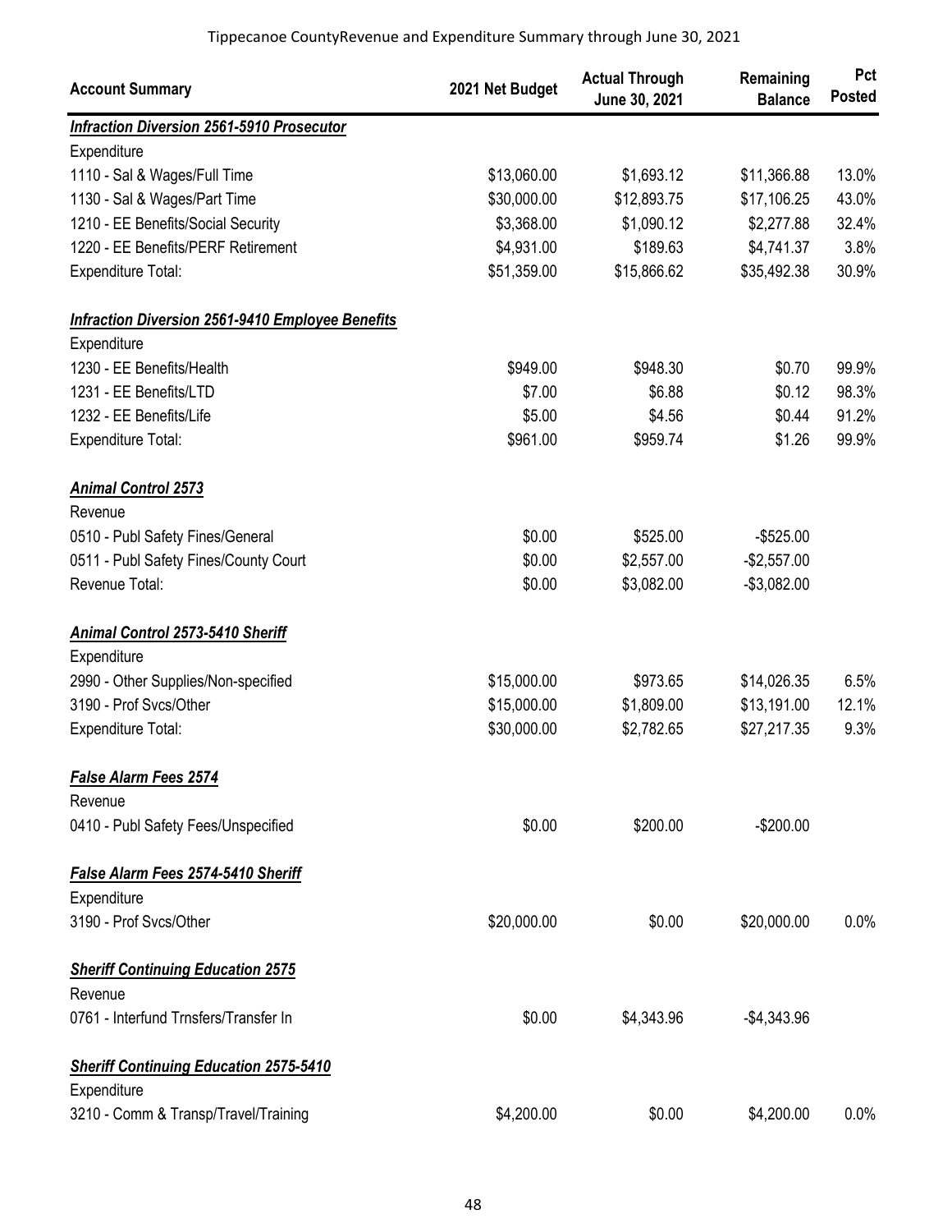| Account Summary | 2021 Net Budget | Actual Through June 30, 2021 | Remaining Balance | Pct Posted |
|---|---|---|---|---|
| ***Infraction Diversion 2561-5910 Prosecutor*** | | | | |
| Expenditure | | | | |
| 1110 - Sal & Wages/Full Time | $13,060.00 | $1,693.12 | $11,366.88 | 13.0% |
| 1130 - Sal & Wages/Part Time | $30,000.00 | $12,893.75 | $17,106.25 | 43.0% |
| 1210 - EE Benefits/Social Security | $3,368.00 | $1,090.12 | $2,277.88 | 32.4% |
| 1220 - EE Benefits/PERF Retirement | $4,931.00 | $189.63 | $4,741.37 | 3.8% |
| Expenditure Total: | $51,359.00 | $15,866.62 | $35,492.38 | 30.9% |
| ***Infraction Diversion 2561-9410 Employee Benefits*** | | | | |
| Expenditure | | | | |
| 1230 - EE Benefits/Health | $949.00 | $948.30 | $0.70 | 99.9% |
| 1231 - EE Benefits/LTD | $7.00 | $6.88 | $0.12 | 98.3% |
| 1232 - EE Benefits/Life | $5.00 | $4.56 | $0.44 | 91.2% |
| Expenditure Total: | $961.00 | $959.74 | $1.26 | 99.9% |
| ***Animal Control 2573*** | | | | |
| Revenue | | | | |
| 0510 - Publ Safety Fines/General | $0.00 | $525.00 | -$525.00 | |
| 0511 - Publ Safety Fines/County Court | $0.00 | $2,557.00 | -$2,557.00 | |
| Revenue Total: | $0.00 | $3,082.00 | -$3,082.00 | |
| ***Animal Control 2573-5410 Sheriff*** | | | | |
| Expenditure | | | | |
| 2990 - Other Supplies/Non-specified | $15,000.00 | $973.65 | $14,026.35 | 6.5% |
| 3190 - Prof Svcs/Other | $15,000.00 | $1,809.00 | $13,191.00 | 12.1% |
| Expenditure Total: | $30,000.00 | $2,782.65 | $27,217.35 | 9.3% |
| ***False Alarm Fees 2574*** | | | | |
| Revenue | | | | |
| 0410 - Publ Safety Fees/Unspecified | $0.00 | $200.00 | -$200.00 | |
| ***False Alarm Fees 2574-5410 Sheriff*** | | | | |
| Expenditure | | | | |
| 3190 - Prof Svcs/Other | $20,000.00 | $0.00 | $20,000.00 | 0.0% |
| ***Sheriff Continuing Education 2575*** | | | | |
| Revenue | | | | |
| 0761 - Interfund Trnsfers/Transfer In | $0.00 | $4,343.96 | -$4,343.96 | |
| ***Sheriff Continuing Education 2575-5410*** | | | | |
| Expenditure | | | | |
| 3210 - Comm & Transp/Travel/Training | $4,200.00 | $0.00 | $4,200.00 | 0.0% |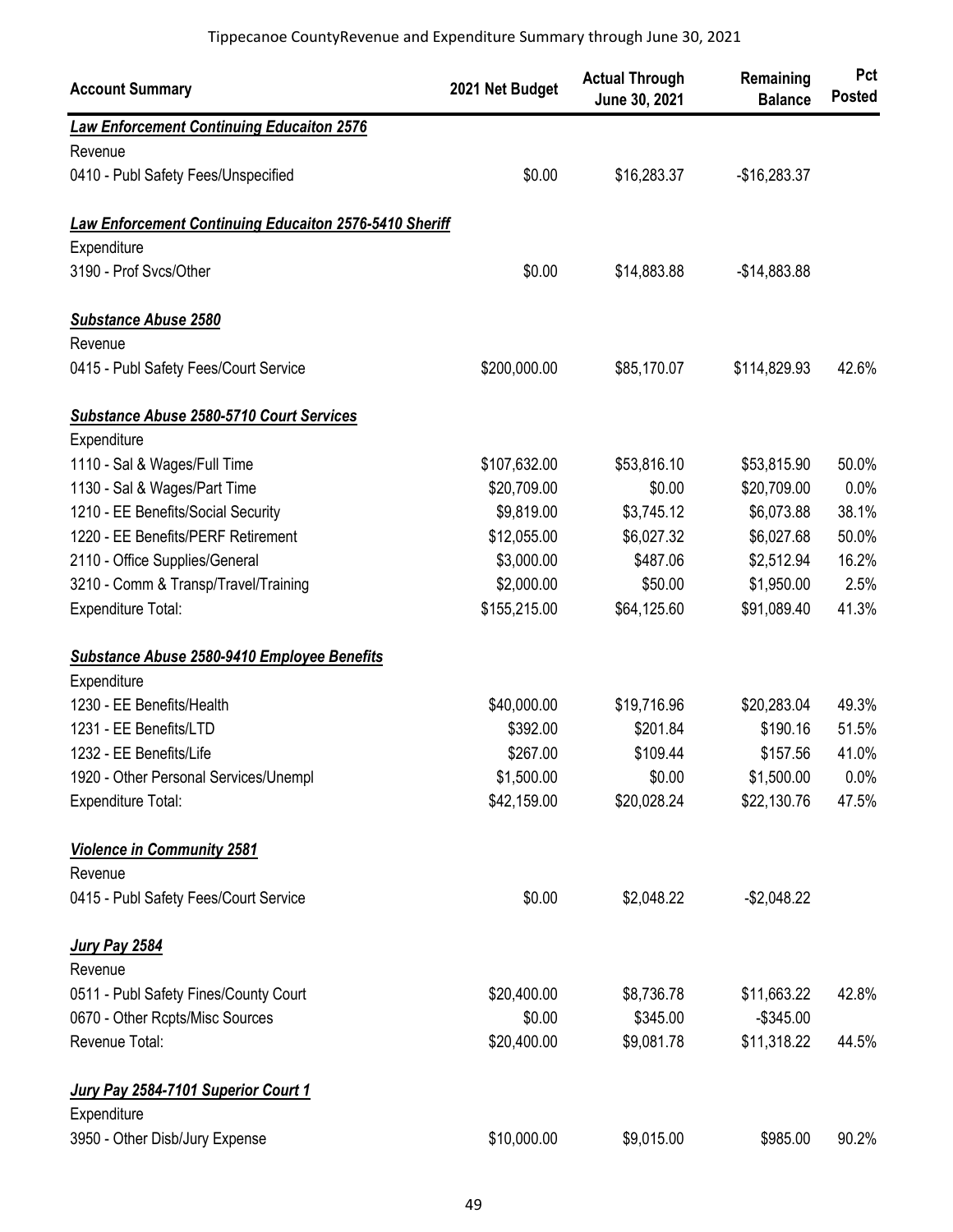Tippecanoe CountyRevenue and Expenditure Summary through June 30, 2021

| Account Summary | 2021 Net Budget | Actual Through June 30, 2021 | Remaining Balance | Pct Posted |
|---|---|---|---|---|
| ***Law Enforcement Continuing Educaiton 2576*** | | | | |
| Revenue | | | | |
| 0410 - Publ Safety Fees/Unspecified | $0.00 | $16,283.37 | -$16,283.37 | |
| ***Law Enforcement Continuing Educaiton 2576-5410 Sheriff*** | | | | |
| Expenditure | | | | |
| 3190 - Prof Svcs/Other | $0.00 | $14,883.88 | -$14,883.88 | |
| ***Substance Abuse 2580*** | | | | |
| Revenue | | | | |
| 0415 - Publ Safety Fees/Court Service | $200,000.00 | $85,170.07 | $114,829.93 | 42.6% |
| ***Substance Abuse 2580-5710 Court Services*** | | | | |
| Expenditure | | | | |
| 1110 - Sal & Wages/Full Time | $107,632.00 | $53,816.10 | $53,815.90 | 50.0% |
| 1130 - Sal & Wages/Part Time | $20,709.00 | $0.00 | $20,709.00 | 0.0% |
| 1210 - EE Benefits/Social Security | $9,819.00 | $3,745.12 | $6,073.88 | 38.1% |
| 1220 - EE Benefits/PERF Retirement | $12,055.00 | $6,027.32 | $6,027.68 | 50.0% |
| 2110 - Office Supplies/General | $3,000.00 | $487.06 | $2,512.94 | 16.2% |
| 3210 - Comm & Transp/Travel/Training | $2,000.00 | $50.00 | $1,950.00 | 2.5% |
| Expenditure Total: | $155,215.00 | $64,125.60 | $91,089.40 | 41.3% |
| ***Substance Abuse 2580-9410 Employee Benefits*** | | | | |
| Expenditure | | | | |
| 1230 - EE Benefits/Health | $40,000.00 | $19,716.96 | $20,283.04 | 49.3% |
| 1231 - EE Benefits/LTD | $392.00 | $201.84 | $190.16 | 51.5% |
| 1232 - EE Benefits/Life | $267.00 | $109.44 | $157.56 | 41.0% |
| 1920 - Other Personal Services/Unempl | $1,500.00 | $0.00 | $1,500.00 | 0.0% |
| Expenditure Total: | $42,159.00 | $20,028.24 | $22,130.76 | 47.5% |
| ***Violence in Community 2581*** | | | | |
| Revenue | | | | |
| 0415 - Publ Safety Fees/Court Service | $0.00 | $2,048.22 | -$2,048.22 | |
| ***Jury Pay 2584*** | | | | |
| Revenue | | | | |
| 0511 - Publ Safety Fines/County Court | $20,400.00 | $8,736.78 | $11,663.22 | 42.8% |
| 0670 - Other Rcpts/Misc Sources | $0.00 | $345.00 | -$345.00 | |
| Revenue Total: | $20,400.00 | $9,081.78 | $11,318.22 | 44.5% |
| ***Jury Pay 2584-7101 Superior Court 1*** | | | | |
| Expenditure | | | | |
| 3950 - Other Disb/Jury Expense | $10,000.00 | $9,015.00 | $985.00 | 90.2% |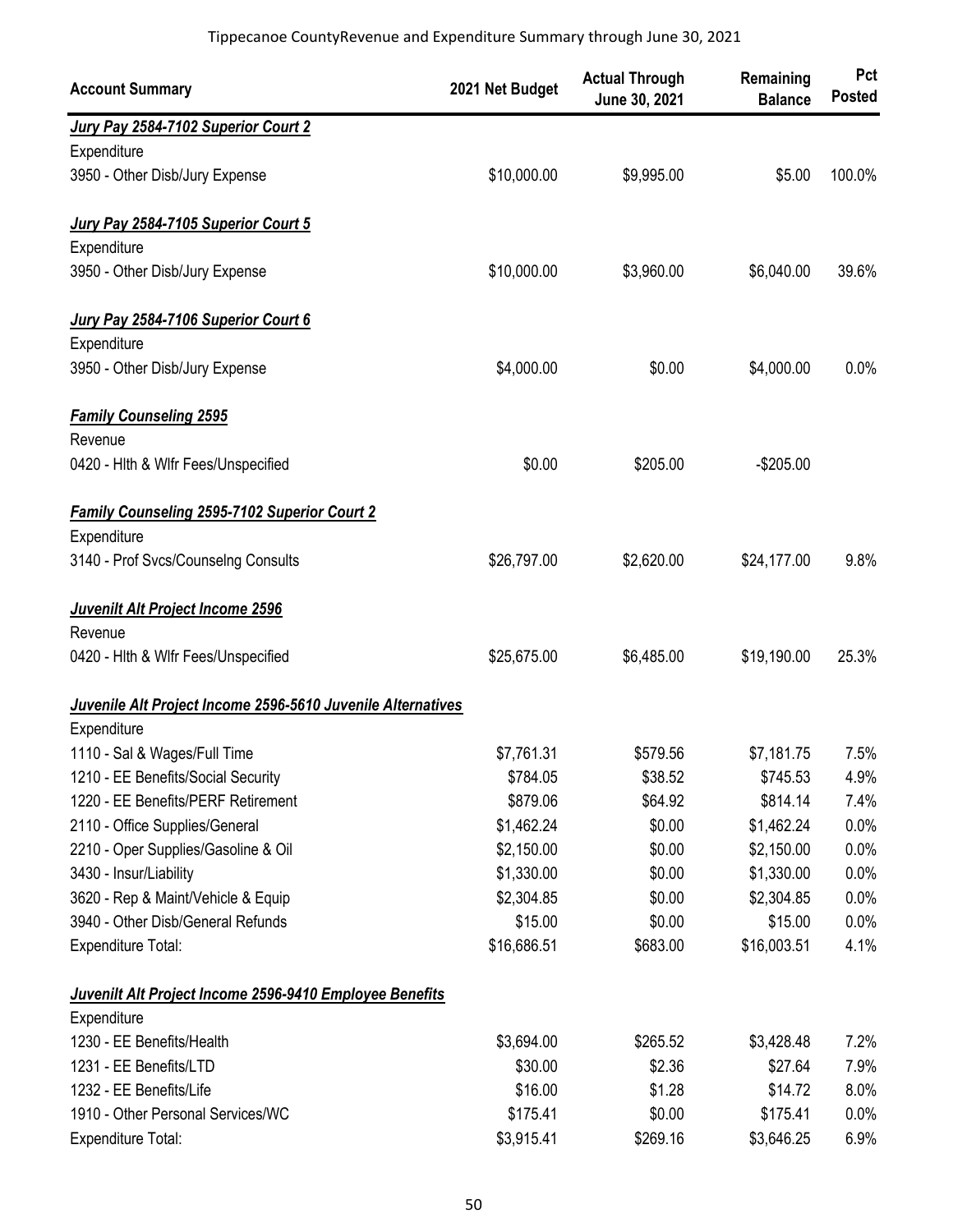Tippecanoe CountyRevenue and Expenditure Summary through June 30, 2021

| Account Summary | 2021 Net Budget | Actual Through June 30, 2021 | Remaining Balance | Pct Posted |
|---|---|---|---|---|
| ***Jury Pay 2584-7102 Superior Court 2*** | | | | |
| Expenditure | | | | |
| 3950 - Other Disb/Jury Expense | $10,000.00 | $9,995.00 | $5.00 | 100.0% |
| ***Jury Pay 2584-7105 Superior Court 5*** | | | | |
| Expenditure | | | | |
| 3950 - Other Disb/Jury Expense | $10,000.00 | $3,960.00 | $6,040.00 | 39.6% |
| ***Jury Pay 2584-7106 Superior Court 6*** | | | | |
| Expenditure | | | | |
| 3950 - Other Disb/Jury Expense | $4,000.00 | $0.00 | $4,000.00 | 0.0% |
| ***Family Counseling 2595*** | | | | |
| Revenue | | | | |
| 0420 - Hlth & Wlfr Fees/Unspecified | $0.00 | $205.00 | -$205.00 | |
| ***Family Counseling 2595-7102 Superior Court 2*** | | | | |
| Expenditure | | | | |
| 3140 - Prof Svcs/Counselng Consults | $26,797.00 | $2,620.00 | $24,177.00 | 9.8% |
| ***Juvenilt Alt Project Income 2596*** | | | | |
| Revenue | | | | |
| 0420 - Hlth & Wlfr Fees/Unspecified | $25,675.00 | $6,485.00 | $19,190.00 | 25.3% |
| ***Juvenile Alt Project Income 2596-5610 Juvenile Alternatives*** | | | | |
| Expenditure | | | | |
| 1110 - Sal & Wages/Full Time | $7,761.31 | $579.56 | $7,181.75 | 7.5% |
| 1210 - EE Benefits/Social Security | $784.05 | $38.52 | $745.53 | 4.9% |
| 1220 - EE Benefits/PERF Retirement | $879.06 | $64.92 | $814.14 | 7.4% |
| 2110 - Office Supplies/General | $1,462.24 | $0.00 | $1,462.24 | 0.0% |
| 2210 - Oper Supplies/Gasoline & Oil | $2,150.00 | $0.00 | $2,150.00 | 0.0% |
| 3430 - Insur/Liability | $1,330.00 | $0.00 | $1,330.00 | 0.0% |
| 3620 - Rep & Maint/Vehicle & Equip | $2,304.85 | $0.00 | $2,304.85 | 0.0% |
| 3940 - Other Disb/General Refunds | $15.00 | $0.00 | $15.00 | 0.0% |
| Expenditure Total: | $16,686.51 | $683.00 | $16,003.51 | 4.1% |
| ***Juvenilt Alt Project Income 2596-9410 Employee Benefits*** | | | | |
| Expenditure | | | | |
| 1230 - EE Benefits/Health | $3,694.00 | $265.52 | $3,428.48 | 7.2% |
| 1231 - EE Benefits/LTD | $30.00 | $2.36 | $27.64 | 7.9% |
| 1232 - EE Benefits/Life | $16.00 | $1.28 | $14.72 | 8.0% |
| 1910 - Other Personal Services/WC | $175.41 | $0.00 | $175.41 | 0.0% |
| Expenditure Total: | $3,915.41 | $269.16 | $3,646.25 | 6.9% |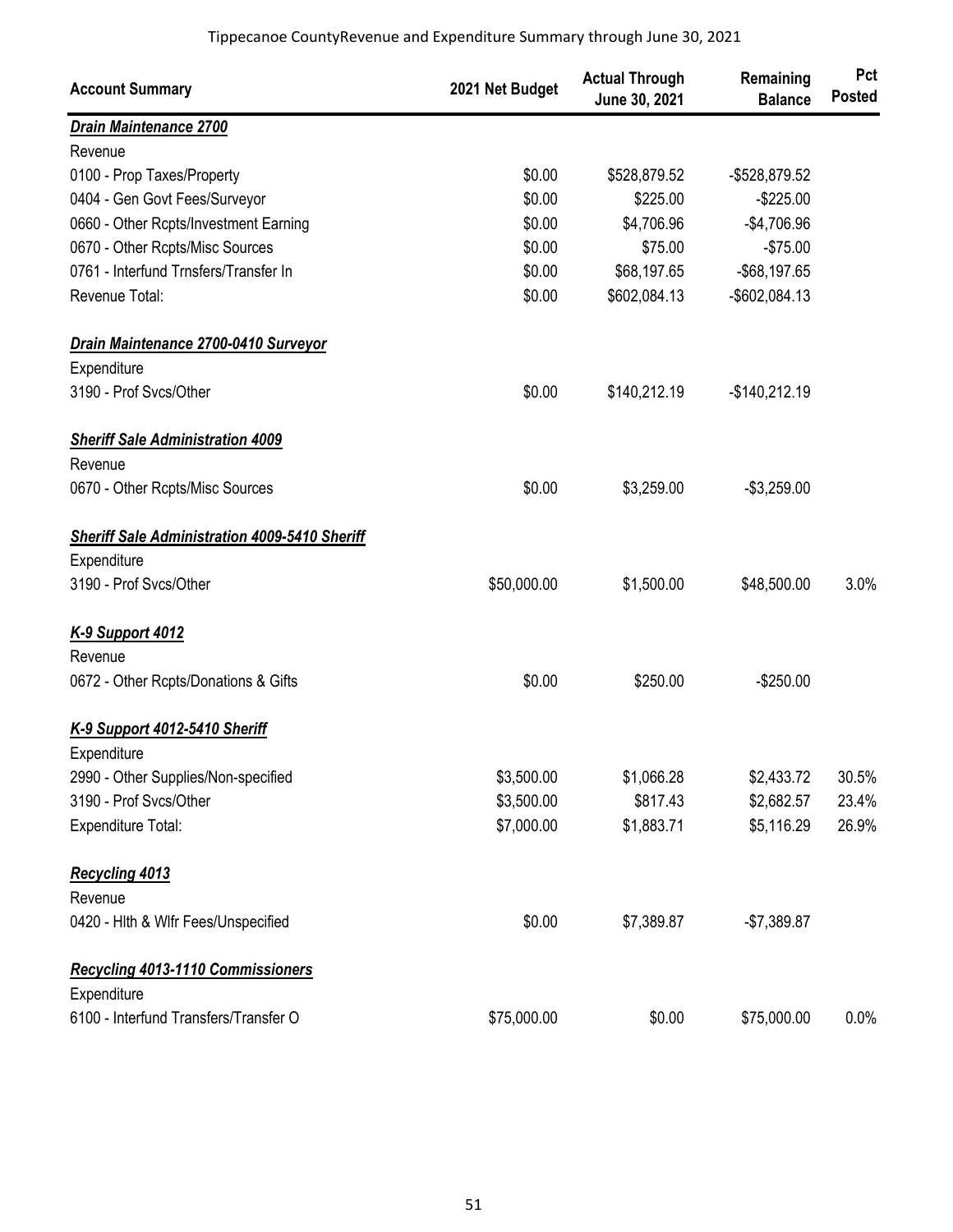Tippecanoe CountyRevenue and Expenditure Summary through June 30, 2021

| Account Summary | 2021 Net Budget | Actual Through June 30, 2021 | Remaining Balance | Pct Posted |
|---|---|---|---|---|
| ***Drain Maintenance 2700*** | | | | |
| Revenue | | | | |
| 0100 - Prop Taxes/Property | $0.00 | $528,879.52 | -$528,879.52 | |
| 0404 - Gen Govt Fees/Surveyor | $0.00 | $225.00 | -$225.00 | |
| 0660 - Other Rcpts/Investment Earning | $0.00 | $4,706.96 | -$4,706.96 | |
| 0670 - Other Rcpts/Misc Sources | $0.00 | $75.00 | -$75.00 | |
| 0761 - Interfund Trnsfers/Transfer In | $0.00 | $68,197.65 | -$68,197.65 | |
| Revenue Total: | $0.00 | $602,084.13 | -$602,084.13 | |
| ***Drain Maintenance 2700-0410 Surveyor*** | | | | |
| Expenditure | | | | |
| 3190 - Prof Svcs/Other | $0.00 | $140,212.19 | -$140,212.19 | |
| ***Sheriff Sale Administration 4009*** | | | | |
| Revenue | | | | |
| 0670 - Other Rcpts/Misc Sources | $0.00 | $3,259.00 | -$3,259.00 | |
| ***Sheriff Sale Administration 4009-5410 Sheriff*** | | | | |
| Expenditure | | | | |
| 3190 - Prof Svcs/Other | $50,000.00 | $1,500.00 | $48,500.00 | 3.0% |
| ***K-9 Support 4012*** | | | | |
| Revenue | | | | |
| 0672 - Other Rcpts/Donations & Gifts | $0.00 | $250.00 | -$250.00 | |
| ***K-9 Support 4012-5410 Sheriff*** | | | | |
| Expenditure | | | | |
| 2990 - Other Supplies/Non-specified | $3,500.00 | $1,066.28 | $2,433.72 | 30.5% |
| 3190 - Prof Svcs/Other | $3,500.00 | $817.43 | $2,682.57 | 23.4% |
| Expenditure Total: | $7,000.00 | $1,883.71 | $5,116.29 | 26.9% |
| ***Recycling 4013*** | | | | |
| Revenue | | | | |
| 0420 - Hlth & Wlfr Fees/Unspecified | $0.00 | $7,389.87 | -$7,389.87 | |
| ***Recycling 4013-1110 Commissioners*** | | | | |
| Expenditure | | | | |
| 6100 - Interfund Transfers/Transfer O | $75,000.00 | $0.00 | $75,000.00 | 0.0% |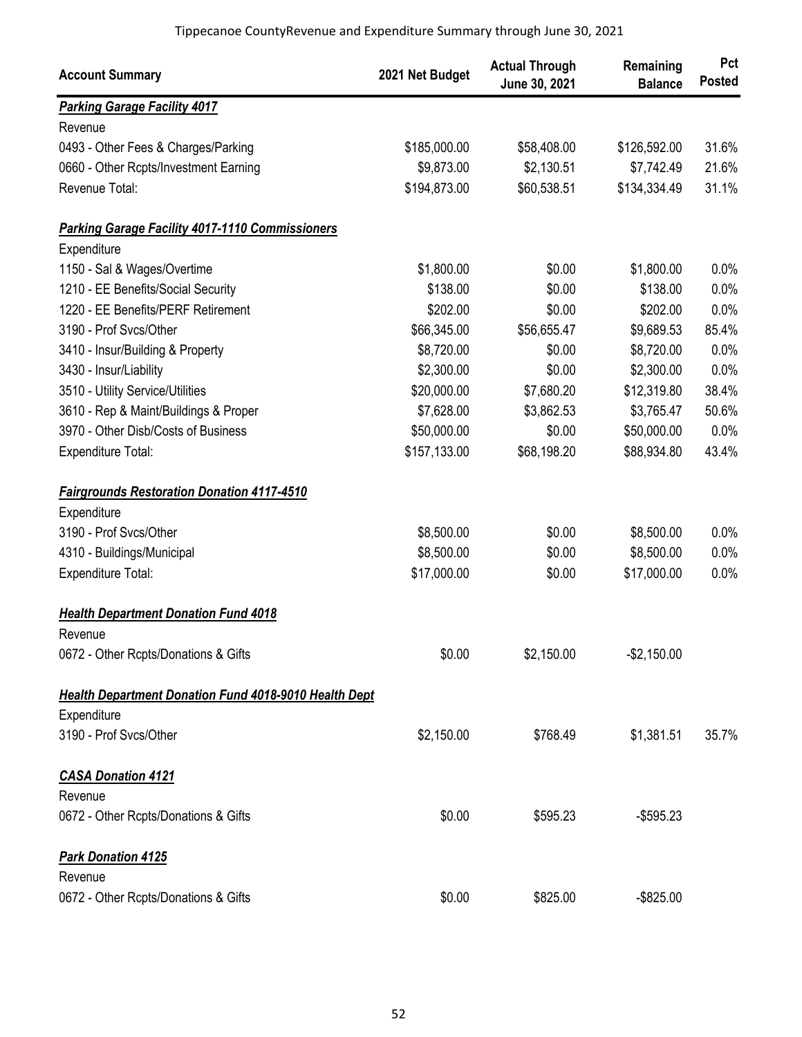Tippecanoe CountyRevenue and Expenditure Summary through June 30, 2021

| Account Summary | 2021 Net Budget | Actual Through June 30, 2021 | Remaining Balance | Pct Posted |
|---|---|---|---|---|
| ***Parking Garage Facility 4017*** | | | | |
| Revenue | | | | |
| 0493 - Other Fees & Charges/Parking | $185,000.00 | $58,408.00 | $126,592.00 | 31.6% |
| 0660 - Other Rcpts/Investment Earning | $9,873.00 | $2,130.51 | $7,742.49 | 21.6% |
| Revenue Total: | $194,873.00 | $60,538.51 | $134,334.49 | 31.1% |
| ***Parking Garage Facility 4017-1110 Commissioners*** | | | | |
| Expenditure | | | | |
| 1150 - Sal & Wages/Overtime | $1,800.00 | $0.00 | $1,800.00 | 0.0% |
| 1210 - EE Benefits/Social Security | $138.00 | $0.00 | $138.00 | 0.0% |
| 1220 - EE Benefits/PERF Retirement | $202.00 | $0.00 | $202.00 | 0.0% |
| 3190 - Prof Svcs/Other | $66,345.00 | $56,655.47 | $9,689.53 | 85.4% |
| 3410 - Insur/Building & Property | $8,720.00 | $0.00 | $8,720.00 | 0.0% |
| 3430 - Insur/Liability | $2,300.00 | $0.00 | $2,300.00 | 0.0% |
| 3510 - Utility Service/Utilities | $20,000.00 | $7,680.20 | $12,319.80 | 38.4% |
| 3610 - Rep & Maint/Buildings & Proper | $7,628.00 | $3,862.53 | $3,765.47 | 50.6% |
| 3970 - Other Disb/Costs of Business | $50,000.00 | $0.00 | $50,000.00 | 0.0% |
| Expenditure Total: | $157,133.00 | $68,198.20 | $88,934.80 | 43.4% |
| ***Fairgrounds Restoration Donation 4117-4510*** | | | | |
| Expenditure | | | | |
| 3190 - Prof Svcs/Other | $8,500.00 | $0.00 | $8,500.00 | 0.0% |
| 4310 - Buildings/Municipal | $8,500.00 | $0.00 | $8,500.00 | 0.0% |
| Expenditure Total: | $17,000.00 | $0.00 | $17,000.00 | 0.0% |
| ***Health Department Donation Fund 4018*** | | | | |
| Revenue | | | | |
| 0672 - Other Rcpts/Donations & Gifts | $0.00 | $2,150.00 | -$2,150.00 | |
| ***Health Department Donation Fund 4018-9010 Health Dept*** | | | | |
| Expenditure | | | | |
| 3190 - Prof Svcs/Other | $2,150.00 | $768.49 | $1,381.51 | 35.7% |
| ***CASA Donation 4121*** | | | | |
| Revenue | | | | |
| 0672 - Other Rcpts/Donations & Gifts | $0.00 | $595.23 | -$595.23 | |
| ***Park Donation 4125*** | | | | |
| Revenue | | | | |
| 0672 - Other Rcpts/Donations & Gifts | $0.00 | $825.00 | -$825.00 | |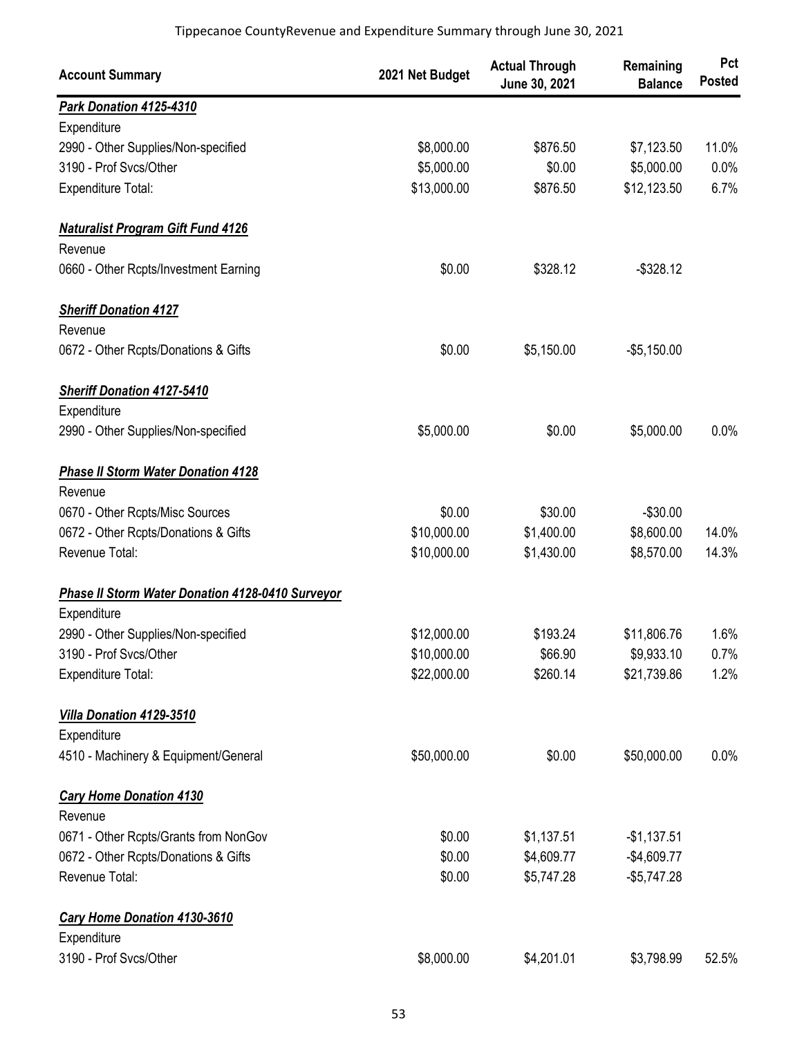Tippecanoe CountyRevenue and Expenditure Summary through June 30, 2021

| Account Summary | 2021 Net Budget | Actual Through June 30, 2021 | Remaining Balance | Pct Posted |
|---|---|---|---|---|
| ***Park Donation 4125-4310*** | | | | |
| Expenditure | | | | |
| 2990 - Other Supplies/Non-specified | $8,000.00 | $876.50 | $7,123.50 | 11.0% |
| 3190 - Prof Svcs/Other | $5,000.00 | $0.00 | $5,000.00 | 0.0% |
| Expenditure Total: | $13,000.00 | $876.50 | $12,123.50 | 6.7% |
| ***Naturalist Program Gift Fund 4126*** | | | | |
| Revenue | | | | |
| 0660 - Other Rcpts/Investment Earning | $0.00 | $328.12 | -$328.12 | |
| ***Sheriff Donation 4127*** | | | | |
| Revenue | | | | |
| 0672 - Other Rcpts/Donations & Gifts | $0.00 | $5,150.00 | -$5,150.00 | |
| ***Sheriff Donation 4127-5410*** | | | | |
| Expenditure | | | | |
| 2990 - Other Supplies/Non-specified | $5,000.00 | $0.00 | $5,000.00 | 0.0% |
| ***Phase II Storm Water Donation 4128*** | | | | |
| Revenue | | | | |
| 0670 - Other Rcpts/Misc Sources | $0.00 | $30.00 | -$30.00 | |
| 0672 - Other Rcpts/Donations & Gifts | $10,000.00 | $1,400.00 | $8,600.00 | 14.0% |
| Revenue Total: | $10,000.00 | $1,430.00 | $8,570.00 | 14.3% |
| ***Phase II Storm Water Donation 4128-0410 Surveyor*** | | | | |
| Expenditure | | | | |
| 2990 - Other Supplies/Non-specified | $12,000.00 | $193.24 | $11,806.76 | 1.6% |
| 3190 - Prof Svcs/Other | $10,000.00 | $66.90 | $9,933.10 | 0.7% |
| Expenditure Total: | $22,000.00 | $260.14 | $21,739.86 | 1.2% |
| ***Villa Donation 4129-3510*** | | | | |
| Expenditure | | | | |
| 4510 - Machinery & Equipment/General | $50,000.00 | $0.00 | $50,000.00 | 0.0% |
| ***Cary Home Donation 4130*** | | | | |
| Revenue | | | | |
| 0671 - Other Rcpts/Grants from NonGov | $0.00 | $1,137.51 | -$1,137.51 | |
| 0672 - Other Rcpts/Donations & Gifts | $0.00 | $4,609.77 | -$4,609.77 | |
| Revenue Total: | $0.00 | $5,747.28 | -$5,747.28 | |
| ***Cary Home Donation 4130-3610*** | | | | |
| Expenditure | | | | |
| 3190 - Prof Svcs/Other | $8,000.00 | $4,201.01 | $3,798.99 | 52.5% |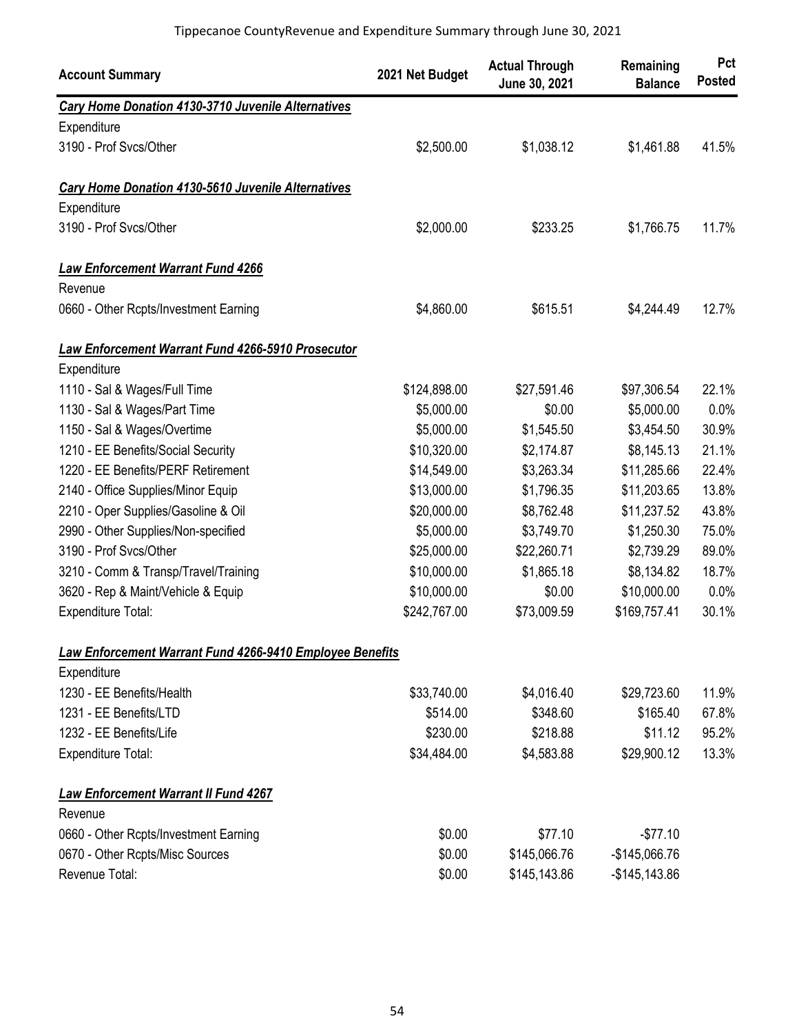Tippecanoe CountyRevenue and Expenditure Summary through June 30, 2021

| Account Summary | 2021 Net Budget | Actual Through June 30, 2021 | Remaining Balance | Pct Posted |
|---|---|---|---|---|
| ***Cary Home Donation 4130-3710 Juvenile Alternatives*** | | | | |
| Expenditure | | | | |
| 3190 - Prof Svcs/Other | $2,500.00 | $1,038.12 | $1,461.88 | 41.5% |
| ***Cary Home Donation 4130-5610 Juvenile Alternatives*** | | | | |
| Expenditure | | | | |
| 3190 - Prof Svcs/Other | $2,000.00 | $233.25 | $1,766.75 | 11.7% |
| ***Law Enforcement Warrant Fund 4266*** | | | | |
| Revenue | | | | |
| 0660 - Other Rcpts/Investment Earning | $4,860.00 | $615.51 | $4,244.49 | 12.7% |
| ***Law Enforcement Warrant Fund 4266-5910 Prosecutor*** | | | | |
| Expenditure | | | | |
| 1110 - Sal & Wages/Full Time | $124,898.00 | $27,591.46 | $97,306.54 | 22.1% |
| 1130 - Sal & Wages/Part Time | $5,000.00 | $0.00 | $5,000.00 | 0.0% |
| 1150 - Sal & Wages/Overtime | $5,000.00 | $1,545.50 | $3,454.50 | 30.9% |
| 1210 - EE Benefits/Social Security | $10,320.00 | $2,174.87 | $8,145.13 | 21.1% |
| 1220 - EE Benefits/PERF Retirement | $14,549.00 | $3,263.34 | $11,285.66 | 22.4% |
| 2140 - Office Supplies/Minor Equip | $13,000.00 | $1,796.35 | $11,203.65 | 13.8% |
| 2210 - Oper Supplies/Gasoline & Oil | $20,000.00 | $8,762.48 | $11,237.52 | 43.8% |
| 2990 - Other Supplies/Non-specified | $5,000.00 | $3,749.70 | $1,250.30 | 75.0% |
| 3190 - Prof Svcs/Other | $25,000.00 | $22,260.71 | $2,739.29 | 89.0% |
| 3210 - Comm & Transp/Travel/Training | $10,000.00 | $1,865.18 | $8,134.82 | 18.7% |
| 3620 - Rep & Maint/Vehicle & Equip | $10,000.00 | $0.00 | $10,000.00 | 0.0% |
| Expenditure Total: | $242,767.00 | $73,009.59 | $169,757.41 | 30.1% |
| ***Law Enforcement Warrant Fund 4266-9410 Employee Benefits*** | | | | |
| Expenditure | | | | |
| 1230 - EE Benefits/Health | $33,740.00 | $4,016.40 | $29,723.60 | 11.9% |
| 1231 - EE Benefits/LTD | $514.00 | $348.60 | $165.40 | 67.8% |
| 1232 - EE Benefits/Life | $230.00 | $218.88 | $11.12 | 95.2% |
| Expenditure Total: | $34,484.00 | $4,583.88 | $29,900.12 | 13.3% |
| ***Law Enforcement Warrant II Fund 4267*** | | | | |
| Revenue | | | | |
| 0660 - Other Rcpts/Investment Earning | $0.00 | $77.10 | -$77.10 | |
| 0670 - Other Rcpts/Misc Sources | $0.00 | $145,066.76 | -$145,066.76 | |
| Revenue Total: | $0.00 | $145,143.86 | -$145,143.86 | |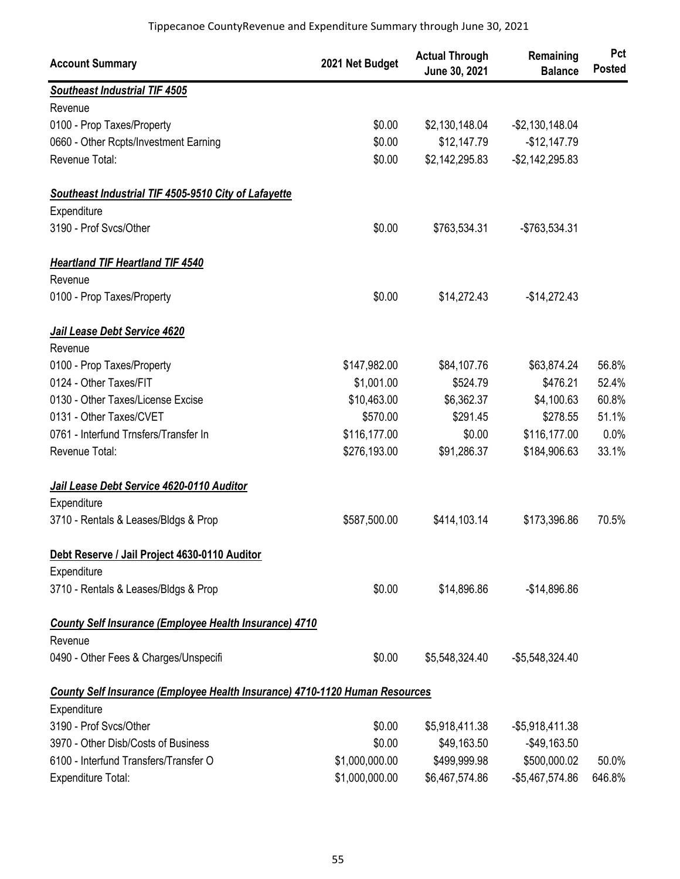Tippecanoe CountyRevenue and Expenditure Summary through June 30, 2021

| Account Summary | 2021 Net Budget | Actual Through June 30, 2021 | Remaining Balance | Pct Posted |
|---|---|---|---|---|
| ***Southeast Industrial TIF 4505*** | | | | |
| Revenue | | | | |
| 0100 - Prop Taxes/Property | $0.00 | $2,130,148.04 | -$2,130,148.04 | |
| 0660 - Other Rcpts/Investment Earning | $0.00 | $12,147.79 | -$12,147.79 | |
| Revenue Total: | $0.00 | $2,142,295.83 | -$2,142,295.83 | |
| ***Southeast Industrial TIF 4505-9510 City of Lafayette*** | | | | |
| Expenditure | | | | |
| 3190 - Prof Svcs/Other | $0.00 | $763,534.31 | -$763,534.31 | |
| ***Heartland TIF Heartland TIF 4540*** | | | | |
| Revenue | | | | |
| 0100 - Prop Taxes/Property | $0.00 | $14,272.43 | -$14,272.43 | |
| ***Jail Lease Debt Service 4620*** | | | | |
| Revenue | | | | |
| 0100 - Prop Taxes/Property | $147,982.00 | $84,107.76 | $63,874.24 | 56.8% |
| 0124 - Other Taxes/FIT | $1,001.00 | $524.79 | $476.21 | 52.4% |
| 0130 - Other Taxes/License Excise | $10,463.00 | $6,362.37 | $4,100.63 | 60.8% |
| 0131 - Other Taxes/CVET | $570.00 | $291.45 | $278.55 | 51.1% |
| 0761 - Interfund Trnsfers/Transfer In | $116,177.00 | $0.00 | $116,177.00 | 0.0% |
| Revenue Total: | $276,193.00 | $91,286.37 | $184,906.63 | 33.1% |
| ***Jail Lease Debt Service 4620-0110 Auditor*** | | | | |
| Expenditure | | | | |
| 3710 - Rentals & Leases/Bldgs & Prop | $587,500.00 | $414,103.14 | $173,396.86 | 70.5% |
| **Debt Reserve / Jail Project 4630-0110 Auditor** | | | | |
| Expenditure | | | | |
| 3710 - Rentals & Leases/Bldgs & Prop | $0.00 | $14,896.86 | -$14,896.86 | |
| ***County Self Insurance (Employee Health Insurance) 4710*** | | | | |
| Revenue | | | | |
| 0490 - Other Fees & Charges/Unspecifi | $0.00 | $5,548,324.40 | -$5,548,324.40 | |
| ***County Self Insurance (Employee Health Insurance) 4710-1120 Human Resources*** | | | | |
| Expenditure | | | | |
| 3190 - Prof Svcs/Other | $0.00 | $5,918,411.38 | -$5,918,411.38 | |
| 3970 - Other Disb/Costs of Business | $0.00 | $49,163.50 | -$49,163.50 | |
| 6100 - Interfund Transfers/Transfer O | $1,000,000.00 | $499,999.98 | $500,000.02 | 50.0% |
| Expenditure Total: | $1,000,000.00 | $6,467,574.86 | -$5,467,574.86 | 646.8% |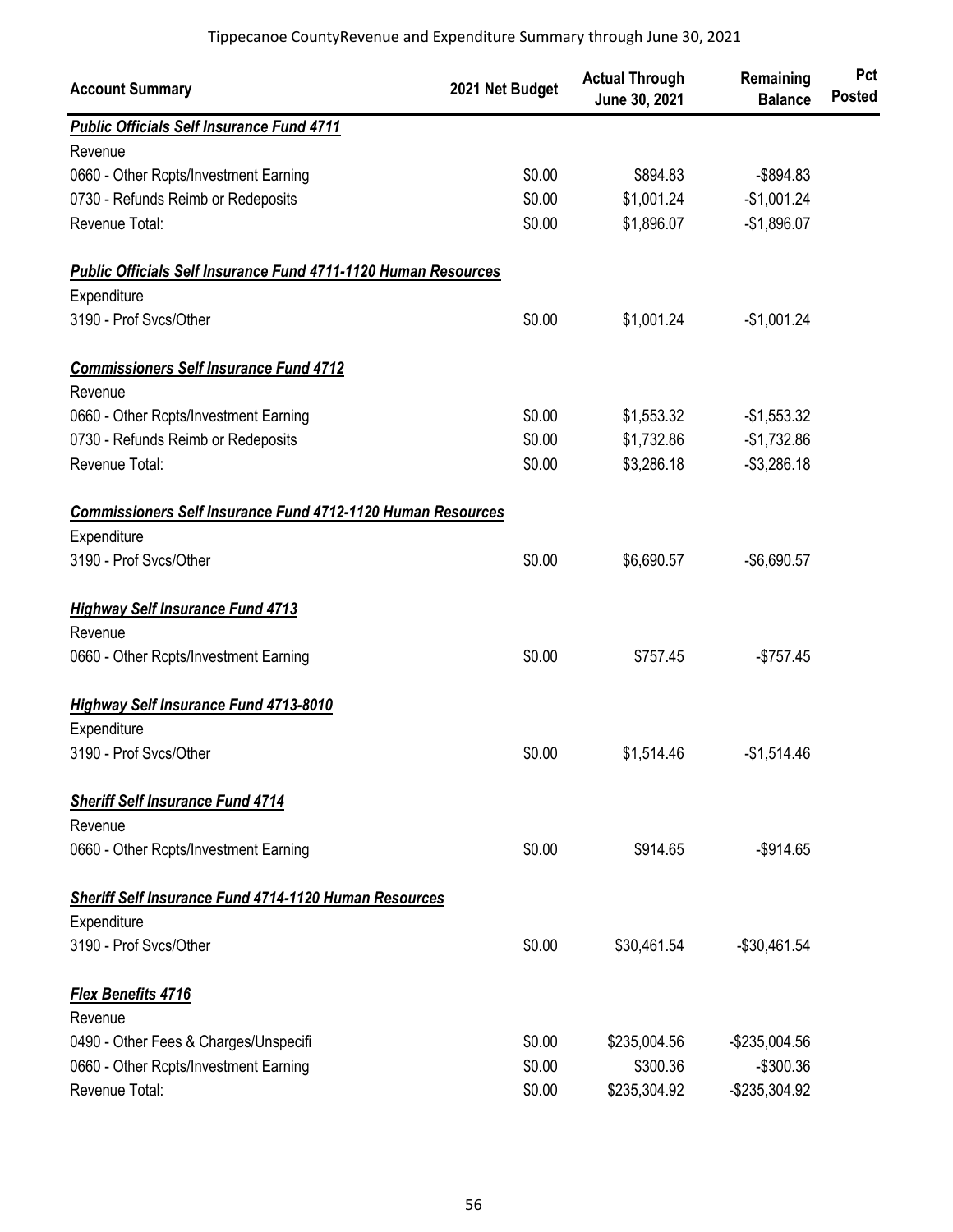Tippecanoe CountyRevenue and Expenditure Summary through June 30, 2021

| Account Summary | 2021 Net Budget | Actual Through June 30, 2021 | Remaining Balance | Pct Posted |
|---|---|---|---|---|
| ***Public Officials Self Insurance Fund 4711*** | | | | |
| Revenue | | | | |
| 0660 - Other Rcpts/Investment Earning | $0.00 | $894.83 | -$894.83 | |
| 0730 - Refunds Reimb or Redeposits | $0.00 | $1,001.24 | -$1,001.24 | |
| Revenue Total: | $0.00 | $1,896.07 | -$1,896.07 | |
| ***Public Officials Self Insurance Fund 4711-1120 Human Resources*** | | | | |
| Expenditure | | | | |
| 3190 - Prof Svcs/Other | $0.00 | $1,001.24 | -$1,001.24 | |
| ***Commissioners Self Insurance Fund 4712*** | | | | |
| Revenue | | | | |
| 0660 - Other Rcpts/Investment Earning | $0.00 | $1,553.32 | -$1,553.32 | |
| 0730 - Refunds Reimb or Redeposits | $0.00 | $1,732.86 | -$1,732.86 | |
| Revenue Total: | $0.00 | $3,286.18 | -$3,286.18 | |
| ***Commissioners Self Insurance Fund 4712-1120 Human Resources*** | | | | |
| Expenditure | | | | |
| 3190 - Prof Svcs/Other | $0.00 | $6,690.57 | -$6,690.57 | |
| ***Highway Self Insurance Fund 4713*** | | | | |
| Revenue | | | | |
| 0660 - Other Rcpts/Investment Earning | $0.00 | $757.45 | -$757.45 | |
| ***Highway Self Insurance Fund 4713-8010*** | | | | |
| Expenditure | | | | |
| 3190 - Prof Svcs/Other | $0.00 | $1,514.46 | -$1,514.46 | |
| ***Sheriff Self Insurance Fund 4714*** | | | | |
| Revenue | | | | |
| 0660 - Other Rcpts/Investment Earning | $0.00 | $914.65 | -$914.65 | |
| ***Sheriff Self Insurance Fund 4714-1120 Human Resources*** | | | | |
| Expenditure | | | | |
| 3190 - Prof Svcs/Other | $0.00 | $30,461.54 | -$30,461.54 | |
| ***Flex Benefits 4716*** | | | | |
| Revenue | | | | |
| 0490 - Other Fees & Charges/Unspecifi | $0.00 | $235,004.56 | -$235,004.56 | |
| 0660 - Other Rcpts/Investment Earning | $0.00 | $300.36 | -$300.36 | |
| Revenue Total: | $0.00 | $235,304.92 | -$235,304.92 | |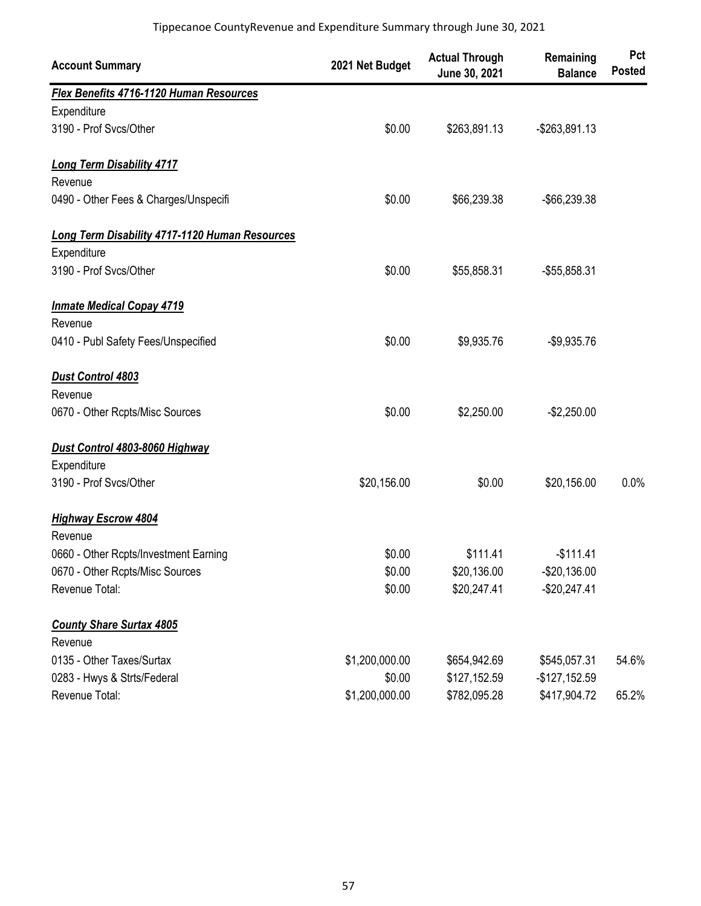| Account Summary | 2021 Net Budget | Actual Through June 30, 2021 | Remaining Balance | Pct Posted |
|---|---|---|---|---|
| ***Flex Benefits 4716-1120 Human Resources*** | | | | |
| Expenditure | | | | |
| 3190 - Prof Svcs/Other | $0.00 | $263,891.13 | -$263,891.13 | |
| ***Long Term Disability 4717*** | | | | |
| Revenue | | | | |
| 0490 - Other Fees & Charges/Unspecifi | $0.00 | $66,239.38 | -$66,239.38 | |
| ***Long Term Disability 4717-1120 Human Resources*** | | | | |
| Expenditure | | | | |
| 3190 - Prof Svcs/Other | $0.00 | $55,858.31 | -$55,858.31 | |
| ***Inmate Medical Copay 4719*** | | | | |
| Revenue | | | | |
| 0410 - Publ Safety Fees/Unspecified | $0.00 | $9,935.76 | -$9,935.76 | |
| ***Dust Control 4803*** | | | | |
| Revenue | | | | |
| 0670 - Other Rcpts/Misc Sources | $0.00 | $2,250.00 | -$2,250.00 | |
| ***Dust Control 4803-8060 Highway*** | | | | |
| Expenditure | | | | |
| 3190 - Prof Svcs/Other | $20,156.00 | $0.00 | $20,156.00 | 0.0% |
| ***Highway Escrow 4804*** | | | | |
| Revenue | | | | |
| 0660 - Other Rcpts/Investment Earning | $0.00 | $111.41 | -$111.41 | |
| 0670 - Other Rcpts/Misc Sources | $0.00 | $20,136.00 | -$20,136.00 | |
| Revenue Total: | $0.00 | $20,247.41 | -$20,247.41 | |
| ***County Share Surtax 4805*** | | | | |
| Revenue | | | | |
| 0135 - Other Taxes/Surtax | $1,200,000.00 | $654,942.69 | $545,057.31 | 54.6% |
| 0283 - Hwys & Strts/Federal | $0.00 | $127,152.59 | -$127,152.59 | |
| Revenue Total: | $1,200,000.00 | $782,095.28 | $417,904.72 | 65.2% |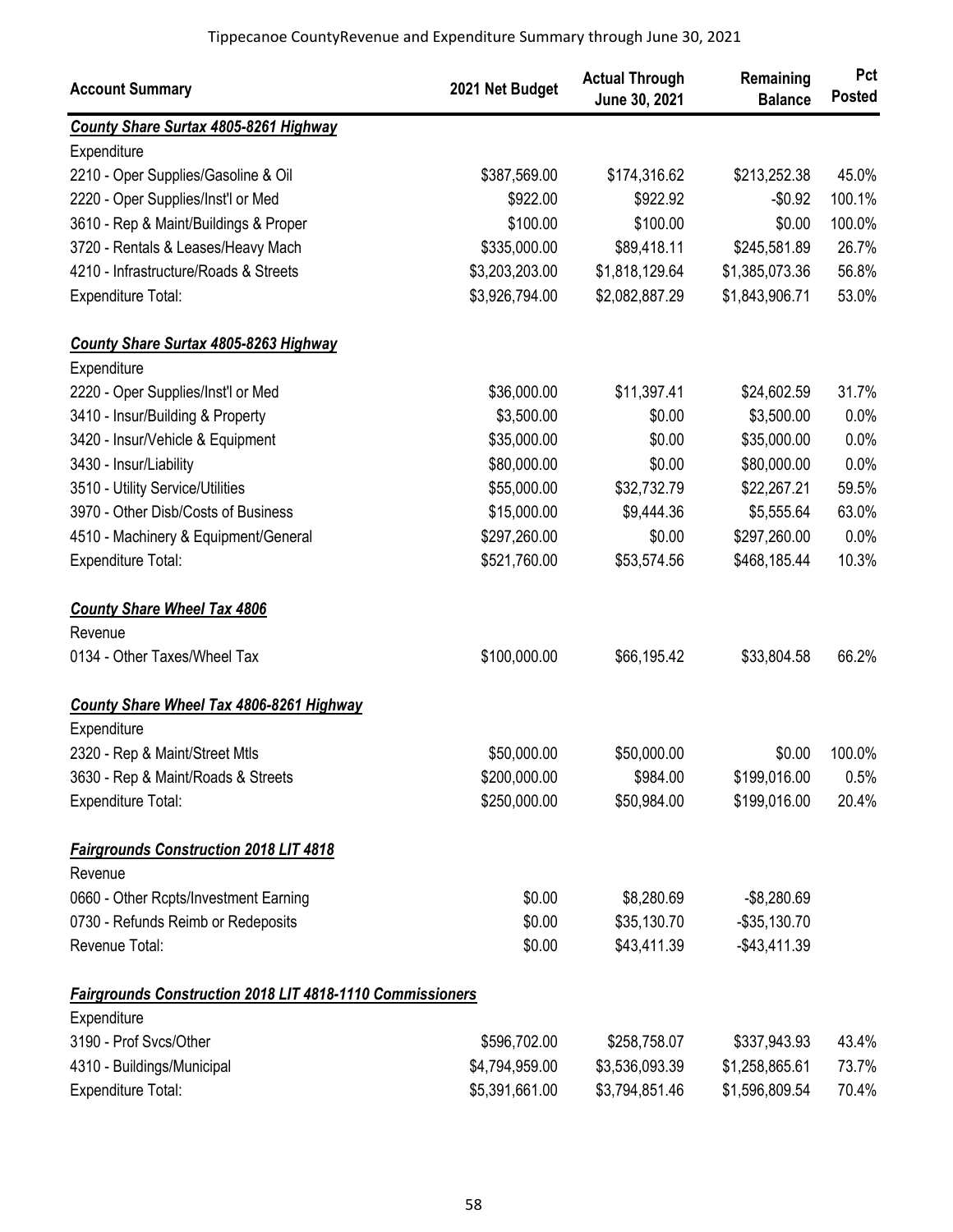Tippecanoe CountyRevenue and Expenditure Summary through June 30, 2021

| Account Summary | 2021 Net Budget | Actual Through June 30, 2021 | Remaining Balance | Pct Posted |
|---|---|---|---|---|
| ***County Share Surtax 4805-8261 Highway*** | | | | |
| Expenditure | | | | |
| 2210 - Oper Supplies/Gasoline & Oil | $387,569.00 | $174,316.62 | $213,252.38 | 45.0% |
| 2220 - Oper Supplies/Inst'l or Med | $922.00 | $922.92 | -$0.92 | 100.1% |
| 3610 - Rep & Maint/Buildings & Proper | $100.00 | $100.00 | $0.00 | 100.0% |
| 3720 - Rentals & Leases/Heavy Mach | $335,000.00 | $89,418.11 | $245,581.89 | 26.7% |
| 4210 - Infrastructure/Roads & Streets | $3,203,203.00 | $1,818,129.64 | $1,385,073.36 | 56.8% |
| Expenditure Total: | $3,926,794.00 | $2,082,887.29 | $1,843,906.71 | 53.0% |
| ***County Share Surtax 4805-8263 Highway*** | | | | |
| Expenditure | | | | |
| 2220 - Oper Supplies/Inst'l or Med | $36,000.00 | $11,397.41 | $24,602.59 | 31.7% |
| 3410 - Insur/Building & Property | $3,500.00 | $0.00 | $3,500.00 | 0.0% |
| 3420 - Insur/Vehicle & Equipment | $35,000.00 | $0.00 | $35,000.00 | 0.0% |
| 3430 - Insur/Liability | $80,000.00 | $0.00 | $80,000.00 | 0.0% |
| 3510 - Utility Service/Utilities | $55,000.00 | $32,732.79 | $22,267.21 | 59.5% |
| 3970 - Other Disb/Costs of Business | $15,000.00 | $9,444.36 | $5,555.64 | 63.0% |
| 4510 - Machinery & Equipment/General | $297,260.00 | $0.00 | $297,260.00 | 0.0% |
| Expenditure Total: | $521,760.00 | $53,574.56 | $468,185.44 | 10.3% |
| ***County Share Wheel Tax 4806*** | | | | |
| Revenue | | | | |
| 0134 - Other Taxes/Wheel Tax | $100,000.00 | $66,195.42 | $33,804.58 | 66.2% |
| ***County Share Wheel Tax 4806-8261 Highway*** | | | | |
| Expenditure | | | | |
| 2320 - Rep & Maint/Street Mtls | $50,000.00 | $50,000.00 | $0.00 | 100.0% |
| 3630 - Rep & Maint/Roads & Streets | $200,000.00 | $984.00 | $199,016.00 | 0.5% |
| Expenditure Total: | $250,000.00 | $50,984.00 | $199,016.00 | 20.4% |
| ***Fairgrounds Construction 2018 LIT 4818*** | | | | |
| Revenue | | | | |
| 0660 - Other Rcpts/Investment Earning | $0.00 | $8,280.69 | -$8,280.69 | |
| 0730 - Refunds Reimb or Redeposits | $0.00 | $35,130.70 | -$35,130.70 | |
| Revenue Total: | $0.00 | $43,411.39 | -$43,411.39 | |
| ***Fairgrounds Construction 2018 LIT 4818-1110 Commissioners*** | | | | |
| Expenditure | | | | |
| 3190 - Prof Svcs/Other | $596,702.00 | $258,758.07 | $337,943.93 | 43.4% |
| 4310 - Buildings/Municipal | $4,794,959.00 | $3,536,093.39 | $1,258,865.61 | 73.7% |
| Expenditure Total: | $5,391,661.00 | $3,794,851.46 | $1,596,809.54 | 70.4% |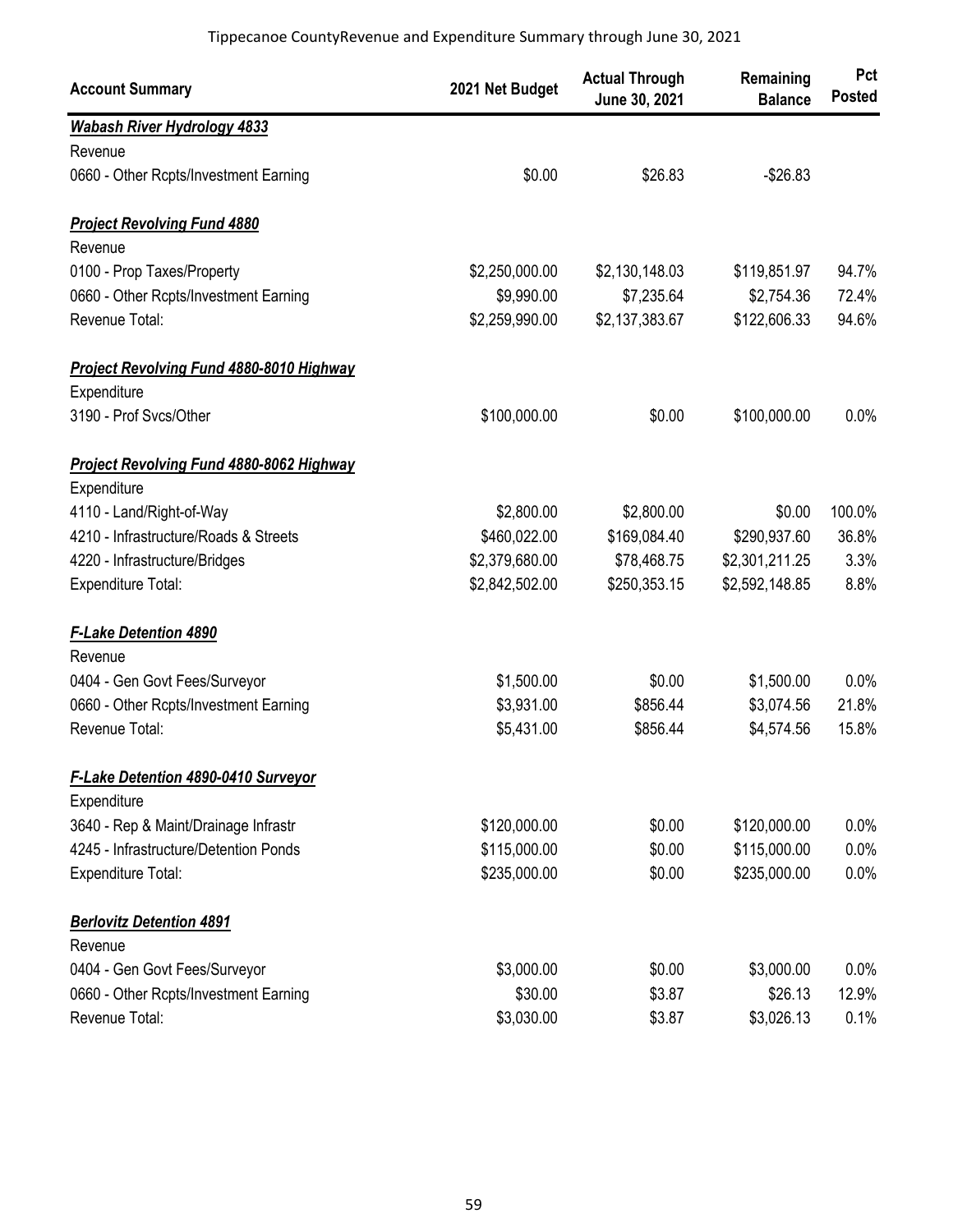Tippecanoe CountyRevenue and Expenditure Summary through June 30, 2021

| Account Summary | 2021 Net Budget | Actual Through June 30, 2021 | Remaining Balance | Pct Posted |
|---|---|---|---|---|
| ***Wabash River Hydrology 4833*** | | | | |
| Revenue | | | | |
| 0660 - Other Rcpts/Investment Earning | $0.00 | $26.83 | -$26.83 | |
| ***Project Revolving Fund 4880*** | | | | |
| Revenue | | | | |
| 0100 - Prop Taxes/Property | $2,250,000.00 | $2,130,148.03 | $119,851.97 | 94.7% |
| 0660 - Other Rcpts/Investment Earning | $9,990.00 | $7,235.64 | $2,754.36 | 72.4% |
| Revenue Total: | $2,259,990.00 | $2,137,383.67 | $122,606.33 | 94.6% |
| ***Project Revolving Fund 4880-8010 Highway*** | | | | |
| Expenditure | | | | |
| 3190 - Prof Svcs/Other | $100,000.00 | $0.00 | $100,000.00 | 0.0% |
| ***Project Revolving Fund 4880-8062 Highway*** | | | | |
| Expenditure | | | | |
| 4110 - Land/Right-of-Way | $2,800.00 | $2,800.00 | $0.00 | 100.0% |
| 4210 - Infrastructure/Roads & Streets | $460,022.00 | $169,084.40 | $290,937.60 | 36.8% |
| 4220 - Infrastructure/Bridges | $2,379,680.00 | $78,468.75 | $2,301,211.25 | 3.3% |
| Expenditure Total: | $2,842,502.00 | $250,353.15 | $2,592,148.85 | 8.8% |
| ***F-Lake Detention 4890*** | | | | |
| Revenue | | | | |
| 0404 - Gen Govt Fees/Surveyor | $1,500.00 | $0.00 | $1,500.00 | 0.0% |
| 0660 - Other Rcpts/Investment Earning | $3,931.00 | $856.44 | $3,074.56 | 21.8% |
| Revenue Total: | $5,431.00 | $856.44 | $4,574.56 | 15.8% |
| ***F-Lake Detention 4890-0410 Surveyor*** | | | | |
| Expenditure | | | | |
| 3640 - Rep & Maint/Drainage Infrastr | $120,000.00 | $0.00 | $120,000.00 | 0.0% |
| 4245 - Infrastructure/Detention Ponds | $115,000.00 | $0.00 | $115,000.00 | 0.0% |
| Expenditure Total: | $235,000.00 | $0.00 | $235,000.00 | 0.0% |
| ***Berlovitz Detention 4891*** | | | | |
| Revenue | | | | |
| 0404 - Gen Govt Fees/Surveyor | $3,000.00 | $0.00 | $3,000.00 | 0.0% |
| 0660 - Other Rcpts/Investment Earning | $30.00 | $3.87 | $26.13 | 12.9% |
| Revenue Total: | $3,030.00 | $3.87 | $3,026.13 | 0.1% |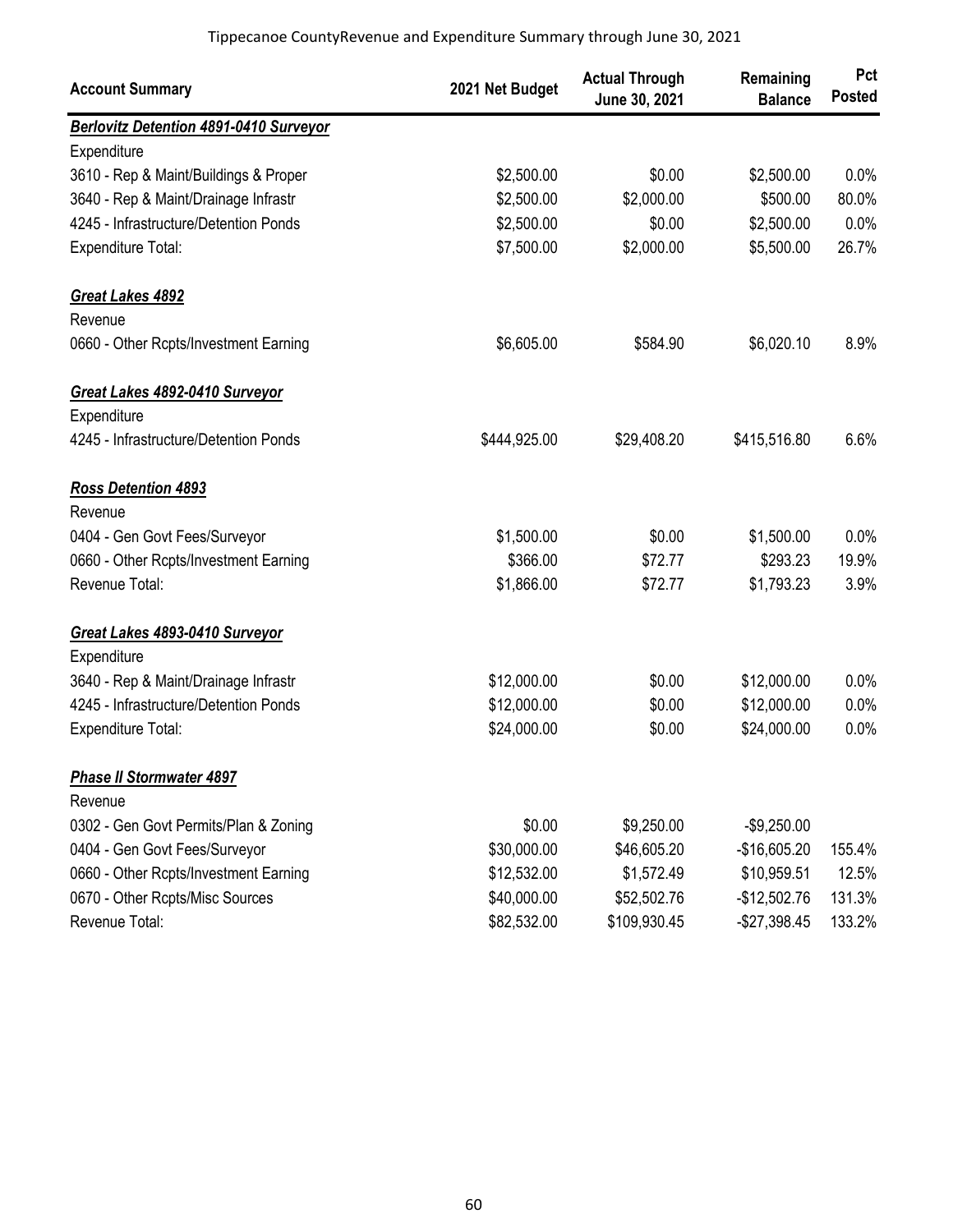Tippecanoe CountyRevenue and Expenditure Summary through June 30, 2021

| Account Summary | 2021 Net Budget | Actual Through June 30, 2021 | Remaining Balance | Pct Posted |
|---|---|---|---|---|
| ***Berlovitz Detention 4891-0410 Surveyor*** | | | | |
| Expenditure | | | | |
| 3610 - Rep & Maint/Buildings & Proper | $2,500.00 | $0.00 | $2,500.00 | 0.0% |
| 3640 - Rep & Maint/Drainage Infrastr | $2,500.00 | $2,000.00 | $500.00 | 80.0% |
| 4245 - Infrastructure/Detention Ponds | $2,500.00 | $0.00 | $2,500.00 | 0.0% |
| Expenditure Total: | $7,500.00 | $2,000.00 | $5,500.00 | 26.7% |
| ***Great Lakes 4892*** | | | | |
| Revenue | | | | |
| 0660 - Other Rcpts/Investment Earning | $6,605.00 | $584.90 | $6,020.10 | 8.9% |
| ***Great Lakes 4892-0410 Surveyor*** | | | | |
| Expenditure | | | | |
| 4245 - Infrastructure/Detention Ponds | $444,925.00 | $29,408.20 | $415,516.80 | 6.6% |
| ***Ross Detention 4893*** | | | | |
| Revenue | | | | |
| 0404 - Gen Govt Fees/Surveyor | $1,500.00 | $0.00 | $1,500.00 | 0.0% |
| 0660 - Other Rcpts/Investment Earning | $366.00 | $72.77 | $293.23 | 19.9% |
| Revenue Total: | $1,866.00 | $72.77 | $1,793.23 | 3.9% |
| ***Great Lakes 4893-0410 Surveyor*** | | | | |
| Expenditure | | | | |
| 3640 - Rep & Maint/Drainage Infrastr | $12,000.00 | $0.00 | $12,000.00 | 0.0% |
| 4245 - Infrastructure/Detention Ponds | $12,000.00 | $0.00 | $12,000.00 | 0.0% |
| Expenditure Total: | $24,000.00 | $0.00 | $24,000.00 | 0.0% |
| ***Phase II Stormwater 4897*** | | | | |
| Revenue | | | | |
| 0302 - Gen Govt Permits/Plan & Zoning | $0.00 | $9,250.00 | -$9,250.00 | |
| 0404 - Gen Govt Fees/Surveyor | $30,000.00 | $46,605.20 | -$16,605.20 | 155.4% |
| 0660 - Other Rcpts/Investment Earning | $12,532.00 | $1,572.49 | $10,959.51 | 12.5% |
| 0670 - Other Rcpts/Misc Sources | $40,000.00 | $52,502.76 | -$12,502.76 | 131.3% |
| Revenue Total: | $82,532.00 | $109,930.45 | -$27,398.45 | 133.2% |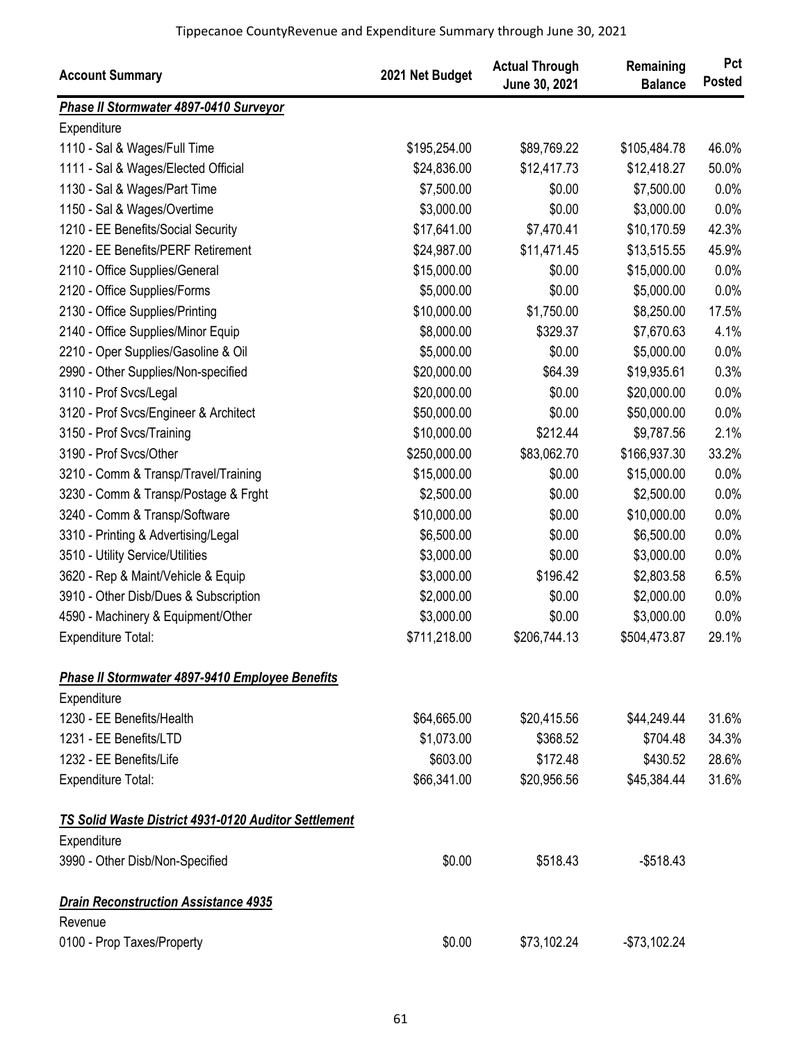| Account Summary | 2021 Net Budget | Actual Through June 30, 2021 | Remaining Balance | Pct Posted |
|---|---|---|---|---|
| ***Phase II Stormwater 4897-0410 Surveyor*** | | | | |
| Expenditure | | | | |
| 1110 - Sal & Wages/Full Time | $195,254.00 | $89,769.22 | $105,484.78 | 46.0% |
| 1111 - Sal & Wages/Elected Official | $24,836.00 | $12,417.73 | $12,418.27 | 50.0% |
| 1130 - Sal & Wages/Part Time | $7,500.00 | $0.00 | $7,500.00 | 0.0% |
| 1150 - Sal & Wages/Overtime | $3,000.00 | $0.00 | $3,000.00 | 0.0% |
| 1210 - EE Benefits/Social Security | $17,641.00 | $7,470.41 | $10,170.59 | 42.3% |
| 1220 - EE Benefits/PERF Retirement | $24,987.00 | $11,471.45 | $13,515.55 | 45.9% |
| 2110 - Office Supplies/General | $15,000.00 | $0.00 | $15,000.00 | 0.0% |
| 2120 - Office Supplies/Forms | $5,000.00 | $0.00 | $5,000.00 | 0.0% |
| 2130 - Office Supplies/Printing | $10,000.00 | $1,750.00 | $8,250.00 | 17.5% |
| 2140 - Office Supplies/Minor Equip | $8,000.00 | $329.37 | $7,670.63 | 4.1% |
| 2210 - Oper Supplies/Gasoline & Oil | $5,000.00 | $0.00 | $5,000.00 | 0.0% |
| 2990 - Other Supplies/Non-specified | $20,000.00 | $64.39 | $19,935.61 | 0.3% |
| 3110 - Prof Svcs/Legal | $20,000.00 | $0.00 | $20,000.00 | 0.0% |
| 3120 - Prof Svcs/Engineer & Architect | $50,000.00 | $0.00 | $50,000.00 | 0.0% |
| 3150 - Prof Svcs/Training | $10,000.00 | $212.44 | $9,787.56 | 2.1% |
| 3190 - Prof Svcs/Other | $250,000.00 | $83,062.70 | $166,937.30 | 33.2% |
| 3210 - Comm & Transp/Travel/Training | $15,000.00 | $0.00 | $15,000.00 | 0.0% |
| 3230 - Comm & Transp/Postage & Frght | $2,500.00 | $0.00 | $2,500.00 | 0.0% |
| 3240 - Comm & Transp/Software | $10,000.00 | $0.00 | $10,000.00 | 0.0% |
| 3310 - Printing & Advertising/Legal | $6,500.00 | $0.00 | $6,500.00 | 0.0% |
| 3510 - Utility Service/Utilities | $3,000.00 | $0.00 | $3,000.00 | 0.0% |
| 3620 - Rep & Maint/Vehicle & Equip | $3,000.00 | $196.42 | $2,803.58 | 6.5% |
| 3910 - Other Disb/Dues & Subscription | $2,000.00 | $0.00 | $2,000.00 | 0.0% |
| 4590 - Machinery & Equipment/Other | $3,000.00 | $0.00 | $3,000.00 | 0.0% |
| Expenditure Total: | $711,218.00 | $206,744.13 | $504,473.87 | 29.1% |
| | | | | |
| ***Phase II Stormwater 4897-9410 Employee Benefits*** | | | | |
| Expenditure | | | | |
| 1230 - EE Benefits/Health | $64,665.00 | $20,415.56 | $44,249.44 | 31.6% |
| 1231 - EE Benefits/LTD | $1,073.00 | $368.52 | $704.48 | 34.3% |
| 1232 - EE Benefits/Life | $603.00 | $172.48 | $430.52 | 28.6% |
| Expenditure Total: | $66,341.00 | $20,956.56 | $45,384.44 | 31.6% |
| | | | | |
| ***TS Solid Waste District 4931-0120 Auditor Settlement*** | | | | |
| Expenditure | | | | |
| 3990 - Other Disb/Non-Specified | $0.00 | $518.43 | -$518.43 | |
| | | | | |
| ***Drain Reconstruction Assistance 4935*** | | | | |
| Revenue | | | | |
| 0100 - Prop Taxes/Property | $0.00 | $73,102.24 | -$73,102.24 | |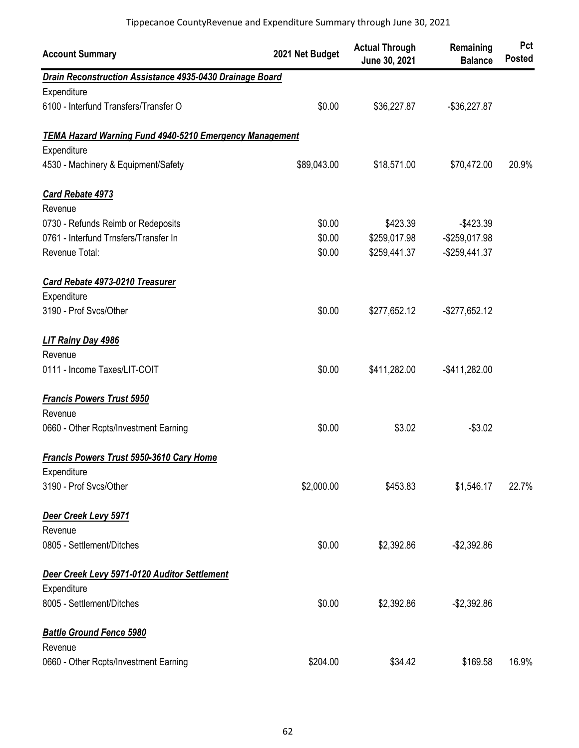Tippecanoe CountyRevenue and Expenditure Summary through June 30, 2021

| Account Summary | 2021 Net Budget | Actual Through June 30, 2021 | Remaining Balance | Pct Posted |
|---|---|---|---|---|
| ***Drain Reconstruction Assistance 4935-0430 Drainage Board*** | | | | |
| Expenditure | | | | |
| 6100 - Interfund Transfers/Transfer O | $0.00 | $36,227.87 | -$36,227.87 | |
| ***TEMA Hazard Warning Fund 4940-5210 Emergency Management*** | | | | |
| Expenditure | | | | |
| 4530 - Machinery & Equipment/Safety | $89,043.00 | $18,571.00 | $70,472.00 | 20.9% |
| ***Card Rebate 4973*** | | | | |
| Revenue | | | | |
| 0730 - Refunds Reimb or Redeposits | $0.00 | $423.39 | -$423.39 | |
| 0761 - Interfund Trnsfers/Transfer In | $0.00 | $259,017.98 | -$259,017.98 | |
| Revenue Total: | $0.00 | $259,441.37 | -$259,441.37 | |
| ***Card Rebate 4973-0210 Treasurer*** | | | | |
| Expenditure | | | | |
| 3190 - Prof Svcs/Other | $0.00 | $277,652.12 | -$277,652.12 | |
| ***LIT Rainy Day 4986*** | | | | |
| Revenue | | | | |
| 0111 - Income Taxes/LIT-COIT | $0.00 | $411,282.00 | -$411,282.00 | |
| ***Francis Powers Trust 5950*** | | | | |
| Revenue | | | | |
| 0660 - Other Rcpts/Investment Earning | $0.00 | $3.02 | -$3.02 | |
| ***Francis Powers Trust 5950-3610 Cary Home*** | | | | |
| Expenditure | | | | |
| 3190 - Prof Svcs/Other | $2,000.00 | $453.83 | $1,546.17 | 22.7% |
| ***Deer Creek Levy 5971*** | | | | |
| Revenue | | | | |
| 0805 - Settlement/Ditches | $0.00 | $2,392.86 | -$2,392.86 | |
| ***Deer Creek Levy 5971-0120 Auditor Settlement*** | | | | |
| Expenditure | | | | |
| 8005 - Settlement/Ditches | $0.00 | $2,392.86 | -$2,392.86 | |
| ***Battle Ground Fence 5980*** | | | | |
| Revenue | | | | |
| 0660 - Other Rcpts/Investment Earning | $204.00 | $34.42 | $169.58 | 16.9% |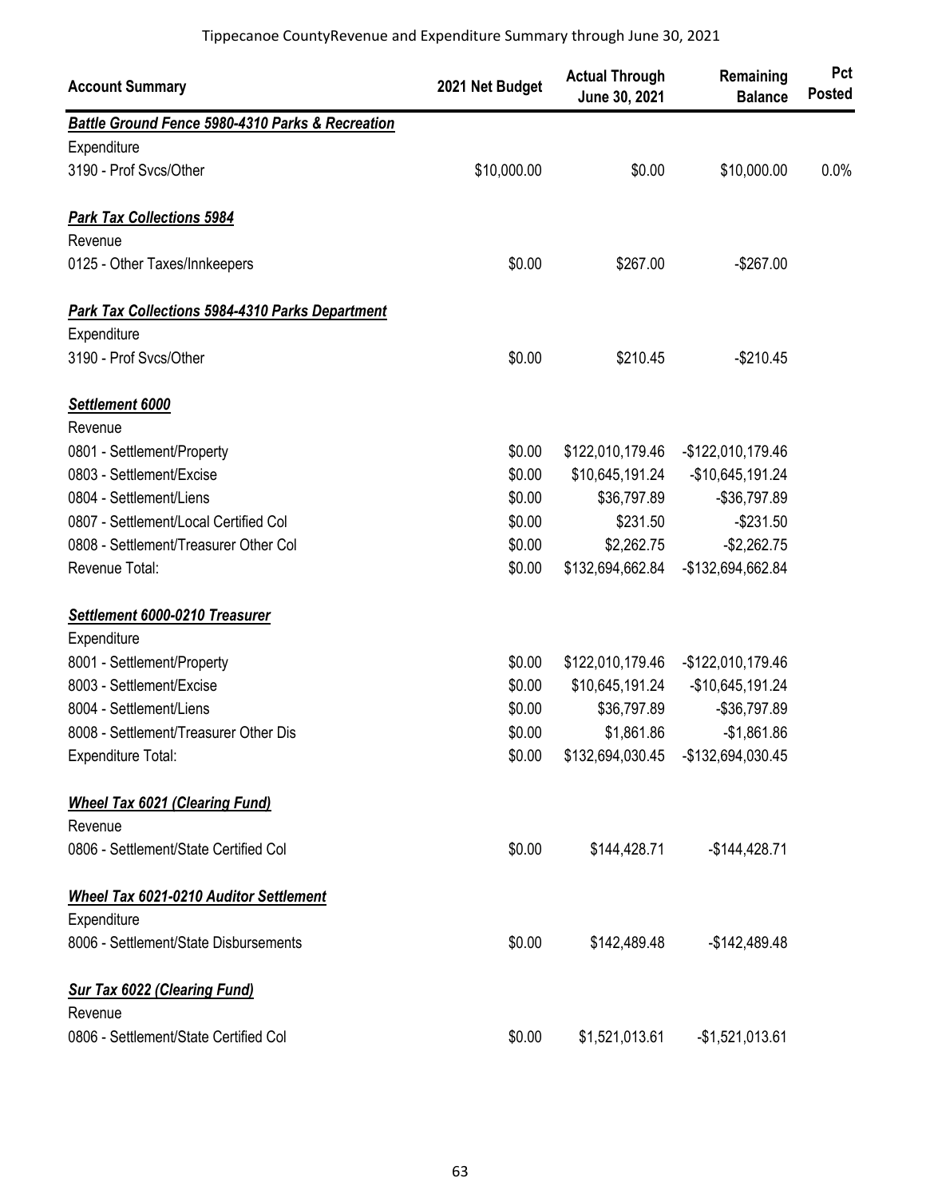| Account Summary | 2021 Net Budget | Actual Through June 30, 2021 | Remaining Balance | Pct Posted |
|---|---|---|---|---|
| ***Battle Ground Fence 5980-4310 Parks & Recreation*** | | | | |
| Expenditure | | | | |
| 3190 - Prof Svcs/Other | $10,000.00 | $0.00 | $10,000.00 | 0.0% |
| ***Park Tax Collections 5984*** | | | | |
| Revenue | | | | |
| 0125 - Other Taxes/Innkeepers | $0.00 | $267.00 | -$267.00 | |
| ***Park Tax Collections 5984-4310 Parks Department*** | | | | |
| Expenditure | | | | |
| 3190 - Prof Svcs/Other | $0.00 | $210.45 | -$210.45 | |
| ***Settlement 6000*** | | | | |
| Revenue | | | | |
| 0801 - Settlement/Property | $0.00 | $122,010,179.46 | -$122,010,179.46 | |
| 0803 - Settlement/Excise | $0.00 | $10,645,191.24 | -$10,645,191.24 | |
| 0804 - Settlement/Liens | $0.00 | $36,797.89 | -$36,797.89 | |
| 0807 - Settlement/Local Certified Col | $0.00 | $231.50 | -$231.50 | |
| 0808 - Settlement/Treasurer Other Col | $0.00 | $2,262.75 | -$2,262.75 | |
| Revenue Total: | $0.00 | $132,694,662.84 | -$132,694,662.84 | |
| ***Settlement 6000-0210 Treasurer*** | | | | |
| Expenditure | | | | |
| 8001 - Settlement/Property | $0.00 | $122,010,179.46 | -$122,010,179.46 | |
| 8003 - Settlement/Excise | $0.00 | $10,645,191.24 | -$10,645,191.24 | |
| 8004 - Settlement/Liens | $0.00 | $36,797.89 | -$36,797.89 | |
| 8008 - Settlement/Treasurer Other Dis | $0.00 | $1,861.86 | -$1,861.86 | |
| Expenditure Total: | $0.00 | $132,694,030.45 | -$132,694,030.45 | |
| ***Wheel Tax 6021 (Clearing Fund)*** | | | | |
| Revenue | | | | |
| 0806 - Settlement/State Certified Col | $0.00 | $144,428.71 | -$144,428.71 | |
| ***Wheel Tax 6021-0210 Auditor Settlement*** | | | | |
| Expenditure | | | | |
| 8006 - Settlement/State Disbursements | $0.00 | $142,489.48 | -$142,489.48 | |
| ***Sur Tax 6022 (Clearing Fund)*** | | | | |
| Revenue | | | | |
| 0806 - Settlement/State Certified Col | $0.00 | $1,521,013.61 | -$1,521,013.61 | |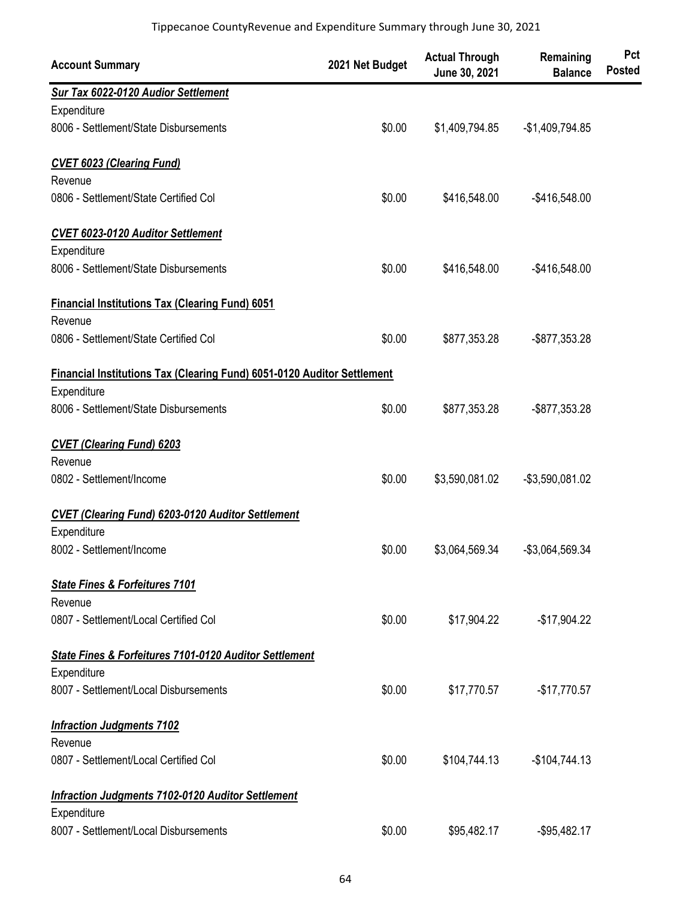Tippecanoe CountyRevenue and Expenditure Summary through June 30, 2021

| Account Summary | 2021 Net Budget | Actual Through June 30, 2021 | Remaining Balance | Pct Posted |
|---|---|---|---|---|
| ***Sur Tax 6022-0120 Audior Settlement*** | | | | |
| Expenditure | | | | |
| 8006 - Settlement/State Disbursements | $0.00 | $1,409,794.85 | -$1,409,794.85 | |
| ***CVET 6023 (Clearing Fund)*** | | | | |
| Revenue | | | | |
| 0806 - Settlement/State Certified Col | $0.00 | $416,548.00 | -$416,548.00 | |
| ***CVET 6023-0120 Auditor Settlement*** | | | | |
| Expenditure | | | | |
| 8006 - Settlement/State Disbursements | $0.00 | $416,548.00 | -$416,548.00 | |
| **Financial Institutions Tax (Clearing Fund) 6051** | | | | |
| Revenue | | | | |
| 0806 - Settlement/State Certified Col | $0.00 | $877,353.28 | -$877,353.28 | |
| **Financial Institutions Tax (Clearing Fund) 6051-0120 Auditor Settlement** | | | | |
| Expenditure | | | | |
| 8006 - Settlement/State Disbursements | $0.00 | $877,353.28 | -$877,353.28 | |
| ***CVET (Clearing Fund) 6203*** | | | | |
| Revenue | | | | |
| 0802 - Settlement/Income | $0.00 | $3,590,081.02 | -$3,590,081.02 | |
| ***CVET (Clearing Fund) 6203-0120 Auditor Settlement*** | | | | |
| Expenditure | | | | |
| 8002 - Settlement/Income | $0.00 | $3,064,569.34 | -$3,064,569.34 | |
| ***State Fines & Forfeitures 7101*** | | | | |
| Revenue | | | | |
| 0807 - Settlement/Local Certified Col | $0.00 | $17,904.22 | -$17,904.22 | |
| ***State Fines & Forfeitures 7101-0120 Auditor Settlement*** | | | | |
| Expenditure | | | | |
| 8007 - Settlement/Local Disbursements | $0.00 | $17,770.57 | -$17,770.57 | |
| ***Infraction Judgments 7102*** | | | | |
| Revenue | | | | |
| 0807 - Settlement/Local Certified Col | $0.00 | $104,744.13 | -$104,744.13 | |
| ***Infraction Judgments 7102-0120 Auditor Settlement*** | | | | |
| Expenditure | | | | |
| 8007 - Settlement/Local Disbursements | $0.00 | $95,482.17 | -$95,482.17 | |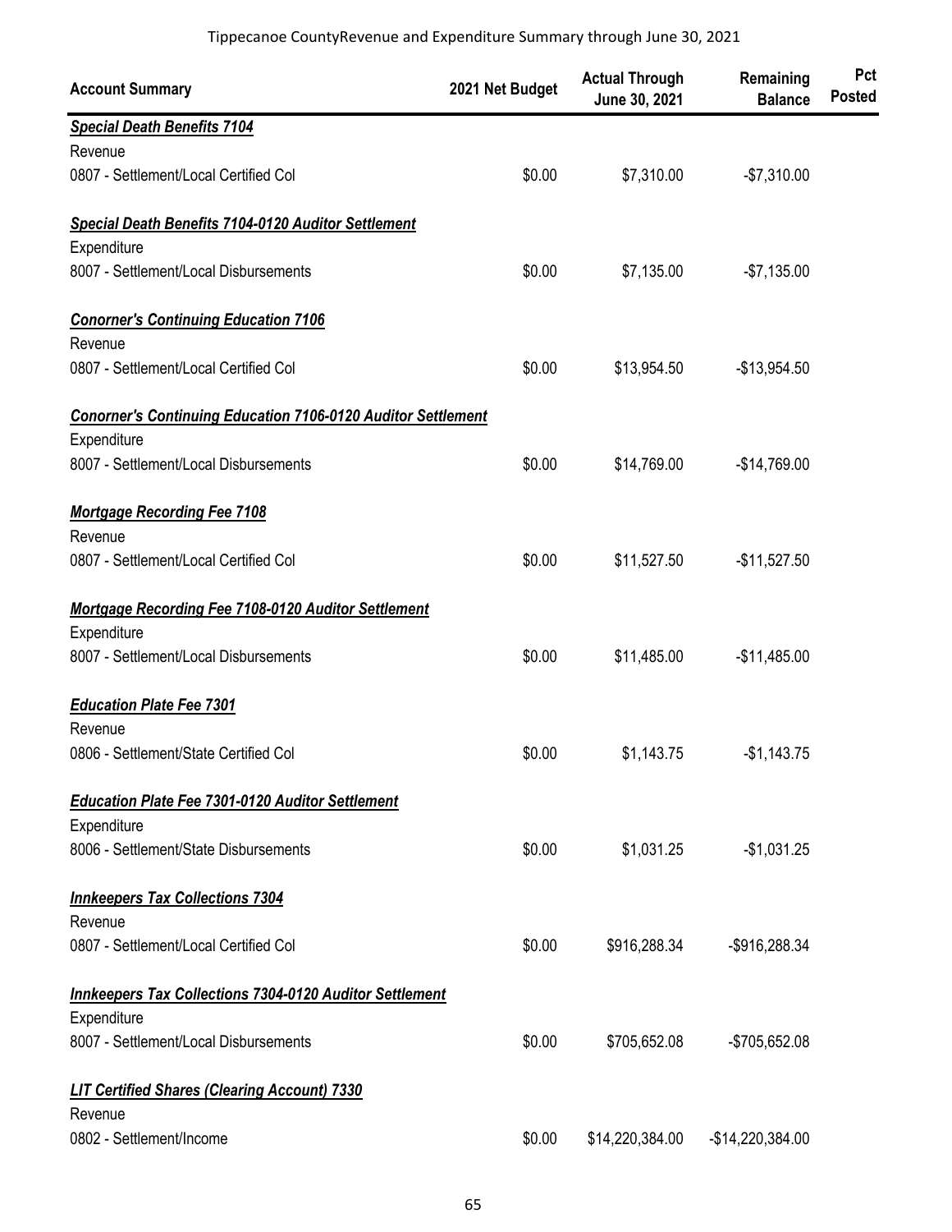Tippecanoe CountyRevenue and Expenditure Summary through June 30, 2021

| Account Summary | 2021 Net Budget | Actual Through June 30, 2021 | Remaining Balance | Pct Posted |
|---|---|---|---|---|
| ***Special Death Benefits 7104*** | | | | |
| Revenue | | | | |
| 0807 - Settlement/Local Certified Col | $0.00 | $7,310.00 | -$7,310.00 | |
| ***Special Death Benefits 7104-0120 Auditor Settlement*** | | | | |
| Expenditure | | | | |
| 8007 - Settlement/Local Disbursements | $0.00 | $7,135.00 | -$7,135.00 | |
| ***Conorner's Continuing Education 7106*** | | | | |
| Revenue | | | | |
| 0807 - Settlement/Local Certified Col | $0.00 | $13,954.50 | -$13,954.50 | |
| ***Conorner's Continuing Education 7106-0120 Auditor Settlement*** | | | | |
| Expenditure | | | | |
| 8007 - Settlement/Local Disbursements | $0.00 | $14,769.00 | -$14,769.00 | |
| ***Mortgage Recording Fee 7108*** | | | | |
| Revenue | | | | |
| 0807 - Settlement/Local Certified Col | $0.00 | $11,527.50 | -$11,527.50 | |
| ***Mortgage Recording Fee 7108-0120 Auditor Settlement*** | | | | |
| Expenditure | | | | |
| 8007 - Settlement/Local Disbursements | $0.00 | $11,485.00 | -$11,485.00 | |
| ***Education Plate Fee 7301*** | | | | |
| Revenue | | | | |
| 0806 - Settlement/State Certified Col | $0.00 | $1,143.75 | -$1,143.75 | |
| ***Education Plate Fee 7301-0120 Auditor Settlement*** | | | | |
| Expenditure | | | | |
| 8006 - Settlement/State Disbursements | $0.00 | $1,031.25 | -$1,031.25 | |
| ***Innkeepers Tax Collections 7304*** | | | | |
| Revenue | | | | |
| 0807 - Settlement/Local Certified Col | $0.00 | $916,288.34 | -$916,288.34 | |
| ***Innkeepers Tax Collections 7304-0120 Auditor Settlement*** | | | | |
| Expenditure | | | | |
| 8007 - Settlement/Local Disbursements | $0.00 | $705,652.08 | -$705,652.08 | |
| ***LIT Certified Shares (Clearing Account) 7330*** | | | | |
| Revenue | | | | |
| 0802 - Settlement/Income | $0.00 | $14,220,384.00 | -$14,220,384.00 | |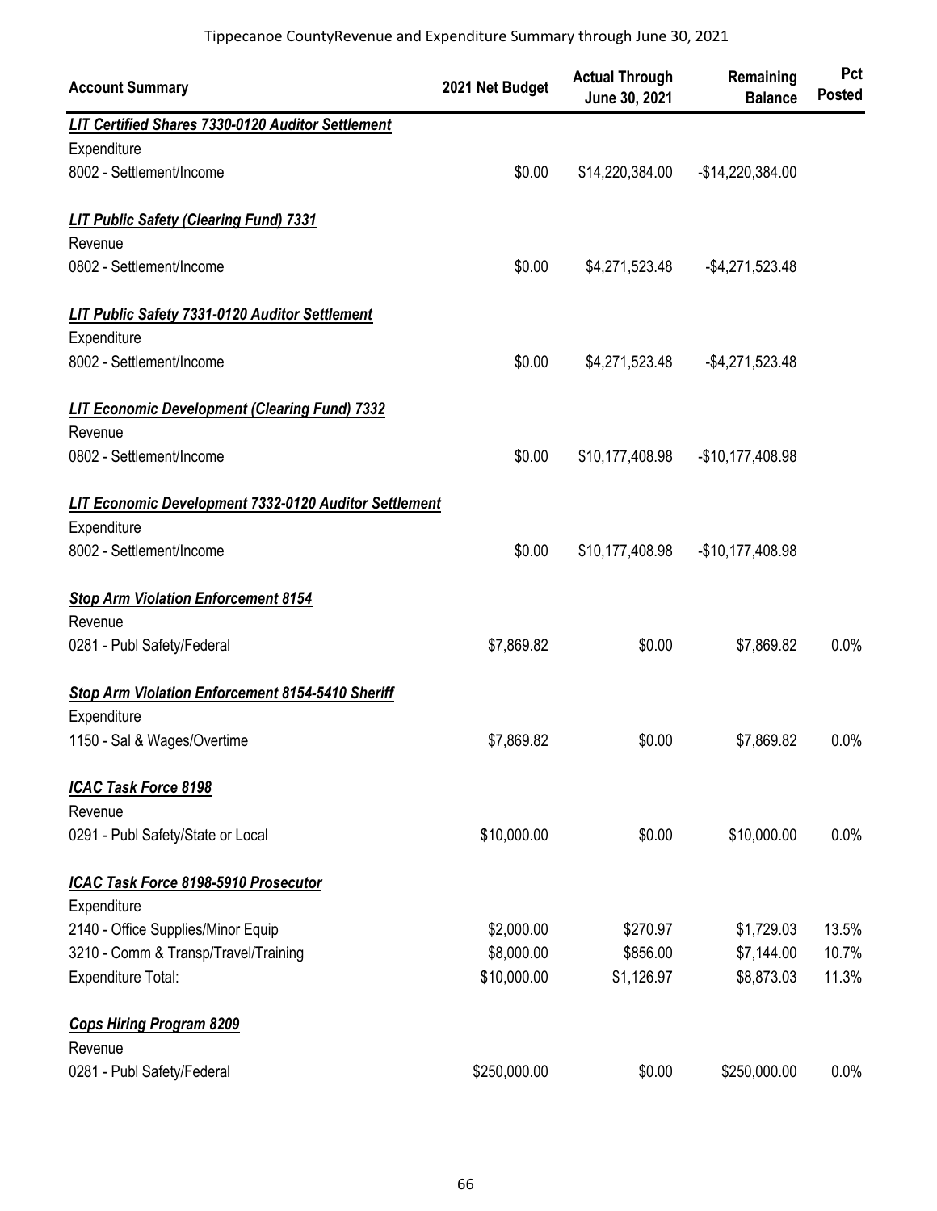| Account Summary | 2021 Net Budget | Actual Through June 30, 2021 | Remaining Balance | Pct Posted |
|---|---|---|---|---|
| ***LIT Certified Shares 7330-0120 Auditor Settlement*** | | | | |
| Expenditure | | | | |
| 8002 - Settlement/Income | $0.00 | $14,220,384.00 | -$14,220,384.00 | |
| ***LIT Public Safety (Clearing Fund) 7331*** | | | | |
| Revenue | | | | |
| 0802 - Settlement/Income | $0.00 | $4,271,523.48 | -$4,271,523.48 | |
| ***LIT Public Safety 7331-0120 Auditor Settlement*** | | | | |
| Expenditure | | | | |
| 8002 - Settlement/Income | $0.00 | $4,271,523.48 | -$4,271,523.48 | |
| ***LIT Economic Development (Clearing Fund) 7332*** | | | | |
| Revenue | | | | |
| 0802 - Settlement/Income | $0.00 | $10,177,408.98 | -$10,177,408.98 | |
| ***LIT Economic Development 7332-0120 Auditor Settlement*** | | | | |
| Expenditure | | | | |
| 8002 - Settlement/Income | $0.00 | $10,177,408.98 | -$10,177,408.98 | |
| ***Stop Arm Violation Enforcement 8154*** | | | | |
| Revenue | | | | |
| 0281 - Publ Safety/Federal | $7,869.82 | $0.00 | $7,869.82 | 0.0% |
| ***Stop Arm Violation Enforcement 8154-5410 Sheriff*** | | | | |
| Expenditure | | | | |
| 1150 - Sal & Wages/Overtime | $7,869.82 | $0.00 | $7,869.82 | 0.0% |
| ***ICAC Task Force 8198*** | | | | |
| Revenue | | | | |
| 0291 - Publ Safety/State or Local | $10,000.00 | $0.00 | $10,000.00 | 0.0% |
| ***ICAC Task Force 8198-5910 Prosecutor*** | | | | |
| Expenditure | | | | |
| 2140 - Office Supplies/Minor Equip | $2,000.00 | $270.97 | $1,729.03 | 13.5% |
| 3210 - Comm & Transp/Travel/Training | $8,000.00 | $856.00 | $7,144.00 | 10.7% |
| Expenditure Total: | $10,000.00 | $1,126.97 | $8,873.03 | 11.3% |
| ***Cops Hiring Program 8209*** | | | | |
| Revenue | | | | |
| 0281 - Publ Safety/Federal | $250,000.00 | $0.00 | $250,000.00 | 0.0% |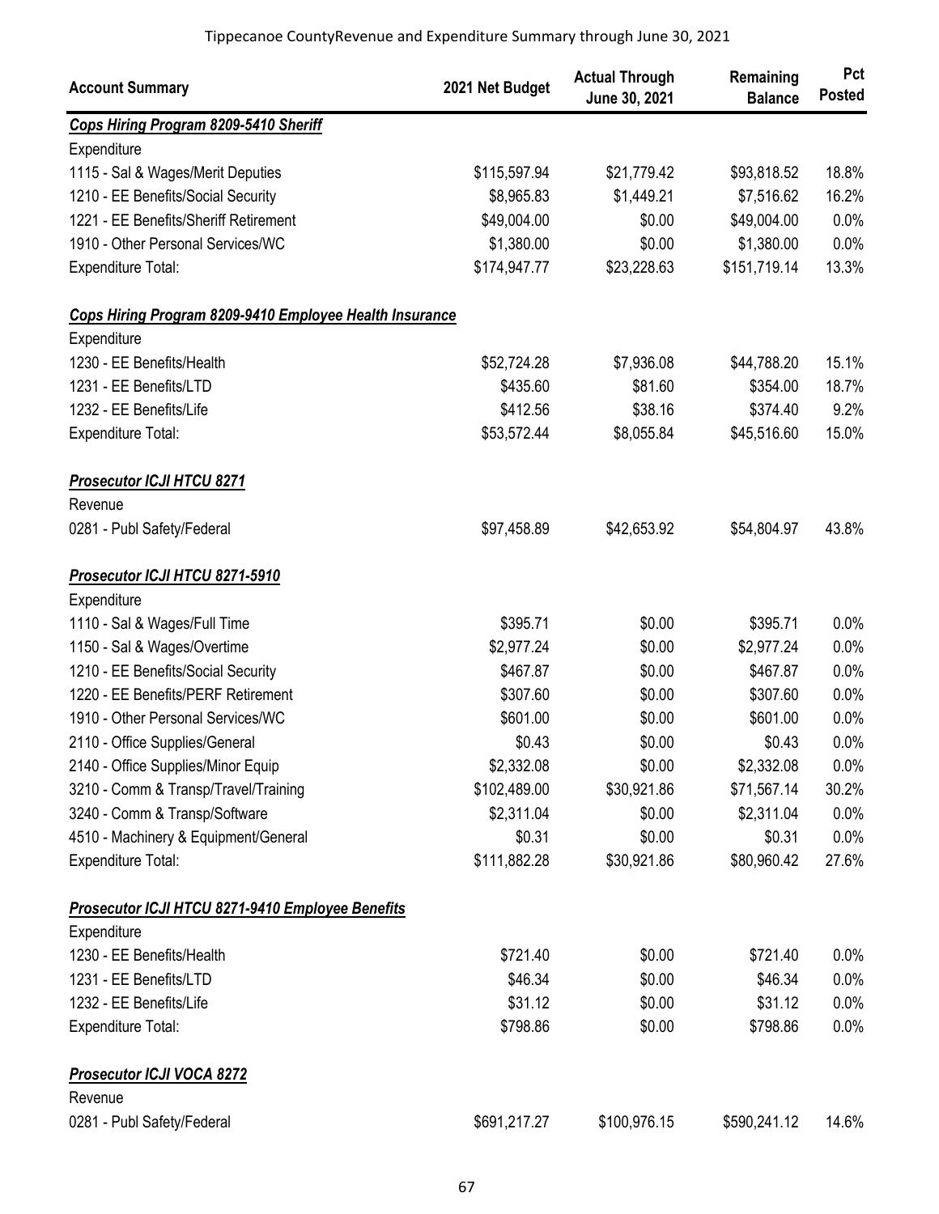Tippecanoe CountyRevenue and Expenditure Summary through June 30, 2021

| Account Summary | 2021 Net Budget | Actual Through June 30, 2021 | Remaining Balance | Pct Posted |
|---|---|---|---|---|
| ***Cops Hiring Program 8209-5410 Sheriff*** | | | | |
| Expenditure | | | | |
| 1115 - Sal & Wages/Merit Deputies | $115,597.94 | $21,779.42 | $93,818.52 | 18.8% |
| 1210 - EE Benefits/Social Security | $8,965.83 | $1,449.21 | $7,516.62 | 16.2% |
| 1221 - EE Benefits/Sheriff Retirement | $49,004.00 | $0.00 | $49,004.00 | 0.0% |
| 1910 - Other Personal Services/WC | $1,380.00 | $0.00 | $1,380.00 | 0.0% |
| Expenditure Total: | $174,947.77 | $23,228.63 | $151,719.14 | 13.3% |
| ***Cops Hiring Program 8209-9410 Employee Health Insurance*** | | | | |
| Expenditure | | | | |
| 1230 - EE Benefits/Health | $52,724.28 | $7,936.08 | $44,788.20 | 15.1% |
| 1231 - EE Benefits/LTD | $435.60 | $81.60 | $354.00 | 18.7% |
| 1232 - EE Benefits/Life | $412.56 | $38.16 | $374.40 | 9.2% |
| Expenditure Total: | $53,572.44 | $8,055.84 | $45,516.60 | 15.0% |
| ***Prosecutor ICJI HTCU 8271*** | | | | |
| Revenue | | | | |
| 0281 - Publ Safety/Federal | $97,458.89 | $42,653.92 | $54,804.97 | 43.8% |
| ***Prosecutor ICJI HTCU 8271-5910*** | | | | |
| Expenditure | | | | |
| 1110 - Sal & Wages/Full Time | $395.71 | $0.00 | $395.71 | 0.0% |
| 1150 - Sal & Wages/Overtime | $2,977.24 | $0.00 | $2,977.24 | 0.0% |
| 1210 - EE Benefits/Social Security | $467.87 | $0.00 | $467.87 | 0.0% |
| 1220 - EE Benefits/PERF Retirement | $307.60 | $0.00 | $307.60 | 0.0% |
| 1910 - Other Personal Services/WC | $601.00 | $0.00 | $601.00 | 0.0% |
| 2110 - Office Supplies/General | $0.43 | $0.00 | $0.43 | 0.0% |
| 2140 - Office Supplies/Minor Equip | $2,332.08 | $0.00 | $2,332.08 | 0.0% |
| 3210 - Comm & Transp/Travel/Training | $102,489.00 | $30,921.86 | $71,567.14 | 30.2% |
| 3240 - Comm & Transp/Software | $2,311.04 | $0.00 | $2,311.04 | 0.0% |
| 4510 - Machinery & Equipment/General | $0.31 | $0.00 | $0.31 | 0.0% |
| Expenditure Total: | $111,882.28 | $30,921.86 | $80,960.42 | 27.6% |
| ***Prosecutor ICJI HTCU 8271-9410 Employee Benefits*** | | | | |
| Expenditure | | | | |
| 1230 - EE Benefits/Health | $721.40 | $0.00 | $721.40 | 0.0% |
| 1231 - EE Benefits/LTD | $46.34 | $0.00 | $46.34 | 0.0% |
| 1232 - EE Benefits/Life | $31.12 | $0.00 | $31.12 | 0.0% |
| Expenditure Total: | $798.86 | $0.00 | $798.86 | 0.0% |
| ***Prosecutor ICJI VOCA 8272*** | | | | |
| Revenue | | | | |
| 0281 - Publ Safety/Federal | $691,217.27 | $100,976.15 | $590,241.12 | 14.6% |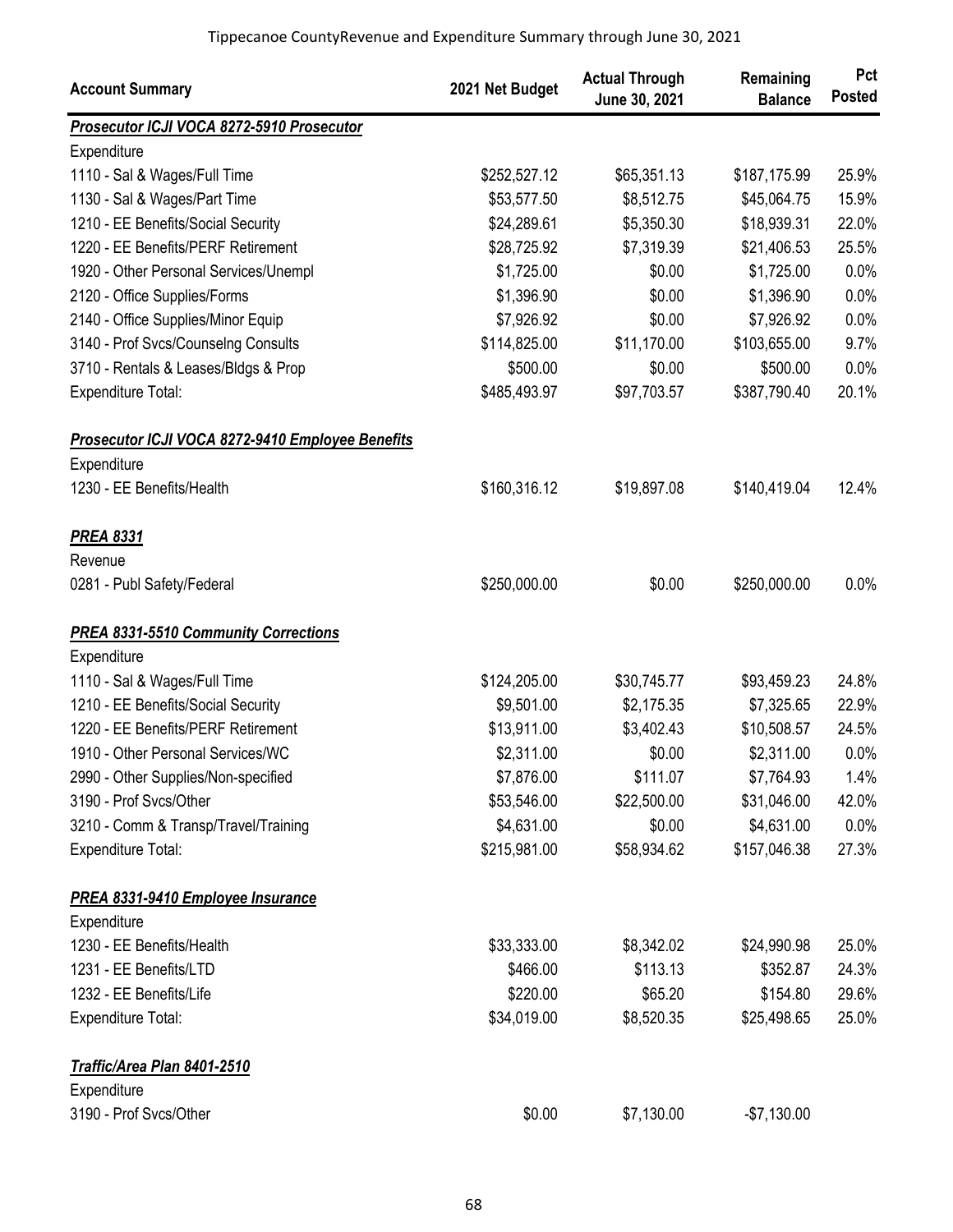Tippecanoe CountyRevenue and Expenditure Summary through June 30, 2021

| Account Summary | 2021 Net Budget | Actual Through June 30, 2021 | Remaining Balance | Pct Posted |
|---|---|---|---|---|
| ***Prosecutor ICJI VOCA 8272-5910 Prosecutor*** | | | | |
| Expenditure | | | | |
| 1110 - Sal & Wages/Full Time | $252,527.12 | $65,351.13 | $187,175.99 | 25.9% |
| 1130 - Sal & Wages/Part Time | $53,577.50 | $8,512.75 | $45,064.75 | 15.9% |
| 1210 - EE Benefits/Social Security | $24,289.61 | $5,350.30 | $18,939.31 | 22.0% |
| 1220 - EE Benefits/PERF Retirement | $28,725.92 | $7,319.39 | $21,406.53 | 25.5% |
| 1920 - Other Personal Services/Unempl | $1,725.00 | $0.00 | $1,725.00 | 0.0% |
| 2120 - Office Supplies/Forms | $1,396.90 | $0.00 | $1,396.90 | 0.0% |
| 2140 - Office Supplies/Minor Equip | $7,926.92 | $0.00 | $7,926.92 | 0.0% |
| 3140 - Prof Svcs/Counselng Consults | $114,825.00 | $11,170.00 | $103,655.00 | 9.7% |
| 3710 - Rentals & Leases/Bldgs & Prop | $500.00 | $0.00 | $500.00 | 0.0% |
| Expenditure Total: | $485,493.97 | $97,703.57 | $387,790.40 | 20.1% |
| ***Prosecutor ICJI VOCA 8272-9410 Employee Benefits*** | | | | |
| Expenditure | | | | |
| 1230 - EE Benefits/Health | $160,316.12 | $19,897.08 | $140,419.04 | 12.4% |
| ***PREA 8331*** | | | | |
| Revenue | | | | |
| 0281 - Publ Safety/Federal | $250,000.00 | $0.00 | $250,000.00 | 0.0% |
| ***PREA 8331-5510 Community Corrections*** | | | | |
| Expenditure | | | | |
| 1110 - Sal & Wages/Full Time | $124,205.00 | $30,745.77 | $93,459.23 | 24.8% |
| 1210 - EE Benefits/Social Security | $9,501.00 | $2,175.35 | $7,325.65 | 22.9% |
| 1220 - EE Benefits/PERF Retirement | $13,911.00 | $3,402.43 | $10,508.57 | 24.5% |
| 1910 - Other Personal Services/WC | $2,311.00 | $0.00 | $2,311.00 | 0.0% |
| 2990 - Other Supplies/Non-specified | $7,876.00 | $111.07 | $7,764.93 | 1.4% |
| 3190 - Prof Svcs/Other | $53,546.00 | $22,500.00 | $31,046.00 | 42.0% |
| 3210 - Comm & Transp/Travel/Training | $4,631.00 | $0.00 | $4,631.00 | 0.0% |
| Expenditure Total: | $215,981.00 | $58,934.62 | $157,046.38 | 27.3% |
| ***PREA 8331-9410 Employee Insurance*** | | | | |
| Expenditure | | | | |
| 1230 - EE Benefits/Health | $33,333.00 | $8,342.02 | $24,990.98 | 25.0% |
| 1231 - EE Benefits/LTD | $466.00 | $113.13 | $352.87 | 24.3% |
| 1232 - EE Benefits/Life | $220.00 | $65.20 | $154.80 | 29.6% |
| Expenditure Total: | $34,019.00 | $8,520.35 | $25,498.65 | 25.0% |
| ***Traffic/Area Plan 8401-2510*** | | | | |
| Expenditure | | | | |
| 3190 - Prof Svcs/Other | $0.00 | $7,130.00 | -$7,130.00 | |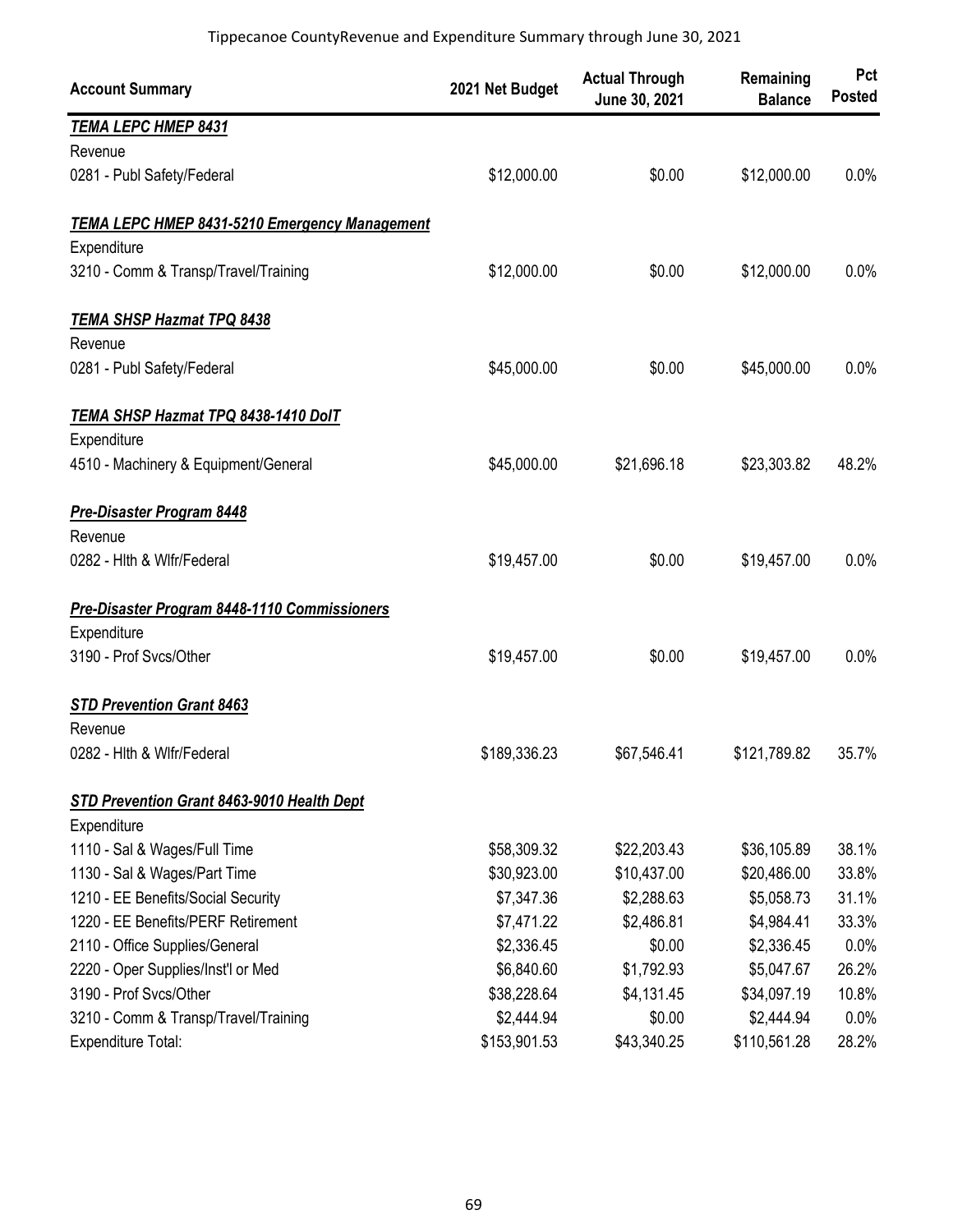Tippecanoe CountyRevenue and Expenditure Summary through June 30, 2021

| Account Summary | 2021 Net Budget | Actual Through June 30, 2021 | Remaining Balance | Pct Posted |
|---|---|---|---|---|
| ***TEMA LEPC HMEP 8431*** | | | | |
| Revenue | | | | |
| 0281 - Publ Safety/Federal | $12,000.00 | $0.00 | $12,000.00 | 0.0% |
| ***TEMA LEPC HMEP 8431-5210 Emergency Management*** | | | | |
| Expenditure | | | | |
| 3210 - Comm & Transp/Travel/Training | $12,000.00 | $0.00 | $12,000.00 | 0.0% |
| ***TEMA SHSP Hazmat TPQ 8438*** | | | | |
| Revenue | | | | |
| 0281 - Publ Safety/Federal | $45,000.00 | $0.00 | $45,000.00 | 0.0% |
| ***TEMA SHSP Hazmat TPQ 8438-1410 DoIT*** | | | | |
| Expenditure | | | | |
| 4510 - Machinery & Equipment/General | $45,000.00 | $21,696.18 | $23,303.82 | 48.2% |
| ***Pre-Disaster Program 8448*** | | | | |
| Revenue | | | | |
| 0282 - Hlth & Wlfr/Federal | $19,457.00 | $0.00 | $19,457.00 | 0.0% |
| ***Pre-Disaster Program 8448-1110 Commissioners*** | | | | |
| Expenditure | | | | |
| 3190 - Prof Svcs/Other | $19,457.00 | $0.00 | $19,457.00 | 0.0% |
| ***STD Prevention Grant 8463*** | | | | |
| Revenue | | | | |
| 0282 - Hlth & Wlfr/Federal | $189,336.23 | $67,546.41 | $121,789.82 | 35.7% |
| ***STD Prevention Grant 8463-9010 Health Dept*** | | | | |
| Expenditure | | | | |
| 1110 - Sal & Wages/Full Time | $58,309.32 | $22,203.43 | $36,105.89 | 38.1% |
| 1130 - Sal & Wages/Part Time | $30,923.00 | $10,437.00 | $20,486.00 | 33.8% |
| 1210 - EE Benefits/Social Security | $7,347.36 | $2,288.63 | $5,058.73 | 31.1% |
| 1220 - EE Benefits/PERF Retirement | $7,471.22 | $2,486.81 | $4,984.41 | 33.3% |
| 2110 - Office Supplies/General | $2,336.45 | $0.00 | $2,336.45 | 0.0% |
| 2220 - Oper Supplies/Inst'l or Med | $6,840.60 | $1,792.93 | $5,047.67 | 26.2% |
| 3190 - Prof Svcs/Other | $38,228.64 | $4,131.45 | $34,097.19 | 10.8% |
| 3210 - Comm & Transp/Travel/Training | $2,444.94 | $0.00 | $2,444.94 | 0.0% |
| Expenditure Total: | $153,901.53 | $43,340.25 | $110,561.28 | 28.2% |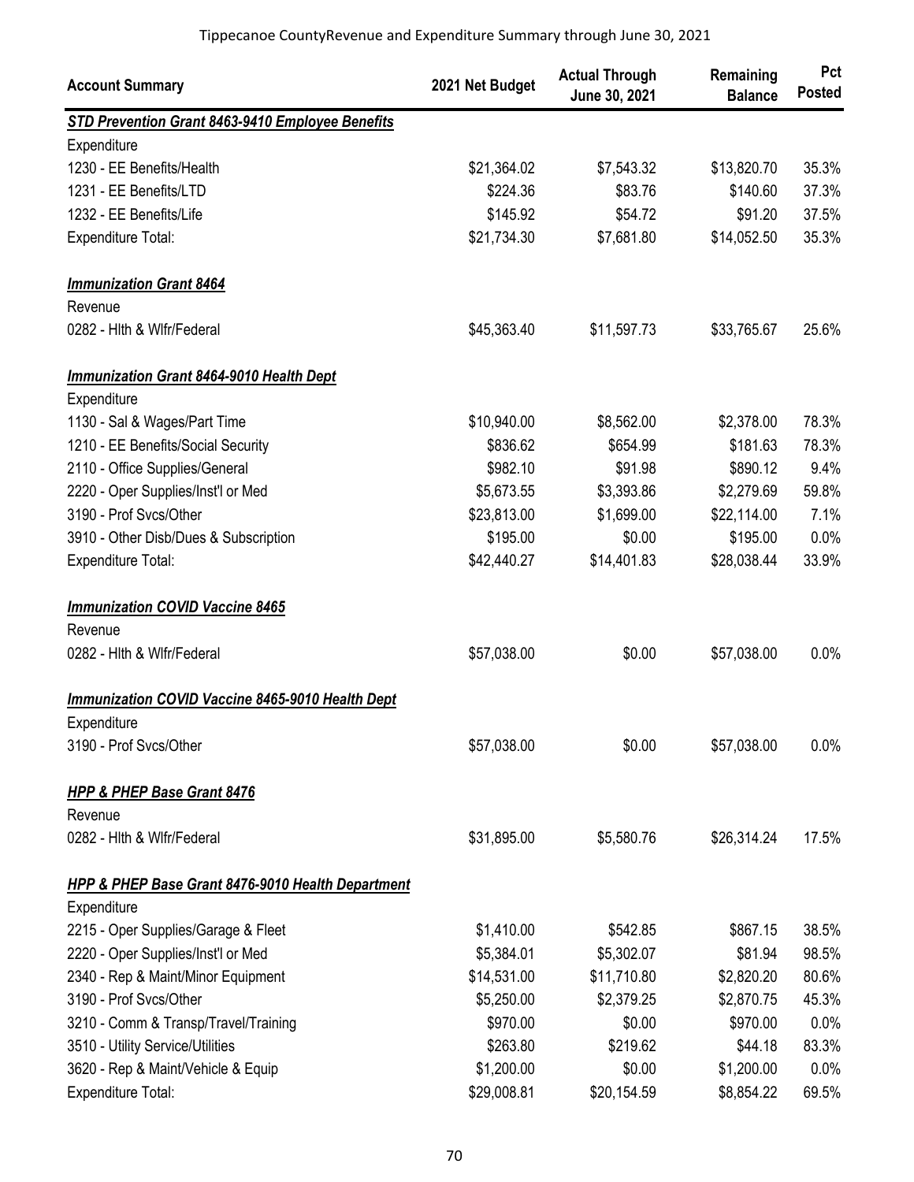Tippecanoe CountyRevenue and Expenditure Summary through June 30, 2021

| Account Summary | 2021 Net Budget | Actual Through June 30, 2021 | Remaining Balance | Pct Posted |
|---|---|---|---|---|
| ***STD Prevention Grant 8463-9410 Employee Benefits*** | | | | |
| Expenditure | | | | |
| 1230 - EE Benefits/Health | $21,364.02 | $7,543.32 | $13,820.70 | 35.3% |
| 1231 - EE Benefits/LTD | $224.36 | $83.76 | $140.60 | 37.3% |
| 1232 - EE Benefits/Life | $145.92 | $54.72 | $91.20 | 37.5% |
| Expenditure Total: | $21,734.30 | $7,681.80 | $14,052.50 | 35.3% |
| | | | | |
| ***Immunization Grant 8464*** | | | | |
| Revenue | | | | |
| 0282 - Hlth & Wlfr/Federal | $45,363.40 | $11,597.73 | $33,765.67 | 25.6% |
| | | | | |
| ***Immunization Grant 8464-9010 Health Dept*** | | | | |
| Expenditure | | | | |
| 1130 - Sal & Wages/Part Time | $10,940.00 | $8,562.00 | $2,378.00 | 78.3% |
| 1210 - EE Benefits/Social Security | $836.62 | $654.99 | $181.63 | 78.3% |
| 2110 - Office Supplies/General | $982.10 | $91.98 | $890.12 | 9.4% |
| 2220 - Oper Supplies/Inst'l or Med | $5,673.55 | $3,393.86 | $2,279.69 | 59.8% |
| 3190 - Prof Svcs/Other | $23,813.00 | $1,699.00 | $22,114.00 | 7.1% |
| 3910 - Other Disb/Dues & Subscription | $195.00 | $0.00 | $195.00 | 0.0% |
| Expenditure Total: | $42,440.27 | $14,401.83 | $28,038.44 | 33.9% |
| | | | | |
| ***Immunization COVID Vaccine 8465*** | | | | |
| Revenue | | | | |
| 0282 - Hlth & Wlfr/Federal | $57,038.00 | $0.00 | $57,038.00 | 0.0% |
| | | | | |
| ***Immunization COVID Vaccine 8465-9010 Health Dept*** | | | | |
| Expenditure | | | | |
| 3190 - Prof Svcs/Other | $57,038.00 | $0.00 | $57,038.00 | 0.0% |
| | | | | |
| ***HPP & PHEP Base Grant 8476*** | | | | |
| Revenue | | | | |
| 0282 - Hlth & Wlfr/Federal | $31,895.00 | $5,580.76 | $26,314.24 | 17.5% |
| | | | | |
| ***HPP & PHEP Base Grant 8476-9010 Health Department*** | | | | |
| Expenditure | | | | |
| 2215 - Oper Supplies/Garage & Fleet | $1,410.00 | $542.85 | $867.15 | 38.5% |
| 2220 - Oper Supplies/Inst'l or Med | $5,384.01 | $5,302.07 | $81.94 | 98.5% |
| 2340 - Rep & Maint/Minor Equipment | $14,531.00 | $11,710.80 | $2,820.20 | 80.6% |
| 3190 - Prof Svcs/Other | $5,250.00 | $2,379.25 | $2,870.75 | 45.3% |
| 3210 - Comm & Transp/Travel/Training | $970.00 | $0.00 | $970.00 | 0.0% |
| 3510 - Utility Service/Utilities | $263.80 | $219.62 | $44.18 | 83.3% |
| 3620 - Rep & Maint/Vehicle & Equip | $1,200.00 | $0.00 | $1,200.00 | 0.0% |
| Expenditure Total: | $29,008.81 | $20,154.59 | $8,854.22 | 69.5% |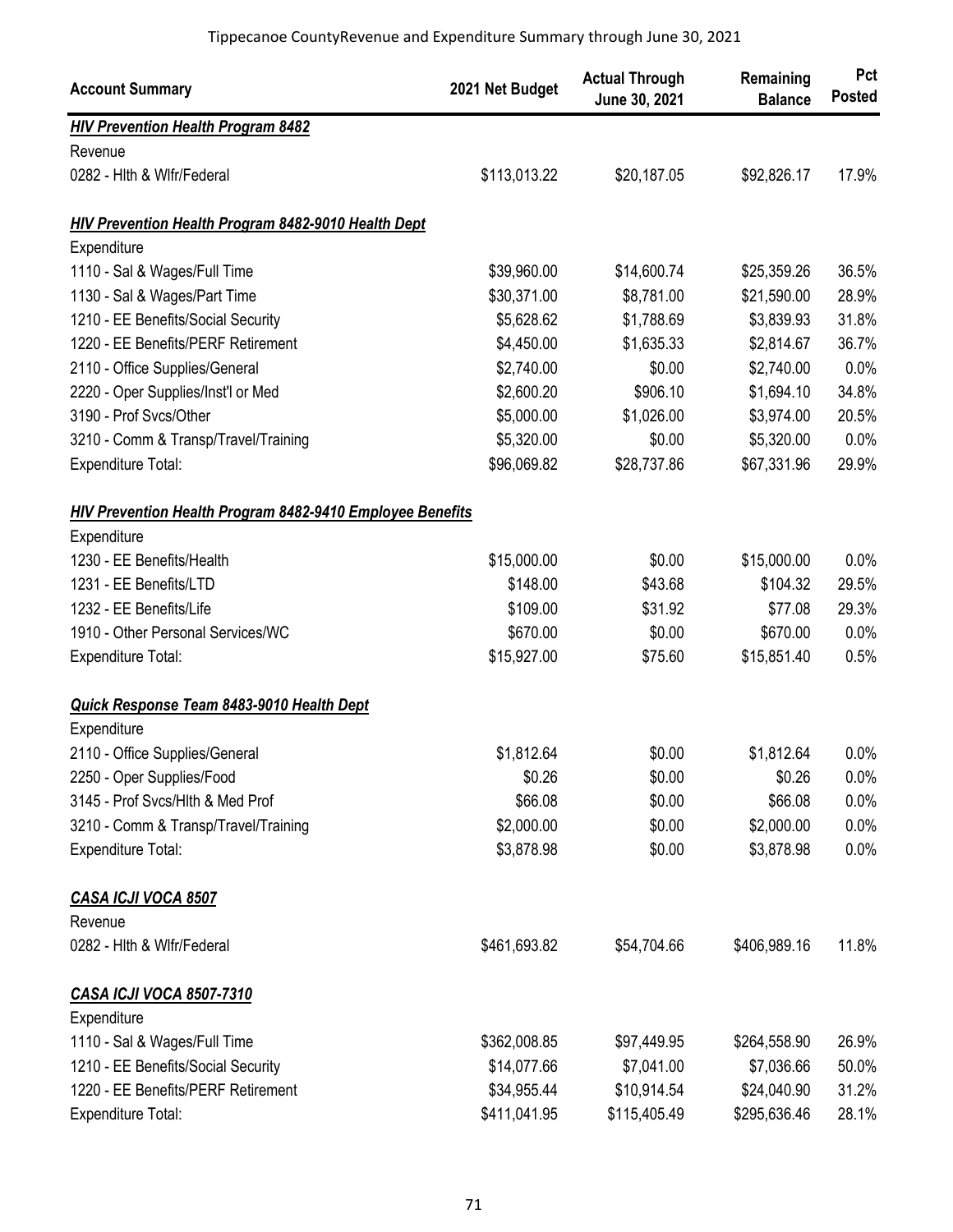Tippecanoe CountyRevenue and Expenditure Summary through June 30, 2021

| Account Summary | 2021 Net Budget | Actual Through June 30, 2021 | Remaining Balance | Pct Posted |
|---|---|---|---|---|
| ***HIV Prevention Health Program 8482*** | | | | |
| Revenue | | | | |
| 0282 - Hlth & Wlfr/Federal | $113,013.22 | $20,187.05 | $92,826.17 | 17.9% |
| ***HIV Prevention Health Program 8482-9010 Health Dept*** | | | | |
| Expenditure | | | | |
| 1110 - Sal & Wages/Full Time | $39,960.00 | $14,600.74 | $25,359.26 | 36.5% |
| 1130 - Sal & Wages/Part Time | $30,371.00 | $8,781.00 | $21,590.00 | 28.9% |
| 1210 - EE Benefits/Social Security | $5,628.62 | $1,788.69 | $3,839.93 | 31.8% |
| 1220 - EE Benefits/PERF Retirement | $4,450.00 | $1,635.33 | $2,814.67 | 36.7% |
| 2110 - Office Supplies/General | $2,740.00 | $0.00 | $2,740.00 | 0.0% |
| 2220 - Oper Supplies/Inst'l or Med | $2,600.20 | $906.10 | $1,694.10 | 34.8% |
| 3190 - Prof Svcs/Other | $5,000.00 | $1,026.00 | $3,974.00 | 20.5% |
| 3210 - Comm & Transp/Travel/Training | $5,320.00 | $0.00 | $5,320.00 | 0.0% |
| Expenditure Total: | $96,069.82 | $28,737.86 | $67,331.96 | 29.9% |
| ***HIV Prevention Health Program 8482-9410 Employee Benefits*** | | | | |
| Expenditure | | | | |
| 1230 - EE Benefits/Health | $15,000.00 | $0.00 | $15,000.00 | 0.0% |
| 1231 - EE Benefits/LTD | $148.00 | $43.68 | $104.32 | 29.5% |
| 1232 - EE Benefits/Life | $109.00 | $31.92 | $77.08 | 29.3% |
| 1910 - Other Personal Services/WC | $670.00 | $0.00 | $670.00 | 0.0% |
| Expenditure Total: | $15,927.00 | $75.60 | $15,851.40 | 0.5% |
| ***Quick Response Team 8483-9010 Health Dept*** | | | | |
| Expenditure | | | | |
| 2110 - Office Supplies/General | $1,812.64 | $0.00 | $1,812.64 | 0.0% |
| 2250 - Oper Supplies/Food | $0.26 | $0.00 | $0.26 | 0.0% |
| 3145 - Prof Svcs/Hlth & Med Prof | $66.08 | $0.00 | $66.08 | 0.0% |
| 3210 - Comm & Transp/Travel/Training | $2,000.00 | $0.00 | $2,000.00 | 0.0% |
| Expenditure Total: | $3,878.98 | $0.00 | $3,878.98 | 0.0% |
| ***CASA ICJI VOCA 8507*** | | | | |
| Revenue | | | | |
| 0282 - Hlth & Wlfr/Federal | $461,693.82 | $54,704.66 | $406,989.16 | 11.8% |
| ***CASA ICJI VOCA 8507-7310*** | | | | |
| Expenditure | | | | |
| 1110 - Sal & Wages/Full Time | $362,008.85 | $97,449.95 | $264,558.90 | 26.9% |
| 1210 - EE Benefits/Social Security | $14,077.66 | $7,041.00 | $7,036.66 | 50.0% |
| 1220 - EE Benefits/PERF Retirement | $34,955.44 | $10,914.54 | $24,040.90 | 31.2% |
| Expenditure Total: | $411,041.95 | $115,405.49 | $295,636.46 | 28.1% |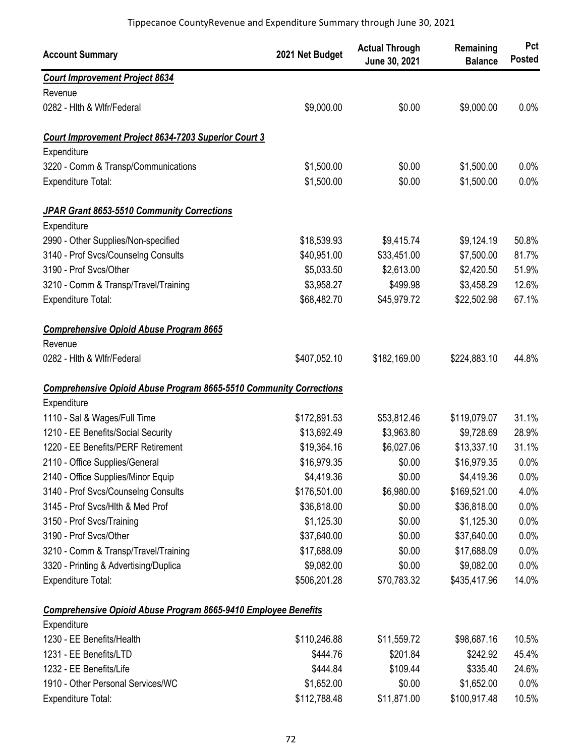Tippecanoe CountyRevenue and Expenditure Summary through June 30, 2021

| Account Summary | 2021 Net Budget | Actual Through June 30, 2021 | Remaining Balance | Pct Posted |
|---|---|---|---|---|
| ***Court Improvement Project 8634*** | | | | |
| Revenue | | | | |
| 0282 - Hlth & Wlfr/Federal | $9,000.00 | $0.00 | $9,000.00 | 0.0% |
| ***Court Improvement Project 8634-7203 Superior Court 3*** | | | | |
| Expenditure | | | | |
| 3220 - Comm & Transp/Communications | $1,500.00 | $0.00 | $1,500.00 | 0.0% |
| Expenditure Total: | $1,500.00 | $0.00 | $1,500.00 | 0.0% |
| ***JPAR Grant 8653-5510 Community Corrections*** | | | | |
| Expenditure | | | | |
| 2990 - Other Supplies/Non-specified | $18,539.93 | $9,415.74 | $9,124.19 | 50.8% |
| 3140 - Prof Svcs/Counselng Consults | $40,951.00 | $33,451.00 | $7,500.00 | 81.7% |
| 3190 - Prof Svcs/Other | $5,033.50 | $2,613.00 | $2,420.50 | 51.9% |
| 3210 - Comm & Transp/Travel/Training | $3,958.27 | $499.98 | $3,458.29 | 12.6% |
| Expenditure Total: | $68,482.70 | $45,979.72 | $22,502.98 | 67.1% |
| ***Comprehensive Opioid Abuse Program 8665*** | | | | |
| Revenue | | | | |
| 0282 - Hlth & Wlfr/Federal | $407,052.10 | $182,169.00 | $224,883.10 | 44.8% |
| ***Comprehensive Opioid Abuse Program 8665-5510 Community Corrections*** | | | | |
| Expenditure | | | | |
| 1110 - Sal & Wages/Full Time | $172,891.53 | $53,812.46 | $119,079.07 | 31.1% |
| 1210 - EE Benefits/Social Security | $13,692.49 | $3,963.80 | $9,728.69 | 28.9% |
| 1220 - EE Benefits/PERF Retirement | $19,364.16 | $6,027.06 | $13,337.10 | 31.1% |
| 2110 - Office Supplies/General | $16,979.35 | $0.00 | $16,979.35 | 0.0% |
| 2140 - Office Supplies/Minor Equip | $4,419.36 | $0.00 | $4,419.36 | 0.0% |
| 3140 - Prof Svcs/Counselng Consults | $176,501.00 | $6,980.00 | $169,521.00 | 4.0% |
| 3145 - Prof Svcs/Hlth & Med Prof | $36,818.00 | $0.00 | $36,818.00 | 0.0% |
| 3150 - Prof Svcs/Training | $1,125.30 | $0.00 | $1,125.30 | 0.0% |
| 3190 - Prof Svcs/Other | $37,640.00 | $0.00 | $37,640.00 | 0.0% |
| 3210 - Comm & Transp/Travel/Training | $17,688.09 | $0.00 | $17,688.09 | 0.0% |
| 3320 - Printing & Advertising/Duplica | $9,082.00 | $0.00 | $9,082.00 | 0.0% |
| Expenditure Total: | $506,201.28 | $70,783.32 | $435,417.96 | 14.0% |
| ***Comprehensive Opioid Abuse Program 8665-9410 Employee Benefits*** | | | | |
| Expenditure | | | | |
| 1230 - EE Benefits/Health | $110,246.88 | $11,559.72 | $98,687.16 | 10.5% |
| 1231 - EE Benefits/LTD | $444.76 | $201.84 | $242.92 | 45.4% |
| 1232 - EE Benefits/Life | $444.84 | $109.44 | $335.40 | 24.6% |
| 1910 - Other Personal Services/WC | $1,652.00 | $0.00 | $1,652.00 | 0.0% |
| Expenditure Total: | $112,788.48 | $11,871.00 | $100,917.48 | 10.5% |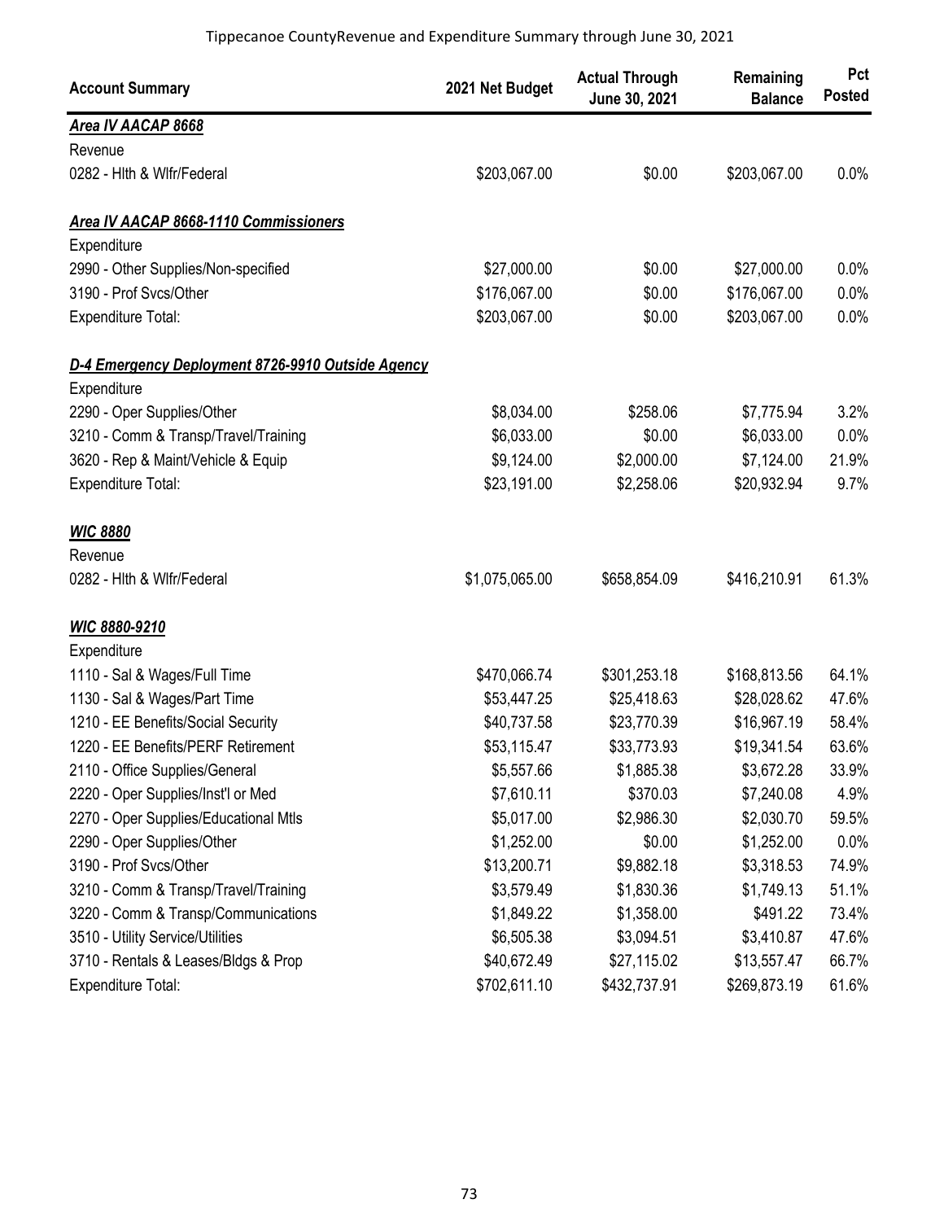| Account Summary | 2021 Net Budget | Actual Through June 30, 2021 | Remaining Balance | Pct Posted |
|---|---|---|---|---|
| ***Area IV AACAP 8668*** | | | | |
| Revenue | | | | |
| 0282 - Hlth & Wlfr/Federal | $203,067.00 | $0.00 | $203,067.00 | 0.0% |
| ***Area IV AACAP 8668-1110 Commissioners*** | | | | |
| Expenditure | | | | |
| 2990 - Other Supplies/Non-specified | $27,000.00 | $0.00 | $27,000.00 | 0.0% |
| 3190 - Prof Svcs/Other | $176,067.00 | $0.00 | $176,067.00 | 0.0% |
| Expenditure Total: | $203,067.00 | $0.00 | $203,067.00 | 0.0% |
| ***D-4 Emergency Deployment 8726-9910 Outside Agency*** | | | | |
| Expenditure | | | | |
| 2290 - Oper Supplies/Other | $8,034.00 | $258.06 | $7,775.94 | 3.2% |
| 3210 - Comm & Transp/Travel/Training | $6,033.00 | $0.00 | $6,033.00 | 0.0% |
| 3620 - Rep & Maint/Vehicle & Equip | $9,124.00 | $2,000.00 | $7,124.00 | 21.9% |
| Expenditure Total: | $23,191.00 | $2,258.06 | $20,932.94 | 9.7% |
| ***WIC 8880*** | | | | |
| Revenue | | | | |
| 0282 - Hlth & Wlfr/Federal | $1,075,065.00 | $658,854.09 | $416,210.91 | 61.3% |
| ***WIC 8880-9210*** | | | | |
| Expenditure | | | | |
| 1110 - Sal & Wages/Full Time | $470,066.74 | $301,253.18 | $168,813.56 | 64.1% |
| 1130 - Sal & Wages/Part Time | $53,447.25 | $25,418.63 | $28,028.62 | 47.6% |
| 1210 - EE Benefits/Social Security | $40,737.58 | $23,770.39 | $16,967.19 | 58.4% |
| 1220 - EE Benefits/PERF Retirement | $53,115.47 | $33,773.93 | $19,341.54 | 63.6% |
| 2110 - Office Supplies/General | $5,557.66 | $1,885.38 | $3,672.28 | 33.9% |
| 2220 - Oper Supplies/Inst'l or Med | $7,610.11 | $370.03 | $7,240.08 | 4.9% |
| 2270 - Oper Supplies/Educational Mtls | $5,017.00 | $2,986.30 | $2,030.70 | 59.5% |
| 2290 - Oper Supplies/Other | $1,252.00 | $0.00 | $1,252.00 | 0.0% |
| 3190 - Prof Svcs/Other | $13,200.71 | $9,882.18 | $3,318.53 | 74.9% |
| 3210 - Comm & Transp/Travel/Training | $3,579.49 | $1,830.36 | $1,749.13 | 51.1% |
| 3220 - Comm & Transp/Communications | $1,849.22 | $1,358.00 | $491.22 | 73.4% |
| 3510 - Utility Service/Utilities | $6,505.38 | $3,094.51 | $3,410.87 | 47.6% |
| 3710 - Rentals & Leases/Bldgs & Prop | $40,672.49 | $27,115.02 | $13,557.47 | 66.7% |
| Expenditure Total: | $702,611.10 | $432,737.91 | $269,873.19 | 61.6% |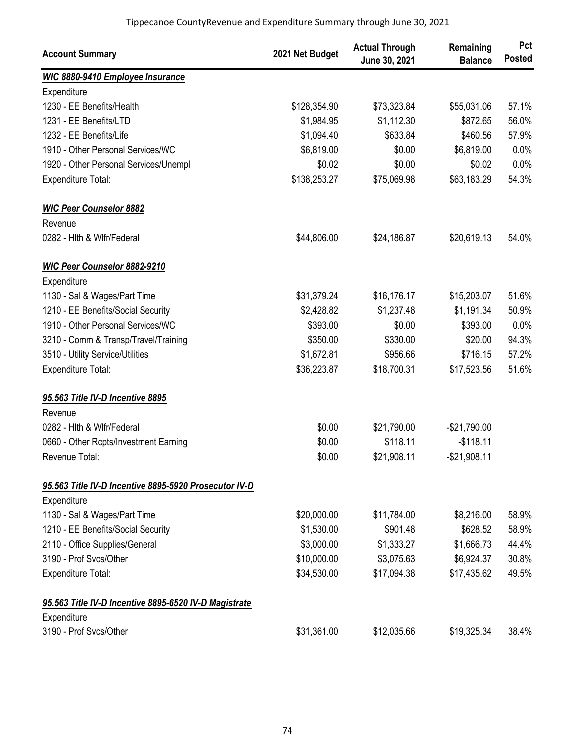Tippecanoe CountyRevenue and Expenditure Summary through June 30, 2021

| Account Summary | 2021 Net Budget | Actual Through June 30, 2021 | Remaining Balance | Pct Posted |
|---|---|---|---|---|
| ***WIC 8880-9410 Employee Insurance*** | | | | |
| Expenditure | | | | |
| 1230 - EE Benefits/Health | $128,354.90 | $73,323.84 | $55,031.06 | 57.1% |
| 1231 - EE Benefits/LTD | $1,984.95 | $1,112.30 | $872.65 | 56.0% |
| 1232 - EE Benefits/Life | $1,094.40 | $633.84 | $460.56 | 57.9% |
| 1910 - Other Personal Services/WC | $6,819.00 | $0.00 | $6,819.00 | 0.0% |
| 1920 - Other Personal Services/Unempl | $0.02 | $0.00 | $0.02 | 0.0% |
| Expenditure Total: | $138,253.27 | $75,069.98 | $63,183.29 | 54.3% |
| ***WIC Peer Counselor 8882*** | | | | |
| Revenue | | | | |
| 0282 - Hlth & Wlfr/Federal | $44,806.00 | $24,186.87 | $20,619.13 | 54.0% |
| ***WIC Peer Counselor 8882-9210*** | | | | |
| Expenditure | | | | |
| 1130 - Sal & Wages/Part Time | $31,379.24 | $16,176.17 | $15,203.07 | 51.6% |
| 1210 - EE Benefits/Social Security | $2,428.82 | $1,237.48 | $1,191.34 | 50.9% |
| 1910 - Other Personal Services/WC | $393.00 | $0.00 | $393.00 | 0.0% |
| 3210 - Comm & Transp/Travel/Training | $350.00 | $330.00 | $20.00 | 94.3% |
| 3510 - Utility Service/Utilities | $1,672.81 | $956.66 | $716.15 | 57.2% |
| Expenditure Total: | $36,223.87 | $18,700.31 | $17,523.56 | 51.6% |
| ***95.563 Title IV-D Incentive 8895*** | | | | |
| Revenue | | | | |
| 0282 - Hlth & Wlfr/Federal | $0.00 | $21,790.00 | -$21,790.00 | |
| 0660 - Other Rcpts/Investment Earning | $0.00 | $118.11 | -$118.11 | |
| Revenue Total: | $0.00 | $21,908.11 | -$21,908.11 | |
| ***95.563 Title IV-D Incentive 8895-5920 Prosecutor IV-D*** | | | | |
| Expenditure | | | | |
| 1130 - Sal & Wages/Part Time | $20,000.00 | $11,784.00 | $8,216.00 | 58.9% |
| 1210 - EE Benefits/Social Security | $1,530.00 | $901.48 | $628.52 | 58.9% |
| 2110 - Office Supplies/General | $3,000.00 | $1,333.27 | $1,666.73 | 44.4% |
| 3190 - Prof Svcs/Other | $10,000.00 | $3,075.63 | $6,924.37 | 30.8% |
| Expenditure Total: | $34,530.00 | $17,094.38 | $17,435.62 | 49.5% |
| ***95.563 Title IV-D Incentive 8895-6520 IV-D Magistrate*** | | | | |
| Expenditure | | | | |
| 3190 - Prof Svcs/Other | $31,361.00 | $12,035.66 | $19,325.34 | 38.4% |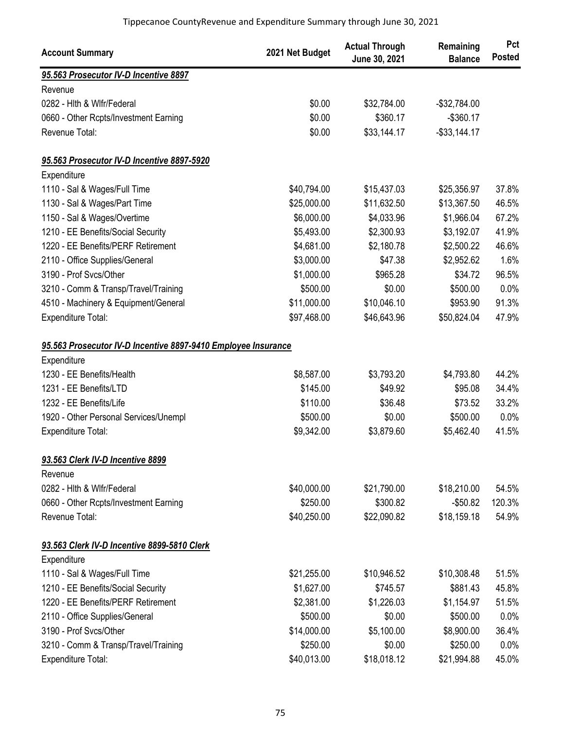| Account Summary | 2021 Net Budget | Actual Through June 30, 2021 | Remaining Balance | Pct Posted |
|---|---|---|---|---|
| ***95.563 Prosecutor IV-D Incentive 8897*** | | | | |
| Revenue | | | | |
| 0282 - Hlth & Wlfr/Federal | $0.00 | $32,784.00 | -$32,784.00 | |
| 0660 - Other Rcpts/Investment Earning | $0.00 | $360.17 | -$360.17 | |
| Revenue Total: | $0.00 | $33,144.17 | -$33,144.17 | |
| | | | | |
| ***95.563 Prosecutor IV-D Incentive 8897-5920*** | | | | |
| Expenditure | | | | |
| 1110 - Sal & Wages/Full Time | $40,794.00 | $15,437.03 | $25,356.97 | 37.8% |
| 1130 - Sal & Wages/Part Time | $25,000.00 | $11,632.50 | $13,367.50 | 46.5% |
| 1150 - Sal & Wages/Overtime | $6,000.00 | $4,033.96 | $1,966.04 | 67.2% |
| 1210 - EE Benefits/Social Security | $5,493.00 | $2,300.93 | $3,192.07 | 41.9% |
| 1220 - EE Benefits/PERF Retirement | $4,681.00 | $2,180.78 | $2,500.22 | 46.6% |
| 2110 - Office Supplies/General | $3,000.00 | $47.38 | $2,952.62 | 1.6% |
| 3190 - Prof Svcs/Other | $1,000.00 | $965.28 | $34.72 | 96.5% |
| 3210 - Comm & Transp/Travel/Training | $500.00 | $0.00 | $500.00 | 0.0% |
| 4510 - Machinery & Equipment/General | $11,000.00 | $10,046.10 | $953.90 | 91.3% |
| Expenditure Total: | $97,468.00 | $46,643.96 | $50,824.04 | 47.9% |
| | | | | |
| ***95.563 Prosecutor IV-D Incentive 8897-9410 Employee Insurance*** | | | | |
| Expenditure | | | | |
| 1230 - EE Benefits/Health | $8,587.00 | $3,793.20 | $4,793.80 | 44.2% |
| 1231 - EE Benefits/LTD | $145.00 | $49.92 | $95.08 | 34.4% |
| 1232 - EE Benefits/Life | $110.00 | $36.48 | $73.52 | 33.2% |
| 1920 - Other Personal Services/Unempl | $500.00 | $0.00 | $500.00 | 0.0% |
| Expenditure Total: | $9,342.00 | $3,879.60 | $5,462.40 | 41.5% |
| | | | | |
| ***93.563 Clerk IV-D Incentive 8899*** | | | | |
| Revenue | | | | |
| 0282 - Hlth & Wlfr/Federal | $40,000.00 | $21,790.00 | $18,210.00 | 54.5% |
| 0660 - Other Rcpts/Investment Earning | $250.00 | $300.82 | -$50.82 | 120.3% |
| Revenue Total: | $40,250.00 | $22,090.82 | $18,159.18 | 54.9% |
| | | | | |
| ***93.563 Clerk IV-D Incentive 8899-5810 Clerk*** | | | | |
| Expenditure | | | | |
| 1110 - Sal & Wages/Full Time | $21,255.00 | $10,946.52 | $10,308.48 | 51.5% |
| 1210 - EE Benefits/Social Security | $1,627.00 | $745.57 | $881.43 | 45.8% |
| 1220 - EE Benefits/PERF Retirement | $2,381.00 | $1,226.03 | $1,154.97 | 51.5% |
| 2110 - Office Supplies/General | $500.00 | $0.00 | $500.00 | 0.0% |
| 3190 - Prof Svcs/Other | $14,000.00 | $5,100.00 | $8,900.00 | 36.4% |
| 3210 - Comm & Transp/Travel/Training | $250.00 | $0.00 | $250.00 | 0.0% |
| Expenditure Total: | $40,013.00 | $18,018.12 | $21,994.88 | 45.0% |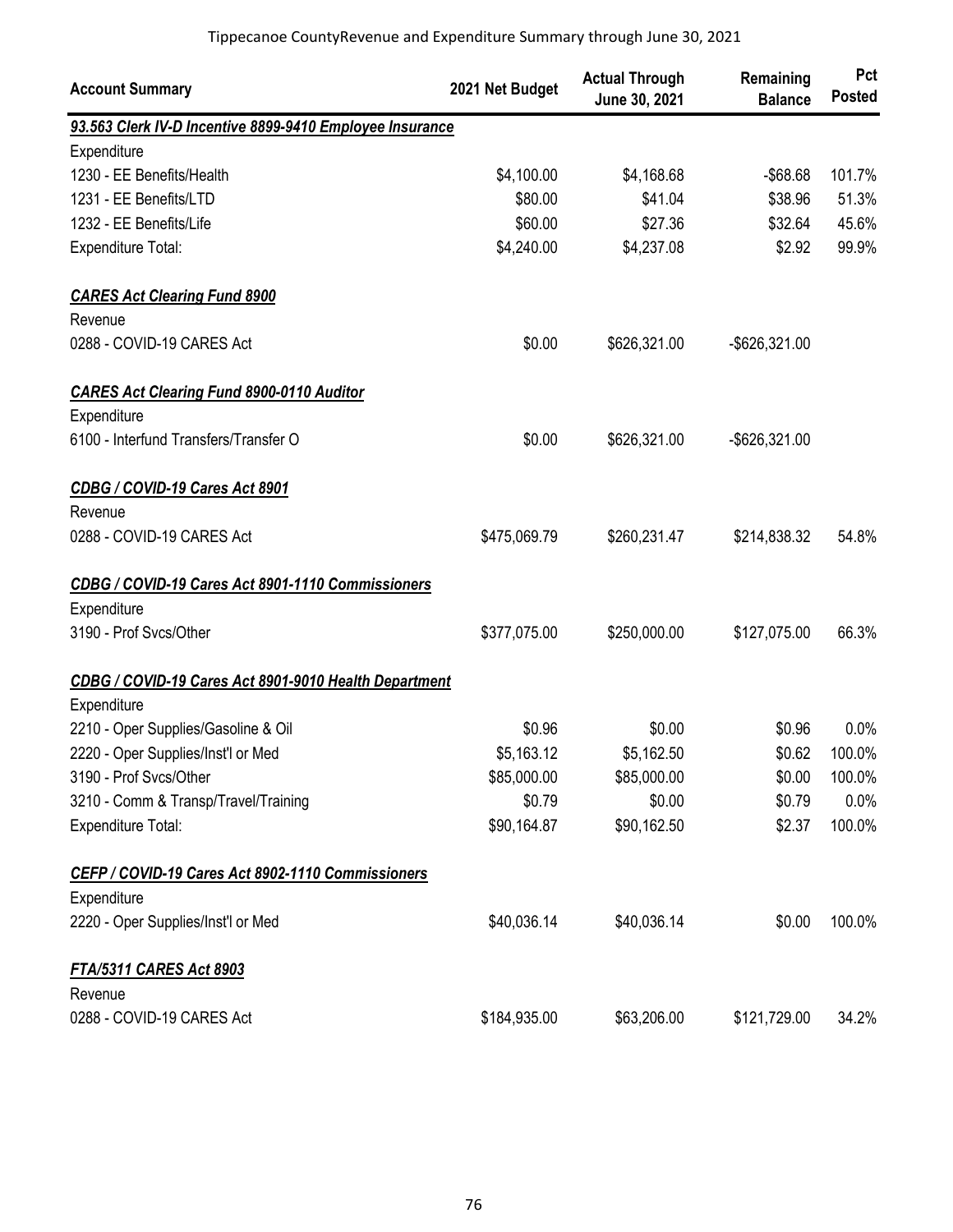Tippecanoe CountyRevenue and Expenditure Summary through June 30, 2021

| Account Summary | 2021 Net Budget | Actual Through June 30, 2021 | Remaining Balance | Pct Posted |
|---|---|---|---|---|
| ***93.563 Clerk IV-D Incentive 8899-9410 Employee Insurance*** | | | | |
| Expenditure | | | | |
| 1230 - EE Benefits/Health | $4,100.00 | $4,168.68 | -$68.68 | 101.7% |
| 1231 - EE Benefits/LTD | $80.00 | $41.04 | $38.96 | 51.3% |
| 1232 - EE Benefits/Life | $60.00 | $27.36 | $32.64 | 45.6% |
| Expenditure Total: | $4,240.00 | $4,237.08 | $2.92 | 99.9% |
| ***CARES Act Clearing Fund 8900*** | | | | |
| Revenue | | | | |
| 0288 - COVID-19 CARES Act | $0.00 | $626,321.00 | -$626,321.00 | |
| ***CARES Act Clearing Fund 8900-0110 Auditor*** | | | | |
| Expenditure | | | | |
| 6100 - Interfund Transfers/Transfer O | $0.00 | $626,321.00 | -$626,321.00 | |
| ***CDBG / COVID-19 Cares Act 8901*** | | | | |
| Revenue | | | | |
| 0288 - COVID-19 CARES Act | $475,069.79 | $260,231.47 | $214,838.32 | 54.8% |
| ***CDBG / COVID-19 Cares Act 8901-1110 Commissioners*** | | | | |
| Expenditure | | | | |
| 3190 - Prof Svcs/Other | $377,075.00 | $250,000.00 | $127,075.00 | 66.3% |
| ***CDBG / COVID-19 Cares Act 8901-9010 Health Department*** | | | | |
| Expenditure | | | | |
| 2210 - Oper Supplies/Gasoline & Oil | $0.96 | $0.00 | $0.96 | 0.0% |
| 2220 - Oper Supplies/Inst'l or Med | $5,163.12 | $5,162.50 | $0.62 | 100.0% |
| 3190 - Prof Svcs/Other | $85,000.00 | $85,000.00 | $0.00 | 100.0% |
| 3210 - Comm & Transp/Travel/Training | $0.79 | $0.00 | $0.79 | 0.0% |
| Expenditure Total: | $90,164.87 | $90,162.50 | $2.37 | 100.0% |
| ***CEFP / COVID-19 Cares Act 8902-1110 Commissioners*** | | | | |
| Expenditure | | | | |
| 2220 - Oper Supplies/Inst'l or Med | $40,036.14 | $40,036.14 | $0.00 | 100.0% |
| ***FTA/5311 CARES Act 8903*** | | | | |
| Revenue | | | | |
| 0288 - COVID-19 CARES Act | $184,935.00 | $63,206.00 | $121,729.00 | 34.2% |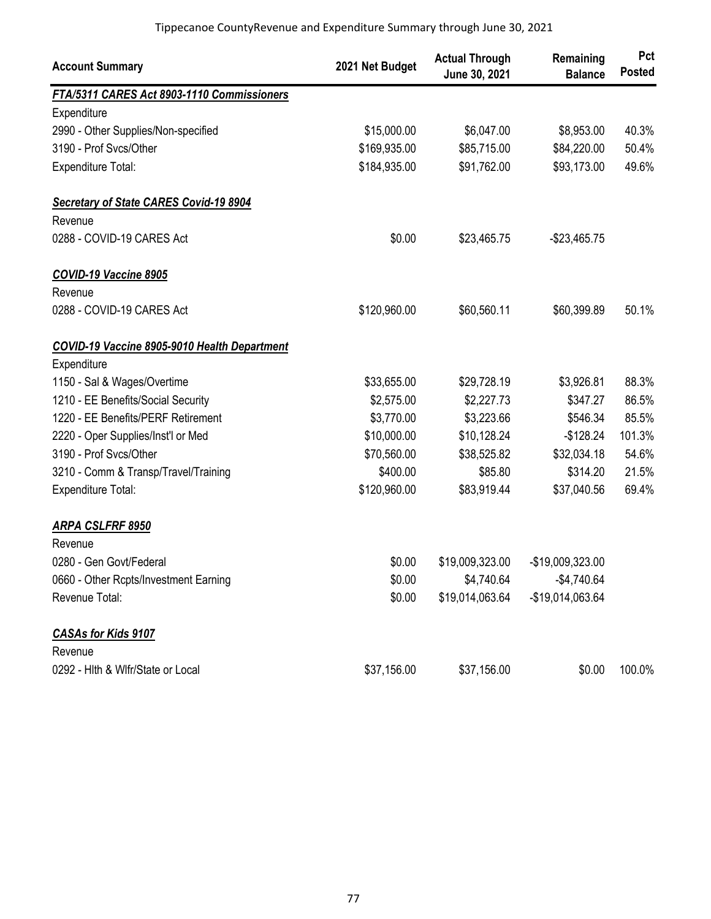Tippecanoe CountyRevenue and Expenditure Summary through June 30, 2021

| Account Summary | 2021 Net Budget | Actual Through June 30, 2021 | Remaining Balance | Pct Posted |
|---|---|---|---|---|
| ***FTA/5311 CARES Act 8903-1110 Commissioners*** | | | | |
| Expenditure | | | | |
| 2990 - Other Supplies/Non-specified | $15,000.00 | $6,047.00 | $8,953.00 | 40.3% |
| 3190 - Prof Svcs/Other | $169,935.00 | $85,715.00 | $84,220.00 | 50.4% |
| Expenditure Total: | $184,935.00 | $91,762.00 | $93,173.00 | 49.6% |
| ***Secretary of State CARES Covid-19 8904*** | | | | |
| Revenue | | | | |
| 0288 - COVID-19 CARES Act | $0.00 | $23,465.75 | -$23,465.75 | |
| ***COVID-19 Vaccine 8905*** | | | | |
| Revenue | | | | |
| 0288 - COVID-19 CARES Act | $120,960.00 | $60,560.11 | $60,399.89 | 50.1% |
| ***COVID-19 Vaccine 8905-9010 Health Department*** | | | | |
| Expenditure | | | | |
| 1150 - Sal & Wages/Overtime | $33,655.00 | $29,728.19 | $3,926.81 | 88.3% |
| 1210 - EE Benefits/Social Security | $2,575.00 | $2,227.73 | $347.27 | 86.5% |
| 1220 - EE Benefits/PERF Retirement | $3,770.00 | $3,223.66 | $546.34 | 85.5% |
| 2220 - Oper Supplies/Inst'l or Med | $10,000.00 | $10,128.24 | -$128.24 | 101.3% |
| 3190 - Prof Svcs/Other | $70,560.00 | $38,525.82 | $32,034.18 | 54.6% |
| 3210 - Comm & Transp/Travel/Training | $400.00 | $85.80 | $314.20 | 21.5% |
| Expenditure Total: | $120,960.00 | $83,919.44 | $37,040.56 | 69.4% |
| ***ARPA CSLFRF 8950*** | | | | |
| Revenue | | | | |
| 0280 - Gen Govt/Federal | $0.00 | $19,009,323.00 | -$19,009,323.00 | |
| 0660 - Other Rcpts/Investment Earning | $0.00 | $4,740.64 | -$4,740.64 | |
| Revenue Total: | $0.00 | $19,014,063.64 | -$19,014,063.64 | |
| ***CASAs for Kids 9107*** | | | | |
| Revenue | | | | |
| 0292 - Hlth & Wlfr/State or Local | $37,156.00 | $37,156.00 | $0.00 | 100.0% |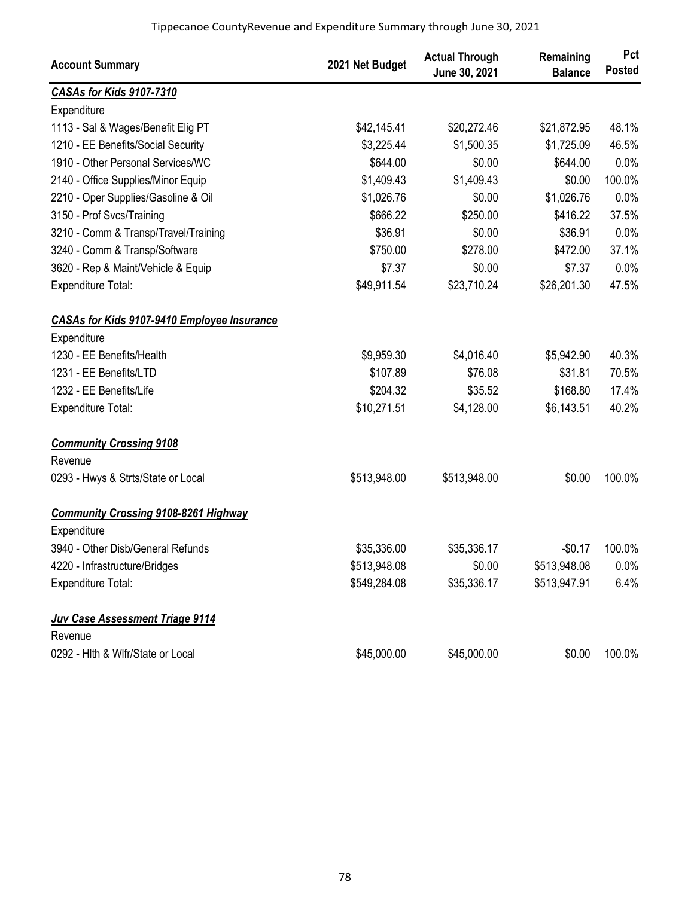Tippecanoe CountyRevenue and Expenditure Summary through June 30, 2021

| Account Summary | 2021 Net Budget | Actual Through June 30, 2021 | Remaining Balance | Pct Posted |
|---|---|---|---|---|
| ***CASAs for Kids 9107-7310*** | | | | |
| Expenditure | | | | |
| 1113 - Sal & Wages/Benefit Elig PT | $42,145.41 | $20,272.46 | $21,872.95 | 48.1% |
| 1210 - EE Benefits/Social Security | $3,225.44 | $1,500.35 | $1,725.09 | 46.5% |
| 1910 - Other Personal Services/WC | $644.00 | $0.00 | $644.00 | 0.0% |
| 2140 - Office Supplies/Minor Equip | $1,409.43 | $1,409.43 | $0.00 | 100.0% |
| 2210 - Oper Supplies/Gasoline & Oil | $1,026.76 | $0.00 | $1,026.76 | 0.0% |
| 3150 - Prof Svcs/Training | $666.22 | $250.00 | $416.22 | 37.5% |
| 3210 - Comm & Transp/Travel/Training | $36.91 | $0.00 | $36.91 | 0.0% |
| 3240 - Comm & Transp/Software | $750.00 | $278.00 | $472.00 | 37.1% |
| 3620 - Rep & Maint/Vehicle & Equip | $7.37 | $0.00 | $7.37 | 0.0% |
| Expenditure Total: | $49,911.54 | $23,710.24 | $26,201.30 | 47.5% |
| ***CASAs for Kids 9107-9410 Employee Insurance*** | | | | |
| Expenditure | | | | |
| 1230 - EE Benefits/Health | $9,959.30 | $4,016.40 | $5,942.90 | 40.3% |
| 1231 - EE Benefits/LTD | $107.89 | $76.08 | $31.81 | 70.5% |
| 1232 - EE Benefits/Life | $204.32 | $35.52 | $168.80 | 17.4% |
| Expenditure Total: | $10,271.51 | $4,128.00 | $6,143.51 | 40.2% |
| ***Community Crossing 9108*** | | | | |
| Revenue | | | | |
| 0293 - Hwys & Strts/State or Local | $513,948.00 | $513,948.00 | $0.00 | 100.0% |
| ***Community Crossing 9108-8261 Highway*** | | | | |
| Expenditure | | | | |
| 3940 - Other Disb/General Refunds | $35,336.00 | $35,336.17 | -$0.17 | 100.0% |
| 4220 - Infrastructure/Bridges | $513,948.08 | $0.00 | $513,948.08 | 0.0% |
| Expenditure Total: | $549,284.08 | $35,336.17 | $513,947.91 | 6.4% |
| ***Juv Case Assessment Triage 9114*** | | | | |
| Revenue | | | | |
| 0292 - Hlth & Wlfr/State or Local | $45,000.00 | $45,000.00 | $0.00 | 100.0% |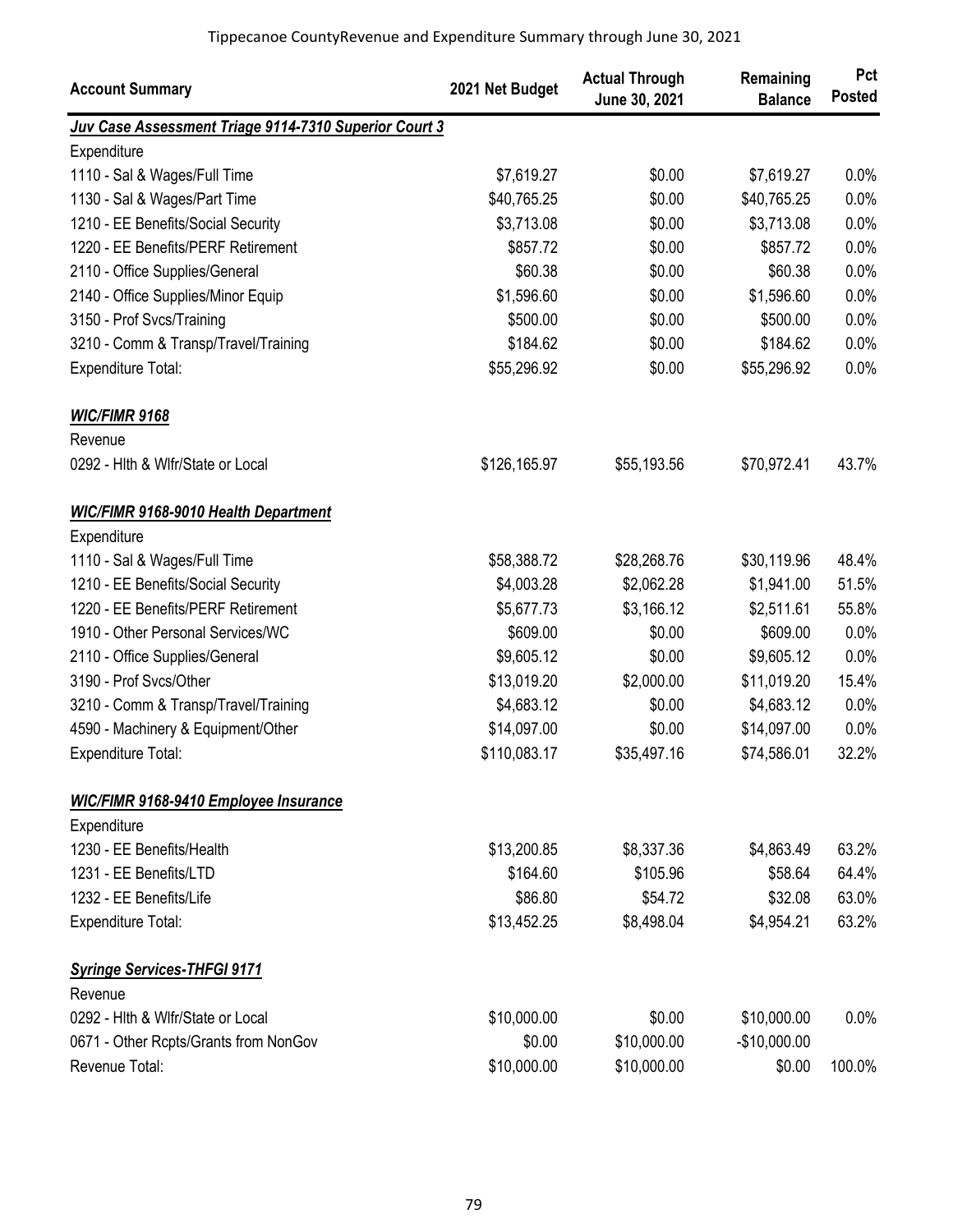Tippecanoe CountyRevenue and Expenditure Summary through June 30, 2021

| Account Summary | 2021 Net Budget | Actual Through June 30, 2021 | Remaining Balance | Pct Posted |
|---|---|---|---|---|
| ***Juv Case Assessment Triage 9114-7310 Superior Court 3*** | | | | |
| Expenditure | | | | |
| 1110 - Sal & Wages/Full Time | $7,619.27 | $0.00 | $7,619.27 | 0.0% |
| 1130 - Sal & Wages/Part Time | $40,765.25 | $0.00 | $40,765.25 | 0.0% |
| 1210 - EE Benefits/Social Security | $3,713.08 | $0.00 | $3,713.08 | 0.0% |
| 1220 - EE Benefits/PERF Retirement | $857.72 | $0.00 | $857.72 | 0.0% |
| 2110 - Office Supplies/General | $60.38 | $0.00 | $60.38 | 0.0% |
| 2140 - Office Supplies/Minor Equip | $1,596.60 | $0.00 | $1,596.60 | 0.0% |
| 3150 - Prof Svcs/Training | $500.00 | $0.00 | $500.00 | 0.0% |
| 3210 - Comm & Transp/Travel/Training | $184.62 | $0.00 | $184.62 | 0.0% |
| Expenditure Total: | $55,296.92 | $0.00 | $55,296.92 | 0.0% |
| ***WIC/FIMR 9168*** | | | | |
| Revenue | | | | |
| 0292 - Hlth & Wlfr/State or Local | $126,165.97 | $55,193.56 | $70,972.41 | 43.7% |
| ***WIC/FIMR 9168-9010 Health Department*** | | | | |
| Expenditure | | | | |
| 1110 - Sal & Wages/Full Time | $58,388.72 | $28,268.76 | $30,119.96 | 48.4% |
| 1210 - EE Benefits/Social Security | $4,003.28 | $2,062.28 | $1,941.00 | 51.5% |
| 1220 - EE Benefits/PERF Retirement | $5,677.73 | $3,166.12 | $2,511.61 | 55.8% |
| 1910 - Other Personal Services/WC | $609.00 | $0.00 | $609.00 | 0.0% |
| 2110 - Office Supplies/General | $9,605.12 | $0.00 | $9,605.12 | 0.0% |
| 3190 - Prof Svcs/Other | $13,019.20 | $2,000.00 | $11,019.20 | 15.4% |
| 3210 - Comm & Transp/Travel/Training | $4,683.12 | $0.00 | $4,683.12 | 0.0% |
| 4590 - Machinery & Equipment/Other | $14,097.00 | $0.00 | $14,097.00 | 0.0% |
| Expenditure Total: | $110,083.17 | $35,497.16 | $74,586.01 | 32.2% |
| ***WIC/FIMR 9168-9410 Employee Insurance*** | | | | |
| Expenditure | | | | |
| 1230 - EE Benefits/Health | $13,200.85 | $8,337.36 | $4,863.49 | 63.2% |
| 1231 - EE Benefits/LTD | $164.60 | $105.96 | $58.64 | 64.4% |
| 1232 - EE Benefits/Life | $86.80 | $54.72 | $32.08 | 63.0% |
| Expenditure Total: | $13,452.25 | $8,498.04 | $4,954.21 | 63.2% |
| ***Syringe Services-THFGI 9171*** | | | | |
| Revenue | | | | |
| 0292 - Hlth & Wlfr/State or Local | $10,000.00 | $0.00 | $10,000.00 | 0.0% |
| 0671 - Other Rcpts/Grants from NonGov | $0.00 | $10,000.00 | -$10,000.00 | |
| Revenue Total: | $10,000.00 | $10,000.00 | $0.00 | 100.0% |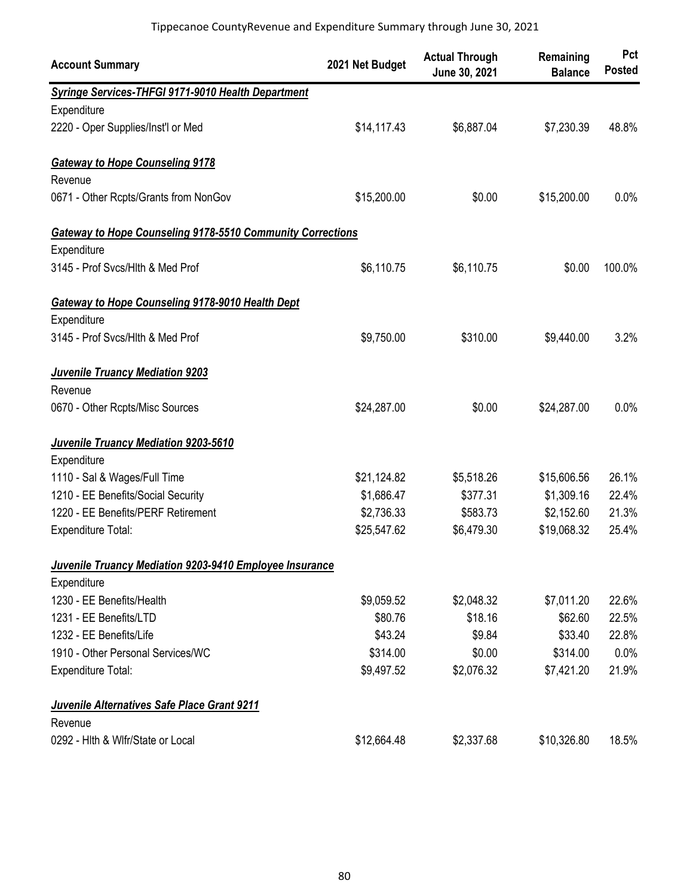Tippecanoe CountyRevenue and Expenditure Summary through June 30, 2021

| Account Summary | 2021 Net Budget | Actual Through June 30, 2021 | Remaining Balance | Pct Posted |
|---|---|---|---|---|
| ***Syringe Services-THFGI 9171-9010 Health Department*** | | | | |
| Expenditure | | | | |
| 2220 - Oper Supplies/Inst'l or Med | $14,117.43 | $6,887.04 | $7,230.39 | 48.8% |
| ***Gateway to Hope Counseling 9178*** | | | | |
| Revenue | | | | |
| 0671 - Other Rcpts/Grants from NonGov | $15,200.00 | $0.00 | $15,200.00 | 0.0% |
| ***Gateway to Hope Counseling 9178-5510 Community Corrections*** | | | | |
| Expenditure | | | | |
| 3145 - Prof Svcs/Hlth & Med Prof | $6,110.75 | $6,110.75 | $0.00 | 100.0% |
| ***Gateway to Hope Counseling 9178-9010 Health Dept*** | | | | |
| Expenditure | | | | |
| 3145 - Prof Svcs/Hlth & Med Prof | $9,750.00 | $310.00 | $9,440.00 | 3.2% |
| ***Juvenile Truancy Mediation 9203*** | | | | |
| Revenue | | | | |
| 0670 - Other Rcpts/Misc Sources | $24,287.00 | $0.00 | $24,287.00 | 0.0% |
| ***Juvenile Truancy Mediation 9203-5610*** | | | | |
| Expenditure | | | | |
| 1110 - Sal & Wages/Full Time | $21,124.82 | $5,518.26 | $15,606.56 | 26.1% |
| 1210 - EE Benefits/Social Security | $1,686.47 | $377.31 | $1,309.16 | 22.4% |
| 1220 - EE Benefits/PERF Retirement | $2,736.33 | $583.73 | $2,152.60 | 21.3% |
| Expenditure Total: | $25,547.62 | $6,479.30 | $19,068.32 | 25.4% |
| ***Juvenile Truancy Mediation 9203-9410 Employee Insurance*** | | | | |
| Expenditure | | | | |
| 1230 - EE Benefits/Health | $9,059.52 | $2,048.32 | $7,011.20 | 22.6% |
| 1231 - EE Benefits/LTD | $80.76 | $18.16 | $62.60 | 22.5% |
| 1232 - EE Benefits/Life | $43.24 | $9.84 | $33.40 | 22.8% |
| 1910 - Other Personal Services/WC | $314.00 | $0.00 | $314.00 | 0.0% |
| Expenditure Total: | $9,497.52 | $2,076.32 | $7,421.20 | 21.9% |
| ***Juvenile Alternatives Safe Place Grant 9211*** | | | | |
| Revenue | | | | |
| 0292 - Hlth & Wlfr/State or Local | $12,664.48 | $2,337.68 | $10,326.80 | 18.5% |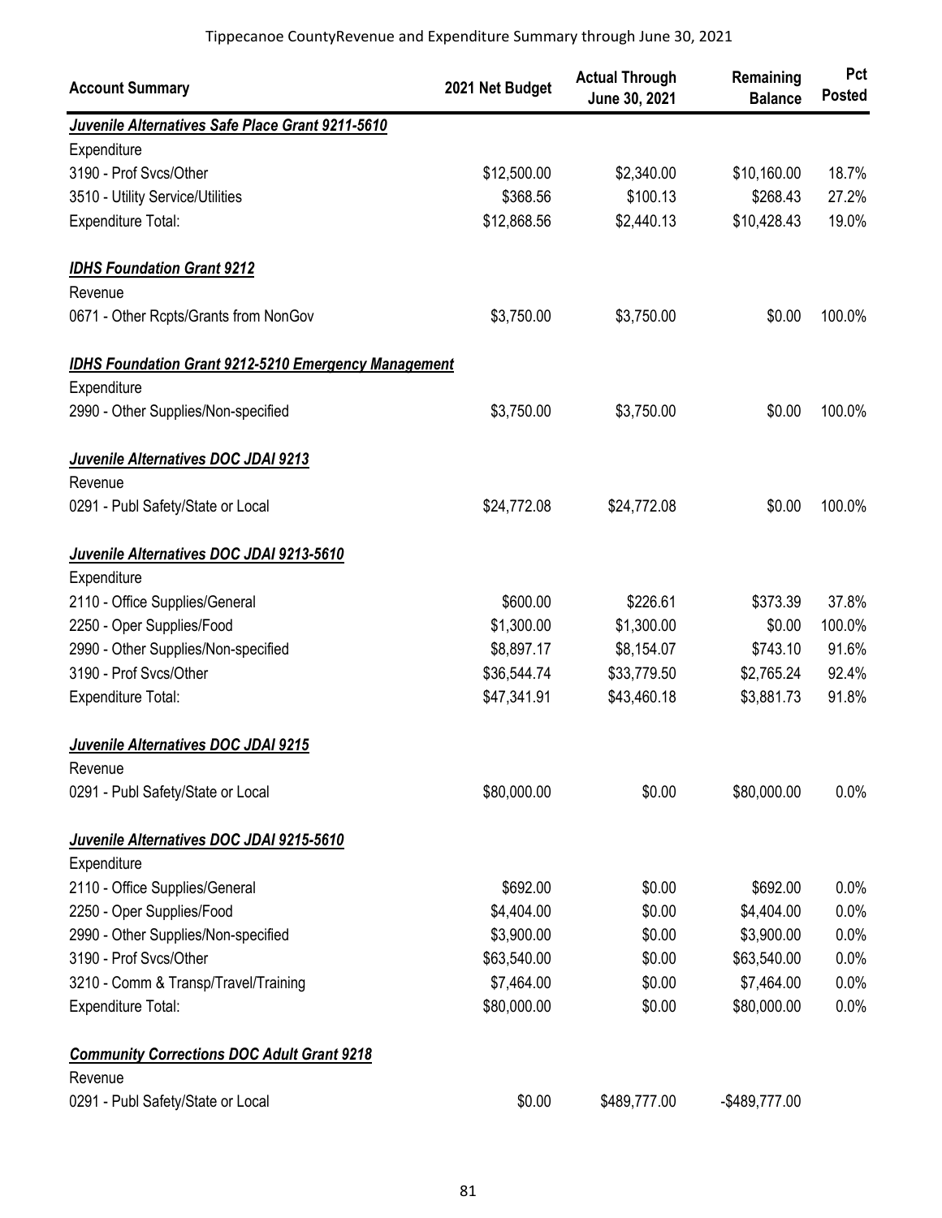Tippecanoe CountyRevenue and Expenditure Summary through June 30, 2021

| Account Summary | 2021 Net Budget | Actual Through June 30, 2021 | Remaining Balance | Pct Posted |
|---|---|---|---|---|
| ***Juvenile Alternatives Safe Place Grant 9211-5610*** | | | | |
| Expenditure | | | | |
| 3190 - Prof Svcs/Other | $12,500.00 | $2,340.00 | $10,160.00 | 18.7% |
| 3510 - Utility Service/Utilities | $368.56 | $100.13 | $268.43 | 27.2% |
| Expenditure Total: | $12,868.56 | $2,440.13 | $10,428.43 | 19.0% |
| ***IDHS Foundation Grant 9212*** | | | | |
| Revenue | | | | |
| 0671 - Other Rcpts/Grants from NonGov | $3,750.00 | $3,750.00 | $0.00 | 100.0% |
| ***IDHS Foundation Grant 9212-5210 Emergency Management*** | | | | |
| Expenditure | | | | |
| 2990 - Other Supplies/Non-specified | $3,750.00 | $3,750.00 | $0.00 | 100.0% |
| ***Juvenile Alternatives DOC JDAI 9213*** | | | | |
| Revenue | | | | |
| 0291 - Publ Safety/State or Local | $24,772.08 | $24,772.08 | $0.00 | 100.0% |
| ***Juvenile Alternatives DOC JDAI 9213-5610*** | | | | |
| Expenditure | | | | |
| 2110 - Office Supplies/General | $600.00 | $226.61 | $373.39 | 37.8% |
| 2250 - Oper Supplies/Food | $1,300.00 | $1,300.00 | $0.00 | 100.0% |
| 2990 - Other Supplies/Non-specified | $8,897.17 | $8,154.07 | $743.10 | 91.6% |
| 3190 - Prof Svcs/Other | $36,544.74 | $33,779.50 | $2,765.24 | 92.4% |
| Expenditure Total: | $47,341.91 | $43,460.18 | $3,881.73 | 91.8% |
| ***Juvenile Alternatives DOC JDAI 9215*** | | | | |
| Revenue | | | | |
| 0291 - Publ Safety/State or Local | $80,000.00 | $0.00 | $80,000.00 | 0.0% |
| ***Juvenile Alternatives DOC JDAI 9215-5610*** | | | | |
| Expenditure | | | | |
| 2110 - Office Supplies/General | $692.00 | $0.00 | $692.00 | 0.0% |
| 2250 - Oper Supplies/Food | $4,404.00 | $0.00 | $4,404.00 | 0.0% |
| 2990 - Other Supplies/Non-specified | $3,900.00 | $0.00 | $3,900.00 | 0.0% |
| 3190 - Prof Svcs/Other | $63,540.00 | $0.00 | $63,540.00 | 0.0% |
| 3210 - Comm & Transp/Travel/Training | $7,464.00 | $0.00 | $7,464.00 | 0.0% |
| Expenditure Total: | $80,000.00 | $0.00 | $80,000.00 | 0.0% |
| ***Community Corrections DOC Adult Grant 9218*** | | | | |
| Revenue | | | | |
| 0291 - Publ Safety/State or Local | $0.00 | $489,777.00 | -$489,777.00 | |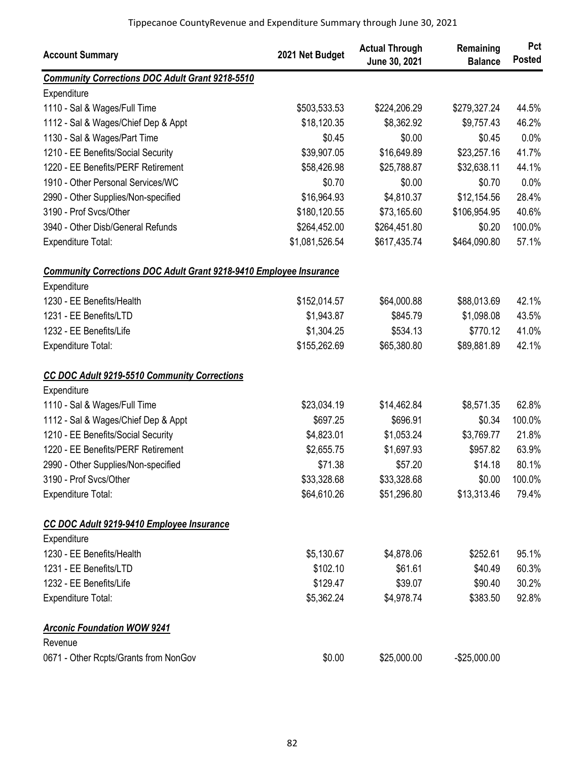Tippecanoe CountyRevenue and Expenditure Summary through June 30, 2021

| Account Summary | 2021 Net Budget | Actual Through June 30, 2021 | Remaining Balance | Pct Posted |
|---|---|---|---|---|
| ***Community Corrections DOC Adult Grant 9218-5510*** | | | | |
| Expenditure | | | | |
| 1110 - Sal & Wages/Full Time | $503,533.53 | $224,206.29 | $279,327.24 | 44.5% |
| 1112 - Sal & Wages/Chief Dep & Appt | $18,120.35 | $8,362.92 | $9,757.43 | 46.2% |
| 1130 - Sal & Wages/Part Time | $0.45 | $0.00 | $0.45 | 0.0% |
| 1210 - EE Benefits/Social Security | $39,907.05 | $16,649.89 | $23,257.16 | 41.7% |
| 1220 - EE Benefits/PERF Retirement | $58,426.98 | $25,788.87 | $32,638.11 | 44.1% |
| 1910 - Other Personal Services/WC | $0.70 | $0.00 | $0.70 | 0.0% |
| 2990 - Other Supplies/Non-specified | $16,964.93 | $4,810.37 | $12,154.56 | 28.4% |
| 3190 - Prof Svcs/Other | $180,120.55 | $73,165.60 | $106,954.95 | 40.6% |
| 3940 - Other Disb/General Refunds | $264,452.00 | $264,451.80 | $0.20 | 100.0% |
| Expenditure Total: | $1,081,526.54 | $617,435.74 | $464,090.80 | 57.1% |
| ***Community Corrections DOC Adult Grant 9218-9410 Employee Insurance*** | | | | |
| Expenditure | | | | |
| 1230 - EE Benefits/Health | $152,014.57 | $64,000.88 | $88,013.69 | 42.1% |
| 1231 - EE Benefits/LTD | $1,943.87 | $845.79 | $1,098.08 | 43.5% |
| 1232 - EE Benefits/Life | $1,304.25 | $534.13 | $770.12 | 41.0% |
| Expenditure Total: | $155,262.69 | $65,380.80 | $89,881.89 | 42.1% |
| ***CC DOC Adult 9219-5510 Community Corrections*** | | | | |
| Expenditure | | | | |
| 1110 - Sal & Wages/Full Time | $23,034.19 | $14,462.84 | $8,571.35 | 62.8% |
| 1112 - Sal & Wages/Chief Dep & Appt | $697.25 | $696.91 | $0.34 | 100.0% |
| 1210 - EE Benefits/Social Security | $4,823.01 | $1,053.24 | $3,769.77 | 21.8% |
| 1220 - EE Benefits/PERF Retirement | $2,655.75 | $1,697.93 | $957.82 | 63.9% |
| 2990 - Other Supplies/Non-specified | $71.38 | $57.20 | $14.18 | 80.1% |
| 3190 - Prof Svcs/Other | $33,328.68 | $33,328.68 | $0.00 | 100.0% |
| Expenditure Total: | $64,610.26 | $51,296.80 | $13,313.46 | 79.4% |
| ***CC DOC Adult 9219-9410 Employee Insurance*** | | | | |
| Expenditure | | | | |
| 1230 - EE Benefits/Health | $5,130.67 | $4,878.06 | $252.61 | 95.1% |
| 1231 - EE Benefits/LTD | $102.10 | $61.61 | $40.49 | 60.3% |
| 1232 - EE Benefits/Life | $129.47 | $39.07 | $90.40 | 30.2% |
| Expenditure Total: | $5,362.24 | $4,978.74 | $383.50 | 92.8% |
| ***Arconic Foundation WOW 9241*** | | | | |
| Revenue | | | | |
| 0671 - Other Rcpts/Grants from NonGov | $0.00 | $25,000.00 | -$25,000.00 | |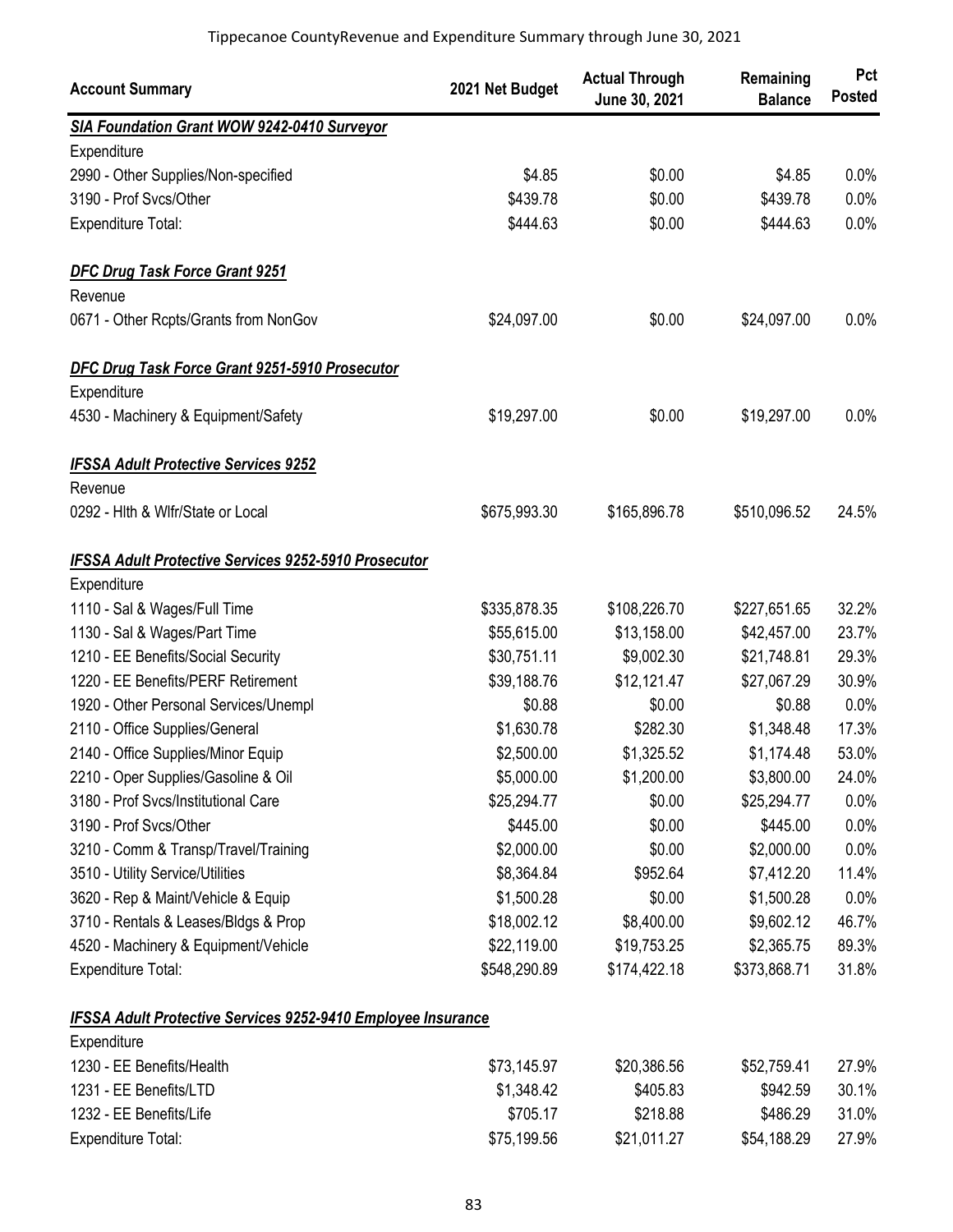Tippecanoe CountyRevenue and Expenditure Summary through June 30, 2021

| Account Summary | 2021 Net Budget | Actual Through June 30, 2021 | Remaining Balance | Pct Posted |
|---|---|---|---|---|
| ***SIA Foundation Grant WOW 9242-0410 Surveyor*** | | | | |
| Expenditure | | | | |
| 2990 - Other Supplies/Non-specified | $4.85 | $0.00 | $4.85 | 0.0% |
| 3190 - Prof Svcs/Other | $439.78 | $0.00 | $439.78 | 0.0% |
| Expenditure Total: | $444.63 | $0.00 | $444.63 | 0.0% |
| ***DFC Drug Task Force Grant 9251*** | | | | |
| Revenue | | | | |
| 0671 - Other Rcpts/Grants from NonGov | $24,097.00 | $0.00 | $24,097.00 | 0.0% |
| ***DFC Drug Task Force Grant 9251-5910 Prosecutor*** | | | | |
| Expenditure | | | | |
| 4530 - Machinery & Equipment/Safety | $19,297.00 | $0.00 | $19,297.00 | 0.0% |
| ***IFSSA Adult Protective Services 9252*** | | | | |
| Revenue | | | | |
| 0292 - Hlth & Wlfr/State or Local | $675,993.30 | $165,896.78 | $510,096.52 | 24.5% |
| ***IFSSA Adult Protective Services 9252-5910 Prosecutor*** | | | | |
| Expenditure | | | | |
| 1110 - Sal & Wages/Full Time | $335,878.35 | $108,226.70 | $227,651.65 | 32.2% |
| 1130 - Sal & Wages/Part Time | $55,615.00 | $13,158.00 | $42,457.00 | 23.7% |
| 1210 - EE Benefits/Social Security | $30,751.11 | $9,002.30 | $21,748.81 | 29.3% |
| 1220 - EE Benefits/PERF Retirement | $39,188.76 | $12,121.47 | $27,067.29 | 30.9% |
| 1920 - Other Personal Services/Unempl | $0.88 | $0.00 | $0.88 | 0.0% |
| 2110 - Office Supplies/General | $1,630.78 | $282.30 | $1,348.48 | 17.3% |
| 2140 - Office Supplies/Minor Equip | $2,500.00 | $1,325.52 | $1,174.48 | 53.0% |
| 2210 - Oper Supplies/Gasoline & Oil | $5,000.00 | $1,200.00 | $3,800.00 | 24.0% |
| 3180 - Prof Svcs/Institutional Care | $25,294.77 | $0.00 | $25,294.77 | 0.0% |
| 3190 - Prof Svcs/Other | $445.00 | $0.00 | $445.00 | 0.0% |
| 3210 - Comm & Transp/Travel/Training | $2,000.00 | $0.00 | $2,000.00 | 0.0% |
| 3510 - Utility Service/Utilities | $8,364.84 | $952.64 | $7,412.20 | 11.4% |
| 3620 - Rep & Maint/Vehicle & Equip | $1,500.28 | $0.00 | $1,500.28 | 0.0% |
| 3710 - Rentals & Leases/Bldgs & Prop | $18,002.12 | $8,400.00 | $9,602.12 | 46.7% |
| 4520 - Machinery & Equipment/Vehicle | $22,119.00 | $19,753.25 | $2,365.75 | 89.3% |
| Expenditure Total: | $548,290.89 | $174,422.18 | $373,868.71 | 31.8% |
| ***IFSSA Adult Protective Services 9252-9410 Employee Insurance*** | | | | |
| Expenditure | | | | |
| 1230 - EE Benefits/Health | $73,145.97 | $20,386.56 | $52,759.41 | 27.9% |
| 1231 - EE Benefits/LTD | $1,348.42 | $405.83 | $942.59 | 30.1% |
| 1232 - EE Benefits/Life | $705.17 | $218.88 | $486.29 | 31.0% |
| Expenditure Total: | $75,199.56 | $21,011.27 | $54,188.29 | 27.9% |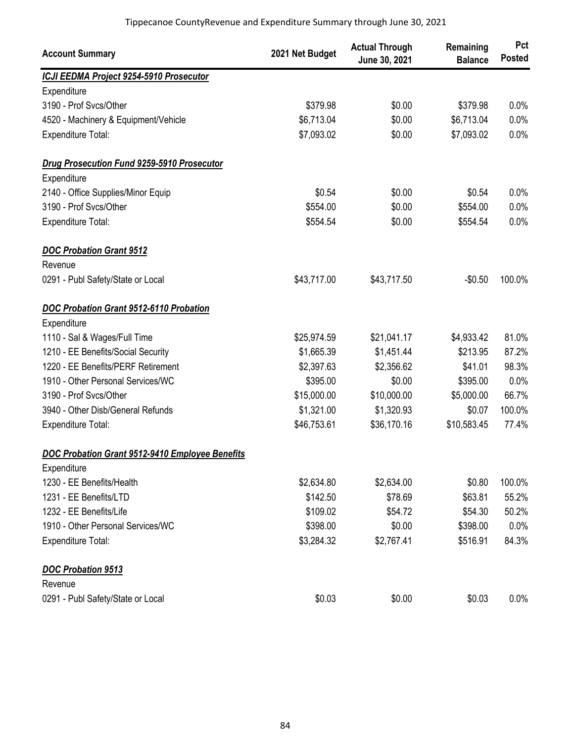| Account Summary | 2021 Net Budget | Actual Through June 30, 2021 | Remaining Balance | Pct Posted |
|---|---|---|---|---|
| ***ICJI EEDMA Project 9254-5910 Prosecutor*** | | | | |
| Expenditure | | | | |
| 3190 - Prof Svcs/Other | $379.98 | $0.00 | $379.98 | 0.0% |
| 4520 - Machinery & Equipment/Vehicle | $6,713.04 | $0.00 | $6,713.04 | 0.0% |
| Expenditure Total: | $7,093.02 | $0.00 | $7,093.02 | 0.0% |
| ***Drug Prosecution Fund 9259-5910 Prosecutor*** | | | | |
| Expenditure | | | | |
| 2140 - Office Supplies/Minor Equip | $0.54 | $0.00 | $0.54 | 0.0% |
| 3190 - Prof Svcs/Other | $554.00 | $0.00 | $554.00 | 0.0% |
| Expenditure Total: | $554.54 | $0.00 | $554.54 | 0.0% |
| ***DOC Probation Grant 9512*** | | | | |
| Revenue | | | | |
| 0291 - Publ Safety/State or Local | $43,717.00 | $43,717.50 | -$0.50 | 100.0% |
| ***DOC Probation Grant 9512-6110 Probation*** | | | | |
| Expenditure | | | | |
| 1110 - Sal & Wages/Full Time | $25,974.59 | $21,041.17 | $4,933.42 | 81.0% |
| 1210 - EE Benefits/Social Security | $1,665.39 | $1,451.44 | $213.95 | 87.2% |
| 1220 - EE Benefits/PERF Retirement | $2,397.63 | $2,356.62 | $41.01 | 98.3% |
| 1910 - Other Personal Services/WC | $395.00 | $0.00 | $395.00 | 0.0% |
| 3190 - Prof Svcs/Other | $15,000.00 | $10,000.00 | $5,000.00 | 66.7% |
| 3940 - Other Disb/General Refunds | $1,321.00 | $1,320.93 | $0.07 | 100.0% |
| Expenditure Total: | $46,753.61 | $36,170.16 | $10,583.45 | 77.4% |
| ***DOC Probation Grant 9512-9410 Employee Benefits*** | | | | |
| Expenditure | | | | |
| 1230 - EE Benefits/Health | $2,634.80 | $2,634.00 | $0.80 | 100.0% |
| 1231 - EE Benefits/LTD | $142.50 | $78.69 | $63.81 | 55.2% |
| 1232 - EE Benefits/Life | $109.02 | $54.72 | $54.30 | 50.2% |
| 1910 - Other Personal Services/WC | $398.00 | $0.00 | $398.00 | 0.0% |
| Expenditure Total: | $3,284.32 | $2,767.41 | $516.91 | 84.3% |
| ***DOC Probation 9513*** | | | | |
| Revenue | | | | |
| 0291 - Publ Safety/State or Local | $0.03 | $0.00 | $0.03 | 0.0% |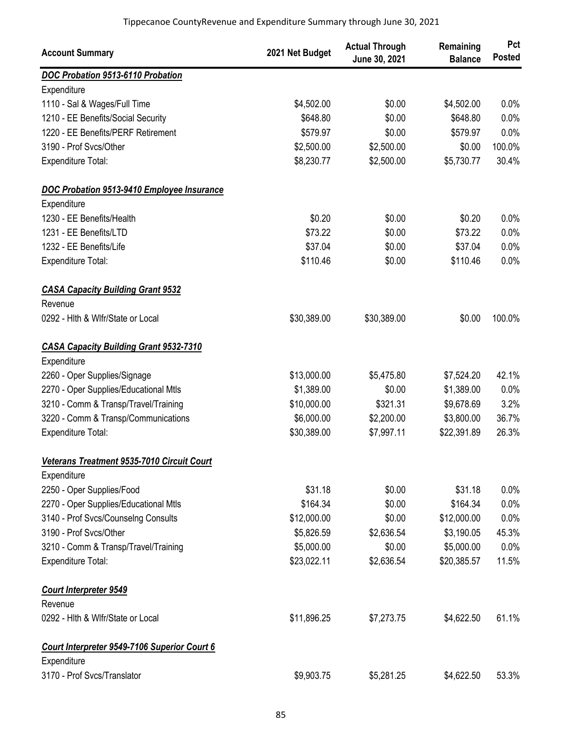Tippecanoe CountyRevenue and Expenditure Summary through June 30, 2021

| Account Summary | 2021 Net Budget | Actual Through June 30, 2021 | Remaining Balance | Pct Posted |
|---|---|---|---|---|
| ***DOC Probation 9513-6110 Probation*** | | | | |
| Expenditure | | | | |
| 1110 - Sal & Wages/Full Time | $4,502.00 | $0.00 | $4,502.00 | 0.0% |
| 1210 - EE Benefits/Social Security | $648.80 | $0.00 | $648.80 | 0.0% |
| 1220 - EE Benefits/PERF Retirement | $579.97 | $0.00 | $579.97 | 0.0% |
| 3190 - Prof Svcs/Other | $2,500.00 | $2,500.00 | $0.00 | 100.0% |
| Expenditure Total: | $8,230.77 | $2,500.00 | $5,730.77 | 30.4% |
| ***DOC Probation 9513-9410 Employee Insurance*** | | | | |
| Expenditure | | | | |
| 1230 - EE Benefits/Health | $0.20 | $0.00 | $0.20 | 0.0% |
| 1231 - EE Benefits/LTD | $73.22 | $0.00 | $73.22 | 0.0% |
| 1232 - EE Benefits/Life | $37.04 | $0.00 | $37.04 | 0.0% |
| Expenditure Total: | $110.46 | $0.00 | $110.46 | 0.0% |
| ***CASA Capacity Building Grant 9532*** | | | | |
| Revenue | | | | |
| 0292 - Hlth & Wlfr/State or Local | $30,389.00 | $30,389.00 | $0.00 | 100.0% |
| ***CASA Capacity Building Grant 9532-7310*** | | | | |
| Expenditure | | | | |
| 2260 - Oper Supplies/Signage | $13,000.00 | $5,475.80 | $7,524.20 | 42.1% |
| 2270 - Oper Supplies/Educational Mtls | $1,389.00 | $0.00 | $1,389.00 | 0.0% |
| 3210 - Comm & Transp/Travel/Training | $10,000.00 | $321.31 | $9,678.69 | 3.2% |
| 3220 - Comm & Transp/Communications | $6,000.00 | $2,200.00 | $3,800.00 | 36.7% |
| Expenditure Total: | $30,389.00 | $7,997.11 | $22,391.89 | 26.3% |
| ***Veterans Treatment 9535-7010 Circuit Court*** | | | | |
| Expenditure | | | | |
| 2250 - Oper Supplies/Food | $31.18 | $0.00 | $31.18 | 0.0% |
| 2270 - Oper Supplies/Educational Mtls | $164.34 | $0.00 | $164.34 | 0.0% |
| 3140 - Prof Svcs/Counselng Consults | $12,000.00 | $0.00 | $12,000.00 | 0.0% |
| 3190 - Prof Svcs/Other | $5,826.59 | $2,636.54 | $3,190.05 | 45.3% |
| 3210 - Comm & Transp/Travel/Training | $5,000.00 | $0.00 | $5,000.00 | 0.0% |
| Expenditure Total: | $23,022.11 | $2,636.54 | $20,385.57 | 11.5% |
| ***Court Interpreter 9549*** | | | | |
| Revenue | | | | |
| 0292 - Hlth & Wlfr/State or Local | $11,896.25 | $7,273.75 | $4,622.50 | 61.1% |
| ***Court Interpreter 9549-7106 Superior Court 6*** | | | | |
| Expenditure | | | | |
| 3170 - Prof Svcs/Translator | $9,903.75 | $5,281.25 | $4,622.50 | 53.3% |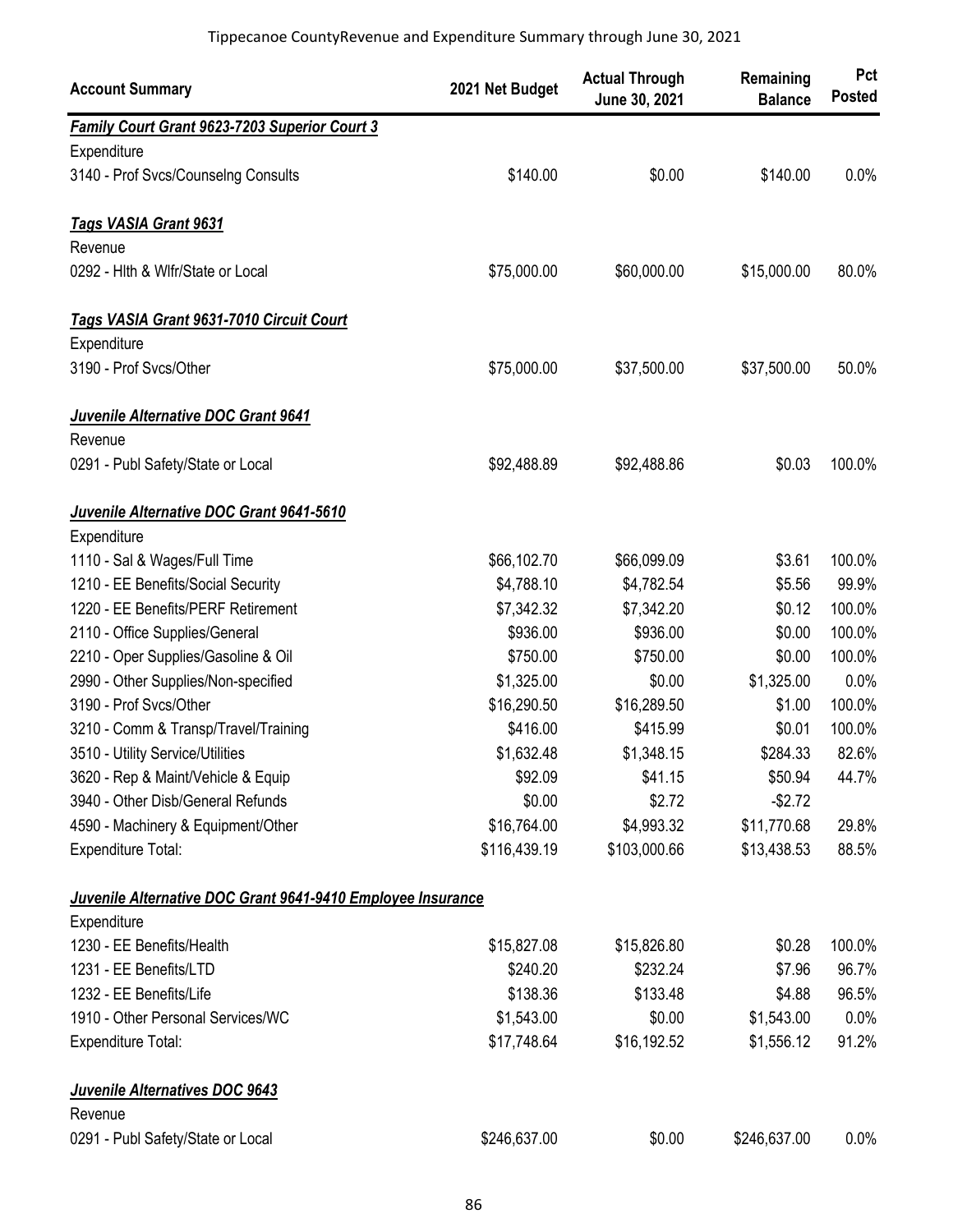Tippecanoe CountyRevenue and Expenditure Summary through June 30, 2021

| Account Summary | 2021 Net Budget | Actual Through June 30, 2021 | Remaining Balance | Pct Posted |
|---|---|---|---|---|
| ***Family Court Grant 9623-7203 Superior Court 3*** | | | | |
| Expenditure | | | | |
| 3140 - Prof Svcs/Counselng Consults | $140.00 | $0.00 | $140.00 | 0.0% |
| | | | | |
| ***Tags VASIA Grant 9631*** | | | | |
| Revenue | | | | |
| 0292 - Hlth & Wlfr/State or Local | $75,000.00 | $60,000.00 | $15,000.00 | 80.0% |
| | | | | |
| ***Tags VASIA Grant 9631-7010 Circuit Court*** | | | | |
| Expenditure | | | | |
| 3190 - Prof Svcs/Other | $75,000.00 | $37,500.00 | $37,500.00 | 50.0% |
| | | | | |
| ***Juvenile Alternative DOC Grant 9641*** | | | | |
| Revenue | | | | |
| 0291 - Publ Safety/State or Local | $92,488.89 | $92,488.86 | $0.03 | 100.0% |
| | | | | |
| ***Juvenile Alternative DOC Grant 9641-5610*** | | | | |
| Expenditure | | | | |
| 1110 - Sal & Wages/Full Time | $66,102.70 | $66,099.09 | $3.61 | 100.0% |
| 1210 - EE Benefits/Social Security | $4,788.10 | $4,782.54 | $5.56 | 99.9% |
| 1220 - EE Benefits/PERF Retirement | $7,342.32 | $7,342.20 | $0.12 | 100.0% |
| 2110 - Office Supplies/General | $936.00 | $936.00 | $0.00 | 100.0% |
| 2210 - Oper Supplies/Gasoline & Oil | $750.00 | $750.00 | $0.00 | 100.0% |
| 2990 - Other Supplies/Non-specified | $1,325.00 | $0.00 | $1,325.00 | 0.0% |
| 3190 - Prof Svcs/Other | $16,290.50 | $16,289.50 | $1.00 | 100.0% |
| 3210 - Comm & Transp/Travel/Training | $416.00 | $415.99 | $0.01 | 100.0% |
| 3510 - Utility Service/Utilities | $1,632.48 | $1,348.15 | $284.33 | 82.6% |
| 3620 - Rep & Maint/Vehicle & Equip | $92.09 | $41.15 | $50.94 | 44.7% |
| 3940 - Other Disb/General Refunds | $0.00 | $2.72 | -$2.72 | |
| 4590 - Machinery & Equipment/Other | $16,764.00 | $4,993.32 | $11,770.68 | 29.8% |
| Expenditure Total: | $116,439.19 | $103,000.66 | $13,438.53 | 88.5% |
| | | | | |
| ***Juvenile Alternative DOC Grant 9641-9410 Employee Insurance*** | | | | |
| Expenditure | | | | |
| 1230 - EE Benefits/Health | $15,827.08 | $15,826.80 | $0.28 | 100.0% |
| 1231 - EE Benefits/LTD | $240.20 | $232.24 | $7.96 | 96.7% |
| 1232 - EE Benefits/Life | $138.36 | $133.48 | $4.88 | 96.5% |
| 1910 - Other Personal Services/WC | $1,543.00 | $0.00 | $1,543.00 | 0.0% |
| Expenditure Total: | $17,748.64 | $16,192.52 | $1,556.12 | 91.2% |
| | | | | |
| ***Juvenile Alternatives DOC 9643*** | | | | |
| Revenue | | | | |
| 0291 - Publ Safety/State or Local | $246,637.00 | $0.00 | $246,637.00 | 0.0% |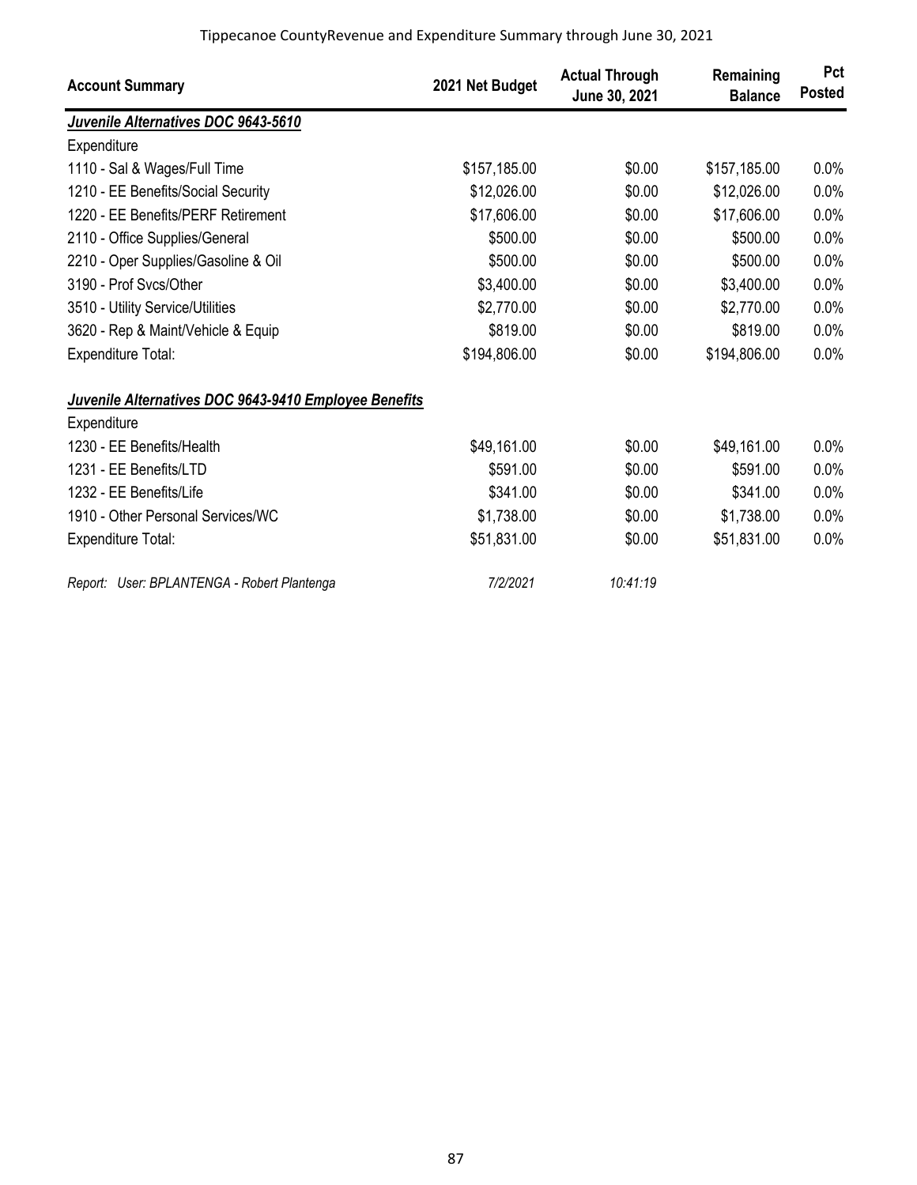| Account Summary | 2021 Net Budget | Actual Through June 30, 2021 | Remaining Balance | Pct Posted |
|---|---|---|---|---|
| ***Juvenile Alternatives DOC 9643-5610*** | | | | |
| Expenditure | | | | |
| 1110 - Sal & Wages/Full Time | $157,185.00 | $0.00 | $157,185.00 | 0.0% |
| 1210 - EE Benefits/Social Security | $12,026.00 | $0.00 | $12,026.00 | 0.0% |
| 1220 - EE Benefits/PERF Retirement | $17,606.00 | $0.00 | $17,606.00 | 0.0% |
| 2110 - Office Supplies/General | $500.00 | $0.00 | $500.00 | 0.0% |
| 2210 - Oper Supplies/Gasoline & Oil | $500.00 | $0.00 | $500.00 | 0.0% |
| 3190 - Prof Svcs/Other | $3,400.00 | $0.00 | $3,400.00 | 0.0% |
| 3510 - Utility Service/Utilities | $2,770.00 | $0.00 | $2,770.00 | 0.0% |
| 3620 - Rep & Maint/Vehicle & Equip | $819.00 | $0.00 | $819.00 | 0.0% |
| Expenditure Total: | $194,806.00 | $0.00 | $194,806.00 | 0.0% |
| ***Juvenile Alternatives DOC 9643-9410 Employee Benefits*** | | | | |
| Expenditure | | | | |
| 1230 - EE Benefits/Health | $49,161.00 | $0.00 | $49,161.00 | 0.0% |
| 1231 - EE Benefits/LTD | $591.00 | $0.00 | $591.00 | 0.0% |
| 1232 - EE Benefits/Life | $341.00 | $0.00 | $341.00 | 0.0% |
| 1910 - Other Personal Services/WC | $1,738.00 | $0.00 | $1,738.00 | 0.0% |
| Expenditure Total: | $51,831.00 | $0.00 | $51,831.00 | 0.0% |

*Report: User: BPLANTENGA - Robert Plantenga* *7/2/2021* *10:41:19*